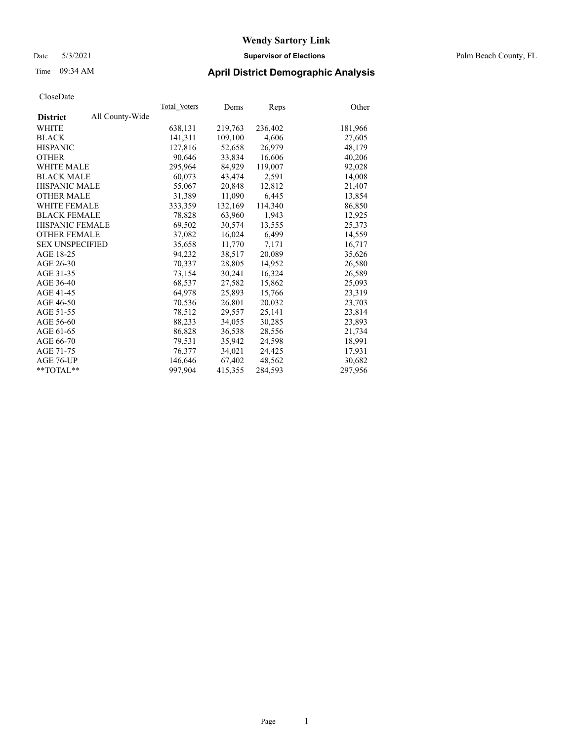# Wendy Sartory Link

Date 5/3/2021 **Supervisor of Elections** Palm Beach County, FL

Time 09:34 AM **April District Demographic Analysis**

CloseDate

| **District** All County-Wide | Total_Voters | Dems | Reps | Other |
|---|---|---|---|---|
| WHITE | 638,131 | 219,763 | 236,402 | 181,966 |
| BLACK | 141,311 | 109,100 | 4,606 | 27,605 |
| HISPANIC | 127,816 | 52,658 | 26,979 | 48,179 |
| OTHER | 90,646 | 33,834 | 16,606 | 40,206 |
| WHITE MALE | 295,964 | 84,929 | 119,007 | 92,028 |
| BLACK MALE | 60,073 | 43,474 | 2,591 | 14,008 |
| HISPANIC MALE | 55,067 | 20,848 | 12,812 | 21,407 |
| OTHER MALE | 31,389 | 11,090 | 6,445 | 13,854 |
| WHITE FEMALE | 333,359 | 132,169 | 114,340 | 86,850 |
| BLACK FEMALE | 78,828 | 63,960 | 1,943 | 12,925 |
| HISPANIC FEMALE | 69,502 | 30,574 | 13,555 | 25,373 |
| OTHER FEMALE | 37,082 | 16,024 | 6,499 | 14,559 |
| SEX UNSPECIFIED | 35,658 | 11,770 | 7,171 | 16,717 |
| AGE 18-25 | 94,232 | 38,517 | 20,089 | 35,626 |
| AGE 26-30 | 70,337 | 28,805 | 14,952 | 26,580 |
| AGE 31-35 | 73,154 | 30,241 | 16,324 | 26,589 |
| AGE 36-40 | 68,537 | 27,582 | 15,862 | 25,093 |
| AGE 41-45 | 64,978 | 25,893 | 15,766 | 23,319 |
| AGE 46-50 | 70,536 | 26,801 | 20,032 | 23,703 |
| AGE 51-55 | 78,512 | 29,557 | 25,141 | 23,814 |
| AGE 56-60 | 88,233 | 34,055 | 30,285 | 23,893 |
| AGE 61-65 | 86,828 | 36,538 | 28,556 | 21,734 |
| AGE 66-70 | 79,531 | 35,942 | 24,598 | 18,991 |
| AGE 71-75 | 76,377 | 34,021 | 24,425 | 17,931 |
| AGE 76-UP | 146,646 | 67,402 | 48,562 | 30,682 |
| **TOTAL** | 997,904 | 415,355 | 284,593 | 297,956 |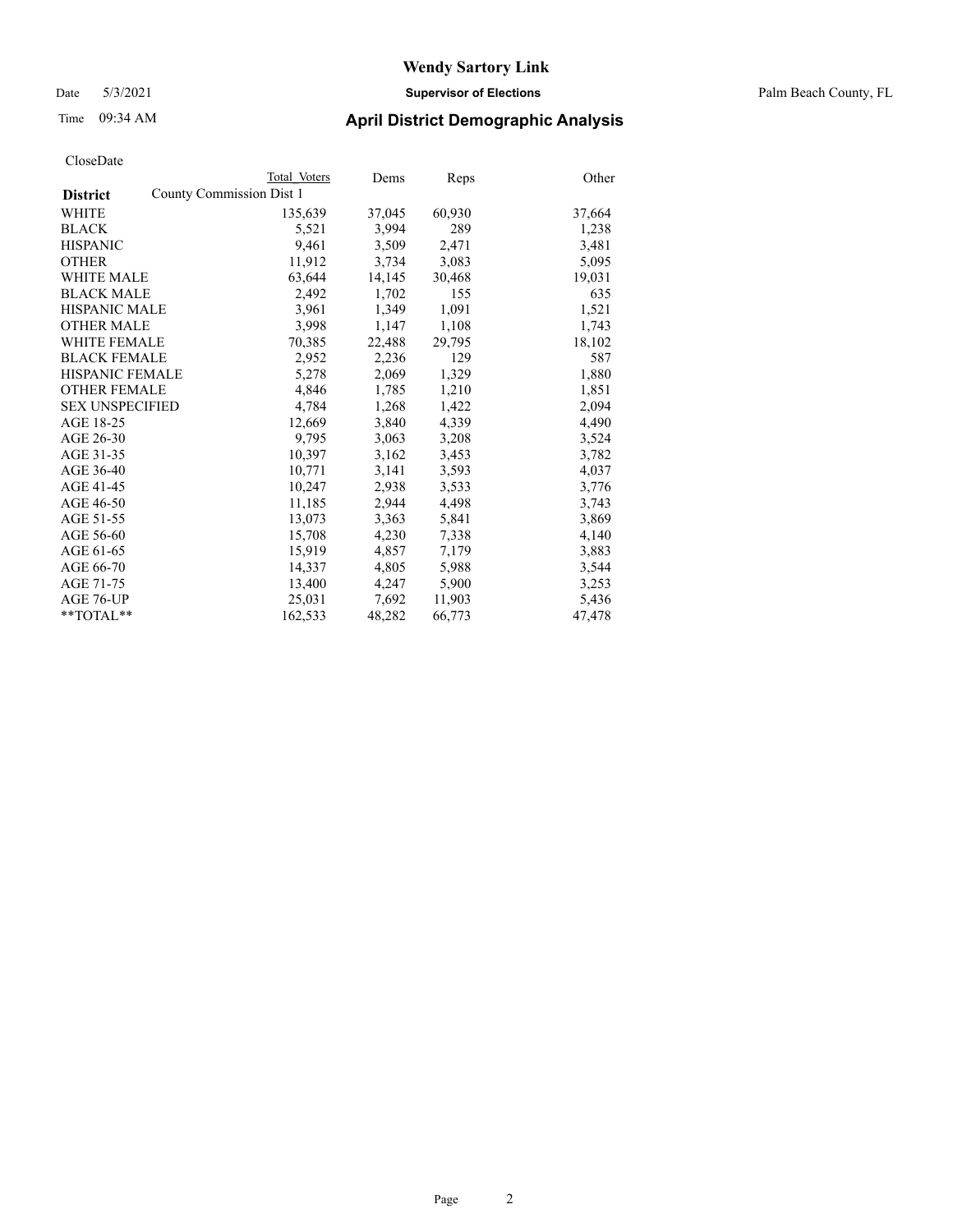# Wendy Sartory Link

Date 5/3/2021 **Supervisor of Elections** Palm Beach County, FL

Time 09:34 AM **April District Demographic Analysis**

CloseDate

| **District** | Total Voters | Dems | Reps | Other |
|---|---|---|---|---|
| County Commission Dist 1 | | | | |
| WHITE | 135,639 | 37,045 | 60,930 | 37,664 |
| BLACK | 5,521 | 3,994 | 289 | 1,238 |
| HISPANIC | 9,461 | 3,509 | 2,471 | 3,481 |
| OTHER | 11,912 | 3,734 | 3,083 | 5,095 |
| WHITE MALE | 63,644 | 14,145 | 30,468 | 19,031 |
| BLACK MALE | 2,492 | 1,702 | 155 | 635 |
| HISPANIC MALE | 3,961 | 1,349 | 1,091 | 1,521 |
| OTHER MALE | 3,998 | 1,147 | 1,108 | 1,743 |
| WHITE FEMALE | 70,385 | 22,488 | 29,795 | 18,102 |
| BLACK FEMALE | 2,952 | 2,236 | 129 | 587 |
| HISPANIC FEMALE | 5,278 | 2,069 | 1,329 | 1,880 |
| OTHER FEMALE | 4,846 | 1,785 | 1,210 | 1,851 |
| SEX UNSPECIFIED | 4,784 | 1,268 | 1,422 | 2,094 |
| AGE 18-25 | 12,669 | 3,840 | 4,339 | 4,490 |
| AGE 26-30 | 9,795 | 3,063 | 3,208 | 3,524 |
| AGE 31-35 | 10,397 | 3,162 | 3,453 | 3,782 |
| AGE 36-40 | 10,771 | 3,141 | 3,593 | 4,037 |
| AGE 41-45 | 10,247 | 2,938 | 3,533 | 3,776 |
| AGE 46-50 | 11,185 | 2,944 | 4,498 | 3,743 |
| AGE 51-55 | 13,073 | 3,363 | 5,841 | 3,869 |
| AGE 56-60 | 15,708 | 4,230 | 7,338 | 4,140 |
| AGE 61-65 | 15,919 | 4,857 | 7,179 | 3,883 |
| AGE 66-70 | 14,337 | 4,805 | 5,988 | 3,544 |
| AGE 71-75 | 13,400 | 4,247 | 5,900 | 3,253 |
| AGE 76-UP | 25,031 | 7,692 | 11,903 | 5,436 |
| **TOTAL** | 162,533 | 48,282 | 66,773 | 47,478 |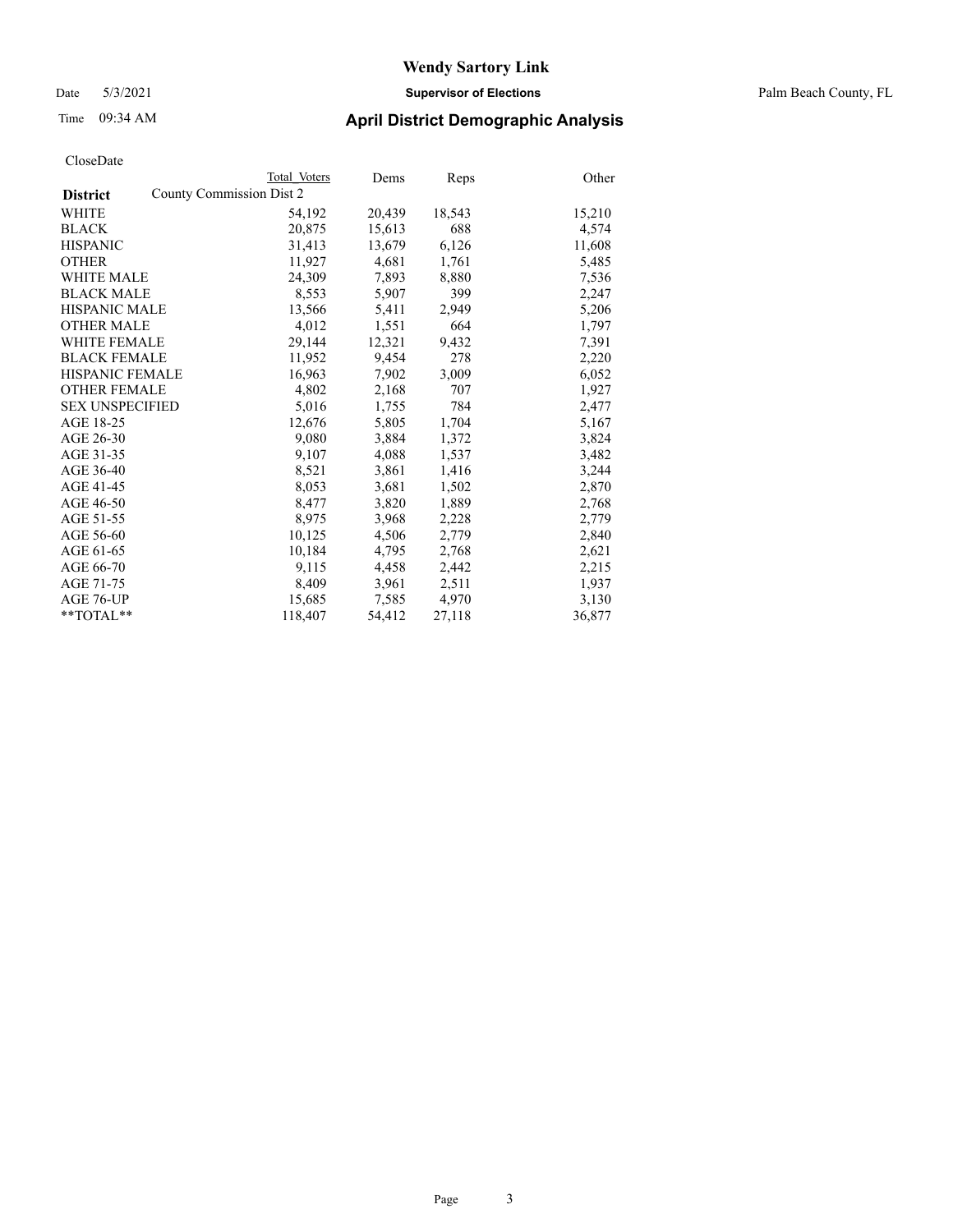# Wendy Sartory Link

Date 5/3/2021 **Supervisor of Elections** Palm Beach County, FL

Time 09:34 AM **April District Demographic Analysis**

CloseDate

| District | County Commission Dist 2 Total Voters | Dems | Reps | Other |
|---|---|---|---|---|
| WHITE | 54,192 | 20,439 | 18,543 | 15,210 |
| BLACK | 20,875 | 15,613 | 688 | 4,574 |
| HISPANIC | 31,413 | 13,679 | 6,126 | 11,608 |
| OTHER | 11,927 | 4,681 | 1,761 | 5,485 |
| WHITE MALE | 24,309 | 7,893 | 8,880 | 7,536 |
| BLACK MALE | 8,553 | 5,907 | 399 | 2,247 |
| HISPANIC MALE | 13,566 | 5,411 | 2,949 | 5,206 |
| OTHER MALE | 4,012 | 1,551 | 664 | 1,797 |
| WHITE FEMALE | 29,144 | 12,321 | 9,432 | 7,391 |
| BLACK FEMALE | 11,952 | 9,454 | 278 | 2,220 |
| HISPANIC FEMALE | 16,963 | 7,902 | 3,009 | 6,052 |
| OTHER FEMALE | 4,802 | 2,168 | 707 | 1,927 |
| SEX UNSPECIFIED | 5,016 | 1,755 | 784 | 2,477 |
| AGE 18-25 | 12,676 | 5,805 | 1,704 | 5,167 |
| AGE 26-30 | 9,080 | 3,884 | 1,372 | 3,824 |
| AGE 31-35 | 9,107 | 4,088 | 1,537 | 3,482 |
| AGE 36-40 | 8,521 | 3,861 | 1,416 | 3,244 |
| AGE 41-45 | 8,053 | 3,681 | 1,502 | 2,870 |
| AGE 46-50 | 8,477 | 3,820 | 1,889 | 2,768 |
| AGE 51-55 | 8,975 | 3,968 | 2,228 | 2,779 |
| AGE 56-60 | 10,125 | 4,506 | 2,779 | 2,840 |
| AGE 61-65 | 10,184 | 4,795 | 2,768 | 2,621 |
| AGE 66-70 | 9,115 | 4,458 | 2,442 | 2,215 |
| AGE 71-75 | 8,409 | 3,961 | 2,511 | 1,937 |
| AGE 76-UP | 15,685 | 7,585 | 4,970 | 3,130 |
| **TOTAL** | 118,407 | 54,412 | 27,118 | 36,877 |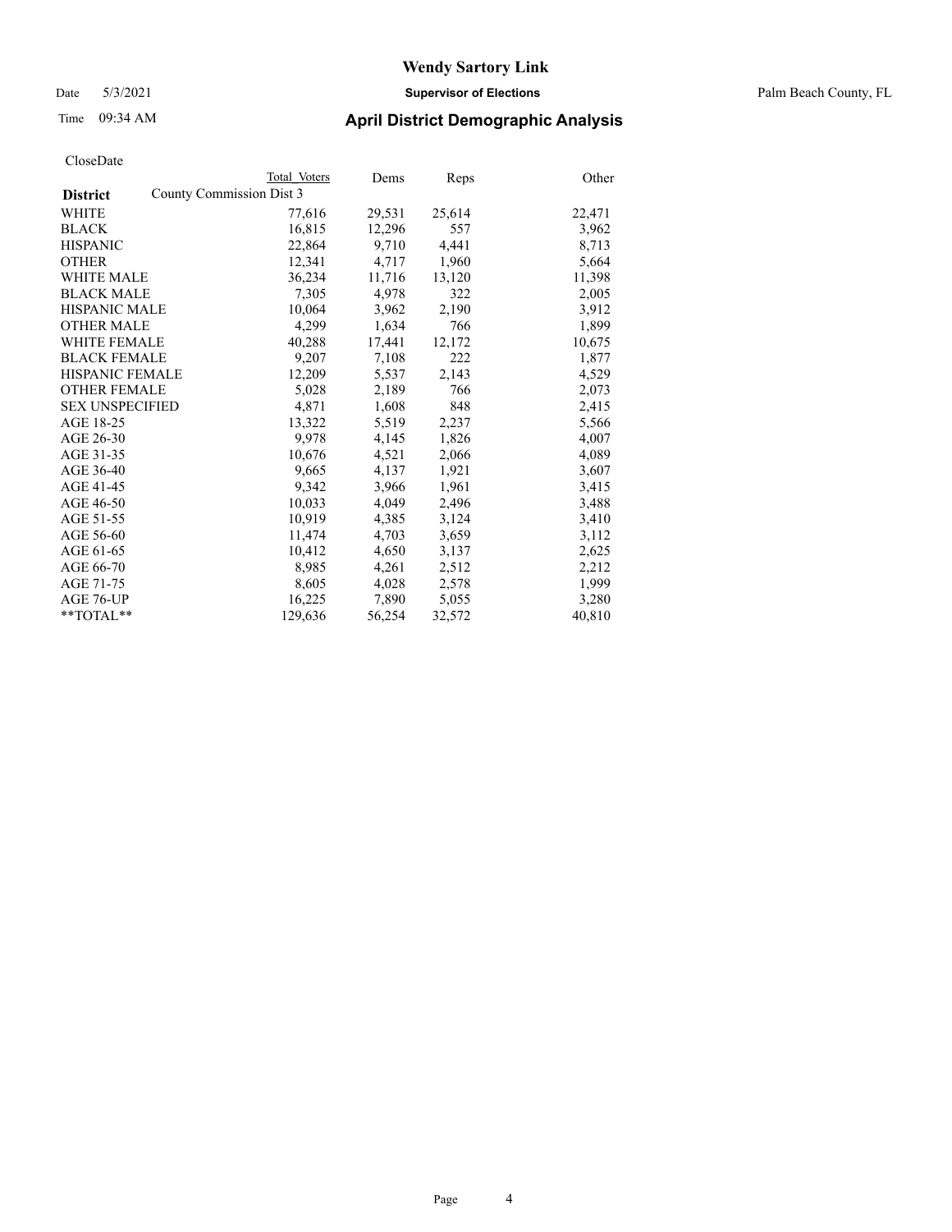# Wendy Sartory Link

Date 5/3/2021 **Supervisor of Elections** Palm Beach County, FL

Time 09:34 AM **April District Demographic Analysis**

CloseDate

| **District** | Total Voters | Dems | Reps | Other |
|---|---|---|---|---|
| County Commission Dist 3 | | | | |
| WHITE | 77,616 | 29,531 | 25,614 | 22,471 |
| BLACK | 16,815 | 12,296 | 557 | 3,962 |
| HISPANIC | 22,864 | 9,710 | 4,441 | 8,713 |
| OTHER | 12,341 | 4,717 | 1,960 | 5,664 |
| WHITE MALE | 36,234 | 11,716 | 13,120 | 11,398 |
| BLACK MALE | 7,305 | 4,978 | 322 | 2,005 |
| HISPANIC MALE | 10,064 | 3,962 | 2,190 | 3,912 |
| OTHER MALE | 4,299 | 1,634 | 766 | 1,899 |
| WHITE FEMALE | 40,288 | 17,441 | 12,172 | 10,675 |
| BLACK FEMALE | 9,207 | 7,108 | 222 | 1,877 |
| HISPANIC FEMALE | 12,209 | 5,537 | 2,143 | 4,529 |
| OTHER FEMALE | 5,028 | 2,189 | 766 | 2,073 |
| SEX UNSPECIFIED | 4,871 | 1,608 | 848 | 2,415 |
| AGE 18-25 | 13,322 | 5,519 | 2,237 | 5,566 |
| AGE 26-30 | 9,978 | 4,145 | 1,826 | 4,007 |
| AGE 31-35 | 10,676 | 4,521 | 2,066 | 4,089 |
| AGE 36-40 | 9,665 | 4,137 | 1,921 | 3,607 |
| AGE 41-45 | 9,342 | 3,966 | 1,961 | 3,415 |
| AGE 46-50 | 10,033 | 4,049 | 2,496 | 3,488 |
| AGE 51-55 | 10,919 | 4,385 | 3,124 | 3,410 |
| AGE 56-60 | 11,474 | 4,703 | 3,659 | 3,112 |
| AGE 61-65 | 10,412 | 4,650 | 3,137 | 2,625 |
| AGE 66-70 | 8,985 | 4,261 | 2,512 | 2,212 |
| AGE 71-75 | 8,605 | 4,028 | 2,578 | 1,999 |
| AGE 76-UP | 16,225 | 7,890 | 5,055 | 3,280 |
| **TOTAL** | 129,636 | 56,254 | 32,572 | 40,810 |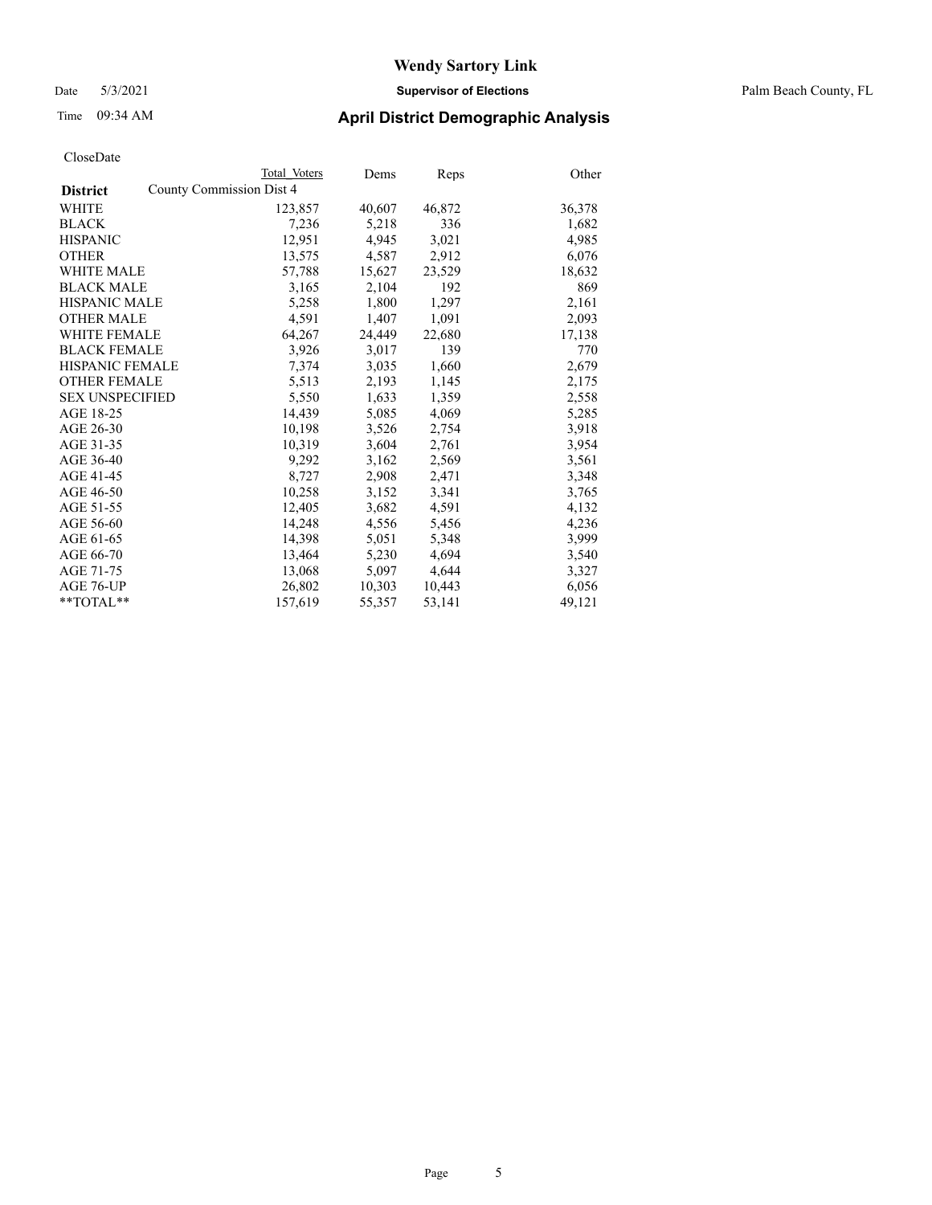# Wendy Sartory Link

Date 5/3/2021 **Supervisor of Elections** Palm Beach County, FL

Time 09:34 AM **April District Demographic Analysis**

CloseDate

| **District** | Total Voters | Dems | Reps | Other |
|---|---|---|---|---|
| County Commission Dist 4 | | | | |
| WHITE | 123,857 | 40,607 | 46,872 | 36,378 |
| BLACK | 7,236 | 5,218 | 336 | 1,682 |
| HISPANIC | 12,951 | 4,945 | 3,021 | 4,985 |
| OTHER | 13,575 | 4,587 | 2,912 | 6,076 |
| WHITE MALE | 57,788 | 15,627 | 23,529 | 18,632 |
| BLACK MALE | 3,165 | 2,104 | 192 | 869 |
| HISPANIC MALE | 5,258 | 1,800 | 1,297 | 2,161 |
| OTHER MALE | 4,591 | 1,407 | 1,091 | 2,093 |
| WHITE FEMALE | 64,267 | 24,449 | 22,680 | 17,138 |
| BLACK FEMALE | 3,926 | 3,017 | 139 | 770 |
| HISPANIC FEMALE | 7,374 | 3,035 | 1,660 | 2,679 |
| OTHER FEMALE | 5,513 | 2,193 | 1,145 | 2,175 |
| SEX UNSPECIFIED | 5,550 | 1,633 | 1,359 | 2,558 |
| AGE 18-25 | 14,439 | 5,085 | 4,069 | 5,285 |
| AGE 26-30 | 10,198 | 3,526 | 2,754 | 3,918 |
| AGE 31-35 | 10,319 | 3,604 | 2,761 | 3,954 |
| AGE 36-40 | 9,292 | 3,162 | 2,569 | 3,561 |
| AGE 41-45 | 8,727 | 2,908 | 2,471 | 3,348 |
| AGE 46-50 | 10,258 | 3,152 | 3,341 | 3,765 |
| AGE 51-55 | 12,405 | 3,682 | 4,591 | 4,132 |
| AGE 56-60 | 14,248 | 4,556 | 5,456 | 4,236 |
| AGE 61-65 | 14,398 | 5,051 | 5,348 | 3,999 |
| AGE 66-70 | 13,464 | 5,230 | 4,694 | 3,540 |
| AGE 71-75 | 13,068 | 5,097 | 4,644 | 3,327 |
| AGE 76-UP | 26,802 | 10,303 | 10,443 | 6,056 |
| **TOTAL** | 157,619 | 55,357 | 53,141 | 49,121 |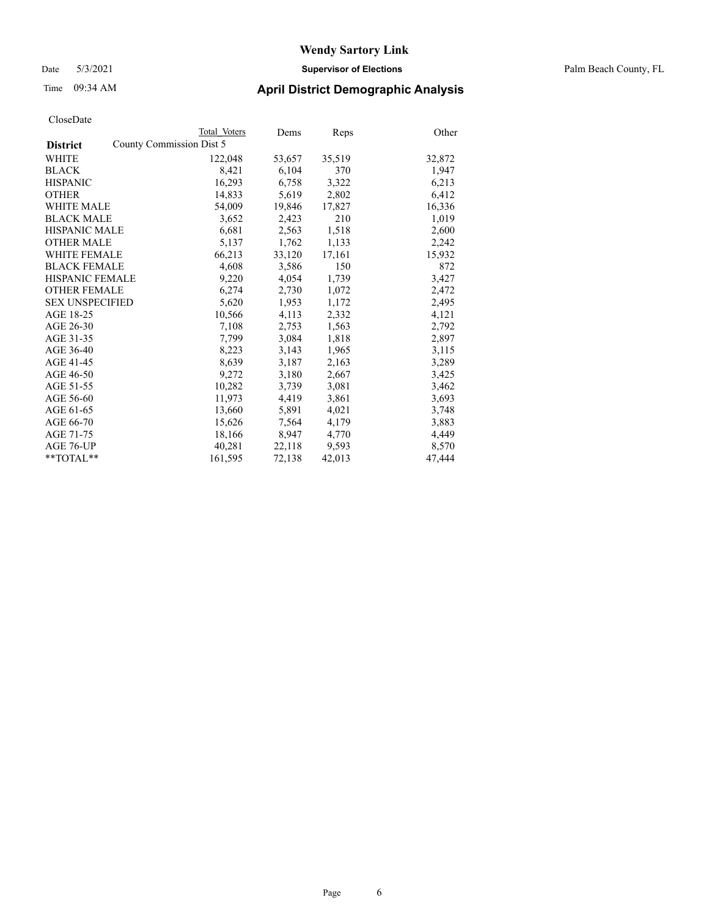# Wendy Sartory Link

Date 5/3/2021 **Supervisor of Elections** Palm Beach County, FL

Time 09:34 AM

## April District Demographic Analysis

CloseDate

| District | Total Voters | Dems | Reps | Other |
|---|---|---|---|---|
| County Commission Dist 5 | | | | |
| WHITE | 122,048 | 53,657 | 35,519 | 32,872 |
| BLACK | 8,421 | 6,104 | 370 | 1,947 |
| HISPANIC | 16,293 | 6,758 | 3,322 | 6,213 |
| OTHER | 14,833 | 5,619 | 2,802 | 6,412 |
| WHITE MALE | 54,009 | 19,846 | 17,827 | 16,336 |
| BLACK MALE | 3,652 | 2,423 | 210 | 1,019 |
| HISPANIC MALE | 6,681 | 2,563 | 1,518 | 2,600 |
| OTHER MALE | 5,137 | 1,762 | 1,133 | 2,242 |
| WHITE FEMALE | 66,213 | 33,120 | 17,161 | 15,932 |
| BLACK FEMALE | 4,608 | 3,586 | 150 | 872 |
| HISPANIC FEMALE | 9,220 | 4,054 | 1,739 | 3,427 |
| OTHER FEMALE | 6,274 | 2,730 | 1,072 | 2,472 |
| SEX UNSPECIFIED | 5,620 | 1,953 | 1,172 | 2,495 |
| AGE 18-25 | 10,566 | 4,113 | 2,332 | 4,121 |
| AGE 26-30 | 7,108 | 2,753 | 1,563 | 2,792 |
| AGE 31-35 | 7,799 | 3,084 | 1,818 | 2,897 |
| AGE 36-40 | 8,223 | 3,143 | 1,965 | 3,115 |
| AGE 41-45 | 8,639 | 3,187 | 2,163 | 3,289 |
| AGE 46-50 | 9,272 | 3,180 | 2,667 | 3,425 |
| AGE 51-55 | 10,282 | 3,739 | 3,081 | 3,462 |
| AGE 56-60 | 11,973 | 4,419 | 3,861 | 3,693 |
| AGE 61-65 | 13,660 | 5,891 | 4,021 | 3,748 |
| AGE 66-70 | 15,626 | 7,564 | 4,179 | 3,883 |
| AGE 71-75 | 18,166 | 8,947 | 4,770 | 4,449 |
| AGE 76-UP | 40,281 | 22,118 | 9,593 | 8,570 |
| **TOTAL** | 161,595 | 72,138 | 42,013 | 47,444 |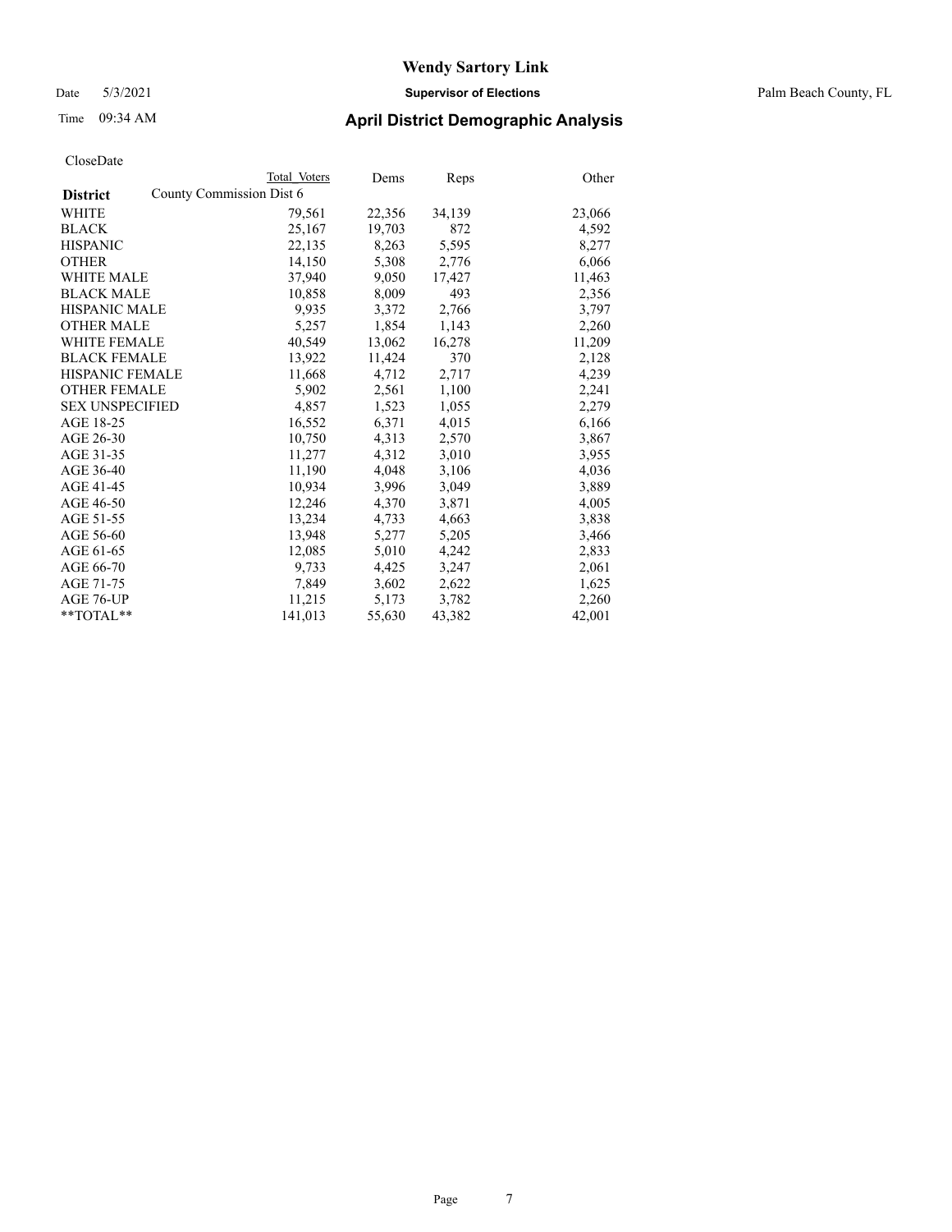CloseDate

| District | County Commission Dist 6 Total Voters | Dems | Reps | Other |
|---|---|---|---|---|
| WHITE | 79,561 | 22,356 | 34,139 | 23,066 |
| BLACK | 25,167 | 19,703 | 872 | 4,592 |
| HISPANIC | 22,135 | 8,263 | 5,595 | 8,277 |
| OTHER | 14,150 | 5,308 | 2,776 | 6,066 |
| WHITE MALE | 37,940 | 9,050 | 17,427 | 11,463 |
| BLACK MALE | 10,858 | 8,009 | 493 | 2,356 |
| HISPANIC MALE | 9,935 | 3,372 | 2,766 | 3,797 |
| OTHER MALE | 5,257 | 1,854 | 1,143 | 2,260 |
| WHITE FEMALE | 40,549 | 13,062 | 16,278 | 11,209 |
| BLACK FEMALE | 13,922 | 11,424 | 370 | 2,128 |
| HISPANIC FEMALE | 11,668 | 4,712 | 2,717 | 4,239 |
| OTHER FEMALE | 5,902 | 2,561 | 1,100 | 2,241 |
| SEX UNSPECIFIED | 4,857 | 1,523 | 1,055 | 2,279 |
| AGE 18-25 | 16,552 | 6,371 | 4,015 | 6,166 |
| AGE 26-30 | 10,750 | 4,313 | 2,570 | 3,867 |
| AGE 31-35 | 11,277 | 4,312 | 3,010 | 3,955 |
| AGE 36-40 | 11,190 | 4,048 | 3,106 | 4,036 |
| AGE 41-45 | 10,934 | 3,996 | 3,049 | 3,889 |
| AGE 46-50 | 12,246 | 4,370 | 3,871 | 4,005 |
| AGE 51-55 | 13,234 | 4,733 | 4,663 | 3,838 |
| AGE 56-60 | 13,948 | 5,277 | 5,205 | 3,466 |
| AGE 61-65 | 12,085 | 5,010 | 4,242 | 2,833 |
| AGE 66-70 | 9,733 | 4,425 | 3,247 | 2,061 |
| AGE 71-75 | 7,849 | 3,602 | 2,622 | 1,625 |
| AGE 76-UP | 11,215 | 5,173 | 3,782 | 2,260 |
| **TOTAL** | 141,013 | 55,630 | 43,382 | 42,001 |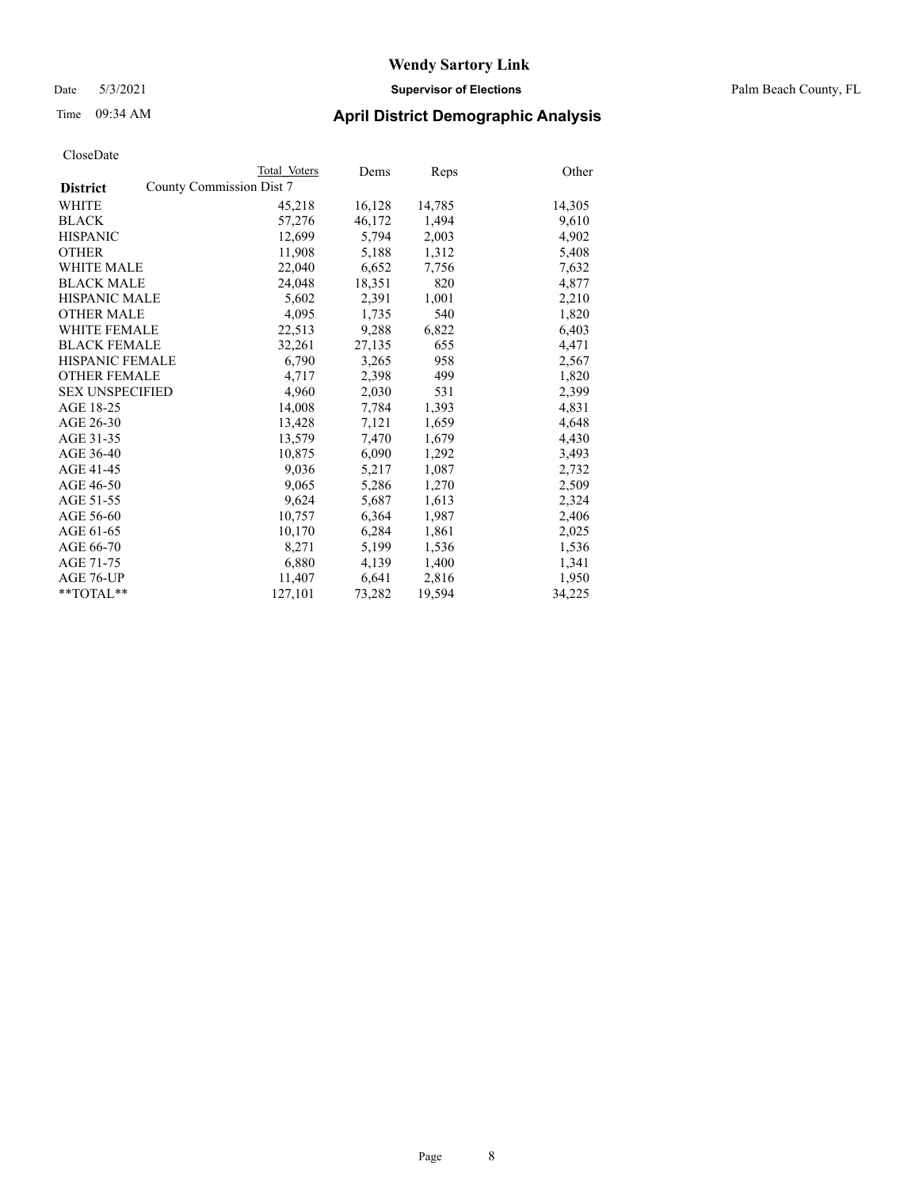# Wendy Sartory Link

Date 5/3/2021 **Supervisor of Elections** Palm Beach County, FL

Time 09:34 AM **April District Demographic Analysis**

CloseDate

| | Total Voters | Dems | Reps | Other |
|---|---|---|---|---|
| **District** County Commission Dist 7 | | | | |
| WHITE | 45,218 | 16,128 | 14,785 | 14,305 |
| BLACK | 57,276 | 46,172 | 1,494 | 9,610 |
| HISPANIC | 12,699 | 5,794 | 2,003 | 4,902 |
| OTHER | 11,908 | 5,188 | 1,312 | 5,408 |
| WHITE MALE | 22,040 | 6,652 | 7,756 | 7,632 |
| BLACK MALE | 24,048 | 18,351 | 820 | 4,877 |
| HISPANIC MALE | 5,602 | 2,391 | 1,001 | 2,210 |
| OTHER MALE | 4,095 | 1,735 | 540 | 1,820 |
| WHITE FEMALE | 22,513 | 9,288 | 6,822 | 6,403 |
| BLACK FEMALE | 32,261 | 27,135 | 655 | 4,471 |
| HISPANIC FEMALE | 6,790 | 3,265 | 958 | 2,567 |
| OTHER FEMALE | 4,717 | 2,398 | 499 | 1,820 |
| SEX UNSPECIFIED | 4,960 | 2,030 | 531 | 2,399 |
| AGE 18-25 | 14,008 | 7,784 | 1,393 | 4,831 |
| AGE 26-30 | 13,428 | 7,121 | 1,659 | 4,648 |
| AGE 31-35 | 13,579 | 7,470 | 1,679 | 4,430 |
| AGE 36-40 | 10,875 | 6,090 | 1,292 | 3,493 |
| AGE 41-45 | 9,036 | 5,217 | 1,087 | 2,732 |
| AGE 46-50 | 9,065 | 5,286 | 1,270 | 2,509 |
| AGE 51-55 | 9,624 | 5,687 | 1,613 | 2,324 |
| AGE 56-60 | 10,757 | 6,364 | 1,987 | 2,406 |
| AGE 61-65 | 10,170 | 6,284 | 1,861 | 2,025 |
| AGE 66-70 | 8,271 | 5,199 | 1,536 | 1,536 |
| AGE 71-75 | 6,880 | 4,139 | 1,400 | 1,341 |
| AGE 76-UP | 11,407 | 6,641 | 2,816 | 1,950 |
| **TOTAL** | 127,101 | 73,282 | 19,594 | 34,225 |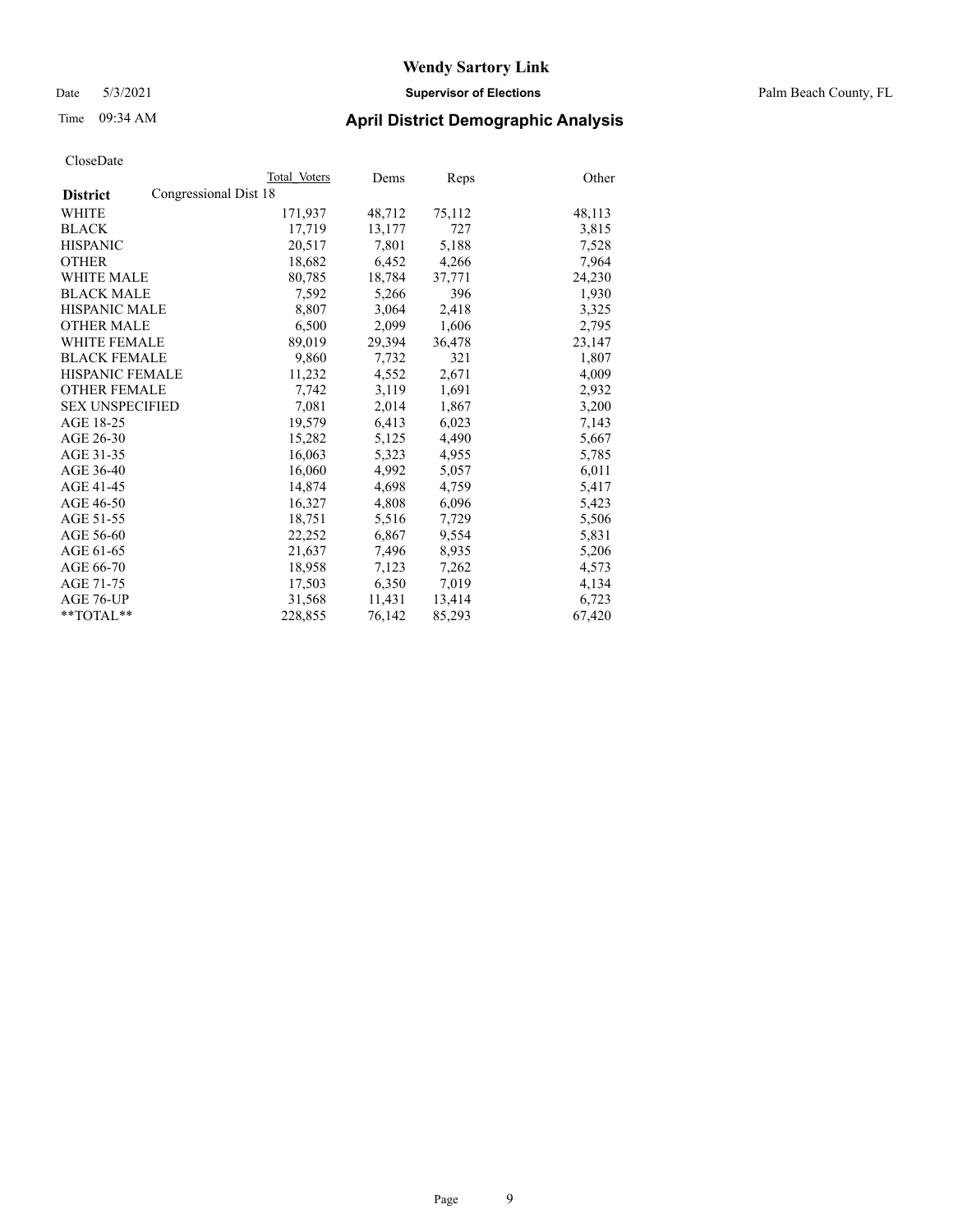# Wendy Sartory Link

Date 5/3/2021 **Supervisor of Elections** Palm Beach County, FL

Time 09:34 AM **April District Demographic Analysis**

CloseDate

| | Total Voters | Dems | Reps | Other |
|---|---|---|---|---|
| **District** Congressional Dist 18 | | | | |
| WHITE | 171,937 | 48,712 | 75,112 | 48,113 |
| BLACK | 17,719 | 13,177 | 727 | 3,815 |
| HISPANIC | 20,517 | 7,801 | 5,188 | 7,528 |
| OTHER | 18,682 | 6,452 | 4,266 | 7,964 |
| WHITE MALE | 80,785 | 18,784 | 37,771 | 24,230 |
| BLACK MALE | 7,592 | 5,266 | 396 | 1,930 |
| HISPANIC MALE | 8,807 | 3,064 | 2,418 | 3,325 |
| OTHER MALE | 6,500 | 2,099 | 1,606 | 2,795 |
| WHITE FEMALE | 89,019 | 29,394 | 36,478 | 23,147 |
| BLACK FEMALE | 9,860 | 7,732 | 321 | 1,807 |
| HISPANIC FEMALE | 11,232 | 4,552 | 2,671 | 4,009 |
| OTHER FEMALE | 7,742 | 3,119 | 1,691 | 2,932 |
| SEX UNSPECIFIED | 7,081 | 2,014 | 1,867 | 3,200 |
| AGE 18-25 | 19,579 | 6,413 | 6,023 | 7,143 |
| AGE 26-30 | 15,282 | 5,125 | 4,490 | 5,667 |
| AGE 31-35 | 16,063 | 5,323 | 4,955 | 5,785 |
| AGE 36-40 | 16,060 | 4,992 | 5,057 | 6,011 |
| AGE 41-45 | 14,874 | 4,698 | 4,759 | 5,417 |
| AGE 46-50 | 16,327 | 4,808 | 6,096 | 5,423 |
| AGE 51-55 | 18,751 | 5,516 | 7,729 | 5,506 |
| AGE 56-60 | 22,252 | 6,867 | 9,554 | 5,831 |
| AGE 61-65 | 21,637 | 7,496 | 8,935 | 5,206 |
| AGE 66-70 | 18,958 | 7,123 | 7,262 | 4,573 |
| AGE 71-75 | 17,503 | 6,350 | 7,019 | 4,134 |
| AGE 76-UP | 31,568 | 11,431 | 13,414 | 6,723 |
| **TOTAL** | 228,855 | 76,142 | 85,293 | 67,420 |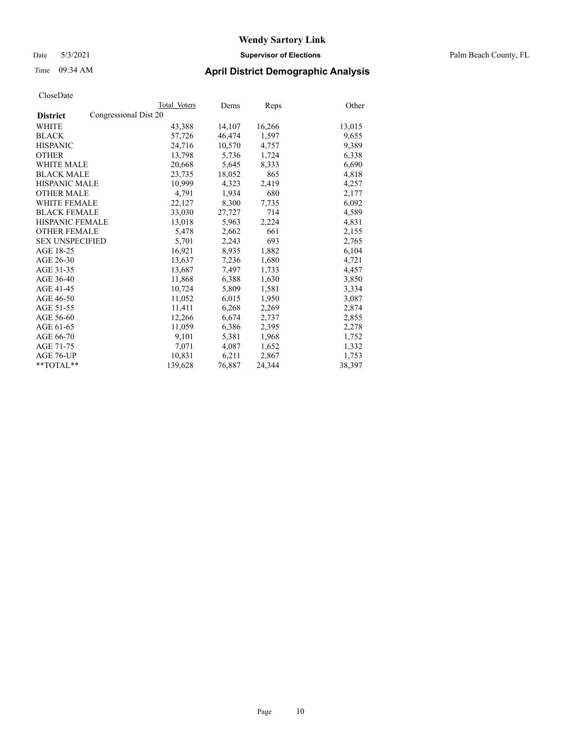# Wendy Sartory Link

Date 5/3/2021 **Supervisor of Elections** Palm Beach County, FL

Time 09:34 AM **April District Demographic Analysis**

CloseDate

| **District** Congressional Dist 20 | Total Voters | Dems | Reps | Other |
|---|---|---|---|---|
| WHITE | 43,388 | 14,107 | 16,266 | 13,015 |
| BLACK | 57,726 | 46,474 | 1,597 | 9,655 |
| HISPANIC | 24,716 | 10,570 | 4,757 | 9,389 |
| OTHER | 13,798 | 5,736 | 1,724 | 6,338 |
| WHITE MALE | 20,668 | 5,645 | 8,333 | 6,690 |
| BLACK MALE | 23,735 | 18,052 | 865 | 4,818 |
| HISPANIC MALE | 10,999 | 4,323 | 2,419 | 4,257 |
| OTHER MALE | 4,791 | 1,934 | 680 | 2,177 |
| WHITE FEMALE | 22,127 | 8,300 | 7,735 | 6,092 |
| BLACK FEMALE | 33,030 | 27,727 | 714 | 4,589 |
| HISPANIC FEMALE | 13,018 | 5,963 | 2,224 | 4,831 |
| OTHER FEMALE | 5,478 | 2,662 | 661 | 2,155 |
| SEX UNSPECIFIED | 5,701 | 2,243 | 693 | 2,765 |
| AGE 18-25 | 16,921 | 8,935 | 1,882 | 6,104 |
| AGE 26-30 | 13,637 | 7,236 | 1,680 | 4,721 |
| AGE 31-35 | 13,687 | 7,497 | 1,733 | 4,457 |
| AGE 36-40 | 11,868 | 6,388 | 1,630 | 3,850 |
| AGE 41-45 | 10,724 | 5,809 | 1,581 | 3,334 |
| AGE 46-50 | 11,052 | 6,015 | 1,950 | 3,087 |
| AGE 51-55 | 11,411 | 6,268 | 2,269 | 2,874 |
| AGE 56-60 | 12,266 | 6,674 | 2,737 | 2,855 |
| AGE 61-65 | 11,059 | 6,386 | 2,395 | 2,278 |
| AGE 66-70 | 9,101 | 5,381 | 1,968 | 1,752 |
| AGE 71-75 | 7,071 | 4,087 | 1,652 | 1,332 |
| AGE 76-UP | 10,831 | 6,211 | 2,867 | 1,753 |
| **TOTAL** | 139,628 | 76,887 | 24,344 | 38,397 |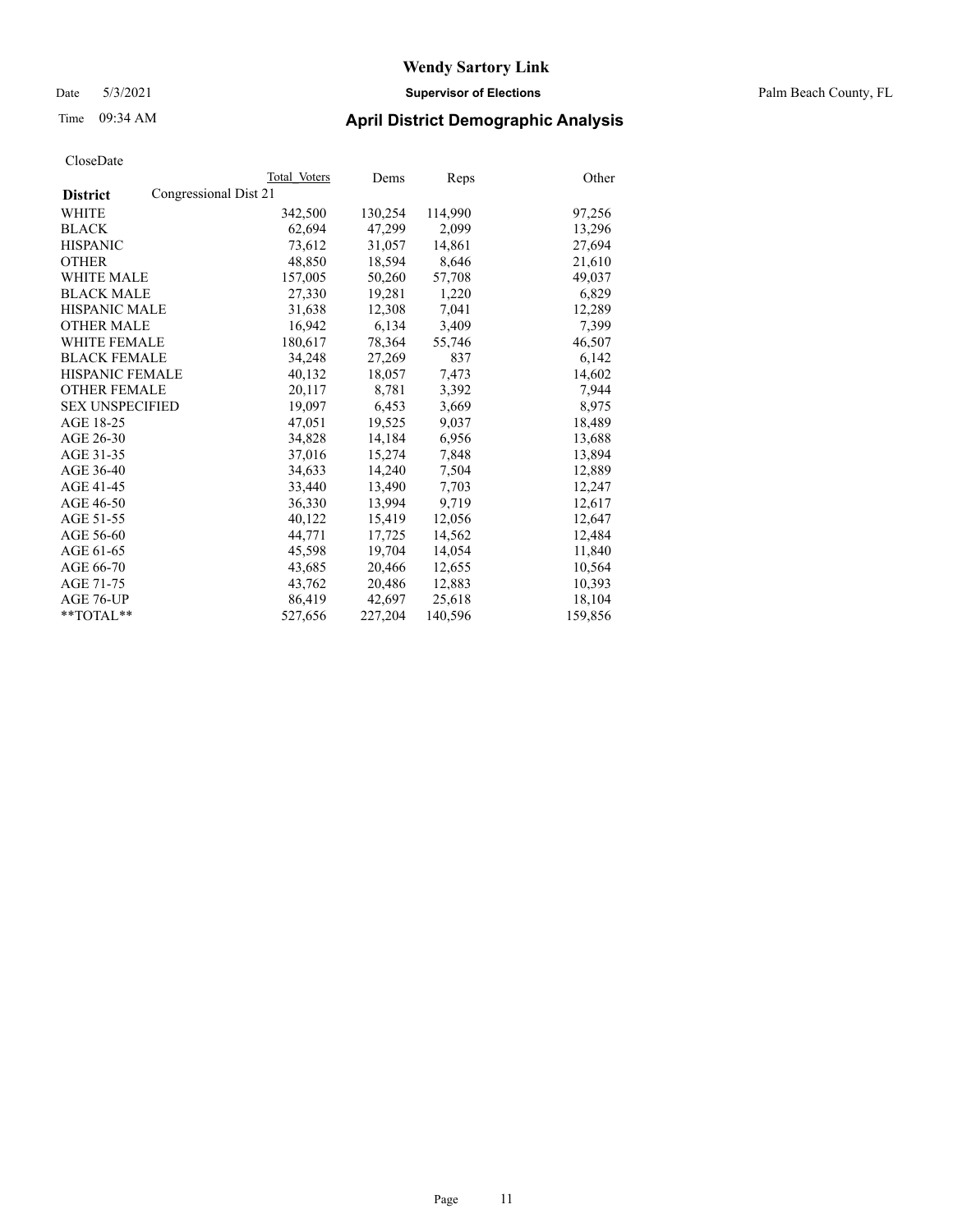# Wendy Sartory Link

Date 5/3/2021 **Supervisor of Elections** Palm Beach County, FL

Time 09:34 AM **April District Demographic Analysis**

CloseDate

| **District** | Congressional Dist 21 | Total Voters | Dems | Reps | Other |
|---|---|---|---|---|---|
| WHITE | | 342,500 | 130,254 | 114,990 | 97,256 |
| BLACK | | 62,694 | 47,299 | 2,099 | 13,296 |
| HISPANIC | | 73,612 | 31,057 | 14,861 | 27,694 |
| OTHER | | 48,850 | 18,594 | 8,646 | 21,610 |
| WHITE MALE | | 157,005 | 50,260 | 57,708 | 49,037 |
| BLACK MALE | | 27,330 | 19,281 | 1,220 | 6,829 |
| HISPANIC MALE | | 31,638 | 12,308 | 7,041 | 12,289 |
| OTHER MALE | | 16,942 | 6,134 | 3,409 | 7,399 |
| WHITE FEMALE | | 180,617 | 78,364 | 55,746 | 46,507 |
| BLACK FEMALE | | 34,248 | 27,269 | 837 | 6,142 |
| HISPANIC FEMALE | | 40,132 | 18,057 | 7,473 | 14,602 |
| OTHER FEMALE | | 20,117 | 8,781 | 3,392 | 7,944 |
| SEX UNSPECIFIED | | 19,097 | 6,453 | 3,669 | 8,975 |
| AGE 18-25 | | 47,051 | 19,525 | 9,037 | 18,489 |
| AGE 26-30 | | 34,828 | 14,184 | 6,956 | 13,688 |
| AGE 31-35 | | 37,016 | 15,274 | 7,848 | 13,894 |
| AGE 36-40 | | 34,633 | 14,240 | 7,504 | 12,889 |
| AGE 41-45 | | 33,440 | 13,490 | 7,703 | 12,247 |
| AGE 46-50 | | 36,330 | 13,994 | 9,719 | 12,617 |
| AGE 51-55 | | 40,122 | 15,419 | 12,056 | 12,647 |
| AGE 56-60 | | 44,771 | 17,725 | 14,562 | 12,484 |
| AGE 61-65 | | 45,598 | 19,704 | 14,054 | 11,840 |
| AGE 66-70 | | 43,685 | 20,466 | 12,655 | 10,564 |
| AGE 71-75 | | 43,762 | 20,486 | 12,883 | 10,393 |
| AGE 76-UP | | 86,419 | 42,697 | 25,618 | 18,104 |
| **TOTAL** | | 527,656 | 227,204 | 140,596 | 159,856 |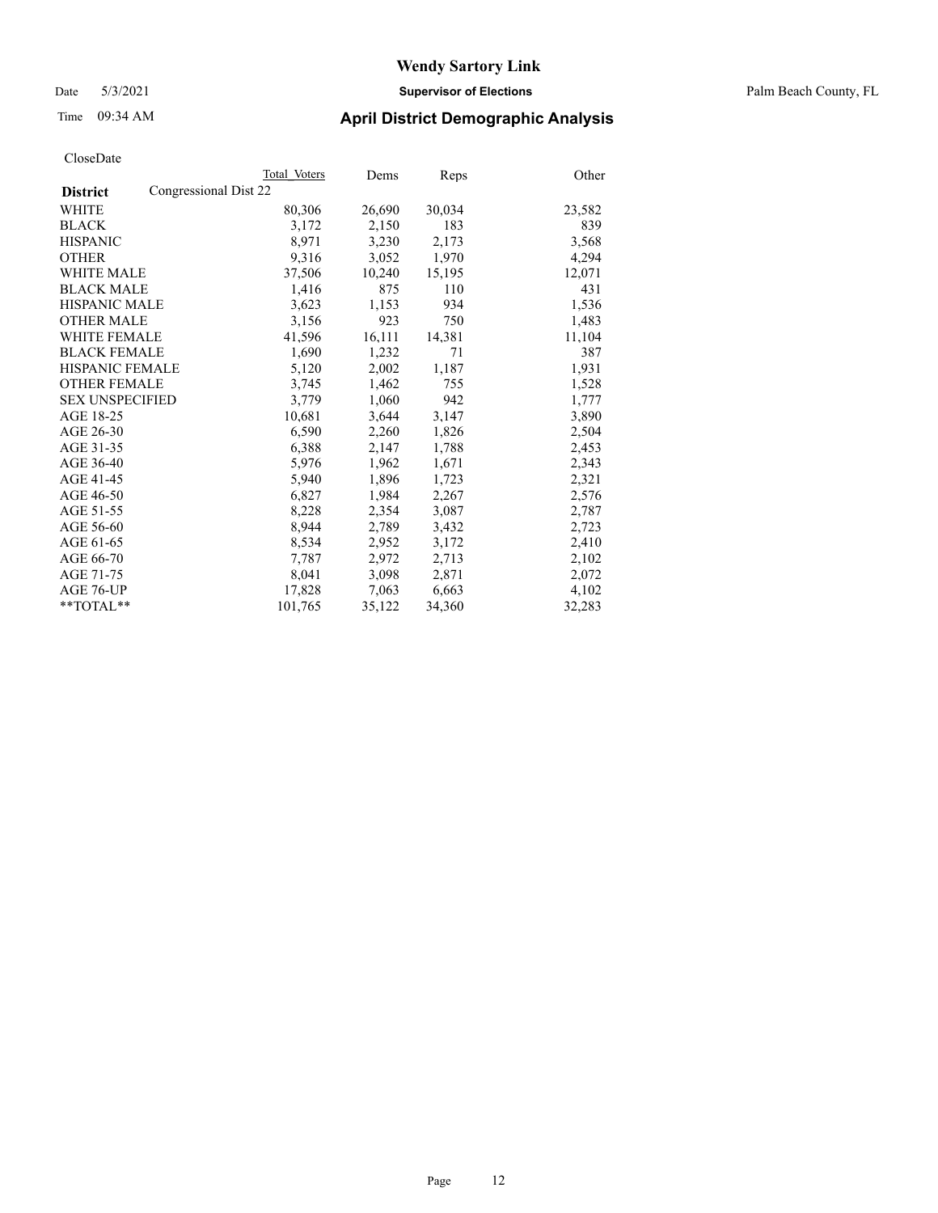# Wendy Sartory Link

Date 5/3/2021 **Supervisor of Elections** Palm Beach County, FL

Time 09:34 AM **April District Demographic Analysis**

CloseDate

| **District** | Total Voters | Dems | Reps | Other |
|---|---|---|---|---|
| Congressional Dist 22 | | | | |
| WHITE | 80,306 | 26,690 | 30,034 | 23,582 |
| BLACK | 3,172 | 2,150 | 183 | 839 |
| HISPANIC | 8,971 | 3,230 | 2,173 | 3,568 |
| OTHER | 9,316 | 3,052 | 1,970 | 4,294 |
| WHITE MALE | 37,506 | 10,240 | 15,195 | 12,071 |
| BLACK MALE | 1,416 | 875 | 110 | 431 |
| HISPANIC MALE | 3,623 | 1,153 | 934 | 1,536 |
| OTHER MALE | 3,156 | 923 | 750 | 1,483 |
| WHITE FEMALE | 41,596 | 16,111 | 14,381 | 11,104 |
| BLACK FEMALE | 1,690 | 1,232 | 71 | 387 |
| HISPANIC FEMALE | 5,120 | 2,002 | 1,187 | 1,931 |
| OTHER FEMALE | 3,745 | 1,462 | 755 | 1,528 |
| SEX UNSPECIFIED | 3,779 | 1,060 | 942 | 1,777 |
| AGE 18-25 | 10,681 | 3,644 | 3,147 | 3,890 |
| AGE 26-30 | 6,590 | 2,260 | 1,826 | 2,504 |
| AGE 31-35 | 6,388 | 2,147 | 1,788 | 2,453 |
| AGE 36-40 | 5,976 | 1,962 | 1,671 | 2,343 |
| AGE 41-45 | 5,940 | 1,896 | 1,723 | 2,321 |
| AGE 46-50 | 6,827 | 1,984 | 2,267 | 2,576 |
| AGE 51-55 | 8,228 | 2,354 | 3,087 | 2,787 |
| AGE 56-60 | 8,944 | 2,789 | 3,432 | 2,723 |
| AGE 61-65 | 8,534 | 2,952 | 3,172 | 2,410 |
| AGE 66-70 | 7,787 | 2,972 | 2,713 | 2,102 |
| AGE 71-75 | 8,041 | 3,098 | 2,871 | 2,072 |
| AGE 76-UP | 17,828 | 7,063 | 6,663 | 4,102 |
| **TOTAL** | 101,765 | 35,122 | 34,360 | 32,283 |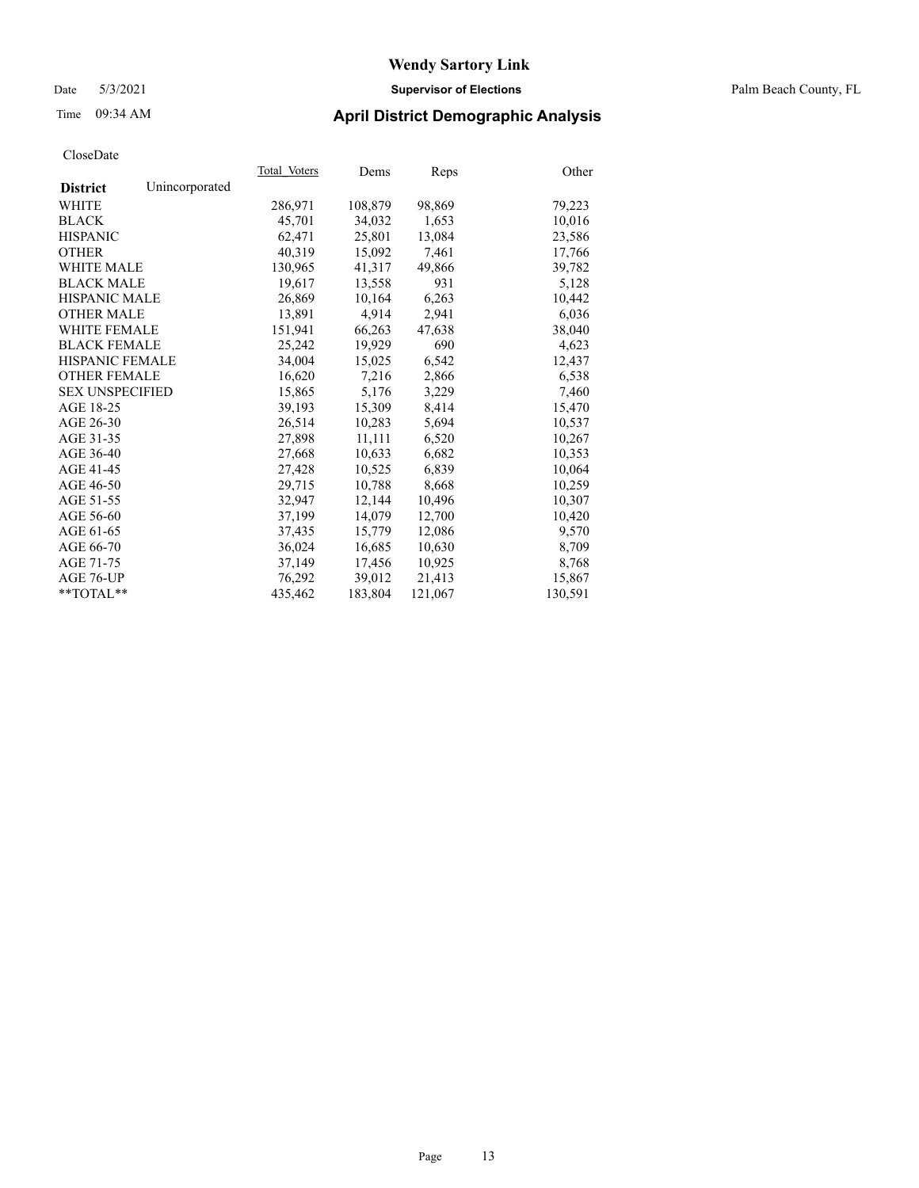# April District Demographic Analysis

CloseDate

| District | Unincorporated | Total_Voters | Dems | Reps | Other |
|---|---|---|---|---|---|
| WHITE | | 286,971 | 108,879 | 98,869 | 79,223 |
| BLACK | | 45,701 | 34,032 | 1,653 | 10,016 |
| HISPANIC | | 62,471 | 25,801 | 13,084 | 23,586 |
| OTHER | | 40,319 | 15,092 | 7,461 | 17,766 |
| WHITE MALE | | 130,965 | 41,317 | 49,866 | 39,782 |
| BLACK MALE | | 19,617 | 13,558 | 931 | 5,128 |
| HISPANIC MALE | | 26,869 | 10,164 | 6,263 | 10,442 |
| OTHER MALE | | 13,891 | 4,914 | 2,941 | 6,036 |
| WHITE FEMALE | | 151,941 | 66,263 | 47,638 | 38,040 |
| BLACK FEMALE | | 25,242 | 19,929 | 690 | 4,623 |
| HISPANIC FEMALE | | 34,004 | 15,025 | 6,542 | 12,437 |
| OTHER FEMALE | | 16,620 | 7,216 | 2,866 | 6,538 |
| SEX UNSPECIFIED | | 15,865 | 5,176 | 3,229 | 7,460 |
| AGE 18-25 | | 39,193 | 15,309 | 8,414 | 15,470 |
| AGE 26-30 | | 26,514 | 10,283 | 5,694 | 10,537 |
| AGE 31-35 | | 27,898 | 11,111 | 6,520 | 10,267 |
| AGE 36-40 | | 27,668 | 10,633 | 6,682 | 10,353 |
| AGE 41-45 | | 27,428 | 10,525 | 6,839 | 10,064 |
| AGE 46-50 | | 29,715 | 10,788 | 8,668 | 10,259 |
| AGE 51-55 | | 32,947 | 12,144 | 10,496 | 10,307 |
| AGE 56-60 | | 37,199 | 14,079 | 12,700 | 10,420 |
| AGE 61-65 | | 37,435 | 15,779 | 12,086 | 9,570 |
| AGE 66-70 | | 36,024 | 16,685 | 10,630 | 8,709 |
| AGE 71-75 | | 37,149 | 17,456 | 10,925 | 8,768 |
| AGE 76-UP | | 76,292 | 39,012 | 21,413 | 15,867 |
| **TOTAL** | | 435,462 | 183,804 | 121,067 | 130,591 |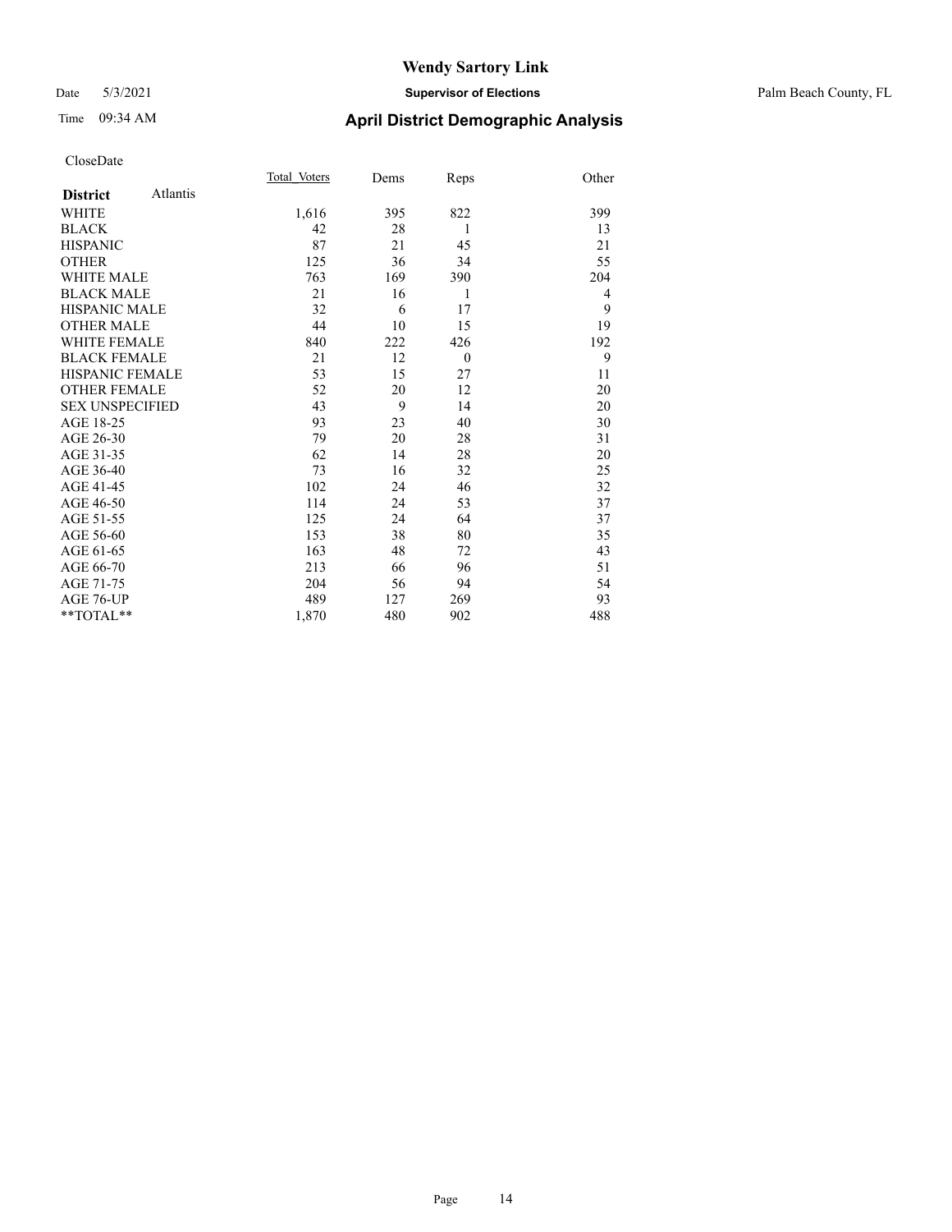# Wendy Sartory Link

Date 5/3/2021 **Supervisor of Elections** Palm Beach County, FL

Time 09:34 AM **April District Demographic Analysis**

CloseDate

| **District** Atlantis | Total_Voters | Dems | Reps | Other |
|---|---|---|---|---|
| WHITE | 1,616 | 395 | 822 | 399 |
| BLACK | 42 | 28 | 1 | 13 |
| HISPANIC | 87 | 21 | 45 | 21 |
| OTHER | 125 | 36 | 34 | 55 |
| WHITE MALE | 763 | 169 | 390 | 204 |
| BLACK MALE | 21 | 16 | 1 | 4 |
| HISPANIC MALE | 32 | 6 | 17 | 9 |
| OTHER MALE | 44 | 10 | 15 | 19 |
| WHITE FEMALE | 840 | 222 | 426 | 192 |
| BLACK FEMALE | 21 | 12 | 0 | 9 |
| HISPANIC FEMALE | 53 | 15 | 27 | 11 |
| OTHER FEMALE | 52 | 20 | 12 | 20 |
| SEX UNSPECIFIED | 43 | 9 | 14 | 20 |
| AGE 18-25 | 93 | 23 | 40 | 30 |
| AGE 26-30 | 79 | 20 | 28 | 31 |
| AGE 31-35 | 62 | 14 | 28 | 20 |
| AGE 36-40 | 73 | 16 | 32 | 25 |
| AGE 41-45 | 102 | 24 | 46 | 32 |
| AGE 46-50 | 114 | 24 | 53 | 37 |
| AGE 51-55 | 125 | 24 | 64 | 37 |
| AGE 56-60 | 153 | 38 | 80 | 35 |
| AGE 61-65 | 163 | 48 | 72 | 43 |
| AGE 66-70 | 213 | 66 | 96 | 51 |
| AGE 71-75 | 204 | 56 | 94 | 54 |
| AGE 76-UP | 489 | 127 | 269 | 93 |
| **TOTAL** | 1,870 | 480 | 902 | 488 |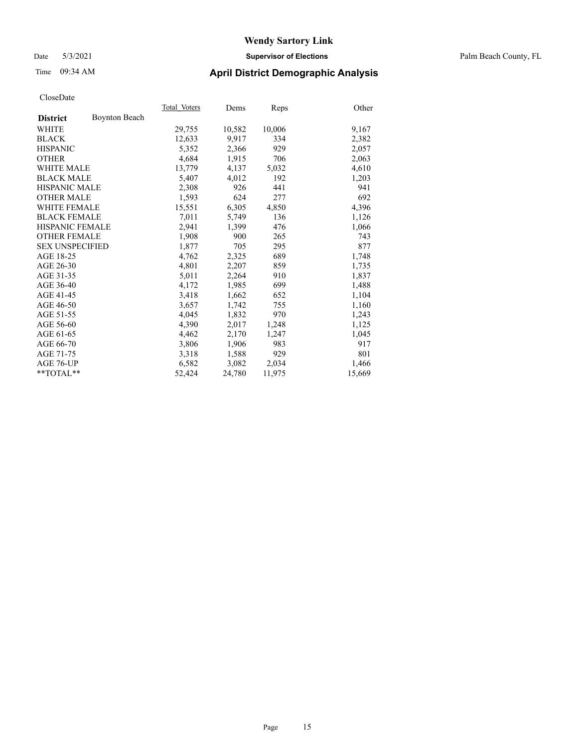# Wendy Sartory Link

Date 5/3/2021 **Supervisor of Elections** Palm Beach County, FL

Time 09:34 AM **April District Demographic Analysis**

CloseDate

| **District** Boynton Beach | Total_Voters | Dems | Reps | Other |
|---|---|---|---|---|
| WHITE | 29,755 | 10,582 | 10,006 | 9,167 |
| BLACK | 12,633 | 9,917 | 334 | 2,382 |
| HISPANIC | 5,352 | 2,366 | 929 | 2,057 |
| OTHER | 4,684 | 1,915 | 706 | 2,063 |
| WHITE MALE | 13,779 | 4,137 | 5,032 | 4,610 |
| BLACK MALE | 5,407 | 4,012 | 192 | 1,203 |
| HISPANIC MALE | 2,308 | 926 | 441 | 941 |
| OTHER MALE | 1,593 | 624 | 277 | 692 |
| WHITE FEMALE | 15,551 | 6,305 | 4,850 | 4,396 |
| BLACK FEMALE | 7,011 | 5,749 | 136 | 1,126 |
| HISPANIC FEMALE | 2,941 | 1,399 | 476 | 1,066 |
| OTHER FEMALE | 1,908 | 900 | 265 | 743 |
| SEX UNSPECIFIED | 1,877 | 705 | 295 | 877 |
| AGE 18-25 | 4,762 | 2,325 | 689 | 1,748 |
| AGE 26-30 | 4,801 | 2,207 | 859 | 1,735 |
| AGE 31-35 | 5,011 | 2,264 | 910 | 1,837 |
| AGE 36-40 | 4,172 | 1,985 | 699 | 1,488 |
| AGE 41-45 | 3,418 | 1,662 | 652 | 1,104 |
| AGE 46-50 | 3,657 | 1,742 | 755 | 1,160 |
| AGE 51-55 | 4,045 | 1,832 | 970 | 1,243 |
| AGE 56-60 | 4,390 | 2,017 | 1,248 | 1,125 |
| AGE 61-65 | 4,462 | 2,170 | 1,247 | 1,045 |
| AGE 66-70 | 3,806 | 1,906 | 983 | 917 |
| AGE 71-75 | 3,318 | 1,588 | 929 | 801 |
| AGE 76-UP | 6,582 | 3,082 | 2,034 | 1,466 |
| **TOTAL** | 52,424 | 24,780 | 11,975 | 15,669 |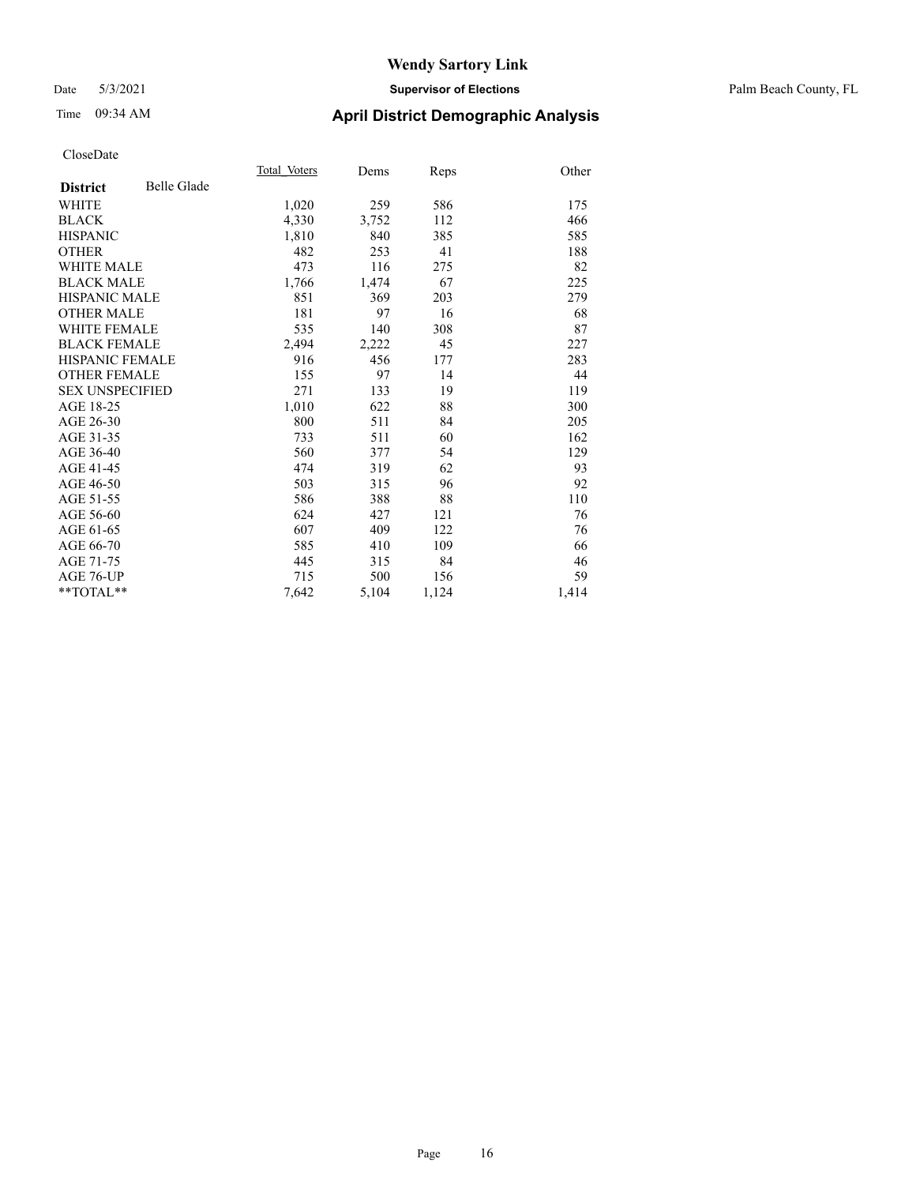# Wendy Sartory Link

Date 5/3/2021 **Supervisor of Elections** Palm Beach County, FL

Time 09:34 AM **April District Demographic Analysis**

CloseDate

| **District** Belle Glade | Total Voters | Dems | Reps | Other |
|---|---|---|---|---|
| WHITE | 1,020 | 259 | 586 | 175 |
| BLACK | 4,330 | 3,752 | 112 | 466 |
| HISPANIC | 1,810 | 840 | 385 | 585 |
| OTHER | 482 | 253 | 41 | 188 |
| WHITE MALE | 473 | 116 | 275 | 82 |
| BLACK MALE | 1,766 | 1,474 | 67 | 225 |
| HISPANIC MALE | 851 | 369 | 203 | 279 |
| OTHER MALE | 181 | 97 | 16 | 68 |
| WHITE FEMALE | 535 | 140 | 308 | 87 |
| BLACK FEMALE | 2,494 | 2,222 | 45 | 227 |
| HISPANIC FEMALE | 916 | 456 | 177 | 283 |
| OTHER FEMALE | 155 | 97 | 14 | 44 |
| SEX UNSPECIFIED | 271 | 133 | 19 | 119 |
| AGE 18-25 | 1,010 | 622 | 88 | 300 |
| AGE 26-30 | 800 | 511 | 84 | 205 |
| AGE 31-35 | 733 | 511 | 60 | 162 |
| AGE 36-40 | 560 | 377 | 54 | 129 |
| AGE 41-45 | 474 | 319 | 62 | 93 |
| AGE 46-50 | 503 | 315 | 96 | 92 |
| AGE 51-55 | 586 | 388 | 88 | 110 |
| AGE 56-60 | 624 | 427 | 121 | 76 |
| AGE 61-65 | 607 | 409 | 122 | 76 |
| AGE 66-70 | 585 | 410 | 109 | 66 |
| AGE 71-75 | 445 | 315 | 84 | 46 |
| AGE 76-UP | 715 | 500 | 156 | 59 |
| **TOTAL** | 7,642 | 5,104 | 1,124 | 1,414 |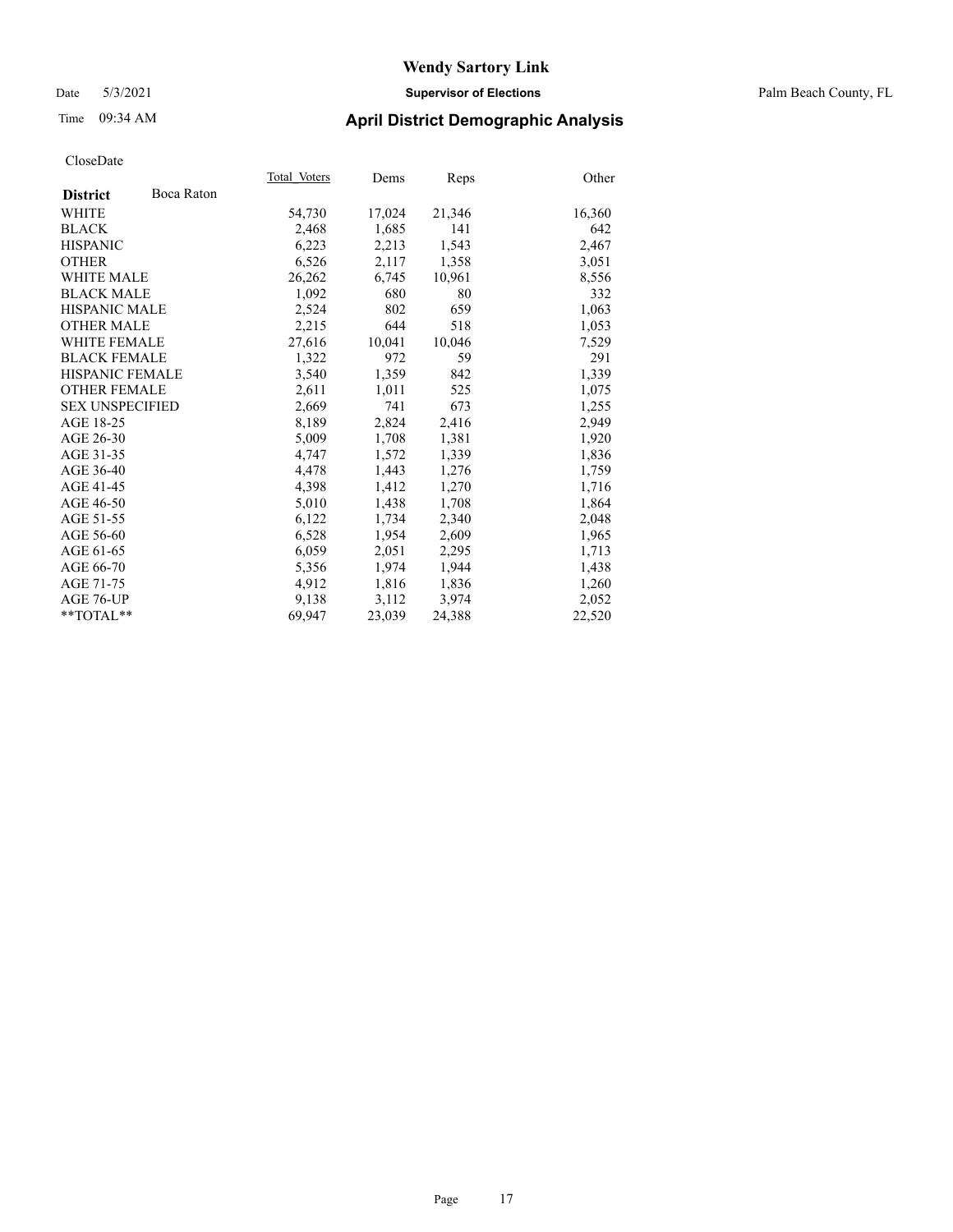**Wendy Sartory Link**

Date 5/3/2021 **Supervisor of Elections** Palm Beach County, FL

Time 09:34 AM **April District Demographic Analysis**

CloseDate

| **District** Boca Raton | Total Voters | Dems | Reps | Other |
|---|---|---|---|---|
| WHITE | 54,730 | 17,024 | 21,346 | 16,360 |
| BLACK | 2,468 | 1,685 | 141 | 642 |
| HISPANIC | 6,223 | 2,213 | 1,543 | 2,467 |
| OTHER | 6,526 | 2,117 | 1,358 | 3,051 |
| WHITE MALE | 26,262 | 6,745 | 10,961 | 8,556 |
| BLACK MALE | 1,092 | 680 | 80 | 332 |
| HISPANIC MALE | 2,524 | 802 | 659 | 1,063 |
| OTHER MALE | 2,215 | 644 | 518 | 1,053 |
| WHITE FEMALE | 27,616 | 10,041 | 10,046 | 7,529 |
| BLACK FEMALE | 1,322 | 972 | 59 | 291 |
| HISPANIC FEMALE | 3,540 | 1,359 | 842 | 1,339 |
| OTHER FEMALE | 2,611 | 1,011 | 525 | 1,075 |
| SEX UNSPECIFIED | 2,669 | 741 | 673 | 1,255 |
| AGE 18-25 | 8,189 | 2,824 | 2,416 | 2,949 |
| AGE 26-30 | 5,009 | 1,708 | 1,381 | 1,920 |
| AGE 31-35 | 4,747 | 1,572 | 1,339 | 1,836 |
| AGE 36-40 | 4,478 | 1,443 | 1,276 | 1,759 |
| AGE 41-45 | 4,398 | 1,412 | 1,270 | 1,716 |
| AGE 46-50 | 5,010 | 1,438 | 1,708 | 1,864 |
| AGE 51-55 | 6,122 | 1,734 | 2,340 | 2,048 |
| AGE 56-60 | 6,528 | 1,954 | 2,609 | 1,965 |
| AGE 61-65 | 6,059 | 2,051 | 2,295 | 1,713 |
| AGE 66-70 | 5,356 | 1,974 | 1,944 | 1,438 |
| AGE 71-75 | 4,912 | 1,816 | 1,836 | 1,260 |
| AGE 76-UP | 9,138 | 3,112 | 3,974 | 2,052 |
| **TOTAL** | 69,947 | 23,039 | 24,388 | 22,520 |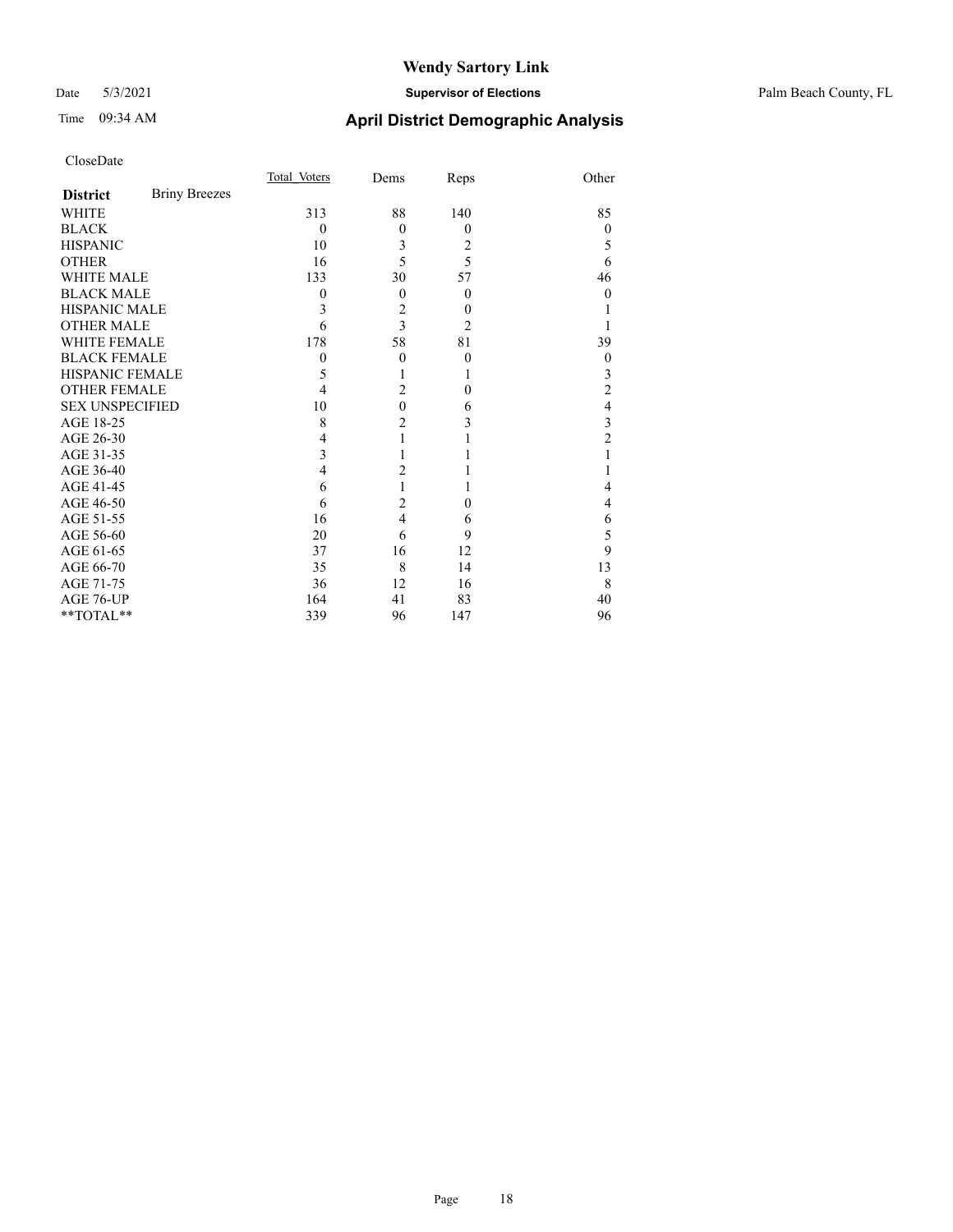# Wendy Sartory Link

Date 5/3/2021 **Supervisor of Elections** Palm Beach County, FL

Time 09:34 AM **April District Demographic Analysis**

CloseDate

| **District** Briny Breezes | Total Voters | Dems | Reps | Other |
|---|---|---|---|---|
| WHITE | 313 | 88 | 140 | 85 |
| BLACK | 0 | 0 | 0 | 0 |
| HISPANIC | 10 | 3 | 2 | 5 |
| OTHER | 16 | 5 | 5 | 6 |
| WHITE MALE | 133 | 30 | 57 | 46 |
| BLACK MALE | 0 | 0 | 0 | 0 |
| HISPANIC MALE | 3 | 2 | 0 | 1 |
| OTHER MALE | 6 | 3 | 2 | 1 |
| WHITE FEMALE | 178 | 58 | 81 | 39 |
| BLACK FEMALE | 0 | 0 | 0 | 0 |
| HISPANIC FEMALE | 5 | 1 | 1 | 3 |
| OTHER FEMALE | 4 | 2 | 0 | 2 |
| SEX UNSPECIFIED | 10 | 0 | 6 | 4 |
| AGE 18-25 | 8 | 2 | 3 | 3 |
| AGE 26-30 | 4 | 1 | 1 | 2 |
| AGE 31-35 | 3 | 1 | 1 | 1 |
| AGE 36-40 | 4 | 2 | 1 | 1 |
| AGE 41-45 | 6 | 1 | 1 | 4 |
| AGE 46-50 | 6 | 2 | 0 | 4 |
| AGE 51-55 | 16 | 4 | 6 | 6 |
| AGE 56-60 | 20 | 6 | 9 | 5 |
| AGE 61-65 | 37 | 16 | 12 | 9 |
| AGE 66-70 | 35 | 8 | 14 | 13 |
| AGE 71-75 | 36 | 12 | 16 | 8 |
| AGE 76-UP | 164 | 41 | 83 | 40 |
| **TOTAL** | 339 | 96 | 147 | 96 |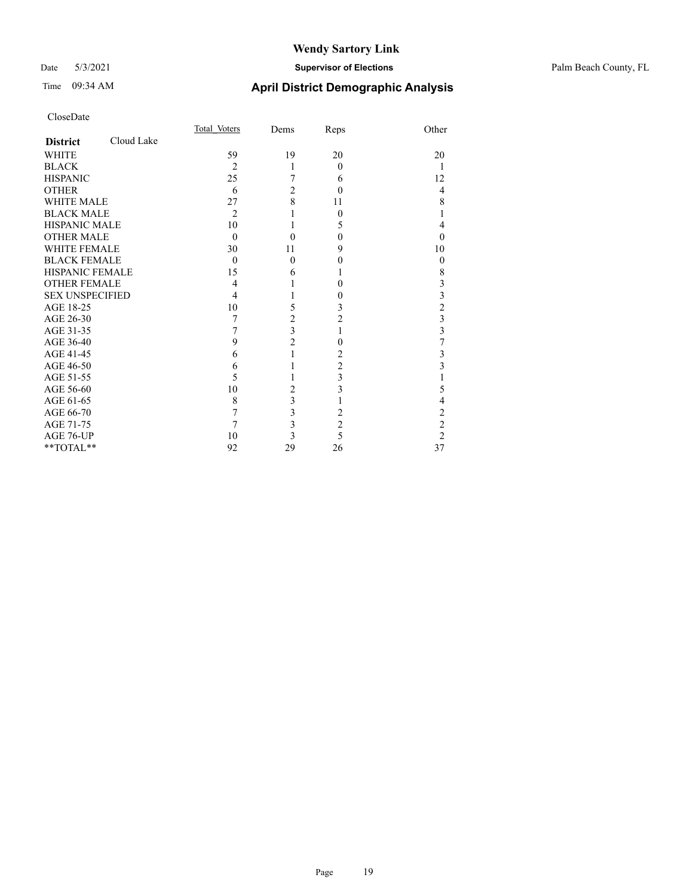# Wendy Sartory Link

Date 5/3/2021 **Supervisor of Elections** Palm Beach County, FL

Time 09:34 AM **April District Demographic Analysis**

CloseDate

| **District** Cloud Lake | Total Voters | Dems | Reps | Other |
|---|---|---|---|---|
| WHITE | 59 | 19 | 20 | 20 |
| BLACK | 2 | 1 | 0 | 1 |
| HISPANIC | 25 | 7 | 6 | 12 |
| OTHER | 6 | 2 | 0 | 4 |
| WHITE MALE | 27 | 8 | 11 | 8 |
| BLACK MALE | 2 | 1 | 0 | 1 |
| HISPANIC MALE | 10 | 1 | 5 | 4 |
| OTHER MALE | 0 | 0 | 0 | 0 |
| WHITE FEMALE | 30 | 11 | 9 | 10 |
| BLACK FEMALE | 0 | 0 | 0 | 0 |
| HISPANIC FEMALE | 15 | 6 | 1 | 8 |
| OTHER FEMALE | 4 | 1 | 0 | 3 |
| SEX UNSPECIFIED | 4 | 1 | 0 | 3 |
| AGE 18-25 | 10 | 5 | 3 | 2 |
| AGE 26-30 | 7 | 2 | 2 | 3 |
| AGE 31-35 | 7 | 3 | 1 | 3 |
| AGE 36-40 | 9 | 2 | 0 | 7 |
| AGE 41-45 | 6 | 1 | 2 | 3 |
| AGE 46-50 | 6 | 1 | 2 | 3 |
| AGE 51-55 | 5 | 1 | 3 | 1 |
| AGE 56-60 | 10 | 2 | 3 | 5 |
| AGE 61-65 | 8 | 3 | 1 | 4 |
| AGE 66-70 | 7 | 3 | 2 | 2 |
| AGE 71-75 | 7 | 3 | 2 | 2 |
| AGE 76-UP | 10 | 3 | 5 | 2 |
| **TOTAL** | 92 | 29 | 26 | 37 |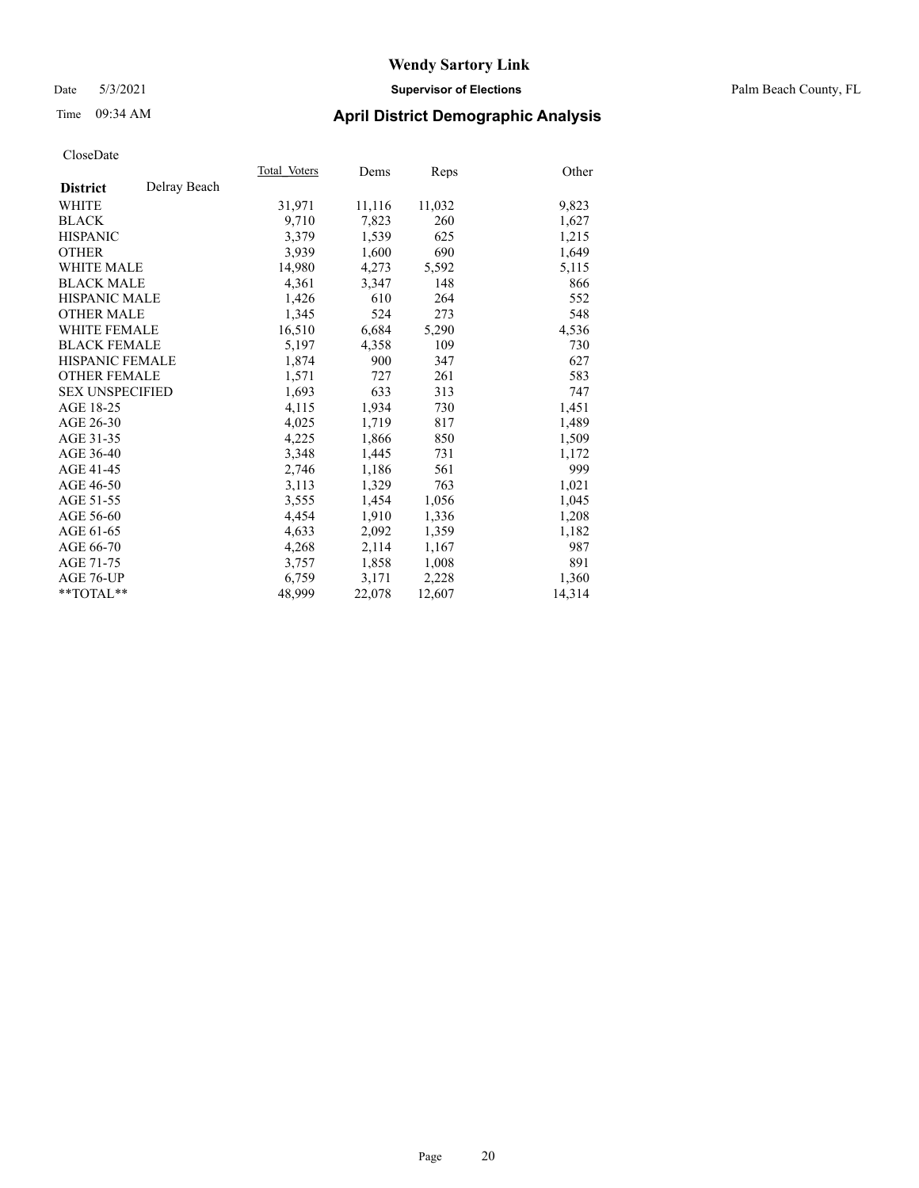# Wendy Sartory Link

Date 5/3/2021 **Supervisor of Elections** Palm Beach County, FL

Time 09:34 AM **April District Demographic Analysis**

CloseDate

| **District** Delray Beach | Total Voters | Dems | Reps | Other |
|---|---|---|---|---|
| WHITE | 31,971 | 11,116 | 11,032 | 9,823 |
| BLACK | 9,710 | 7,823 | 260 | 1,627 |
| HISPANIC | 3,379 | 1,539 | 625 | 1,215 |
| OTHER | 3,939 | 1,600 | 690 | 1,649 |
| WHITE MALE | 14,980 | 4,273 | 5,592 | 5,115 |
| BLACK MALE | 4,361 | 3,347 | 148 | 866 |
| HISPANIC MALE | 1,426 | 610 | 264 | 552 |
| OTHER MALE | 1,345 | 524 | 273 | 548 |
| WHITE FEMALE | 16,510 | 6,684 | 5,290 | 4,536 |
| BLACK FEMALE | 5,197 | 4,358 | 109 | 730 |
| HISPANIC FEMALE | 1,874 | 900 | 347 | 627 |
| OTHER FEMALE | 1,571 | 727 | 261 | 583 |
| SEX UNSPECIFIED | 1,693 | 633 | 313 | 747 |
| AGE 18-25 | 4,115 | 1,934 | 730 | 1,451 |
| AGE 26-30 | 4,025 | 1,719 | 817 | 1,489 |
| AGE 31-35 | 4,225 | 1,866 | 850 | 1,509 |
| AGE 36-40 | 3,348 | 1,445 | 731 | 1,172 |
| AGE 41-45 | 2,746 | 1,186 | 561 | 999 |
| AGE 46-50 | 3,113 | 1,329 | 763 | 1,021 |
| AGE 51-55 | 3,555 | 1,454 | 1,056 | 1,045 |
| AGE 56-60 | 4,454 | 1,910 | 1,336 | 1,208 |
| AGE 61-65 | 4,633 | 2,092 | 1,359 | 1,182 |
| AGE 66-70 | 4,268 | 2,114 | 1,167 | 987 |
| AGE 71-75 | 3,757 | 1,858 | 1,008 | 891 |
| AGE 76-UP | 6,759 | 3,171 | 2,228 | 1,360 |
| **TOTAL** | 48,999 | 22,078 | 12,607 | 14,314 |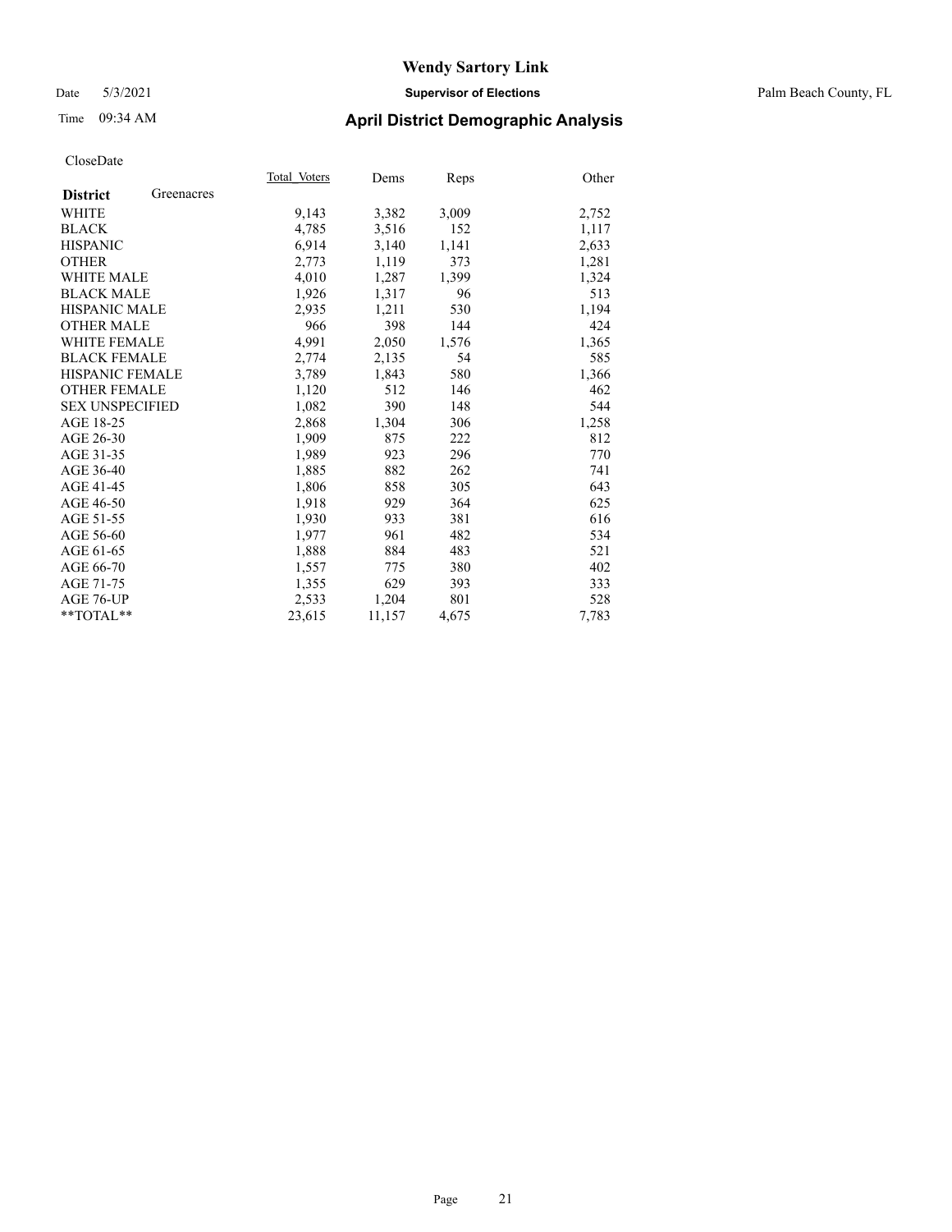# Wendy Sartory Link

Date 5/3/2021 **Supervisor of Elections** Palm Beach County, FL

Time 09:34 AM **April District Demographic Analysis**

CloseDate

| **District** Greenacres | Total Voters | Dems | Reps | Other |
|---|---|---|---|---|
| WHITE | 9,143 | 3,382 | 3,009 | 2,752 |
| BLACK | 4,785 | 3,516 | 152 | 1,117 |
| HISPANIC | 6,914 | 3,140 | 1,141 | 2,633 |
| OTHER | 2,773 | 1,119 | 373 | 1,281 |
| WHITE MALE | 4,010 | 1,287 | 1,399 | 1,324 |
| BLACK MALE | 1,926 | 1,317 | 96 | 513 |
| HISPANIC MALE | 2,935 | 1,211 | 530 | 1,194 |
| OTHER MALE | 966 | 398 | 144 | 424 |
| WHITE FEMALE | 4,991 | 2,050 | 1,576 | 1,365 |
| BLACK FEMALE | 2,774 | 2,135 | 54 | 585 |
| HISPANIC FEMALE | 3,789 | 1,843 | 580 | 1,366 |
| OTHER FEMALE | 1,120 | 512 | 146 | 462 |
| SEX UNSPECIFIED | 1,082 | 390 | 148 | 544 |
| AGE 18-25 | 2,868 | 1,304 | 306 | 1,258 |
| AGE 26-30 | 1,909 | 875 | 222 | 812 |
| AGE 31-35 | 1,989 | 923 | 296 | 770 |
| AGE 36-40 | 1,885 | 882 | 262 | 741 |
| AGE 41-45 | 1,806 | 858 | 305 | 643 |
| AGE 46-50 | 1,918 | 929 | 364 | 625 |
| AGE 51-55 | 1,930 | 933 | 381 | 616 |
| AGE 56-60 | 1,977 | 961 | 482 | 534 |
| AGE 61-65 | 1,888 | 884 | 483 | 521 |
| AGE 66-70 | 1,557 | 775 | 380 | 402 |
| AGE 71-75 | 1,355 | 629 | 393 | 333 |
| AGE 76-UP | 2,533 | 1,204 | 801 | 528 |
| **TOTAL** | 23,615 | 11,157 | 4,675 | 7,783 |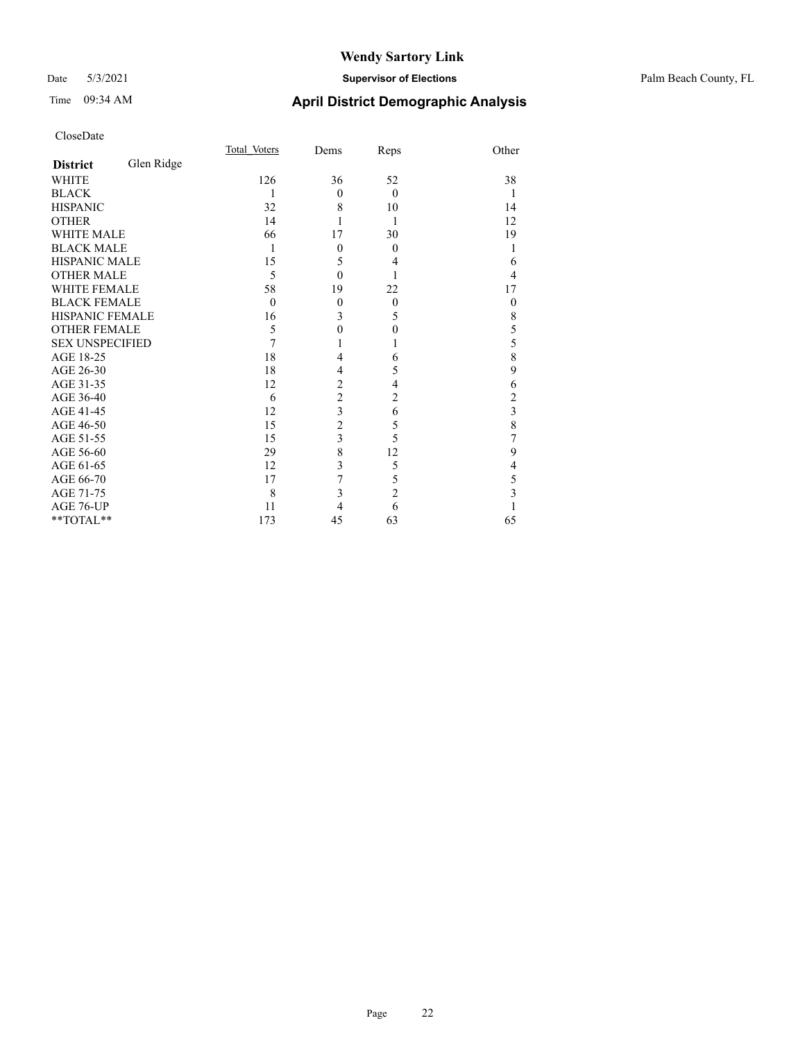# Wendy Sartory Link

Date 5/3/2021 **Supervisor of Elections** Palm Beach County, FL

Time 09:34 AM **April District Demographic Analysis**

CloseDate

| **District** Glen Ridge | Total_Voters | Dems | Reps | Other |
|---|---|---|---|---|
| WHITE | 126 | 36 | 52 | 38 |
| BLACK | 1 | 0 | 0 | 1 |
| HISPANIC | 32 | 8 | 10 | 14 |
| OTHER | 14 | 1 | 1 | 12 |
| WHITE MALE | 66 | 17 | 30 | 19 |
| BLACK MALE | 1 | 0 | 0 | 1 |
| HISPANIC MALE | 15 | 5 | 4 | 6 |
| OTHER MALE | 5 | 0 | 1 | 4 |
| WHITE FEMALE | 58 | 19 | 22 | 17 |
| BLACK FEMALE | 0 | 0 | 0 | 0 |
| HISPANIC FEMALE | 16 | 3 | 5 | 8 |
| OTHER FEMALE | 5 | 0 | 0 | 5 |
| SEX UNSPECIFIED | 7 | 1 | 1 | 5 |
| AGE 18-25 | 18 | 4 | 6 | 8 |
| AGE 26-30 | 18 | 4 | 5 | 9 |
| AGE 31-35 | 12 | 2 | 4 | 6 |
| AGE 36-40 | 6 | 2 | 2 | 2 |
| AGE 41-45 | 12 | 3 | 6 | 3 |
| AGE 46-50 | 15 | 2 | 5 | 8 |
| AGE 51-55 | 15 | 3 | 5 | 7 |
| AGE 56-60 | 29 | 8 | 12 | 9 |
| AGE 61-65 | 12 | 3 | 5 | 4 |
| AGE 66-70 | 17 | 7 | 5 | 5 |
| AGE 71-75 | 8 | 3 | 2 | 3 |
| AGE 76-UP | 11 | 4 | 6 | 1 |
| **TOTAL** | 173 | 45 | 63 | 65 |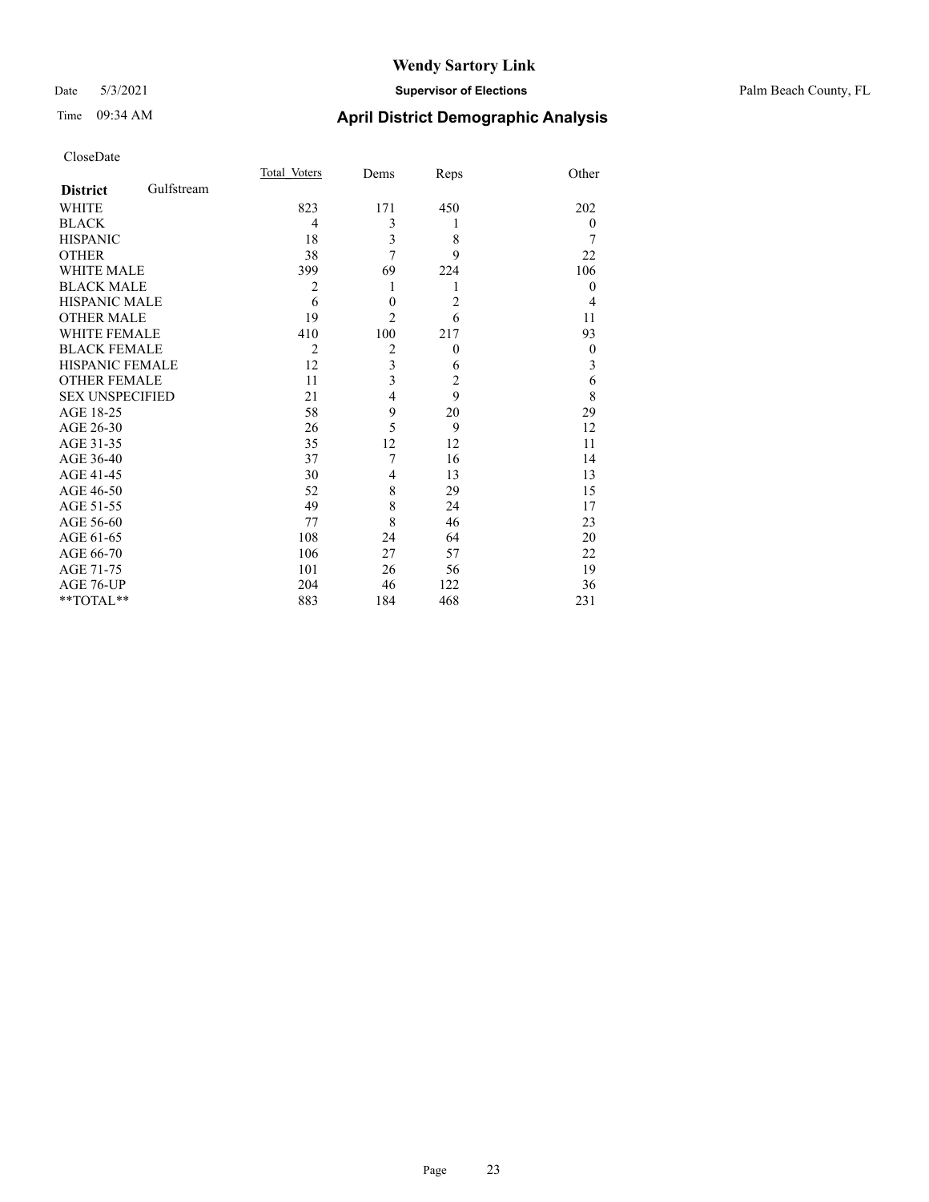# Wendy Sartory Link

Date 5/3/2021 **Supervisor of Elections** Palm Beach County, FL

Time 09:34 AM **April District Demographic Analysis**

CloseDate

| | Total_Voters | Dems | Reps | Other |
|---|---|---|---|---|
| **District** Gulfstream | | | | |
| WHITE | 823 | 171 | 450 | 202 |
| BLACK | 4 | 3 | 1 | 0 |
| HISPANIC | 18 | 3 | 8 | 7 |
| OTHER | 38 | 7 | 9 | 22 |
| WHITE MALE | 399 | 69 | 224 | 106 |
| BLACK MALE | 2 | 1 | 1 | 0 |
| HISPANIC MALE | 6 | 0 | 2 | 4 |
| OTHER MALE | 19 | 2 | 6 | 11 |
| WHITE FEMALE | 410 | 100 | 217 | 93 |
| BLACK FEMALE | 2 | 2 | 0 | 0 |
| HISPANIC FEMALE | 12 | 3 | 6 | 3 |
| OTHER FEMALE | 11 | 3 | 2 | 6 |
| SEX UNSPECIFIED | 21 | 4 | 9 | 8 |
| AGE 18-25 | 58 | 9 | 20 | 29 |
| AGE 26-30 | 26 | 5 | 9 | 12 |
| AGE 31-35 | 35 | 12 | 12 | 11 |
| AGE 36-40 | 37 | 7 | 16 | 14 |
| AGE 41-45 | 30 | 4 | 13 | 13 |
| AGE 46-50 | 52 | 8 | 29 | 15 |
| AGE 51-55 | 49 | 8 | 24 | 17 |
| AGE 56-60 | 77 | 8 | 46 | 23 |
| AGE 61-65 | 108 | 24 | 64 | 20 |
| AGE 66-70 | 106 | 27 | 57 | 22 |
| AGE 71-75 | 101 | 26 | 56 | 19 |
| AGE 76-UP | 204 | 46 | 122 | 36 |
| **TOTAL** | 883 | 184 | 468 | 231 |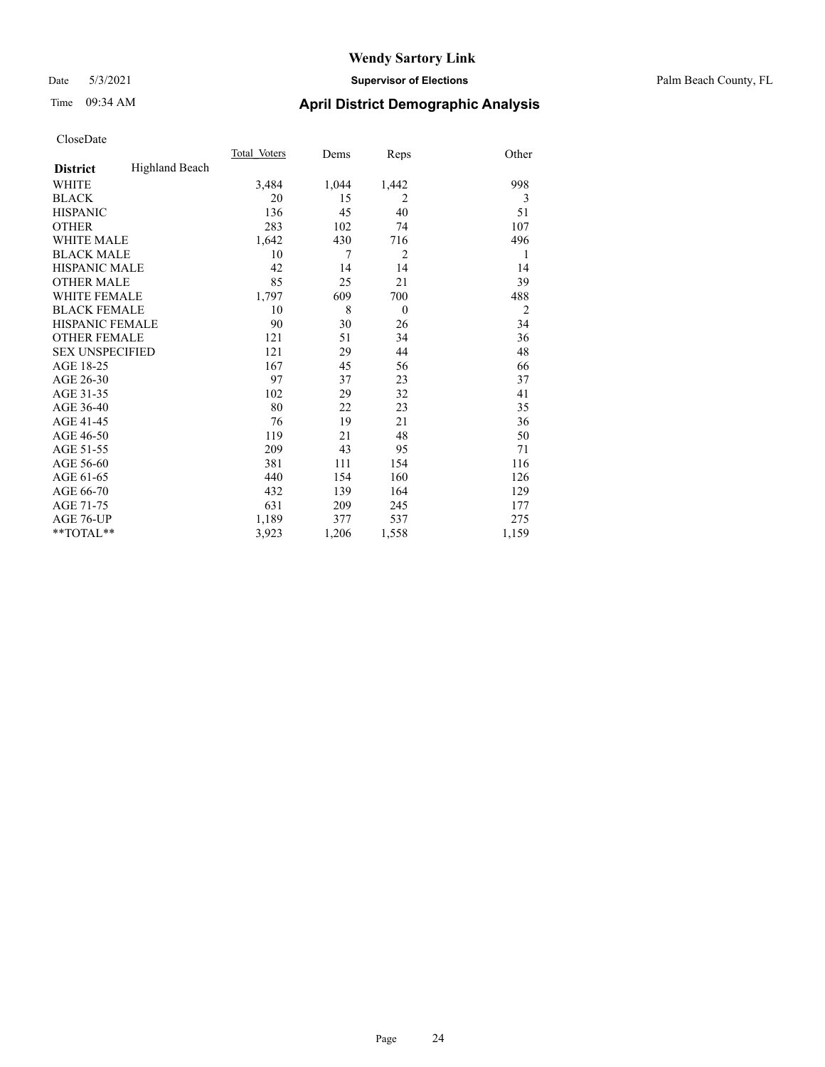# Wendy Sartory Link

Date 5/3/2021 **Supervisor of Elections** Palm Beach County, FL

Time 09:34 AM **April District Demographic Analysis**

CloseDate

| **District** Highland Beach | Total Voters | Dems | Reps | Other |
|---|---|---|---|---|
| WHITE | 3,484 | 1,044 | 1,442 | 998 |
| BLACK | 20 | 15 | 2 | 3 |
| HISPANIC | 136 | 45 | 40 | 51 |
| OTHER | 283 | 102 | 74 | 107 |
| WHITE MALE | 1,642 | 430 | 716 | 496 |
| BLACK MALE | 10 | 7 | 2 | 1 |
| HISPANIC MALE | 42 | 14 | 14 | 14 |
| OTHER MALE | 85 | 25 | 21 | 39 |
| WHITE FEMALE | 1,797 | 609 | 700 | 488 |
| BLACK FEMALE | 10 | 8 | 0 | 2 |
| HISPANIC FEMALE | 90 | 30 | 26 | 34 |
| OTHER FEMALE | 121 | 51 | 34 | 36 |
| SEX UNSPECIFIED | 121 | 29 | 44 | 48 |
| AGE 18-25 | 167 | 45 | 56 | 66 |
| AGE 26-30 | 97 | 37 | 23 | 37 |
| AGE 31-35 | 102 | 29 | 32 | 41 |
| AGE 36-40 | 80 | 22 | 23 | 35 |
| AGE 41-45 | 76 | 19 | 21 | 36 |
| AGE 46-50 | 119 | 21 | 48 | 50 |
| AGE 51-55 | 209 | 43 | 95 | 71 |
| AGE 56-60 | 381 | 111 | 154 | 116 |
| AGE 61-65 | 440 | 154 | 160 | 126 |
| AGE 66-70 | 432 | 139 | 164 | 129 |
| AGE 71-75 | 631 | 209 | 245 | 177 |
| AGE 76-UP | 1,189 | 377 | 537 | 275 |
| **TOTAL** | 3,923 | 1,206 | 1,558 | 1,159 |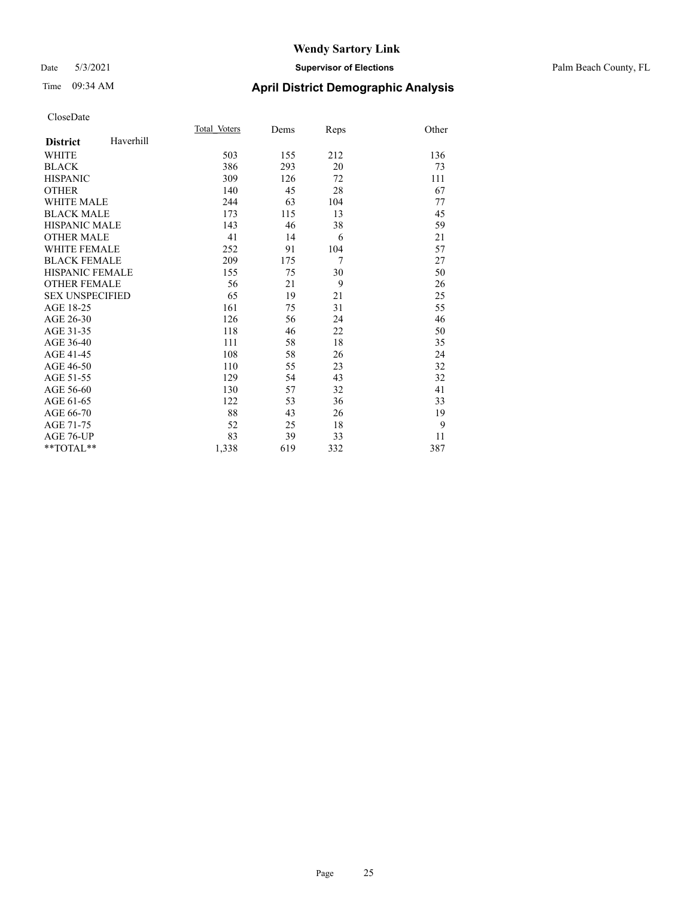# Wendy Sartory Link

Date 5/3/2021 **Supervisor of Elections** Palm Beach County, FL

Time 09:34 AM **April District Demographic Analysis**

CloseDate

| | Total_Voters | Dems | Reps | Other |
|---|---|---|---|---|
| **District** Haverhill | | | | |
| WHITE | 503 | 155 | 212 | 136 |
| BLACK | 386 | 293 | 20 | 73 |
| HISPANIC | 309 | 126 | 72 | 111 |
| OTHER | 140 | 45 | 28 | 67 |
| WHITE MALE | 244 | 63 | 104 | 77 |
| BLACK MALE | 173 | 115 | 13 | 45 |
| HISPANIC MALE | 143 | 46 | 38 | 59 |
| OTHER MALE | 41 | 14 | 6 | 21 |
| WHITE FEMALE | 252 | 91 | 104 | 57 |
| BLACK FEMALE | 209 | 175 | 7 | 27 |
| HISPANIC FEMALE | 155 | 75 | 30 | 50 |
| OTHER FEMALE | 56 | 21 | 9 | 26 |
| SEX UNSPECIFIED | 65 | 19 | 21 | 25 |
| AGE 18-25 | 161 | 75 | 31 | 55 |
| AGE 26-30 | 126 | 56 | 24 | 46 |
| AGE 31-35 | 118 | 46 | 22 | 50 |
| AGE 36-40 | 111 | 58 | 18 | 35 |
| AGE 41-45 | 108 | 58 | 26 | 24 |
| AGE 46-50 | 110 | 55 | 23 | 32 |
| AGE 51-55 | 129 | 54 | 43 | 32 |
| AGE 56-60 | 130 | 57 | 32 | 41 |
| AGE 61-65 | 122 | 53 | 36 | 33 |
| AGE 66-70 | 88 | 43 | 26 | 19 |
| AGE 71-75 | 52 | 25 | 18 | 9 |
| AGE 76-UP | 83 | 39 | 33 | 11 |
| **TOTAL** | 1,338 | 619 | 332 | 387 |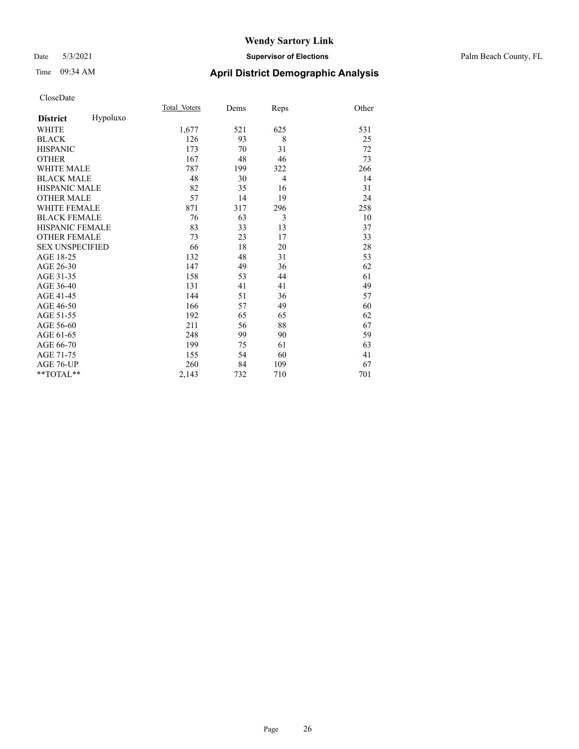# Wendy Sartory Link

Date 5/3/2021 **Supervisor of Elections** Palm Beach County, FL

Time 09:34 AM **April District Demographic Analysis**

CloseDate

| **District** Hypoluxo | Total Voters | Dems | Reps | Other |
|---|---|---|---|---|
| WHITE | 1,677 | 521 | 625 | 531 |
| BLACK | 126 | 93 | 8 | 25 |
| HISPANIC | 173 | 70 | 31 | 72 |
| OTHER | 167 | 48 | 46 | 73 |
| WHITE MALE | 787 | 199 | 322 | 266 |
| BLACK MALE | 48 | 30 | 4 | 14 |
| HISPANIC MALE | 82 | 35 | 16 | 31 |
| OTHER MALE | 57 | 14 | 19 | 24 |
| WHITE FEMALE | 871 | 317 | 296 | 258 |
| BLACK FEMALE | 76 | 63 | 3 | 10 |
| HISPANIC FEMALE | 83 | 33 | 13 | 37 |
| OTHER FEMALE | 73 | 23 | 17 | 33 |
| SEX UNSPECIFIED | 66 | 18 | 20 | 28 |
| AGE 18-25 | 132 | 48 | 31 | 53 |
| AGE 26-30 | 147 | 49 | 36 | 62 |
| AGE 31-35 | 158 | 53 | 44 | 61 |
| AGE 36-40 | 131 | 41 | 41 | 49 |
| AGE 41-45 | 144 | 51 | 36 | 57 |
| AGE 46-50 | 166 | 57 | 49 | 60 |
| AGE 51-55 | 192 | 65 | 65 | 62 |
| AGE 56-60 | 211 | 56 | 88 | 67 |
| AGE 61-65 | 248 | 99 | 90 | 59 |
| AGE 66-70 | 199 | 75 | 61 | 63 |
| AGE 71-75 | 155 | 54 | 60 | 41 |
| AGE 76-UP | 260 | 84 | 109 | 67 |
| **TOTAL** | 2,143 | 732 | 710 | 701 |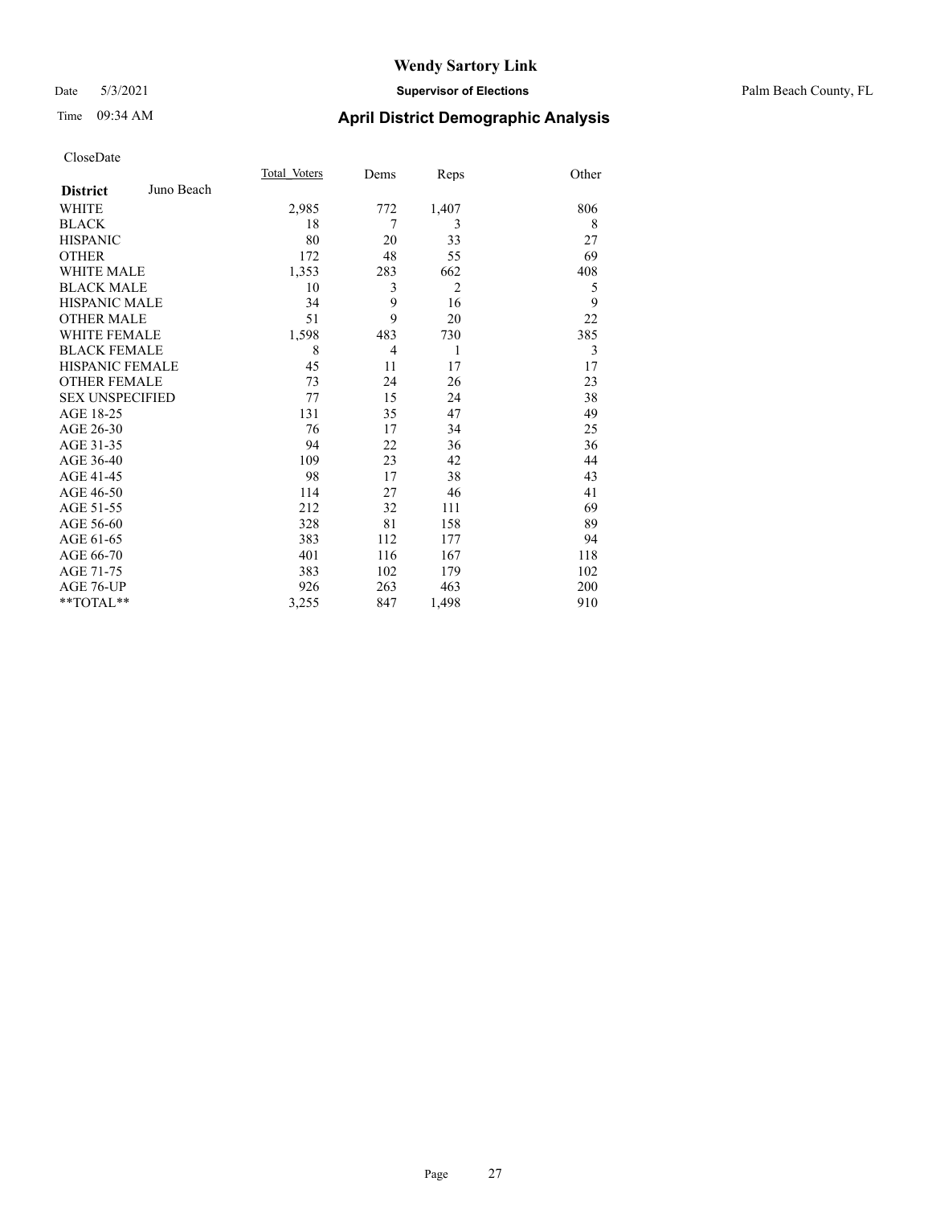# Wendy Sartory Link

Date 5/3/2021 **Supervisor of Elections** Palm Beach County, FL

Time 09:34 AM **April District Demographic Analysis**

CloseDate

| **District** Juno Beach | Total Voters | Dems | Reps | Other |
|---|---|---|---|---|
| WHITE | 2,985 | 772 | 1,407 | 806 |
| BLACK | 18 | 7 | 3 | 8 |
| HISPANIC | 80 | 20 | 33 | 27 |
| OTHER | 172 | 48 | 55 | 69 |
| WHITE MALE | 1,353 | 283 | 662 | 408 |
| BLACK MALE | 10 | 3 | 2 | 5 |
| HISPANIC MALE | 34 | 9 | 16 | 9 |
| OTHER MALE | 51 | 9 | 20 | 22 |
| WHITE FEMALE | 1,598 | 483 | 730 | 385 |
| BLACK FEMALE | 8 | 4 | 1 | 3 |
| HISPANIC FEMALE | 45 | 11 | 17 | 17 |
| OTHER FEMALE | 73 | 24 | 26 | 23 |
| SEX UNSPECIFIED | 77 | 15 | 24 | 38 |
| AGE 18-25 | 131 | 35 | 47 | 49 |
| AGE 26-30 | 76 | 17 | 34 | 25 |
| AGE 31-35 | 94 | 22 | 36 | 36 |
| AGE 36-40 | 109 | 23 | 42 | 44 |
| AGE 41-45 | 98 | 17 | 38 | 43 |
| AGE 46-50 | 114 | 27 | 46 | 41 |
| AGE 51-55 | 212 | 32 | 111 | 69 |
| AGE 56-60 | 328 | 81 | 158 | 89 |
| AGE 61-65 | 383 | 112 | 177 | 94 |
| AGE 66-70 | 401 | 116 | 167 | 118 |
| AGE 71-75 | 383 | 102 | 179 | 102 |
| AGE 76-UP | 926 | 263 | 463 | 200 |
| **TOTAL** | 3,255 | 847 | 1,498 | 910 |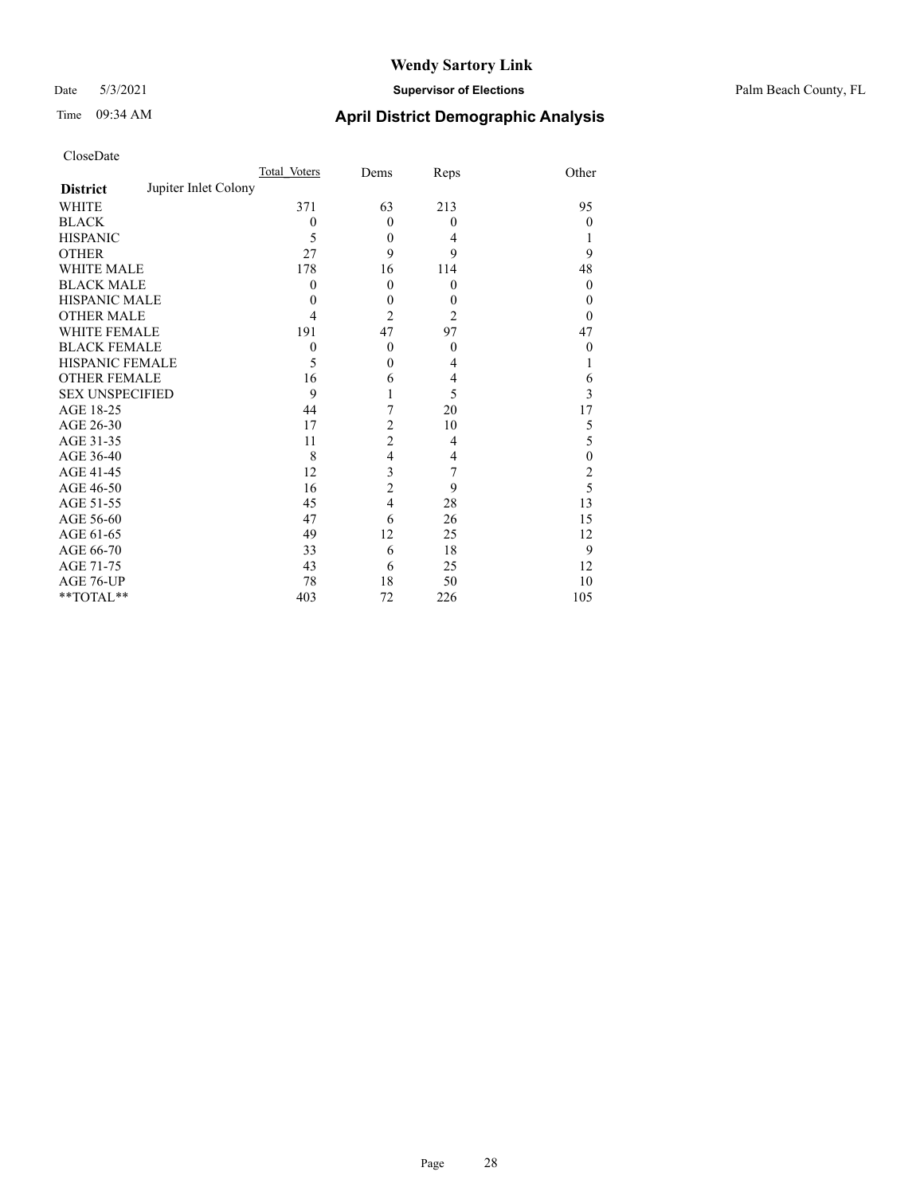# Wendy Sartory Link

Date 5/3/2021 **Supervisor of Elections** Palm Beach County, FL

Time 09:34 AM

## April District Demographic Analysis

CloseDate

| **District** Jupiter Inlet Colony | Total Voters | Dems | Reps | Other |
|---|---|---|---|---|
| WHITE | 371 | 63 | 213 | 95 |
| BLACK | 0 | 0 | 0 | 0 |
| HISPANIC | 5 | 0 | 4 | 1 |
| OTHER | 27 | 9 | 9 | 9 |
| WHITE MALE | 178 | 16 | 114 | 48 |
| BLACK MALE | 0 | 0 | 0 | 0 |
| HISPANIC MALE | 0 | 0 | 0 | 0 |
| OTHER MALE | 4 | 2 | 2 | 0 |
| WHITE FEMALE | 191 | 47 | 97 | 47 |
| BLACK FEMALE | 0 | 0 | 0 | 0 |
| HISPANIC FEMALE | 5 | 0 | 4 | 1 |
| OTHER FEMALE | 16 | 6 | 4 | 6 |
| SEX UNSPECIFIED | 9 | 1 | 5 | 3 |
| AGE 18-25 | 44 | 7 | 20 | 17 |
| AGE 26-30 | 17 | 2 | 10 | 5 |
| AGE 31-35 | 11 | 2 | 4 | 5 |
| AGE 36-40 | 8 | 4 | 4 | 0 |
| AGE 41-45 | 12 | 3 | 7 | 2 |
| AGE 46-50 | 16 | 2 | 9 | 5 |
| AGE 51-55 | 45 | 4 | 28 | 13 |
| AGE 56-60 | 47 | 6 | 26 | 15 |
| AGE 61-65 | 49 | 12 | 25 | 12 |
| AGE 66-70 | 33 | 6 | 18 | 9 |
| AGE 71-75 | 43 | 6 | 25 | 12 |
| AGE 76-UP | 78 | 18 | 50 | 10 |
| **TOTAL** | 403 | 72 | 226 | 105 |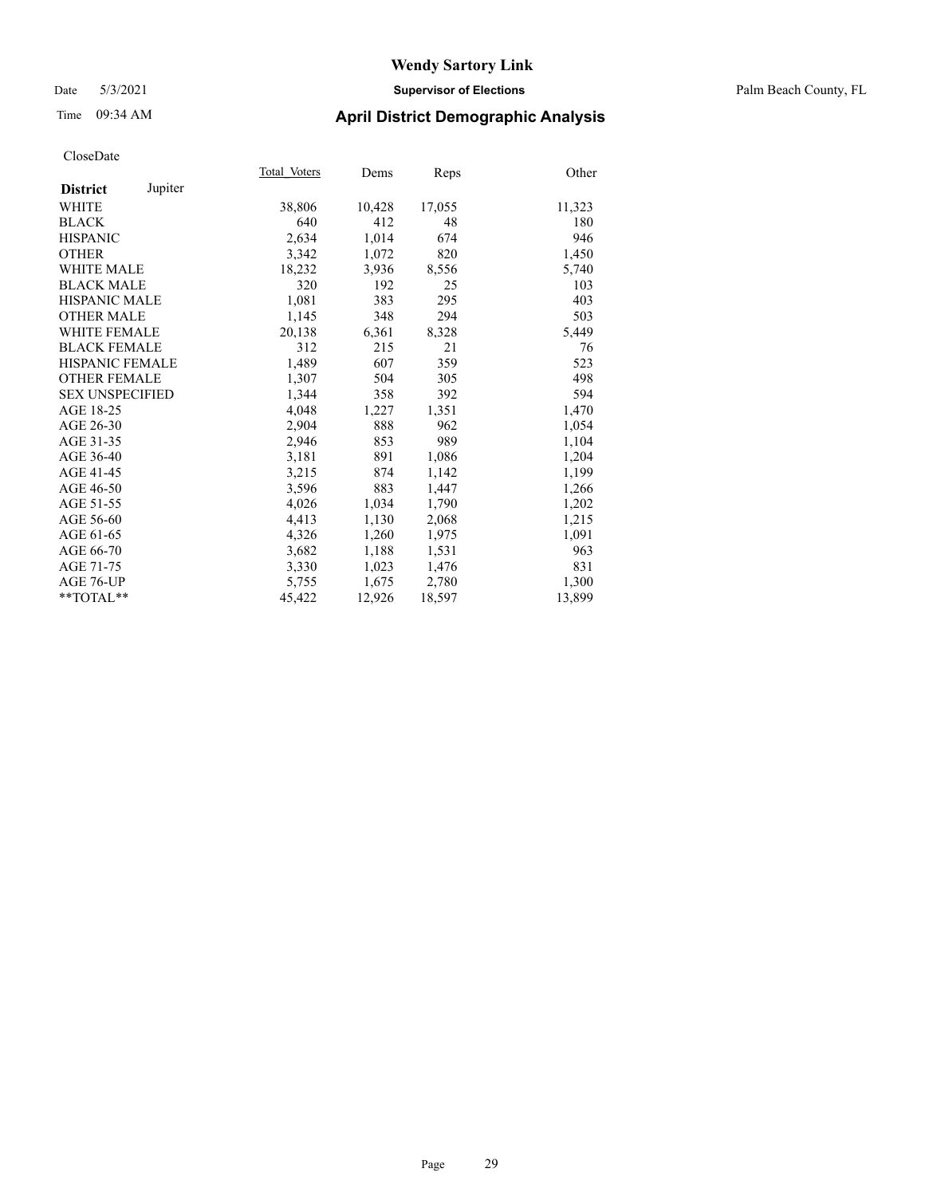# Wendy Sartory Link

Date 5/3/2021 **Supervisor of Elections** Palm Beach County, FL

Time 09:34 AM **April District Demographic Analysis**

CloseDate

| **District** Jupiter | Total Voters | Dems | Reps | Other |
|---|---|---|---|---|
| WHITE | 38,806 | 10,428 | 17,055 | 11,323 |
| BLACK | 640 | 412 | 48 | 180 |
| HISPANIC | 2,634 | 1,014 | 674 | 946 |
| OTHER | 3,342 | 1,072 | 820 | 1,450 |
| WHITE MALE | 18,232 | 3,936 | 8,556 | 5,740 |
| BLACK MALE | 320 | 192 | 25 | 103 |
| HISPANIC MALE | 1,081 | 383 | 295 | 403 |
| OTHER MALE | 1,145 | 348 | 294 | 503 |
| WHITE FEMALE | 20,138 | 6,361 | 8,328 | 5,449 |
| BLACK FEMALE | 312 | 215 | 21 | 76 |
| HISPANIC FEMALE | 1,489 | 607 | 359 | 523 |
| OTHER FEMALE | 1,307 | 504 | 305 | 498 |
| SEX UNSPECIFIED | 1,344 | 358 | 392 | 594 |
| AGE 18-25 | 4,048 | 1,227 | 1,351 | 1,470 |
| AGE 26-30 | 2,904 | 888 | 962 | 1,054 |
| AGE 31-35 | 2,946 | 853 | 989 | 1,104 |
| AGE 36-40 | 3,181 | 891 | 1,086 | 1,204 |
| AGE 41-45 | 3,215 | 874 | 1,142 | 1,199 |
| AGE 46-50 | 3,596 | 883 | 1,447 | 1,266 |
| AGE 51-55 | 4,026 | 1,034 | 1,790 | 1,202 |
| AGE 56-60 | 4,413 | 1,130 | 2,068 | 1,215 |
| AGE 61-65 | 4,326 | 1,260 | 1,975 | 1,091 |
| AGE 66-70 | 3,682 | 1,188 | 1,531 | 963 |
| AGE 71-75 | 3,330 | 1,023 | 1,476 | 831 |
| AGE 76-UP | 5,755 | 1,675 | 2,780 | 1,300 |
| **TOTAL** | 45,422 | 12,926 | 18,597 | 13,899 |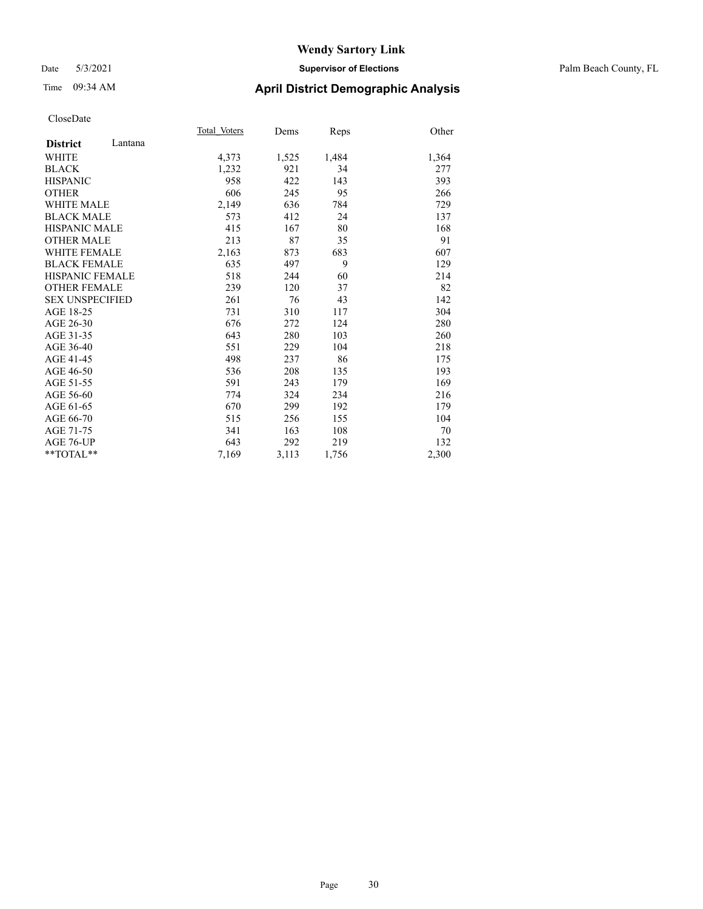# Wendy Sartory Link

Date 5/3/2021 **Supervisor of Elections** Palm Beach County, FL

Time 09:34 AM **April District Demographic Analysis**

CloseDate

| **District** Lantana | Total Voters | Dems | Reps | Other |
|---|---|---|---|---|
| WHITE | 4,373 | 1,525 | 1,484 | 1,364 |
| BLACK | 1,232 | 921 | 34 | 277 |
| HISPANIC | 958 | 422 | 143 | 393 |
| OTHER | 606 | 245 | 95 | 266 |
| WHITE MALE | 2,149 | 636 | 784 | 729 |
| BLACK MALE | 573 | 412 | 24 | 137 |
| HISPANIC MALE | 415 | 167 | 80 | 168 |
| OTHER MALE | 213 | 87 | 35 | 91 |
| WHITE FEMALE | 2,163 | 873 | 683 | 607 |
| BLACK FEMALE | 635 | 497 | 9 | 129 |
| HISPANIC FEMALE | 518 | 244 | 60 | 214 |
| OTHER FEMALE | 239 | 120 | 37 | 82 |
| SEX UNSPECIFIED | 261 | 76 | 43 | 142 |
| AGE 18-25 | 731 | 310 | 117 | 304 |
| AGE 26-30 | 676 | 272 | 124 | 280 |
| AGE 31-35 | 643 | 280 | 103 | 260 |
| AGE 36-40 | 551 | 229 | 104 | 218 |
| AGE 41-45 | 498 | 237 | 86 | 175 |
| AGE 46-50 | 536 | 208 | 135 | 193 |
| AGE 51-55 | 591 | 243 | 179 | 169 |
| AGE 56-60 | 774 | 324 | 234 | 216 |
| AGE 61-65 | 670 | 299 | 192 | 179 |
| AGE 66-70 | 515 | 256 | 155 | 104 |
| AGE 71-75 | 341 | 163 | 108 | 70 |
| AGE 76-UP | 643 | 292 | 219 | 132 |
| **TOTAL** | 7,169 | 3,113 | 1,756 | 2,300 |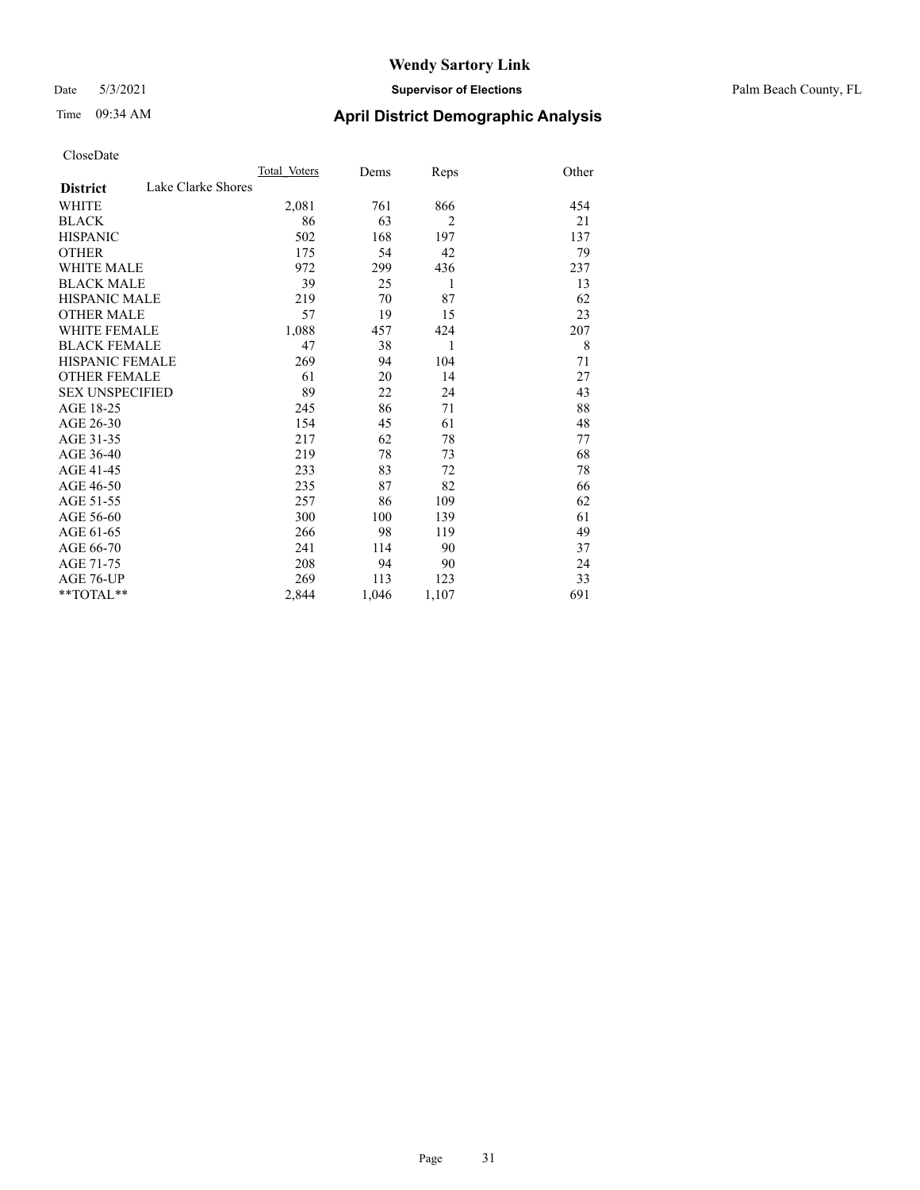Wendy Sartory Link

Date 5/3/2021 **Supervisor of Elections** Palm Beach County, FL

Time 09:34 AM **April District Demographic Analysis**

CloseDate

| **District** Lake Clarke Shores | Total Voters | Dems | Reps | Other |
|---|---|---|---|---|
| WHITE | 2,081 | 761 | 866 | 454 |
| BLACK | 86 | 63 | 2 | 21 |
| HISPANIC | 502 | 168 | 197 | 137 |
| OTHER | 175 | 54 | 42 | 79 |
| WHITE MALE | 972 | 299 | 436 | 237 |
| BLACK MALE | 39 | 25 | 1 | 13 |
| HISPANIC MALE | 219 | 70 | 87 | 62 |
| OTHER MALE | 57 | 19 | 15 | 23 |
| WHITE FEMALE | 1,088 | 457 | 424 | 207 |
| BLACK FEMALE | 47 | 38 | 1 | 8 |
| HISPANIC FEMALE | 269 | 94 | 104 | 71 |
| OTHER FEMALE | 61 | 20 | 14 | 27 |
| SEX UNSPECIFIED | 89 | 22 | 24 | 43 |
| AGE 18-25 | 245 | 86 | 71 | 88 |
| AGE 26-30 | 154 | 45 | 61 | 48 |
| AGE 31-35 | 217 | 62 | 78 | 77 |
| AGE 36-40 | 219 | 78 | 73 | 68 |
| AGE 41-45 | 233 | 83 | 72 | 78 |
| AGE 46-50 | 235 | 87 | 82 | 66 |
| AGE 51-55 | 257 | 86 | 109 | 62 |
| AGE 56-60 | 300 | 100 | 139 | 61 |
| AGE 61-65 | 266 | 98 | 119 | 49 |
| AGE 66-70 | 241 | 114 | 90 | 37 |
| AGE 71-75 | 208 | 94 | 90 | 24 |
| AGE 76-UP | 269 | 113 | 123 | 33 |
| **TOTAL** | 2,844 | 1,046 | 1,107 | 691 |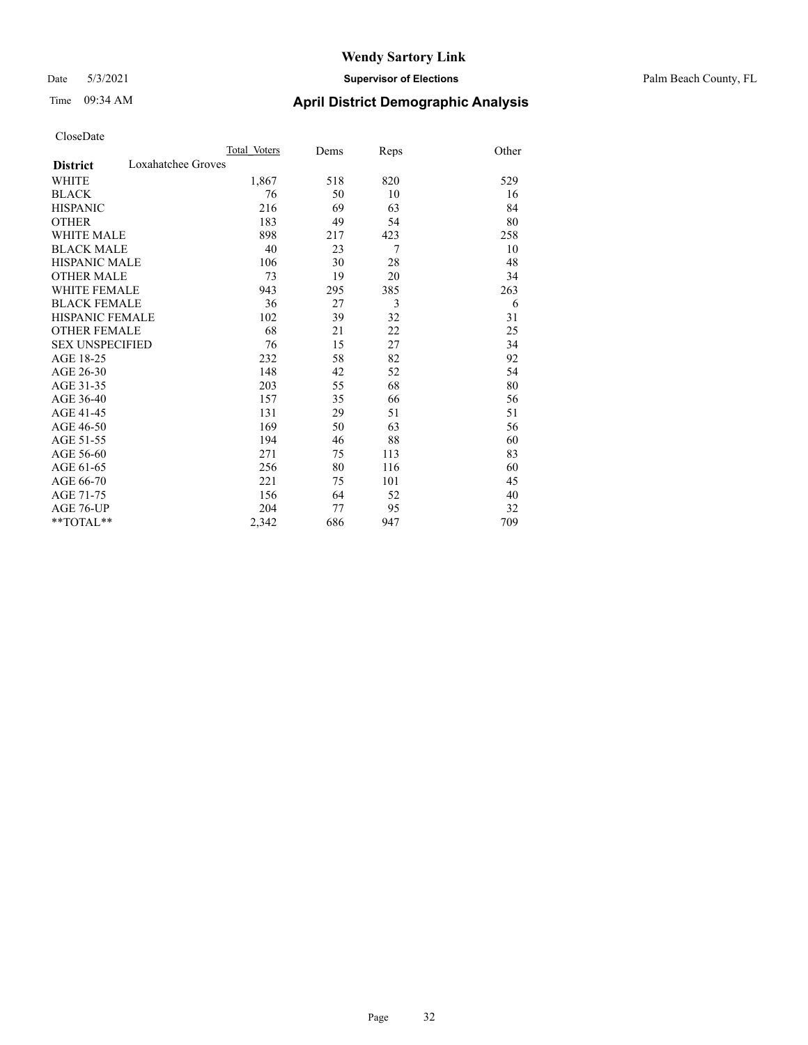# Wendy Sartory Link

Date 5/3/2021 **Supervisor of Elections** Palm Beach County, FL

Time 09:34 AM **April District Demographic Analysis**

CloseDate

| **District** Loxahatchee Groves | Total Voters | Dems | Reps | Other |
|---|---|---|---|---|
| WHITE | 1,867 | 518 | 820 | 529 |
| BLACK | 76 | 50 | 10 | 16 |
| HISPANIC | 216 | 69 | 63 | 84 |
| OTHER | 183 | 49 | 54 | 80 |
| WHITE MALE | 898 | 217 | 423 | 258 |
| BLACK MALE | 40 | 23 | 7 | 10 |
| HISPANIC MALE | 106 | 30 | 28 | 48 |
| OTHER MALE | 73 | 19 | 20 | 34 |
| WHITE FEMALE | 943 | 295 | 385 | 263 |
| BLACK FEMALE | 36 | 27 | 3 | 6 |
| HISPANIC FEMALE | 102 | 39 | 32 | 31 |
| OTHER FEMALE | 68 | 21 | 22 | 25 |
| SEX UNSPECIFIED | 76 | 15 | 27 | 34 |
| AGE 18-25 | 232 | 58 | 82 | 92 |
| AGE 26-30 | 148 | 42 | 52 | 54 |
| AGE 31-35 | 203 | 55 | 68 | 80 |
| AGE 36-40 | 157 | 35 | 66 | 56 |
| AGE 41-45 | 131 | 29 | 51 | 51 |
| AGE 46-50 | 169 | 50 | 63 | 56 |
| AGE 51-55 | 194 | 46 | 88 | 60 |
| AGE 56-60 | 271 | 75 | 113 | 83 |
| AGE 61-65 | 256 | 80 | 116 | 60 |
| AGE 66-70 | 221 | 75 | 101 | 45 |
| AGE 71-75 | 156 | 64 | 52 | 40 |
| AGE 76-UP | 204 | 77 | 95 | 32 |
| **TOTAL** | 2,342 | 686 | 947 | 709 |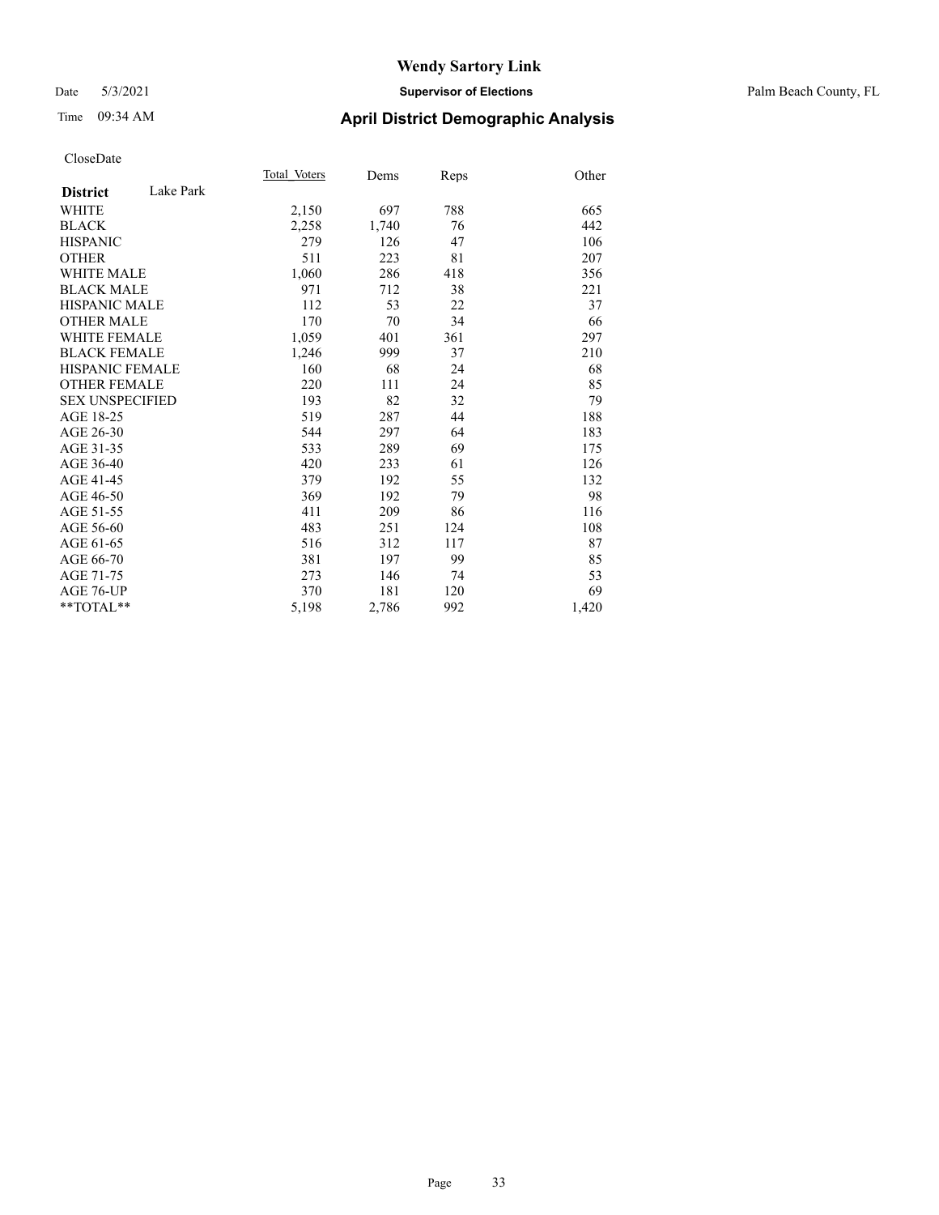# Wendy Sartory Link

Date 5/3/2021 **Supervisor of Elections** Palm Beach County, FL

Time 09:34 AM **April District Demographic Analysis**

CloseDate

| **District** Lake Park | Total_Voters | Dems | Reps | Other |
|---|---|---|---|---|
| WHITE | 2,150 | 697 | 788 | 665 |
| BLACK | 2,258 | 1,740 | 76 | 442 |
| HISPANIC | 279 | 126 | 47 | 106 |
| OTHER | 511 | 223 | 81 | 207 |
| WHITE MALE | 1,060 | 286 | 418 | 356 |
| BLACK MALE | 971 | 712 | 38 | 221 |
| HISPANIC MALE | 112 | 53 | 22 | 37 |
| OTHER MALE | 170 | 70 | 34 | 66 |
| WHITE FEMALE | 1,059 | 401 | 361 | 297 |
| BLACK FEMALE | 1,246 | 999 | 37 | 210 |
| HISPANIC FEMALE | 160 | 68 | 24 | 68 |
| OTHER FEMALE | 220 | 111 | 24 | 85 |
| SEX UNSPECIFIED | 193 | 82 | 32 | 79 |
| AGE 18-25 | 519 | 287 | 44 | 188 |
| AGE 26-30 | 544 | 297 | 64 | 183 |
| AGE 31-35 | 533 | 289 | 69 | 175 |
| AGE 36-40 | 420 | 233 | 61 | 126 |
| AGE 41-45 | 379 | 192 | 55 | 132 |
| AGE 46-50 | 369 | 192 | 79 | 98 |
| AGE 51-55 | 411 | 209 | 86 | 116 |
| AGE 56-60 | 483 | 251 | 124 | 108 |
| AGE 61-65 | 516 | 312 | 117 | 87 |
| AGE 66-70 | 381 | 197 | 99 | 85 |
| AGE 71-75 | 273 | 146 | 74 | 53 |
| AGE 76-UP | 370 | 181 | 120 | 69 |
| **TOTAL** | 5,198 | 2,786 | 992 | 1,420 |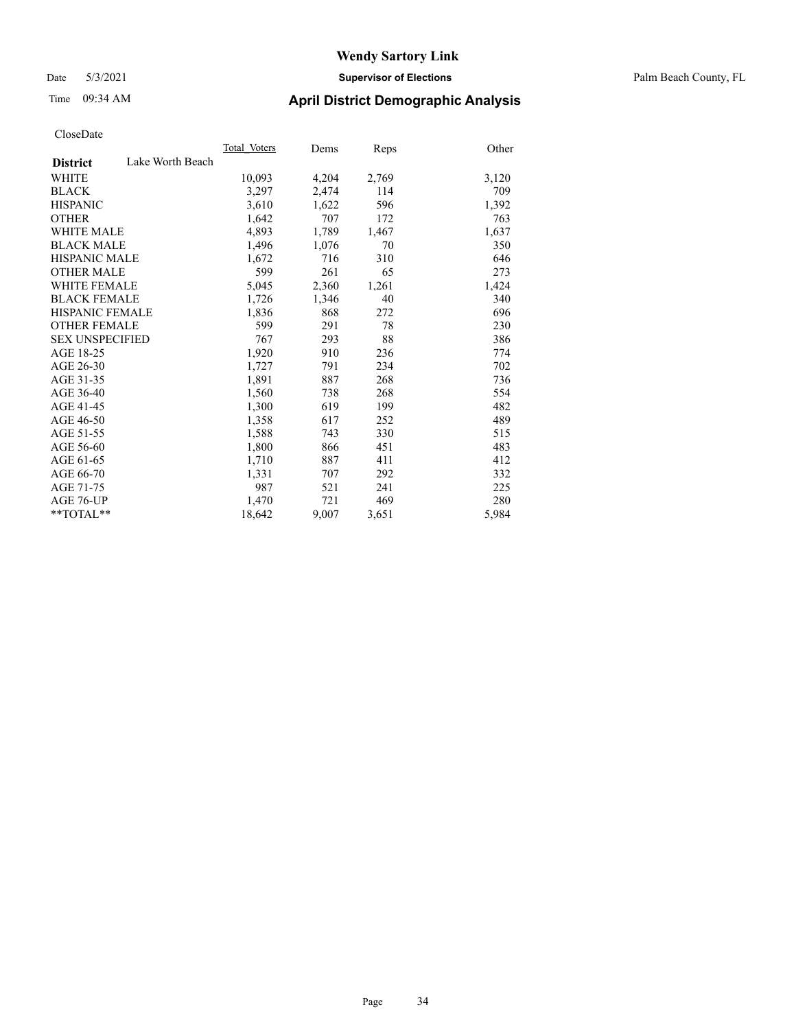**Wendy Sartory Link**

Date 5/3/2021 **Supervisor of Elections** Palm Beach County, FL

Time 09:34 AM **April District Demographic Analysis**

CloseDate

| **District** Lake Worth Beach | Total_Voters | Dems | Reps | Other |
|---|---|---|---|---|
| WHITE | 10,093 | 4,204 | 2,769 | 3,120 |
| BLACK | 3,297 | 2,474 | 114 | 709 |
| HISPANIC | 3,610 | 1,622 | 596 | 1,392 |
| OTHER | 1,642 | 707 | 172 | 763 |
| WHITE MALE | 4,893 | 1,789 | 1,467 | 1,637 |
| BLACK MALE | 1,496 | 1,076 | 70 | 350 |
| HISPANIC MALE | 1,672 | 716 | 310 | 646 |
| OTHER MALE | 599 | 261 | 65 | 273 |
| WHITE FEMALE | 5,045 | 2,360 | 1,261 | 1,424 |
| BLACK FEMALE | 1,726 | 1,346 | 40 | 340 |
| HISPANIC FEMALE | 1,836 | 868 | 272 | 696 |
| OTHER FEMALE | 599 | 291 | 78 | 230 |
| SEX UNSPECIFIED | 767 | 293 | 88 | 386 |
| AGE 18-25 | 1,920 | 910 | 236 | 774 |
| AGE 26-30 | 1,727 | 791 | 234 | 702 |
| AGE 31-35 | 1,891 | 887 | 268 | 736 |
| AGE 36-40 | 1,560 | 738 | 268 | 554 |
| AGE 41-45 | 1,300 | 619 | 199 | 482 |
| AGE 46-50 | 1,358 | 617 | 252 | 489 |
| AGE 51-55 | 1,588 | 743 | 330 | 515 |
| AGE 56-60 | 1,800 | 866 | 451 | 483 |
| AGE 61-65 | 1,710 | 887 | 411 | 412 |
| AGE 66-70 | 1,331 | 707 | 292 | 332 |
| AGE 71-75 | 987 | 521 | 241 | 225 |
| AGE 76-UP | 1,470 | 721 | 469 | 280 |
| **TOTAL** | 18,642 | 9,007 | 3,651 | 5,984 |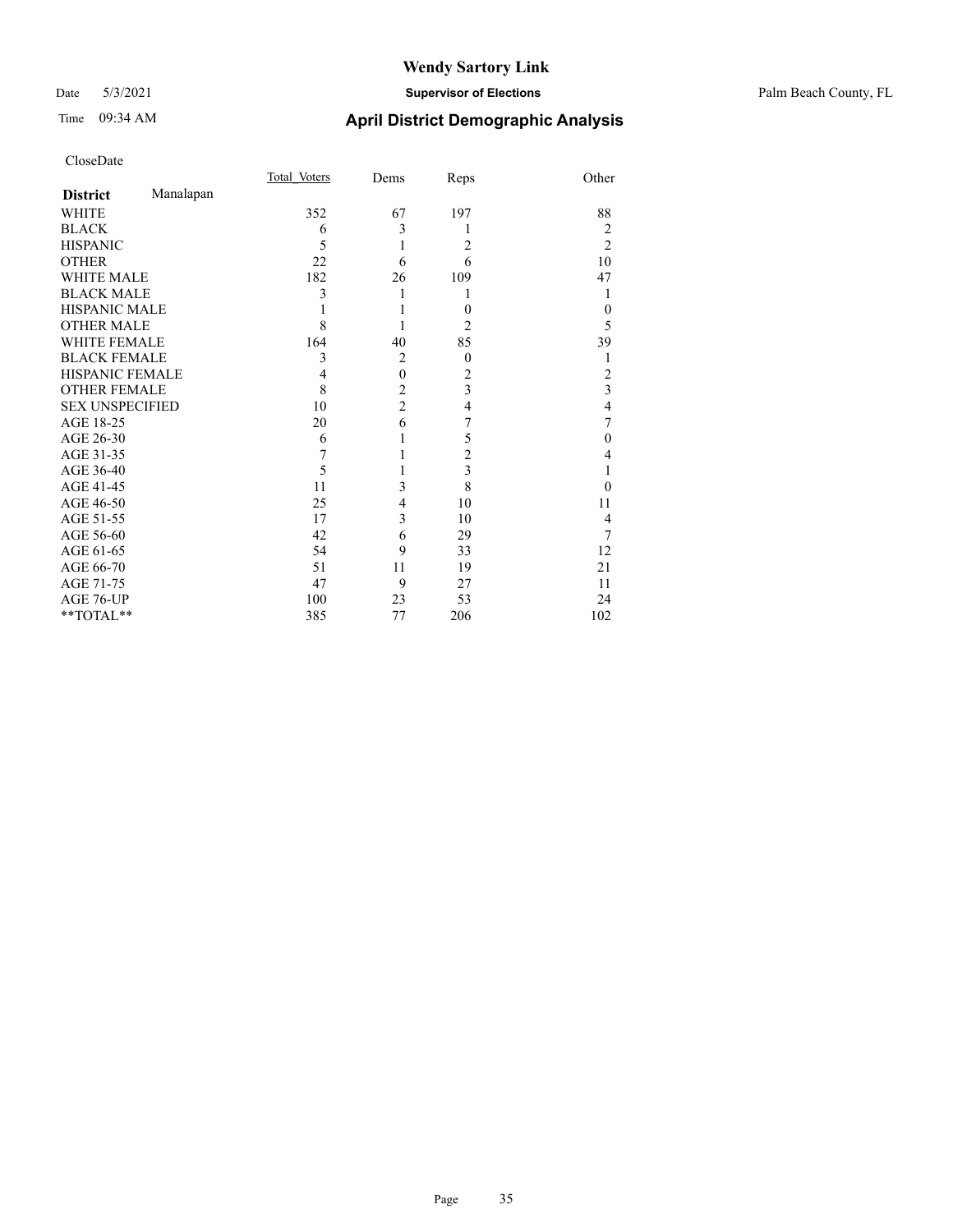# Wendy Sartory Link

Date 5/3/2021 **Supervisor of Elections** Palm Beach County, FL

Time 09:34 AM **April District Demographic Analysis**

CloseDate

| **District** Manalapan | Total Voters | Dems | Reps | Other |
|---|---|---|---|---|
| WHITE | 352 | 67 | 197 | 88 |
| BLACK | 6 | 3 | 1 | 2 |
| HISPANIC | 5 | 1 | 2 | 2 |
| OTHER | 22 | 6 | 6 | 10 |
| WHITE MALE | 182 | 26 | 109 | 47 |
| BLACK MALE | 3 | 1 | 1 | 1 |
| HISPANIC MALE | 1 | 1 | 0 | 0 |
| OTHER MALE | 8 | 1 | 2 | 5 |
| WHITE FEMALE | 164 | 40 | 85 | 39 |
| BLACK FEMALE | 3 | 2 | 0 | 1 |
| HISPANIC FEMALE | 4 | 0 | 2 | 2 |
| OTHER FEMALE | 8 | 2 | 3 | 3 |
| SEX UNSPECIFIED | 10 | 2 | 4 | 4 |
| AGE 18-25 | 20 | 6 | 7 | 7 |
| AGE 26-30 | 6 | 1 | 5 | 0 |
| AGE 31-35 | 7 | 1 | 2 | 4 |
| AGE 36-40 | 5 | 1 | 3 | 1 |
| AGE 41-45 | 11 | 3 | 8 | 0 |
| AGE 46-50 | 25 | 4 | 10 | 11 |
| AGE 51-55 | 17 | 3 | 10 | 4 |
| AGE 56-60 | 42 | 6 | 29 | 7 |
| AGE 61-65 | 54 | 9 | 33 | 12 |
| AGE 66-70 | 51 | 11 | 19 | 21 |
| AGE 71-75 | 47 | 9 | 27 | 11 |
| AGE 76-UP | 100 | 23 | 53 | 24 |
| **TOTAL** | 385 | 77 | 206 | 102 |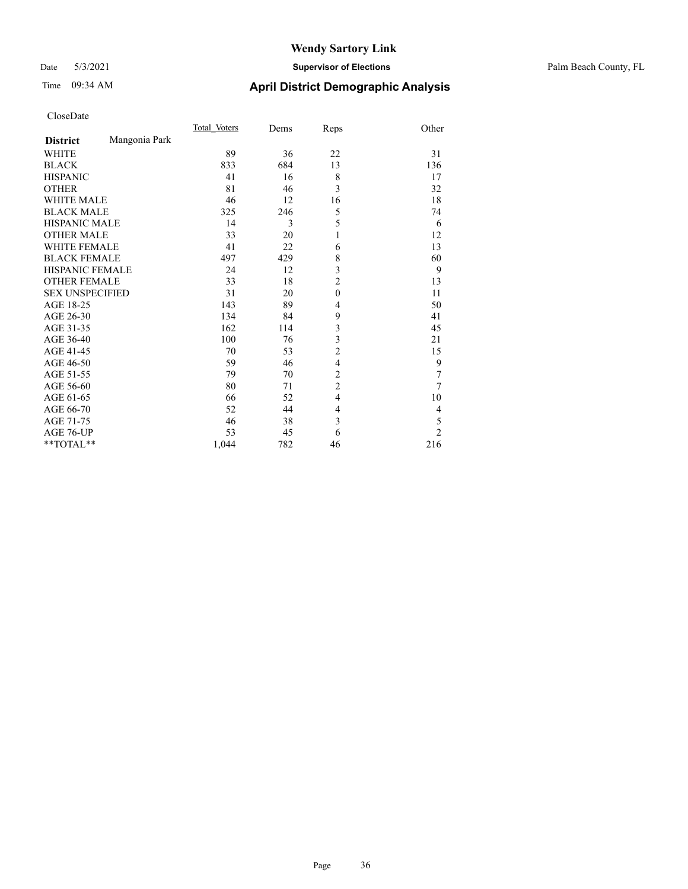# Wendy Sartory Link

Date 5/3/2021 **Supervisor of Elections** Palm Beach County, FL

Time 09:34 AM **April District Demographic Analysis**

CloseDate

| **District** Mangonia Park | Total Voters | Dems | Reps | Other |
|---|---|---|---|---|
| WHITE | 89 | 36 | 22 | 31 |
| BLACK | 833 | 684 | 13 | 136 |
| HISPANIC | 41 | 16 | 8 | 17 |
| OTHER | 81 | 46 | 3 | 32 |
| WHITE MALE | 46 | 12 | 16 | 18 |
| BLACK MALE | 325 | 246 | 5 | 74 |
| HISPANIC MALE | 14 | 3 | 5 | 6 |
| OTHER MALE | 33 | 20 | 1 | 12 |
| WHITE FEMALE | 41 | 22 | 6 | 13 |
| BLACK FEMALE | 497 | 429 | 8 | 60 |
| HISPANIC FEMALE | 24 | 12 | 3 | 9 |
| OTHER FEMALE | 33 | 18 | 2 | 13 |
| SEX UNSPECIFIED | 31 | 20 | 0 | 11 |
| AGE 18-25 | 143 | 89 | 4 | 50 |
| AGE 26-30 | 134 | 84 | 9 | 41 |
| AGE 31-35 | 162 | 114 | 3 | 45 |
| AGE 36-40 | 100 | 76 | 3 | 21 |
| AGE 41-45 | 70 | 53 | 2 | 15 |
| AGE 46-50 | 59 | 46 | 4 | 9 |
| AGE 51-55 | 79 | 70 | 2 | 7 |
| AGE 56-60 | 80 | 71 | 2 | 7 |
| AGE 61-65 | 66 | 52 | 4 | 10 |
| AGE 66-70 | 52 | 44 | 4 | 4 |
| AGE 71-75 | 46 | 38 | 3 | 5 |
| AGE 76-UP | 53 | 45 | 6 | 2 |
| **TOTAL** | 1,044 | 782 | 46 | 216 |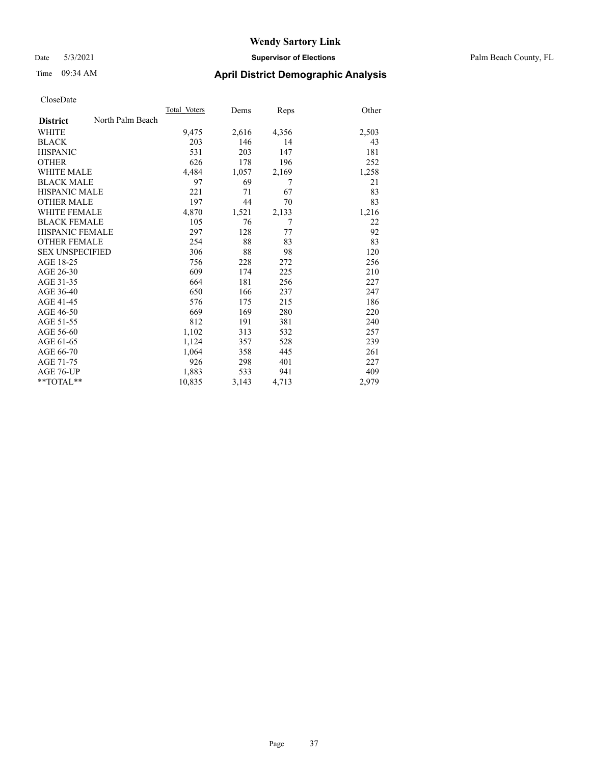# Wendy Sartory Link

Date 5/3/2021 **Supervisor of Elections** Palm Beach County, FL

Time 09:34 AM **April District Demographic Analysis**

CloseDate

| **District** North Palm Beach | Total Voters | Dems | Reps | Other |
|---|---|---|---|---|
| WHITE | 9,475 | 2,616 | 4,356 | 2,503 |
| BLACK | 203 | 146 | 14 | 43 |
| HISPANIC | 531 | 203 | 147 | 181 |
| OTHER | 626 | 178 | 196 | 252 |
| WHITE MALE | 4,484 | 1,057 | 2,169 | 1,258 |
| BLACK MALE | 97 | 69 | 7 | 21 |
| HISPANIC MALE | 221 | 71 | 67 | 83 |
| OTHER MALE | 197 | 44 | 70 | 83 |
| WHITE FEMALE | 4,870 | 1,521 | 2,133 | 1,216 |
| BLACK FEMALE | 105 | 76 | 7 | 22 |
| HISPANIC FEMALE | 297 | 128 | 77 | 92 |
| OTHER FEMALE | 254 | 88 | 83 | 83 |
| SEX UNSPECIFIED | 306 | 88 | 98 | 120 |
| AGE 18-25 | 756 | 228 | 272 | 256 |
| AGE 26-30 | 609 | 174 | 225 | 210 |
| AGE 31-35 | 664 | 181 | 256 | 227 |
| AGE 36-40 | 650 | 166 | 237 | 247 |
| AGE 41-45 | 576 | 175 | 215 | 186 |
| AGE 46-50 | 669 | 169 | 280 | 220 |
| AGE 51-55 | 812 | 191 | 381 | 240 |
| AGE 56-60 | 1,102 | 313 | 532 | 257 |
| AGE 61-65 | 1,124 | 357 | 528 | 239 |
| AGE 66-70 | 1,064 | 358 | 445 | 261 |
| AGE 71-75 | 926 | 298 | 401 | 227 |
| AGE 76-UP | 1,883 | 533 | 941 | 409 |
| **TOTAL** | 10,835 | 3,143 | 4,713 | 2,979 |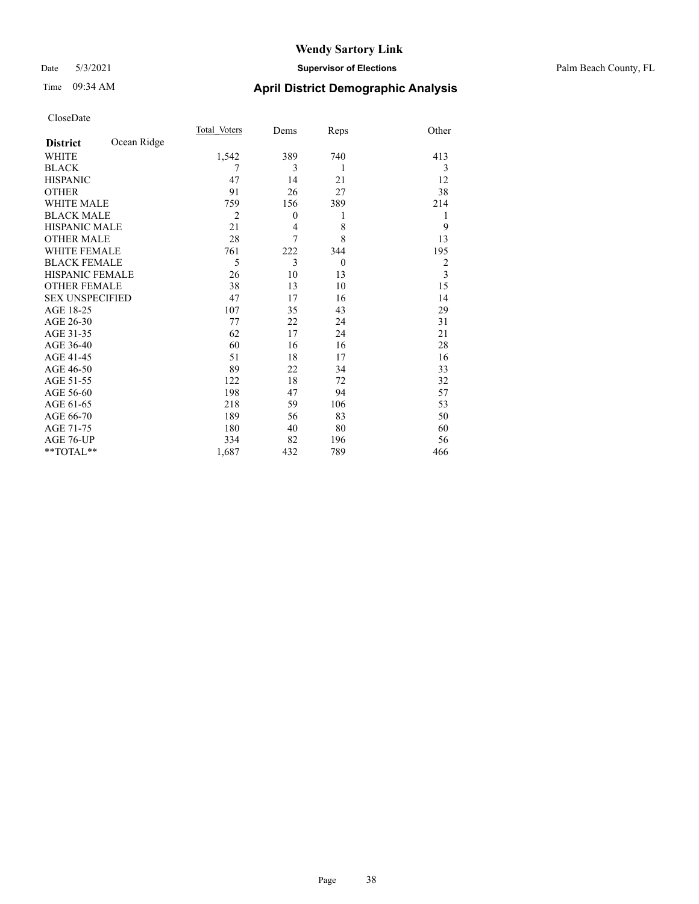# Wendy Sartory Link

Date 5/3/2021 **Supervisor of Elections** Palm Beach County, FL

Time 09:34 AM **April District Demographic Analysis**

CloseDate

| **District** Ocean Ridge | Total_Voters | Dems | Reps | Other |
|---|---|---|---|---|
| WHITE | 1,542 | 389 | 740 | 413 |
| BLACK | 7 | 3 | 1 | 3 |
| HISPANIC | 47 | 14 | 21 | 12 |
| OTHER | 91 | 26 | 27 | 38 |
| WHITE MALE | 759 | 156 | 389 | 214 |
| BLACK MALE | 2 | 0 | 1 | 1 |
| HISPANIC MALE | 21 | 4 | 8 | 9 |
| OTHER MALE | 28 | 7 | 8 | 13 |
| WHITE FEMALE | 761 | 222 | 344 | 195 |
| BLACK FEMALE | 5 | 3 | 0 | 2 |
| HISPANIC FEMALE | 26 | 10 | 13 | 3 |
| OTHER FEMALE | 38 | 13 | 10 | 15 |
| SEX UNSPECIFIED | 47 | 17 | 16 | 14 |
| AGE 18-25 | 107 | 35 | 43 | 29 |
| AGE 26-30 | 77 | 22 | 24 | 31 |
| AGE 31-35 | 62 | 17 | 24 | 21 |
| AGE 36-40 | 60 | 16 | 16 | 28 |
| AGE 41-45 | 51 | 18 | 17 | 16 |
| AGE 46-50 | 89 | 22 | 34 | 33 |
| AGE 51-55 | 122 | 18 | 72 | 32 |
| AGE 56-60 | 198 | 47 | 94 | 57 |
| AGE 61-65 | 218 | 59 | 106 | 53 |
| AGE 66-70 | 189 | 56 | 83 | 50 |
| AGE 71-75 | 180 | 40 | 80 | 60 |
| AGE 76-UP | 334 | 82 | 196 | 56 |
| **TOTAL** | 1,687 | 432 | 789 | 466 |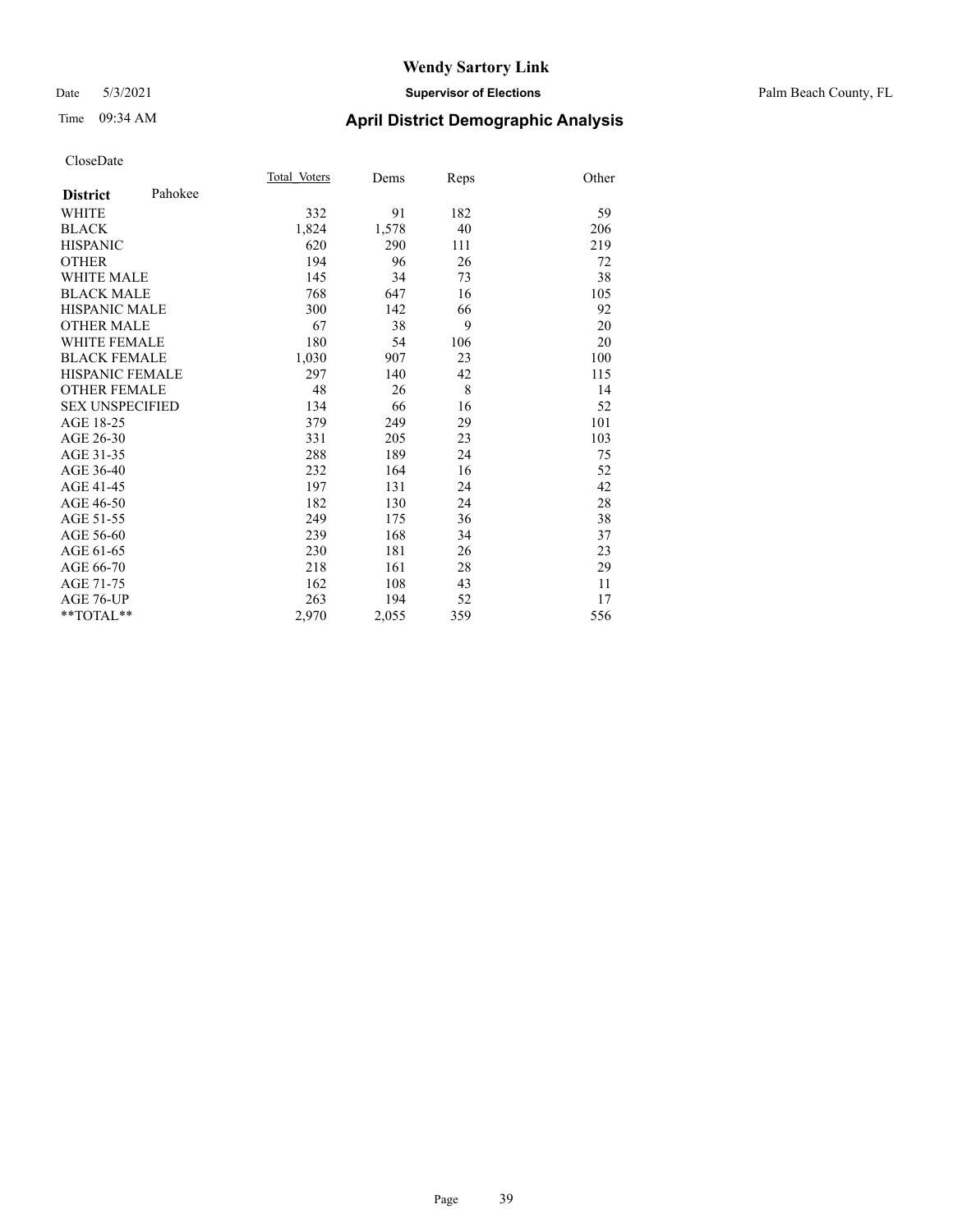# Wendy Sartory Link

Date 5/3/2021 **Supervisor of Elections** Palm Beach County, FL

Time 09:34 AM **April District Demographic Analysis**

CloseDate

| **District** Pahokee | Total Voters | Dems | Reps | Other |
|---|---|---|---|---|
| WHITE | 332 | 91 | 182 | 59 |
| BLACK | 1,824 | 1,578 | 40 | 206 |
| HISPANIC | 620 | 290 | 111 | 219 |
| OTHER | 194 | 96 | 26 | 72 |
| WHITE MALE | 145 | 34 | 73 | 38 |
| BLACK MALE | 768 | 647 | 16 | 105 |
| HISPANIC MALE | 300 | 142 | 66 | 92 |
| OTHER MALE | 67 | 38 | 9 | 20 |
| WHITE FEMALE | 180 | 54 | 106 | 20 |
| BLACK FEMALE | 1,030 | 907 | 23 | 100 |
| HISPANIC FEMALE | 297 | 140 | 42 | 115 |
| OTHER FEMALE | 48 | 26 | 8 | 14 |
| SEX UNSPECIFIED | 134 | 66 | 16 | 52 |
| AGE 18-25 | 379 | 249 | 29 | 101 |
| AGE 26-30 | 331 | 205 | 23 | 103 |
| AGE 31-35 | 288 | 189 | 24 | 75 |
| AGE 36-40 | 232 | 164 | 16 | 52 |
| AGE 41-45 | 197 | 131 | 24 | 42 |
| AGE 46-50 | 182 | 130 | 24 | 28 |
| AGE 51-55 | 249 | 175 | 36 | 38 |
| AGE 56-60 | 239 | 168 | 34 | 37 |
| AGE 61-65 | 230 | 181 | 26 | 23 |
| AGE 66-70 | 218 | 161 | 28 | 29 |
| AGE 71-75 | 162 | 108 | 43 | 11 |
| AGE 76-UP | 263 | 194 | 52 | 17 |
| **TOTAL** | 2,970 | 2,055 | 359 | 556 |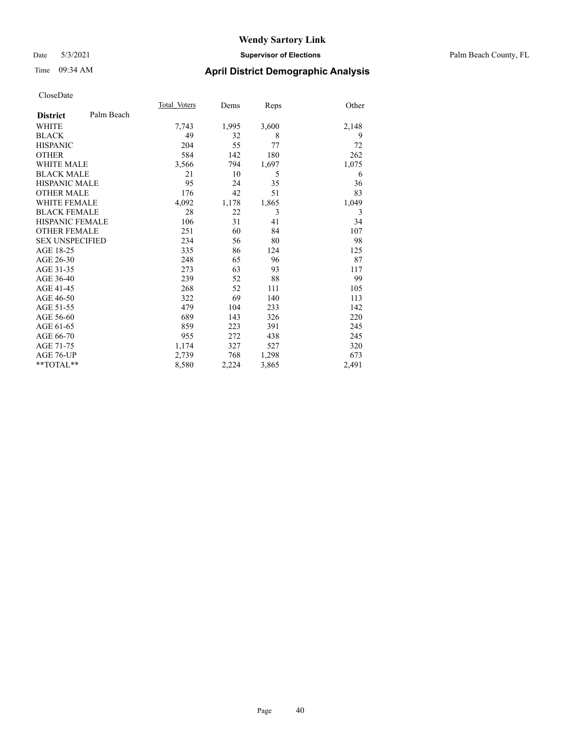# Wendy Sartory Link

Date 5/3/2021 **Supervisor of Elections** Palm Beach County, FL

Time 09:34 AM **April District Demographic Analysis**

CloseDate

| **District** Palm Beach | Total_Voters | Dems | Reps | Other |
|---|---|---|---|---|
| WHITE | 7,743 | 1,995 | 3,600 | 2,148 |
| BLACK | 49 | 32 | 8 | 9 |
| HISPANIC | 204 | 55 | 77 | 72 |
| OTHER | 584 | 142 | 180 | 262 |
| WHITE MALE | 3,566 | 794 | 1,697 | 1,075 |
| BLACK MALE | 21 | 10 | 5 | 6 |
| HISPANIC MALE | 95 | 24 | 35 | 36 |
| OTHER MALE | 176 | 42 | 51 | 83 |
| WHITE FEMALE | 4,092 | 1,178 | 1,865 | 1,049 |
| BLACK FEMALE | 28 | 22 | 3 | 3 |
| HISPANIC FEMALE | 106 | 31 | 41 | 34 |
| OTHER FEMALE | 251 | 60 | 84 | 107 |
| SEX UNSPECIFIED | 234 | 56 | 80 | 98 |
| AGE 18-25 | 335 | 86 | 124 | 125 |
| AGE 26-30 | 248 | 65 | 96 | 87 |
| AGE 31-35 | 273 | 63 | 93 | 117 |
| AGE 36-40 | 239 | 52 | 88 | 99 |
| AGE 41-45 | 268 | 52 | 111 | 105 |
| AGE 46-50 | 322 | 69 | 140 | 113 |
| AGE 51-55 | 479 | 104 | 233 | 142 |
| AGE 56-60 | 689 | 143 | 326 | 220 |
| AGE 61-65 | 859 | 223 | 391 | 245 |
| AGE 66-70 | 955 | 272 | 438 | 245 |
| AGE 71-75 | 1,174 | 327 | 527 | 320 |
| AGE 76-UP | 2,739 | 768 | 1,298 | 673 |
| **TOTAL** | 8,580 | 2,224 | 3,865 | 2,491 |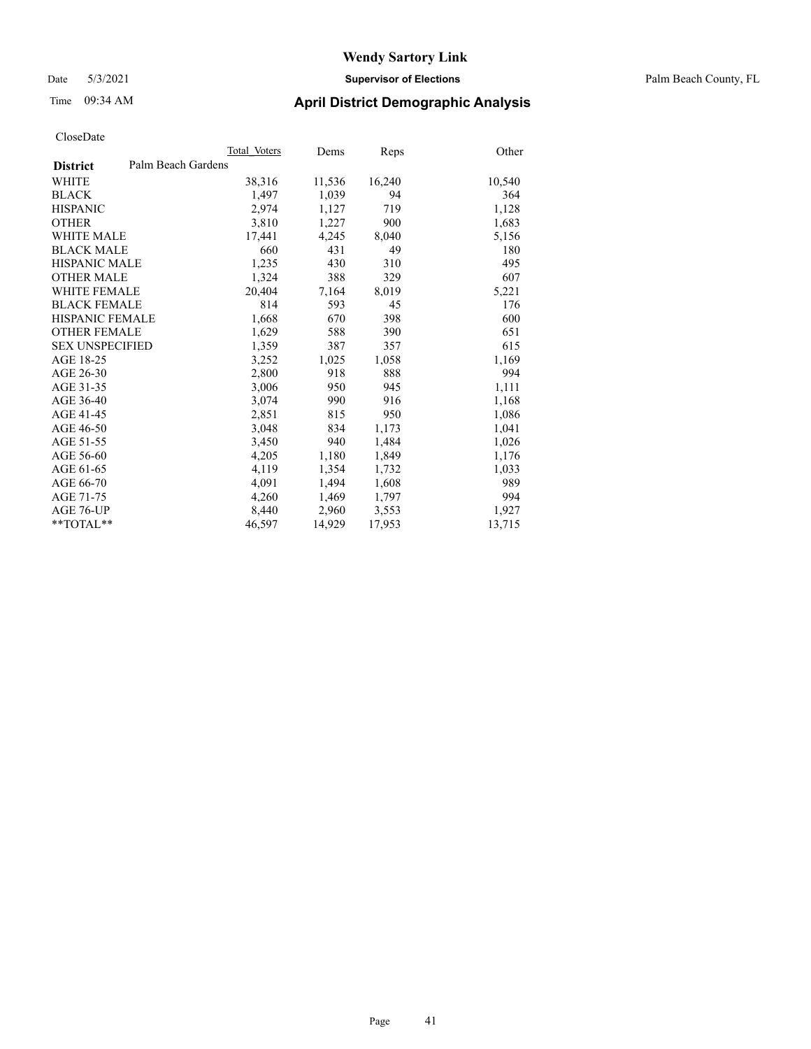# April District Demographic Analysis

CloseDate

| District: Palm Beach Gardens | Total Voters | Dems | Reps | Other |
|---|---|---|---|---|
| WHITE | 38,316 | 11,536 | 16,240 | 10,540 |
| BLACK | 1,497 | 1,039 | 94 | 364 |
| HISPANIC | 2,974 | 1,127 | 719 | 1,128 |
| OTHER | 3,810 | 1,227 | 900 | 1,683 |
| WHITE MALE | 17,441 | 4,245 | 8,040 | 5,156 |
| BLACK MALE | 660 | 431 | 49 | 180 |
| HISPANIC MALE | 1,235 | 430 | 310 | 495 |
| OTHER MALE | 1,324 | 388 | 329 | 607 |
| WHITE FEMALE | 20,404 | 7,164 | 8,019 | 5,221 |
| BLACK FEMALE | 814 | 593 | 45 | 176 |
| HISPANIC FEMALE | 1,668 | 670 | 398 | 600 |
| OTHER FEMALE | 1,629 | 588 | 390 | 651 |
| SEX UNSPECIFIED | 1,359 | 387 | 357 | 615 |
| AGE 18-25 | 3,252 | 1,025 | 1,058 | 1,169 |
| AGE 26-30 | 2,800 | 918 | 888 | 994 |
| AGE 31-35 | 3,006 | 950 | 945 | 1,111 |
| AGE 36-40 | 3,074 | 990 | 916 | 1,168 |
| AGE 41-45 | 2,851 | 815 | 950 | 1,086 |
| AGE 46-50 | 3,048 | 834 | 1,173 | 1,041 |
| AGE 51-55 | 3,450 | 940 | 1,484 | 1,026 |
| AGE 56-60 | 4,205 | 1,180 | 1,849 | 1,176 |
| AGE 61-65 | 4,119 | 1,354 | 1,732 | 1,033 |
| AGE 66-70 | 4,091 | 1,494 | 1,608 | 989 |
| AGE 71-75 | 4,260 | 1,469 | 1,797 | 994 |
| AGE 76-UP | 8,440 | 2,960 | 3,553 | 1,927 |
| **TOTAL** | 46,597 | 14,929 | 17,953 | 13,715 |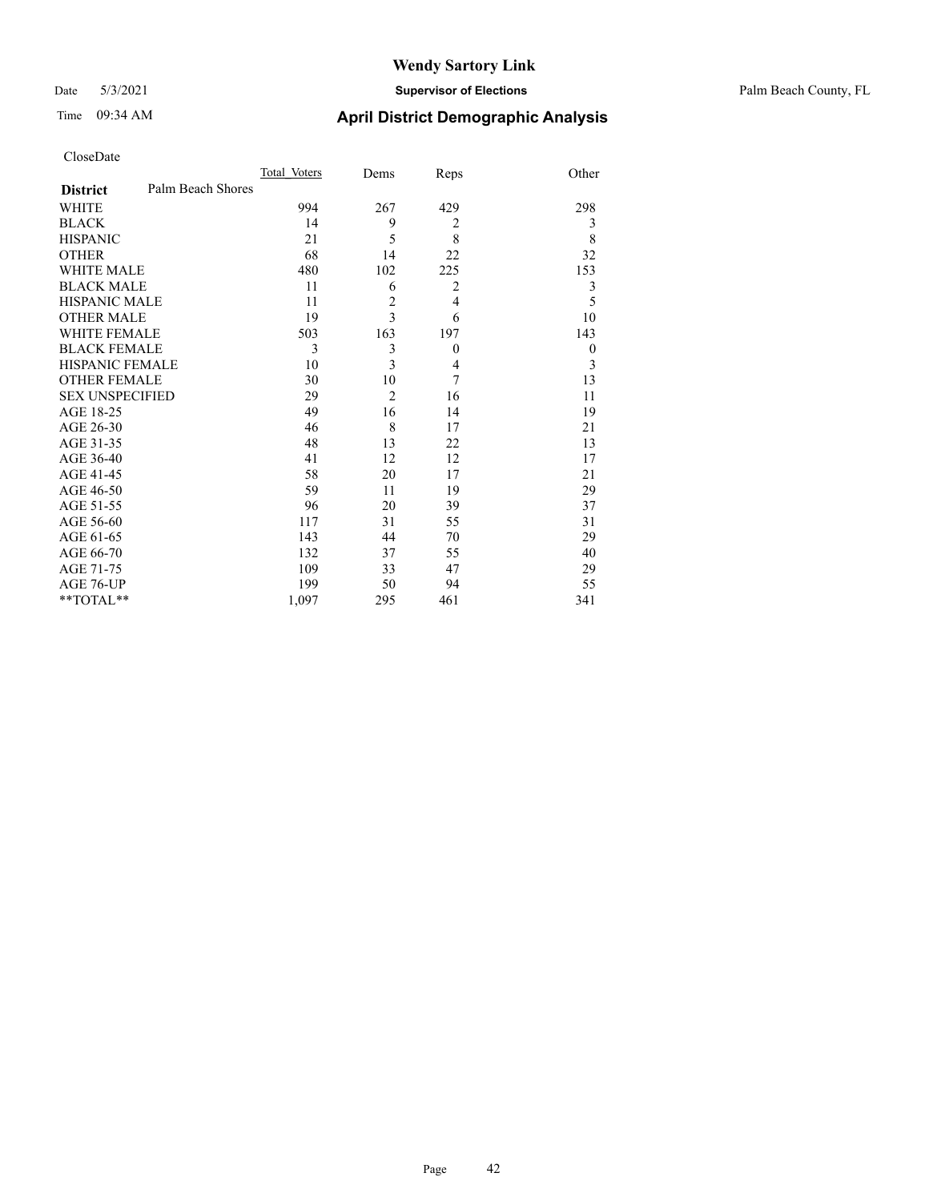# Wendy Sartory Link

Date 5/3/2021 **Supervisor of Elections** Palm Beach County, FL

Time 09:34 AM **April District Demographic Analysis**

CloseDate

| | Total_Voters | Dems | Reps | Other |
|---|---|---|---|---|
| **District** Palm Beach Shores | | | | |
| WHITE | 994 | 267 | 429 | 298 |
| BLACK | 14 | 9 | 2 | 3 |
| HISPANIC | 21 | 5 | 8 | 8 |
| OTHER | 68 | 14 | 22 | 32 |
| WHITE MALE | 480 | 102 | 225 | 153 |
| BLACK MALE | 11 | 6 | 2 | 3 |
| HISPANIC MALE | 11 | 2 | 4 | 5 |
| OTHER MALE | 19 | 3 | 6 | 10 |
| WHITE FEMALE | 503 | 163 | 197 | 143 |
| BLACK FEMALE | 3 | 3 | 0 | 0 |
| HISPANIC FEMALE | 10 | 3 | 4 | 3 |
| OTHER FEMALE | 30 | 10 | 7 | 13 |
| SEX UNSPECIFIED | 29 | 2 | 16 | 11 |
| AGE 18-25 | 49 | 16 | 14 | 19 |
| AGE 26-30 | 46 | 8 | 17 | 21 |
| AGE 31-35 | 48 | 13 | 22 | 13 |
| AGE 36-40 | 41 | 12 | 12 | 17 |
| AGE 41-45 | 58 | 20 | 17 | 21 |
| AGE 46-50 | 59 | 11 | 19 | 29 |
| AGE 51-55 | 96 | 20 | 39 | 37 |
| AGE 56-60 | 117 | 31 | 55 | 31 |
| AGE 61-65 | 143 | 44 | 70 | 29 |
| AGE 66-70 | 132 | 37 | 55 | 40 |
| AGE 71-75 | 109 | 33 | 47 | 29 |
| AGE 76-UP | 199 | 50 | 94 | 55 |
| **TOTAL** | 1,097 | 295 | 461 | 341 |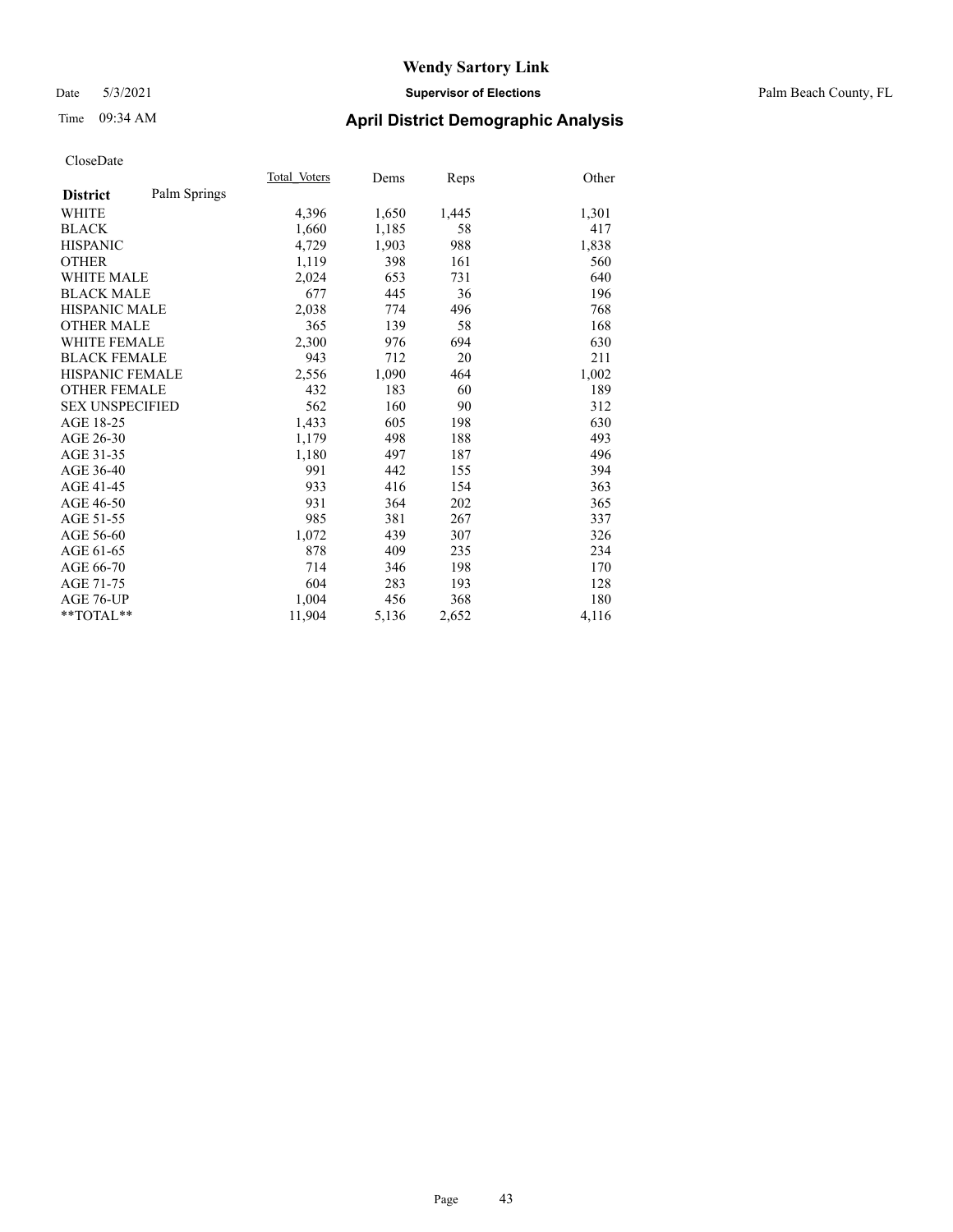# Wendy Sartory Link

Date 5/3/2021 **Supervisor of Elections** Palm Beach County, FL

Time 09:34 AM **April District Demographic Analysis**

CloseDate

| **District** Palm Springs | Total Voters | Dems | Reps | Other |
|---|---|---|---|---|
| WHITE | 4,396 | 1,650 | 1,445 | 1,301 |
| BLACK | 1,660 | 1,185 | 58 | 417 |
| HISPANIC | 4,729 | 1,903 | 988 | 1,838 |
| OTHER | 1,119 | 398 | 161 | 560 |
| WHITE MALE | 2,024 | 653 | 731 | 640 |
| BLACK MALE | 677 | 445 | 36 | 196 |
| HISPANIC MALE | 2,038 | 774 | 496 | 768 |
| OTHER MALE | 365 | 139 | 58 | 168 |
| WHITE FEMALE | 2,300 | 976 | 694 | 630 |
| BLACK FEMALE | 943 | 712 | 20 | 211 |
| HISPANIC FEMALE | 2,556 | 1,090 | 464 | 1,002 |
| OTHER FEMALE | 432 | 183 | 60 | 189 |
| SEX UNSPECIFIED | 562 | 160 | 90 | 312 |
| AGE 18-25 | 1,433 | 605 | 198 | 630 |
| AGE 26-30 | 1,179 | 498 | 188 | 493 |
| AGE 31-35 | 1,180 | 497 | 187 | 496 |
| AGE 36-40 | 991 | 442 | 155 | 394 |
| AGE 41-45 | 933 | 416 | 154 | 363 |
| AGE 46-50 | 931 | 364 | 202 | 365 |
| AGE 51-55 | 985 | 381 | 267 | 337 |
| AGE 56-60 | 1,072 | 439 | 307 | 326 |
| AGE 61-65 | 878 | 409 | 235 | 234 |
| AGE 66-70 | 714 | 346 | 198 | 170 |
| AGE 71-75 | 604 | 283 | 193 | 128 |
| AGE 76-UP | 1,004 | 456 | 368 | 180 |
| **TOTAL** | 11,904 | 5,136 | 2,652 | 4,116 |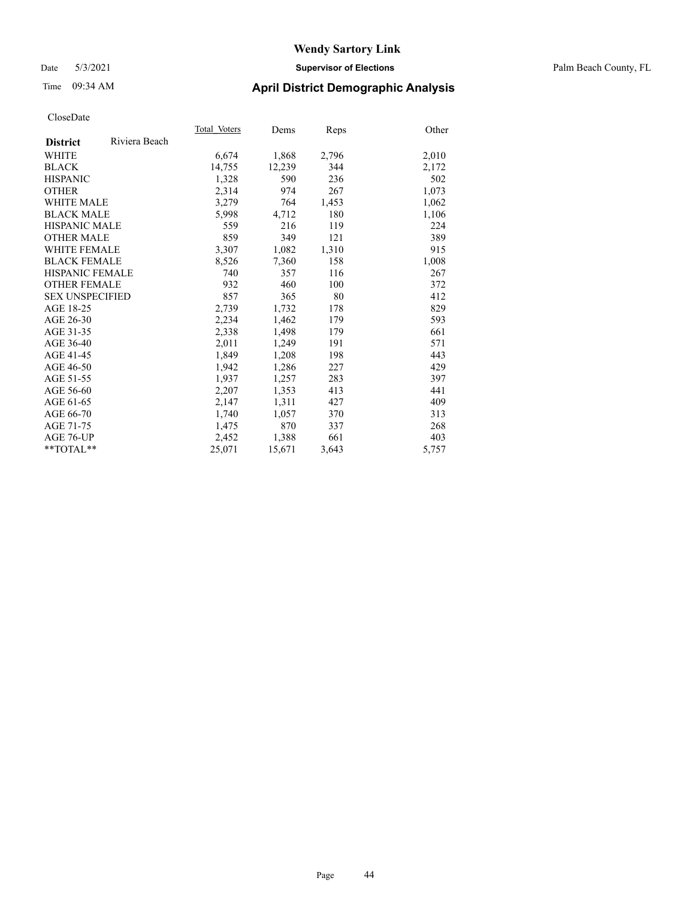# Wendy Sartory Link

Date 5/3/2021 **Supervisor of Elections** Palm Beach County, FL

Time 09:34 AM **April District Demographic Analysis**

CloseDate

| **District** Riviera Beach | Total Voters | Dems | Reps | Other |
|---|---|---|---|---|
| WHITE | 6,674 | 1,868 | 2,796 | 2,010 |
| BLACK | 14,755 | 12,239 | 344 | 2,172 |
| HISPANIC | 1,328 | 590 | 236 | 502 |
| OTHER | 2,314 | 974 | 267 | 1,073 |
| WHITE MALE | 3,279 | 764 | 1,453 | 1,062 |
| BLACK MALE | 5,998 | 4,712 | 180 | 1,106 |
| HISPANIC MALE | 559 | 216 | 119 | 224 |
| OTHER MALE | 859 | 349 | 121 | 389 |
| WHITE FEMALE | 3,307 | 1,082 | 1,310 | 915 |
| BLACK FEMALE | 8,526 | 7,360 | 158 | 1,008 |
| HISPANIC FEMALE | 740 | 357 | 116 | 267 |
| OTHER FEMALE | 932 | 460 | 100 | 372 |
| SEX UNSPECIFIED | 857 | 365 | 80 | 412 |
| AGE 18-25 | 2,739 | 1,732 | 178 | 829 |
| AGE 26-30 | 2,234 | 1,462 | 179 | 593 |
| AGE 31-35 | 2,338 | 1,498 | 179 | 661 |
| AGE 36-40 | 2,011 | 1,249 | 191 | 571 |
| AGE 41-45 | 1,849 | 1,208 | 198 | 443 |
| AGE 46-50 | 1,942 | 1,286 | 227 | 429 |
| AGE 51-55 | 1,937 | 1,257 | 283 | 397 |
| AGE 56-60 | 2,207 | 1,353 | 413 | 441 |
| AGE 61-65 | 2,147 | 1,311 | 427 | 409 |
| AGE 66-70 | 1,740 | 1,057 | 370 | 313 |
| AGE 71-75 | 1,475 | 870 | 337 | 268 |
| AGE 76-UP | 2,452 | 1,388 | 661 | 403 |
| **TOTAL** | 25,071 | 15,671 | 3,643 | 5,757 |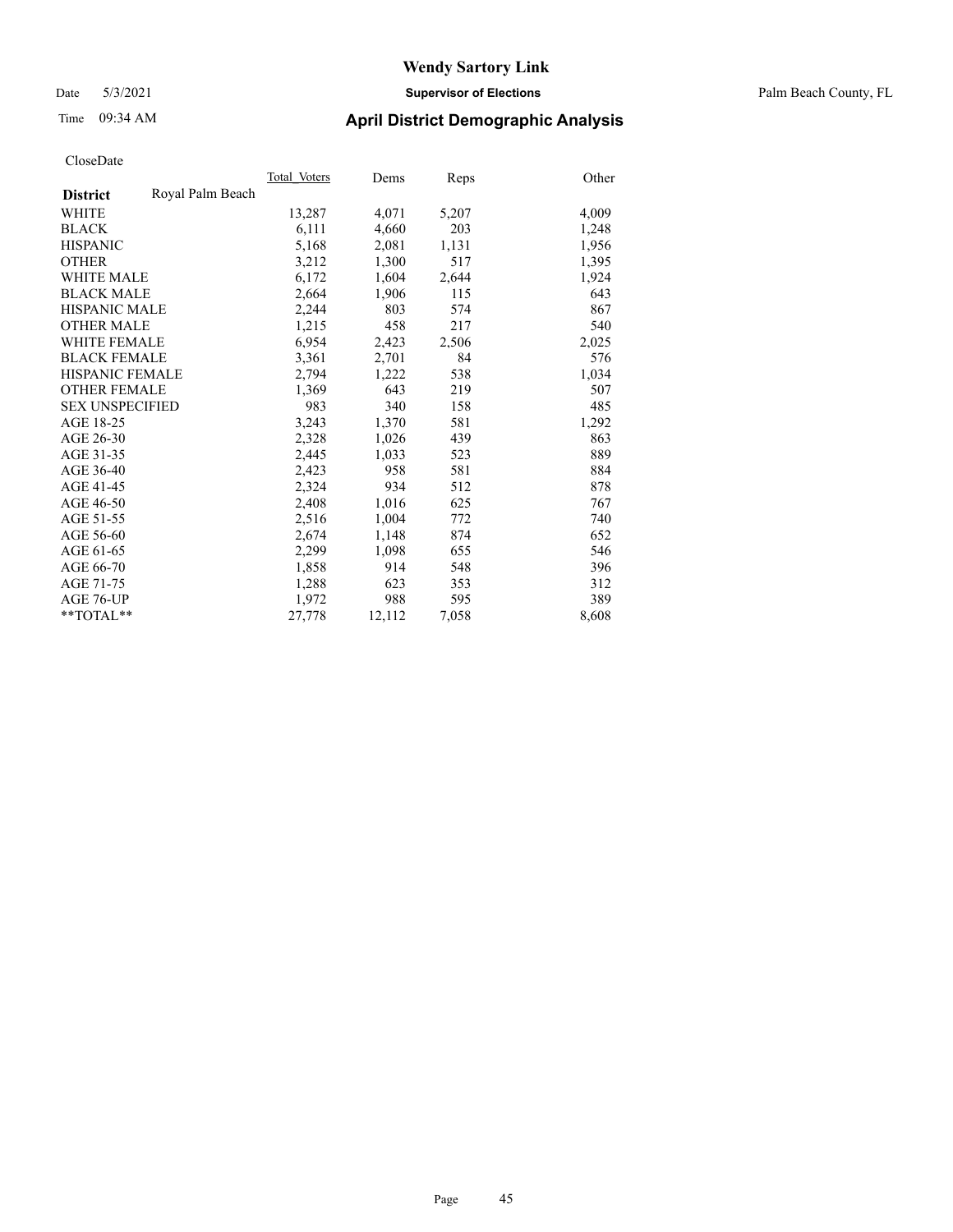# Wendy Sartory Link

Date 5/3/2021 **Supervisor of Elections** Palm Beach County, FL

Time 09:34 AM **April District Demographic Analysis**

CloseDate

| **District** Royal Palm Beach | Total_Voters | Dems | Reps | Other |
|---|---|---|---|---|
| WHITE | 13,287 | 4,071 | 5,207 | 4,009 |
| BLACK | 6,111 | 4,660 | 203 | 1,248 |
| HISPANIC | 5,168 | 2,081 | 1,131 | 1,956 |
| OTHER | 3,212 | 1,300 | 517 | 1,395 |
| WHITE MALE | 6,172 | 1,604 | 2,644 | 1,924 |
| BLACK MALE | 2,664 | 1,906 | 115 | 643 |
| HISPANIC MALE | 2,244 | 803 | 574 | 867 |
| OTHER MALE | 1,215 | 458 | 217 | 540 |
| WHITE FEMALE | 6,954 | 2,423 | 2,506 | 2,025 |
| BLACK FEMALE | 3,361 | 2,701 | 84 | 576 |
| HISPANIC FEMALE | 2,794 | 1,222 | 538 | 1,034 |
| OTHER FEMALE | 1,369 | 643 | 219 | 507 |
| SEX UNSPECIFIED | 983 | 340 | 158 | 485 |
| AGE 18-25 | 3,243 | 1,370 | 581 | 1,292 |
| AGE 26-30 | 2,328 | 1,026 | 439 | 863 |
| AGE 31-35 | 2,445 | 1,033 | 523 | 889 |
| AGE 36-40 | 2,423 | 958 | 581 | 884 |
| AGE 41-45 | 2,324 | 934 | 512 | 878 |
| AGE 46-50 | 2,408 | 1,016 | 625 | 767 |
| AGE 51-55 | 2,516 | 1,004 | 772 | 740 |
| AGE 56-60 | 2,674 | 1,148 | 874 | 652 |
| AGE 61-65 | 2,299 | 1,098 | 655 | 546 |
| AGE 66-70 | 1,858 | 914 | 548 | 396 |
| AGE 71-75 | 1,288 | 623 | 353 | 312 |
| AGE 76-UP | 1,972 | 988 | 595 | 389 |
| **TOTAL** | 27,778 | 12,112 | 7,058 | 8,608 |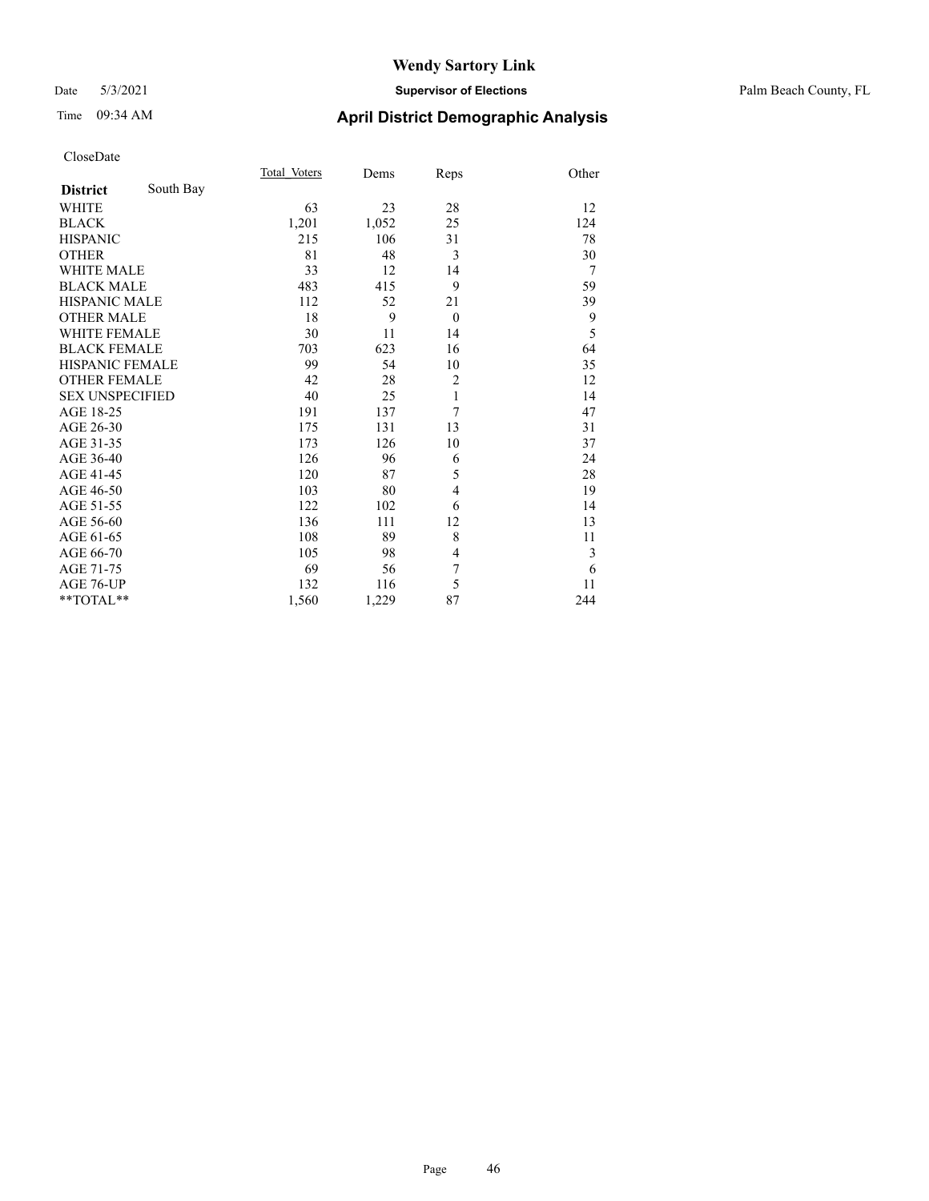# Wendy Sartory Link

Date 5/3/2021 **Supervisor of Elections** Palm Beach County, FL

Time 09:34 AM **April District Demographic Analysis**

CloseDate

| **District** South Bay | Total_Voters | Dems | Reps | Other |
|---|---|---|---|---|
| WHITE | 63 | 23 | 28 | 12 |
| BLACK | 1,201 | 1,052 | 25 | 124 |
| HISPANIC | 215 | 106 | 31 | 78 |
| OTHER | 81 | 48 | 3 | 30 |
| WHITE MALE | 33 | 12 | 14 | 7 |
| BLACK MALE | 483 | 415 | 9 | 59 |
| HISPANIC MALE | 112 | 52 | 21 | 39 |
| OTHER MALE | 18 | 9 | 0 | 9 |
| WHITE FEMALE | 30 | 11 | 14 | 5 |
| BLACK FEMALE | 703 | 623 | 16 | 64 |
| HISPANIC FEMALE | 99 | 54 | 10 | 35 |
| OTHER FEMALE | 42 | 28 | 2 | 12 |
| SEX UNSPECIFIED | 40 | 25 | 1 | 14 |
| AGE 18-25 | 191 | 137 | 7 | 47 |
| AGE 26-30 | 175 | 131 | 13 | 31 |
| AGE 31-35 | 173 | 126 | 10 | 37 |
| AGE 36-40 | 126 | 96 | 6 | 24 |
| AGE 41-45 | 120 | 87 | 5 | 28 |
| AGE 46-50 | 103 | 80 | 4 | 19 |
| AGE 51-55 | 122 | 102 | 6 | 14 |
| AGE 56-60 | 136 | 111 | 12 | 13 |
| AGE 61-65 | 108 | 89 | 8 | 11 |
| AGE 66-70 | 105 | 98 | 4 | 3 |
| AGE 71-75 | 69 | 56 | 7 | 6 |
| AGE 76-UP | 132 | 116 | 5 | 11 |
| **TOTAL** | 1,560 | 1,229 | 87 | 244 |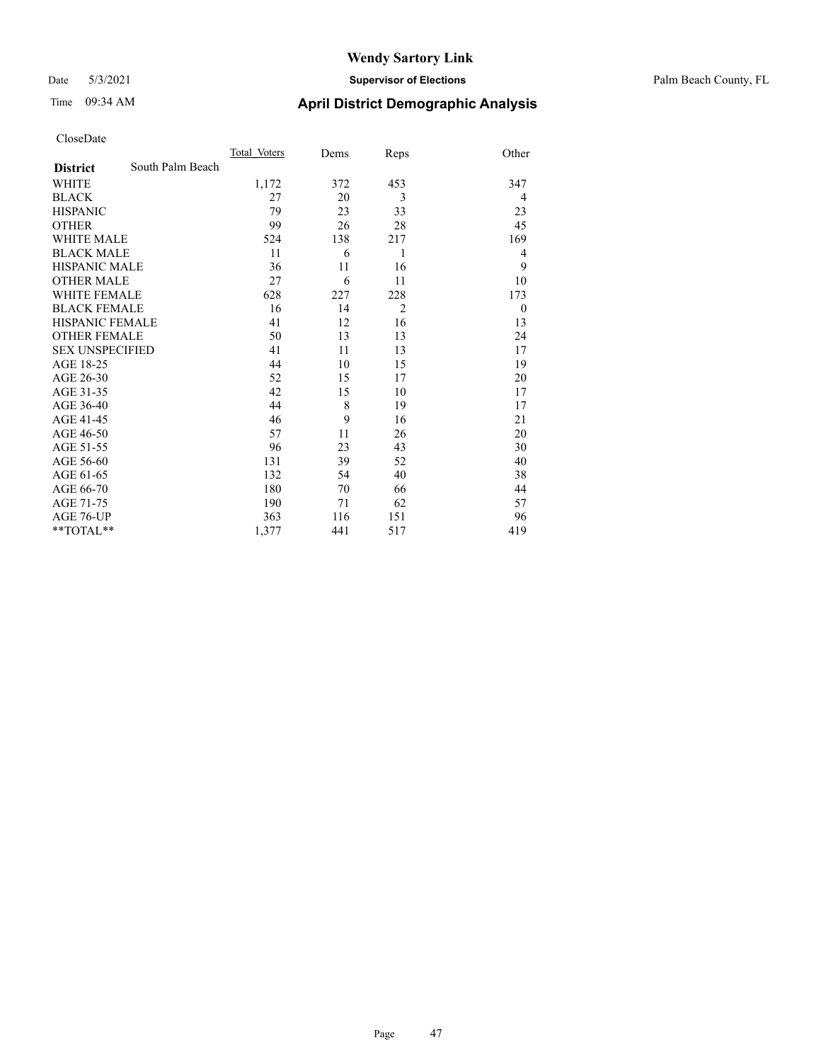# Wendy Sartory Link

Date 5/3/2021 **Supervisor of Elections** Palm Beach County, FL

Time 09:34 AM **April District Demographic Analysis**

CloseDate

| **District** South Palm Beach | Total_Voters | Dems | Reps | Other |
|---|---|---|---|---|
| WHITE | 1,172 | 372 | 453 | 347 |
| BLACK | 27 | 20 | 3 | 4 |
| HISPANIC | 79 | 23 | 33 | 23 |
| OTHER | 99 | 26 | 28 | 45 |
| WHITE MALE | 524 | 138 | 217 | 169 |
| BLACK MALE | 11 | 6 | 1 | 4 |
| HISPANIC MALE | 36 | 11 | 16 | 9 |
| OTHER MALE | 27 | 6 | 11 | 10 |
| WHITE FEMALE | 628 | 227 | 228 | 173 |
| BLACK FEMALE | 16 | 14 | 2 | 0 |
| HISPANIC FEMALE | 41 | 12 | 16 | 13 |
| OTHER FEMALE | 50 | 13 | 13 | 24 |
| SEX UNSPECIFIED | 41 | 11 | 13 | 17 |
| AGE 18-25 | 44 | 10 | 15 | 19 |
| AGE 26-30 | 52 | 15 | 17 | 20 |
| AGE 31-35 | 42 | 15 | 10 | 17 |
| AGE 36-40 | 44 | 8 | 19 | 17 |
| AGE 41-45 | 46 | 9 | 16 | 21 |
| AGE 46-50 | 57 | 11 | 26 | 20 |
| AGE 51-55 | 96 | 23 | 43 | 30 |
| AGE 56-60 | 131 | 39 | 52 | 40 |
| AGE 61-65 | 132 | 54 | 40 | 38 |
| AGE 66-70 | 180 | 70 | 66 | 44 |
| AGE 71-75 | 190 | 71 | 62 | 57 |
| AGE 76-UP | 363 | 116 | 151 | 96 |
| **TOTAL** | 1,377 | 441 | 517 | 419 |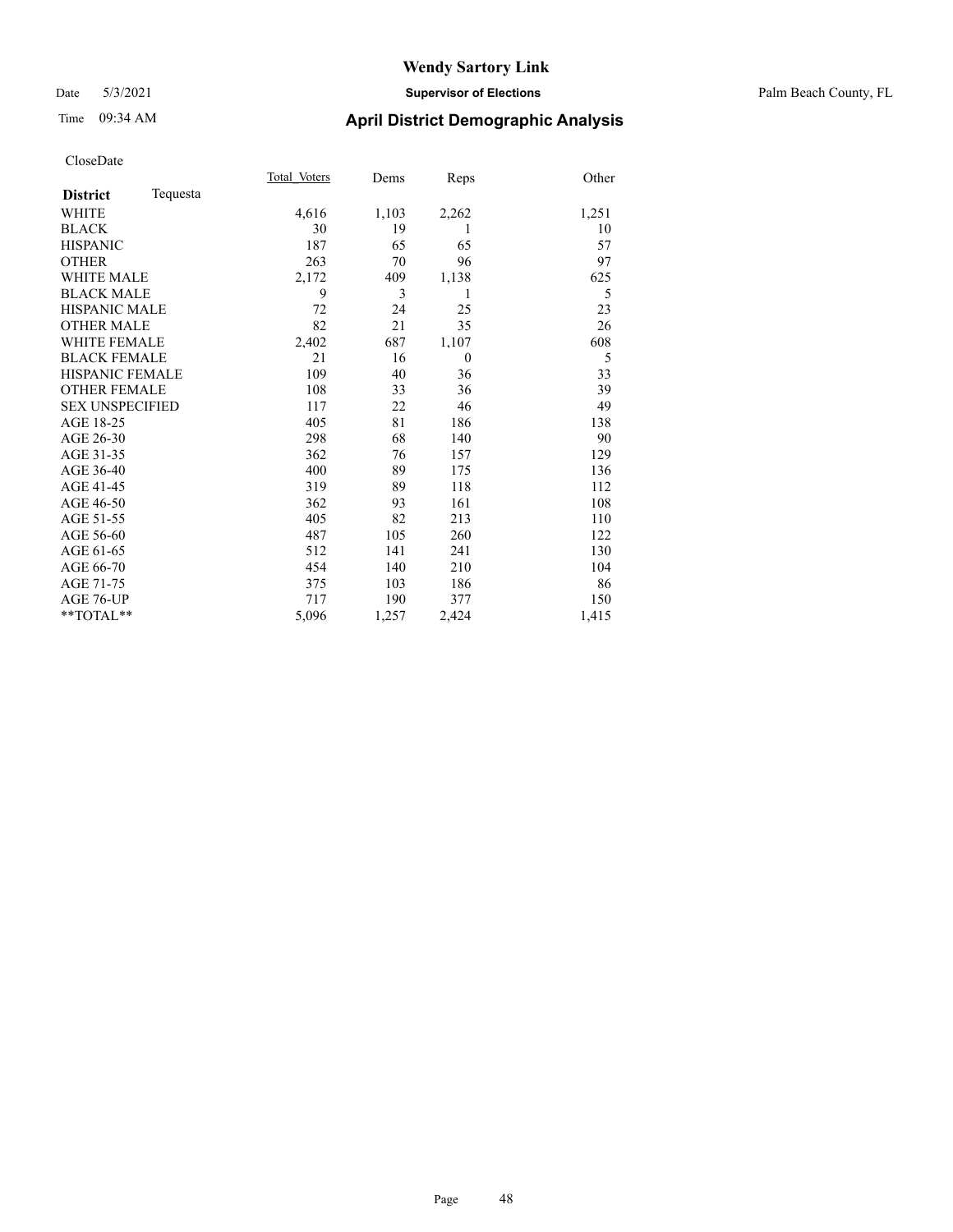# Wendy Sartory Link

Date 5/3/2021 **Supervisor of Elections** Palm Beach County, FL

Time 09:34 AM **April District Demographic Analysis**

CloseDate

| **District** Tequesta | Total Voters | Dems | Reps | Other |
|---|---|---|---|---|
| WHITE | 4,616 | 1,103 | 2,262 | 1,251 |
| BLACK | 30 | 19 | 1 | 10 |
| HISPANIC | 187 | 65 | 65 | 57 |
| OTHER | 263 | 70 | 96 | 97 |
| WHITE MALE | 2,172 | 409 | 1,138 | 625 |
| BLACK MALE | 9 | 3 | 1 | 5 |
| HISPANIC MALE | 72 | 24 | 25 | 23 |
| OTHER MALE | 82 | 21 | 35 | 26 |
| WHITE FEMALE | 2,402 | 687 | 1,107 | 608 |
| BLACK FEMALE | 21 | 16 | 0 | 5 |
| HISPANIC FEMALE | 109 | 40 | 36 | 33 |
| OTHER FEMALE | 108 | 33 | 36 | 39 |
| SEX UNSPECIFIED | 117 | 22 | 46 | 49 |
| AGE 18-25 | 405 | 81 | 186 | 138 |
| AGE 26-30 | 298 | 68 | 140 | 90 |
| AGE 31-35 | 362 | 76 | 157 | 129 |
| AGE 36-40 | 400 | 89 | 175 | 136 |
| AGE 41-45 | 319 | 89 | 118 | 112 |
| AGE 46-50 | 362 | 93 | 161 | 108 |
| AGE 51-55 | 405 | 82 | 213 | 110 |
| AGE 56-60 | 487 | 105 | 260 | 122 |
| AGE 61-65 | 512 | 141 | 241 | 130 |
| AGE 66-70 | 454 | 140 | 210 | 104 |
| AGE 71-75 | 375 | 103 | 186 | 86 |
| AGE 76-UP | 717 | 190 | 377 | 150 |
| **TOTAL** | 5,096 | 1,257 | 2,424 | 1,415 |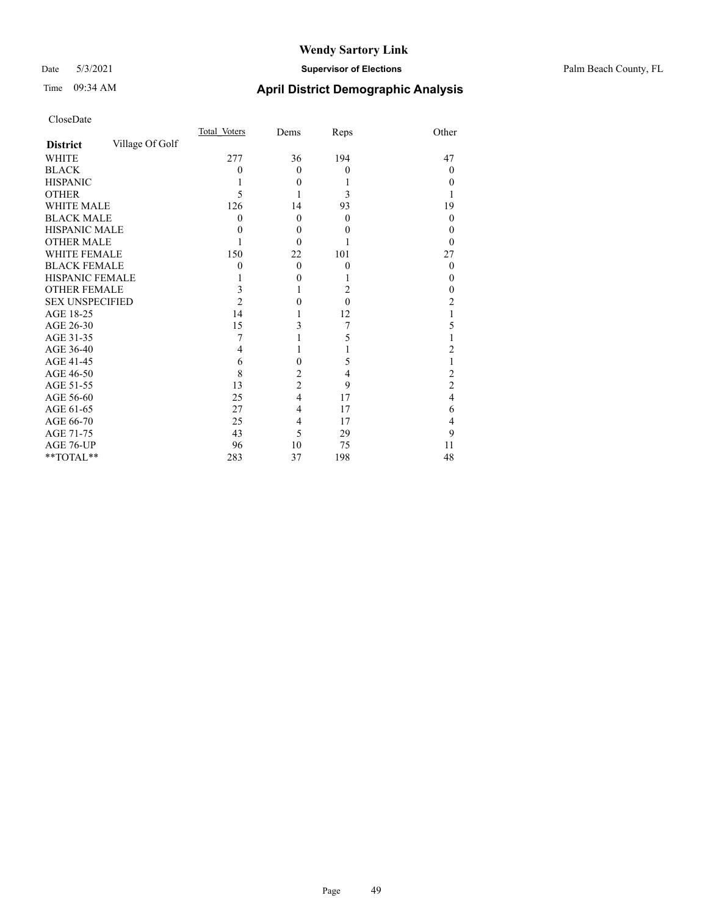# Wendy Sartory Link

Date 5/3/2021 **Supervisor of Elections** Palm Beach County, FL

Time 09:34 AM **April District Demographic Analysis**

CloseDate

| **District** Village Of Golf | Total Voters | Dems | Reps | Other |
|---|---|---|---|---|
| WHITE | 277 | 36 | 194 | 47 |
| BLACK | 0 | 0 | 0 | 0 |
| HISPANIC | 1 | 0 | 1 | 0 |
| OTHER | 5 | 1 | 3 | 1 |
| WHITE MALE | 126 | 14 | 93 | 19 |
| BLACK MALE | 0 | 0 | 0 | 0 |
| HISPANIC MALE | 0 | 0 | 0 | 0 |
| OTHER MALE | 1 | 0 | 1 | 0 |
| WHITE FEMALE | 150 | 22 | 101 | 27 |
| BLACK FEMALE | 0 | 0 | 0 | 0 |
| HISPANIC FEMALE | 1 | 0 | 1 | 0 |
| OTHER FEMALE | 3 | 1 | 2 | 0 |
| SEX UNSPECIFIED | 2 | 0 | 0 | 2 |
| AGE 18-25 | 14 | 1 | 12 | 1 |
| AGE 26-30 | 15 | 3 | 7 | 5 |
| AGE 31-35 | 7 | 1 | 5 | 1 |
| AGE 36-40 | 4 | 1 | 1 | 2 |
| AGE 41-45 | 6 | 0 | 5 | 1 |
| AGE 46-50 | 8 | 2 | 4 | 2 |
| AGE 51-55 | 13 | 2 | 9 | 2 |
| AGE 56-60 | 25 | 4 | 17 | 4 |
| AGE 61-65 | 27 | 4 | 17 | 6 |
| AGE 66-70 | 25 | 4 | 17 | 4 |
| AGE 71-75 | 43 | 5 | 29 | 9 |
| AGE 76-UP | 96 | 10 | 75 | 11 |
| **TOTAL** | 283 | 37 | 198 | 48 |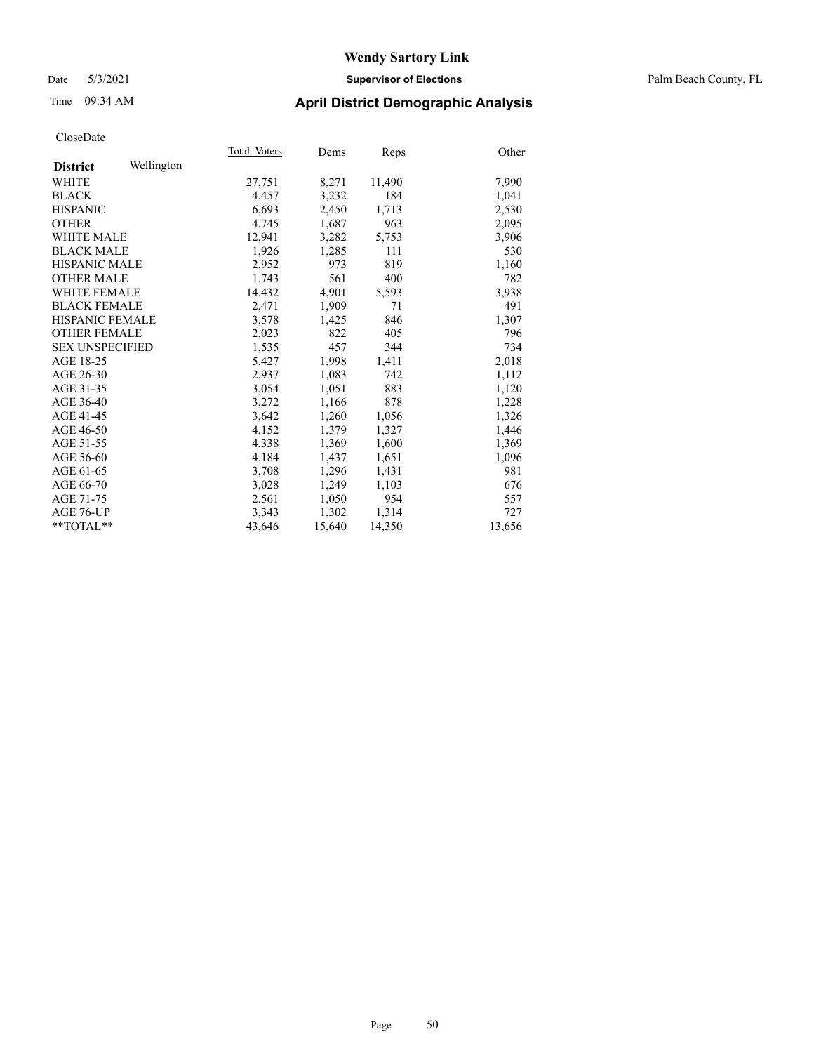# Wendy Sartory Link

Date 5/3/2021 **Supervisor of Elections** Palm Beach County, FL

Time 09:34 AM **April District Demographic Analysis**

CloseDate

| **District** Wellington | Total Voters | Dems | Reps | Other |
|---|---|---|---|---|
| WHITE | 27,751 | 8,271 | 11,490 | 7,990 |
| BLACK | 4,457 | 3,232 | 184 | 1,041 |
| HISPANIC | 6,693 | 2,450 | 1,713 | 2,530 |
| OTHER | 4,745 | 1,687 | 963 | 2,095 |
| WHITE MALE | 12,941 | 3,282 | 5,753 | 3,906 |
| BLACK MALE | 1,926 | 1,285 | 111 | 530 |
| HISPANIC MALE | 2,952 | 973 | 819 | 1,160 |
| OTHER MALE | 1,743 | 561 | 400 | 782 |
| WHITE FEMALE | 14,432 | 4,901 | 5,593 | 3,938 |
| BLACK FEMALE | 2,471 | 1,909 | 71 | 491 |
| HISPANIC FEMALE | 3,578 | 1,425 | 846 | 1,307 |
| OTHER FEMALE | 2,023 | 822 | 405 | 796 |
| SEX UNSPECIFIED | 1,535 | 457 | 344 | 734 |
| AGE 18-25 | 5,427 | 1,998 | 1,411 | 2,018 |
| AGE 26-30 | 2,937 | 1,083 | 742 | 1,112 |
| AGE 31-35 | 3,054 | 1,051 | 883 | 1,120 |
| AGE 36-40 | 3,272 | 1,166 | 878 | 1,228 |
| AGE 41-45 | 3,642 | 1,260 | 1,056 | 1,326 |
| AGE 46-50 | 4,152 | 1,379 | 1,327 | 1,446 |
| AGE 51-55 | 4,338 | 1,369 | 1,600 | 1,369 |
| AGE 56-60 | 4,184 | 1,437 | 1,651 | 1,096 |
| AGE 61-65 | 3,708 | 1,296 | 1,431 | 981 |
| AGE 66-70 | 3,028 | 1,249 | 1,103 | 676 |
| AGE 71-75 | 2,561 | 1,050 | 954 | 557 |
| AGE 76-UP | 3,343 | 1,302 | 1,314 | 727 |
| **TOTAL** | 43,646 | 15,640 | 14,350 | 13,656 |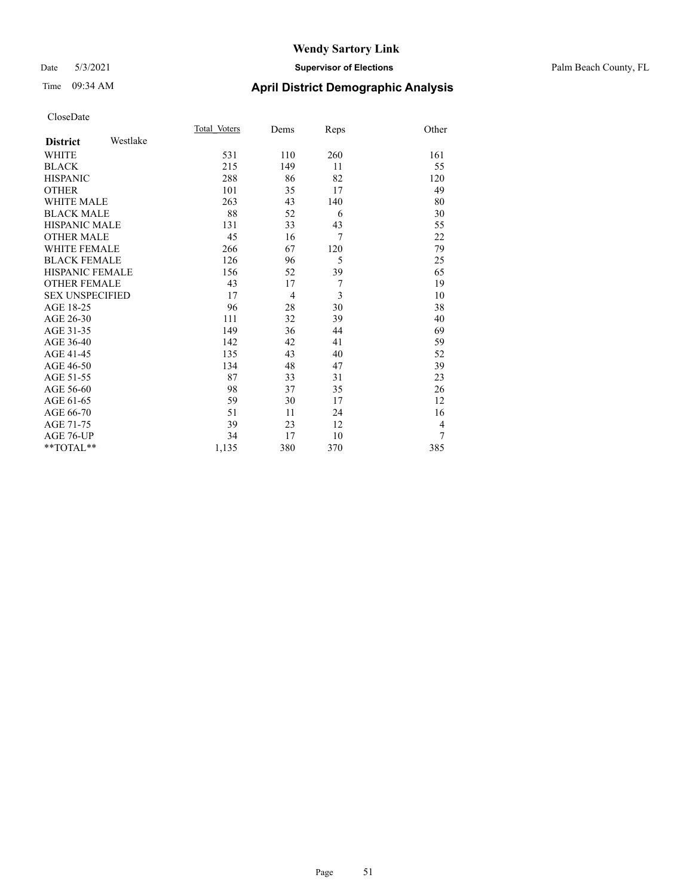# Wendy Sartory Link

Date 5/3/2021 **Supervisor of Elections** Palm Beach County, FL

Time 09:34 AM **April District Demographic Analysis**

CloseDate

| **District** Westlake | Total_Voters | Dems | Reps | Other |
|---|---|---|---|---|
| WHITE | 531 | 110 | 260 | 161 |
| BLACK | 215 | 149 | 11 | 55 |
| HISPANIC | 288 | 86 | 82 | 120 |
| OTHER | 101 | 35 | 17 | 49 |
| WHITE MALE | 263 | 43 | 140 | 80 |
| BLACK MALE | 88 | 52 | 6 | 30 |
| HISPANIC MALE | 131 | 33 | 43 | 55 |
| OTHER MALE | 45 | 16 | 7 | 22 |
| WHITE FEMALE | 266 | 67 | 120 | 79 |
| BLACK FEMALE | 126 | 96 | 5 | 25 |
| HISPANIC FEMALE | 156 | 52 | 39 | 65 |
| OTHER FEMALE | 43 | 17 | 7 | 19 |
| SEX UNSPECIFIED | 17 | 4 | 3 | 10 |
| AGE 18-25 | 96 | 28 | 30 | 38 |
| AGE 26-30 | 111 | 32 | 39 | 40 |
| AGE 31-35 | 149 | 36 | 44 | 69 |
| AGE 36-40 | 142 | 42 | 41 | 59 |
| AGE 41-45 | 135 | 43 | 40 | 52 |
| AGE 46-50 | 134 | 48 | 47 | 39 |
| AGE 51-55 | 87 | 33 | 31 | 23 |
| AGE 56-60 | 98 | 37 | 35 | 26 |
| AGE 61-65 | 59 | 30 | 17 | 12 |
| AGE 66-70 | 51 | 11 | 24 | 16 |
| AGE 71-75 | 39 | 23 | 12 | 4 |
| AGE 76-UP | 34 | 17 | 10 | 7 |
| **TOTAL** | 1,135 | 380 | 370 | 385 |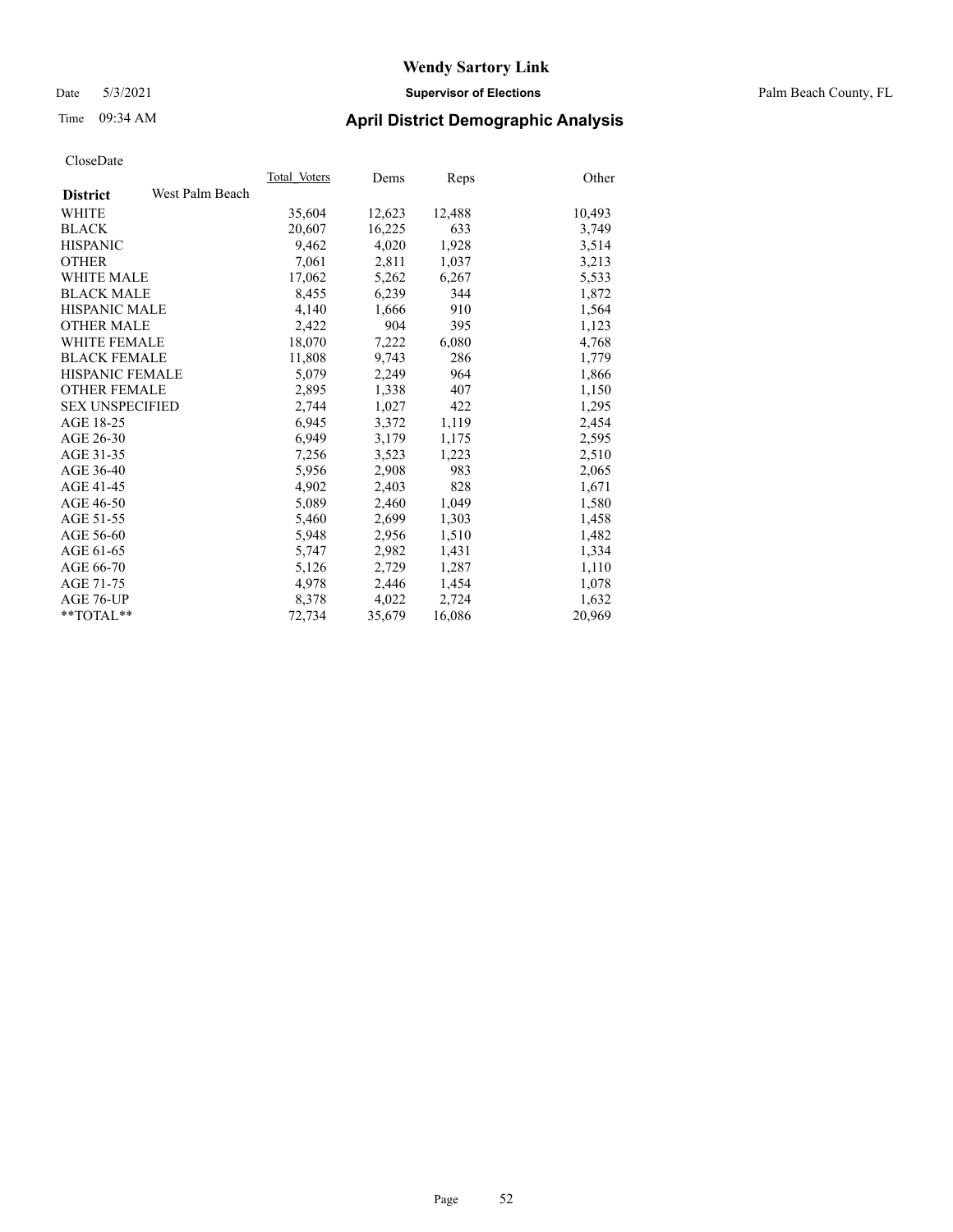# Wendy Sartory Link

Date 5/3/2021 **Supervisor of Elections** Palm Beach County, FL

Time 09:34 AM **April District Demographic Analysis**

CloseDate

| **District** West Palm Beach | Total Voters | Dems | Reps | Other |
|---|---|---|---|---|
| WHITE | 35,604 | 12,623 | 12,488 | 10,493 |
| BLACK | 20,607 | 16,225 | 633 | 3,749 |
| HISPANIC | 9,462 | 4,020 | 1,928 | 3,514 |
| OTHER | 7,061 | 2,811 | 1,037 | 3,213 |
| WHITE MALE | 17,062 | 5,262 | 6,267 | 5,533 |
| BLACK MALE | 8,455 | 6,239 | 344 | 1,872 |
| HISPANIC MALE | 4,140 | 1,666 | 910 | 1,564 |
| OTHER MALE | 2,422 | 904 | 395 | 1,123 |
| WHITE FEMALE | 18,070 | 7,222 | 6,080 | 4,768 |
| BLACK FEMALE | 11,808 | 9,743 | 286 | 1,779 |
| HISPANIC FEMALE | 5,079 | 2,249 | 964 | 1,866 |
| OTHER FEMALE | 2,895 | 1,338 | 407 | 1,150 |
| SEX UNSPECIFIED | 2,744 | 1,027 | 422 | 1,295 |
| AGE 18-25 | 6,945 | 3,372 | 1,119 | 2,454 |
| AGE 26-30 | 6,949 | 3,179 | 1,175 | 2,595 |
| AGE 31-35 | 7,256 | 3,523 | 1,223 | 2,510 |
| AGE 36-40 | 5,956 | 2,908 | 983 | 2,065 |
| AGE 41-45 | 4,902 | 2,403 | 828 | 1,671 |
| AGE 46-50 | 5,089 | 2,460 | 1,049 | 1,580 |
| AGE 51-55 | 5,460 | 2,699 | 1,303 | 1,458 |
| AGE 56-60 | 5,948 | 2,956 | 1,510 | 1,482 |
| AGE 61-65 | 5,747 | 2,982 | 1,431 | 1,334 |
| AGE 66-70 | 5,126 | 2,729 | 1,287 | 1,110 |
| AGE 71-75 | 4,978 | 2,446 | 1,454 | 1,078 |
| AGE 76-UP | 8,378 | 4,022 | 2,724 | 1,632 |
| **TOTAL** | 72,734 | 35,679 | 16,086 | 20,969 |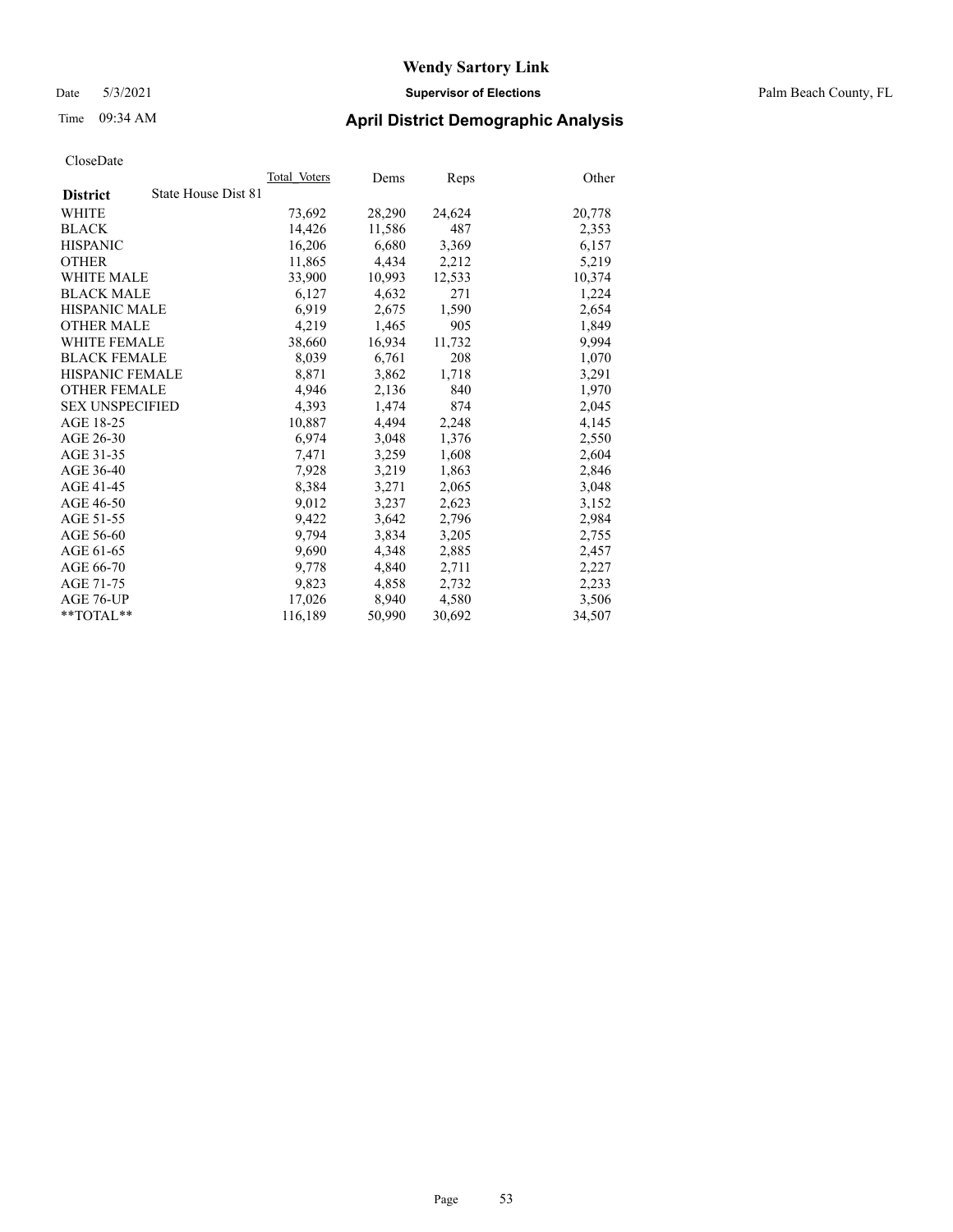# Wendy Sartory Link

Date 5/3/2021 **Supervisor of Elections** Palm Beach County, FL

Time 09:34 AM **April District Demographic Analysis**

CloseDate

| **District** State House Dist 81 | Total Voters | Dems | Reps | Other |
|---|---|---|---|---|
| WHITE | 73,692 | 28,290 | 24,624 | 20,778 |
| BLACK | 14,426 | 11,586 | 487 | 2,353 |
| HISPANIC | 16,206 | 6,680 | 3,369 | 6,157 |
| OTHER | 11,865 | 4,434 | 2,212 | 5,219 |
| WHITE MALE | 33,900 | 10,993 | 12,533 | 10,374 |
| BLACK MALE | 6,127 | 4,632 | 271 | 1,224 |
| HISPANIC MALE | 6,919 | 2,675 | 1,590 | 2,654 |
| OTHER MALE | 4,219 | 1,465 | 905 | 1,849 |
| WHITE FEMALE | 38,660 | 16,934 | 11,732 | 9,994 |
| BLACK FEMALE | 8,039 | 6,761 | 208 | 1,070 |
| HISPANIC FEMALE | 8,871 | 3,862 | 1,718 | 3,291 |
| OTHER FEMALE | 4,946 | 2,136 | 840 | 1,970 |
| SEX UNSPECIFIED | 4,393 | 1,474 | 874 | 2,045 |
| AGE 18-25 | 10,887 | 4,494 | 2,248 | 4,145 |
| AGE 26-30 | 6,974 | 3,048 | 1,376 | 2,550 |
| AGE 31-35 | 7,471 | 3,259 | 1,608 | 2,604 |
| AGE 36-40 | 7,928 | 3,219 | 1,863 | 2,846 |
| AGE 41-45 | 8,384 | 3,271 | 2,065 | 3,048 |
| AGE 46-50 | 9,012 | 3,237 | 2,623 | 3,152 |
| AGE 51-55 | 9,422 | 3,642 | 2,796 | 2,984 |
| AGE 56-60 | 9,794 | 3,834 | 3,205 | 2,755 |
| AGE 61-65 | 9,690 | 4,348 | 2,885 | 2,457 |
| AGE 66-70 | 9,778 | 4,840 | 2,711 | 2,227 |
| AGE 71-75 | 9,823 | 4,858 | 2,732 | 2,233 |
| AGE 76-UP | 17,026 | 8,940 | 4,580 | 3,506 |
| **TOTAL** | 116,189 | 50,990 | 30,692 | 34,507 |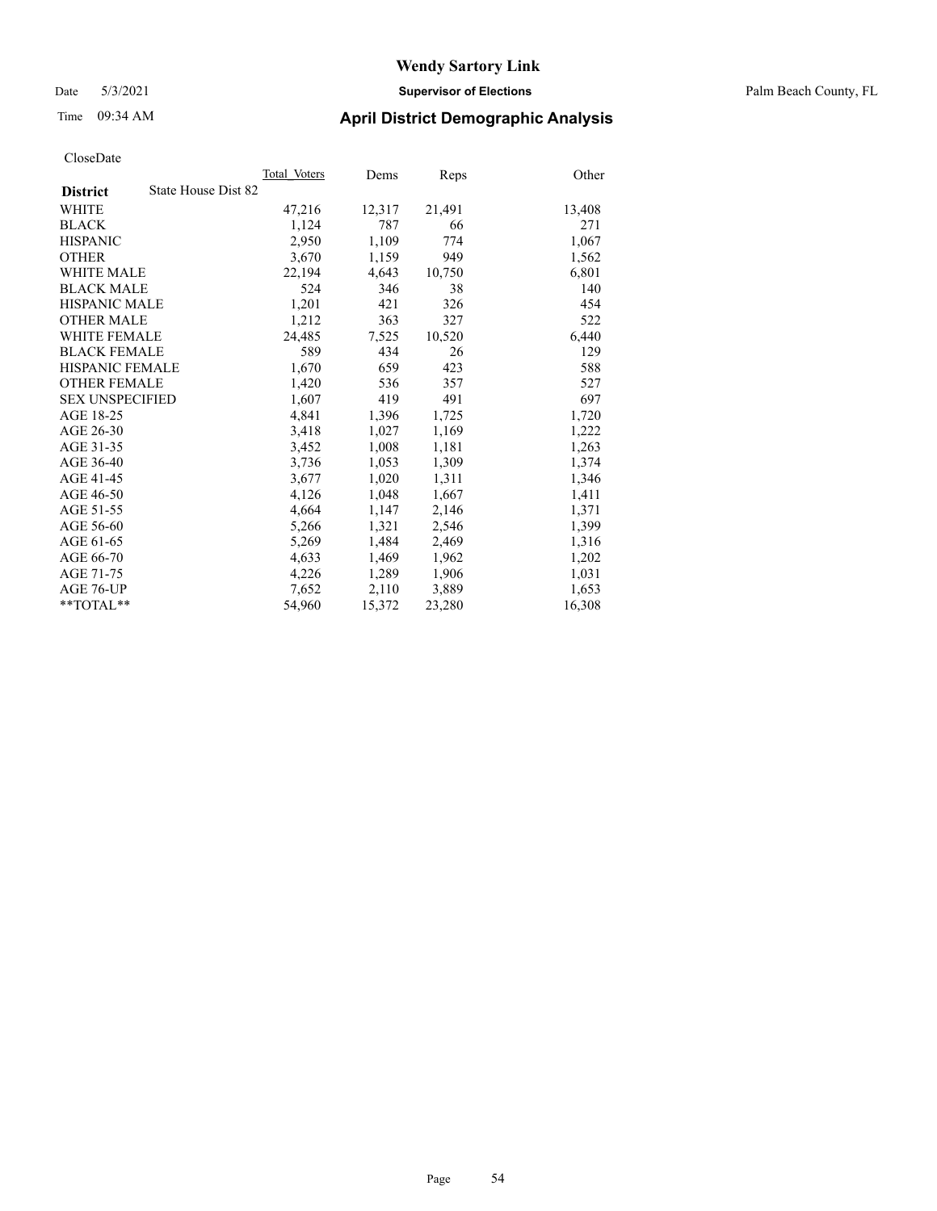# Wendy Sartory Link

Date 5/3/2021 **Supervisor of Elections** Palm Beach County, FL

Time 09:34 AM **April District Demographic Analysis**

CloseDate

| **District** State House Dist 82 | Total Voters | Dems | Reps | Other |
|---|---|---|---|---|
| WHITE | 47,216 | 12,317 | 21,491 | 13,408 |
| BLACK | 1,124 | 787 | 66 | 271 |
| HISPANIC | 2,950 | 1,109 | 774 | 1,067 |
| OTHER | 3,670 | 1,159 | 949 | 1,562 |
| WHITE MALE | 22,194 | 4,643 | 10,750 | 6,801 |
| BLACK MALE | 524 | 346 | 38 | 140 |
| HISPANIC MALE | 1,201 | 421 | 326 | 454 |
| OTHER MALE | 1,212 | 363 | 327 | 522 |
| WHITE FEMALE | 24,485 | 7,525 | 10,520 | 6,440 |
| BLACK FEMALE | 589 | 434 | 26 | 129 |
| HISPANIC FEMALE | 1,670 | 659 | 423 | 588 |
| OTHER FEMALE | 1,420 | 536 | 357 | 527 |
| SEX UNSPECIFIED | 1,607 | 419 | 491 | 697 |
| AGE 18-25 | 4,841 | 1,396 | 1,725 | 1,720 |
| AGE 26-30 | 3,418 | 1,027 | 1,169 | 1,222 |
| AGE 31-35 | 3,452 | 1,008 | 1,181 | 1,263 |
| AGE 36-40 | 3,736 | 1,053 | 1,309 | 1,374 |
| AGE 41-45 | 3,677 | 1,020 | 1,311 | 1,346 |
| AGE 46-50 | 4,126 | 1,048 | 1,667 | 1,411 |
| AGE 51-55 | 4,664 | 1,147 | 2,146 | 1,371 |
| AGE 56-60 | 5,266 | 1,321 | 2,546 | 1,399 |
| AGE 61-65 | 5,269 | 1,484 | 2,469 | 1,316 |
| AGE 66-70 | 4,633 | 1,469 | 1,962 | 1,202 |
| AGE 71-75 | 4,226 | 1,289 | 1,906 | 1,031 |
| AGE 76-UP | 7,652 | 2,110 | 3,889 | 1,653 |
| **TOTAL** | 54,960 | 15,372 | 23,280 | 16,308 |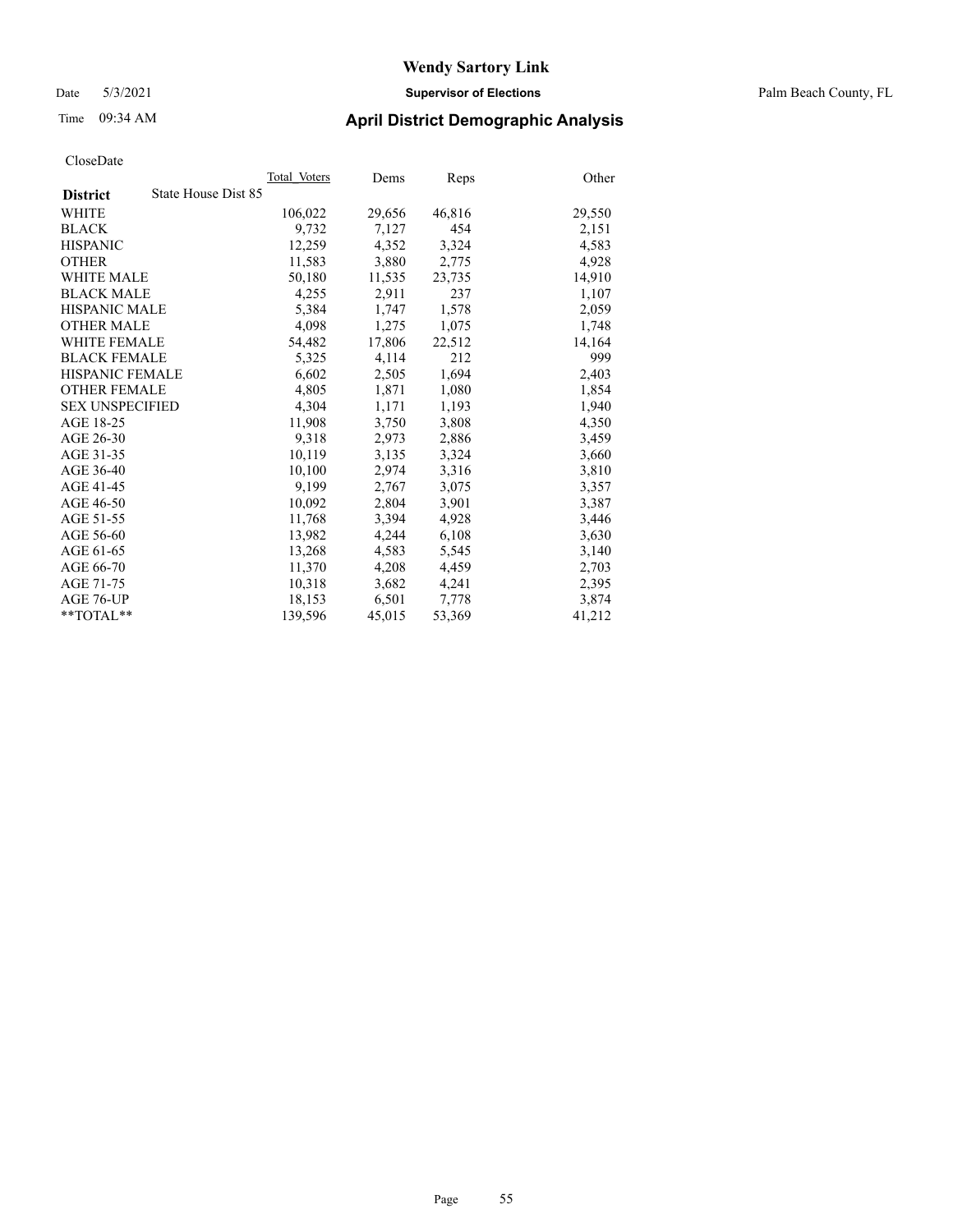# Wendy Sartory Link

Date 5/3/2021 **Supervisor of Elections** Palm Beach County, FL

Time 09:34 AM **April District Demographic Analysis**

CloseDate

| **District** State House Dist 85 | Total Voters | Dems | Reps | Other |
|---|---|---|---|---|
| WHITE | 106,022 | 29,656 | 46,816 | 29,550 |
| BLACK | 9,732 | 7,127 | 454 | 2,151 |
| HISPANIC | 12,259 | 4,352 | 3,324 | 4,583 |
| OTHER | 11,583 | 3,880 | 2,775 | 4,928 |
| WHITE MALE | 50,180 | 11,535 | 23,735 | 14,910 |
| BLACK MALE | 4,255 | 2,911 | 237 | 1,107 |
| HISPANIC MALE | 5,384 | 1,747 | 1,578 | 2,059 |
| OTHER MALE | 4,098 | 1,275 | 1,075 | 1,748 |
| WHITE FEMALE | 54,482 | 17,806 | 22,512 | 14,164 |
| BLACK FEMALE | 5,325 | 4,114 | 212 | 999 |
| HISPANIC FEMALE | 6,602 | 2,505 | 1,694 | 2,403 |
| OTHER FEMALE | 4,805 | 1,871 | 1,080 | 1,854 |
| SEX UNSPECIFIED | 4,304 | 1,171 | 1,193 | 1,940 |
| AGE 18-25 | 11,908 | 3,750 | 3,808 | 4,350 |
| AGE 26-30 | 9,318 | 2,973 | 2,886 | 3,459 |
| AGE 31-35 | 10,119 | 3,135 | 3,324 | 3,660 |
| AGE 36-40 | 10,100 | 2,974 | 3,316 | 3,810 |
| AGE 41-45 | 9,199 | 2,767 | 3,075 | 3,357 |
| AGE 46-50 | 10,092 | 2,804 | 3,901 | 3,387 |
| AGE 51-55 | 11,768 | 3,394 | 4,928 | 3,446 |
| AGE 56-60 | 13,982 | 4,244 | 6,108 | 3,630 |
| AGE 61-65 | 13,268 | 4,583 | 5,545 | 3,140 |
| AGE 66-70 | 11,370 | 4,208 | 4,459 | 2,703 |
| AGE 71-75 | 10,318 | 3,682 | 4,241 | 2,395 |
| AGE 76-UP | 18,153 | 6,501 | 7,778 | 3,874 |
| **TOTAL** | 139,596 | 45,015 | 53,369 | 41,212 |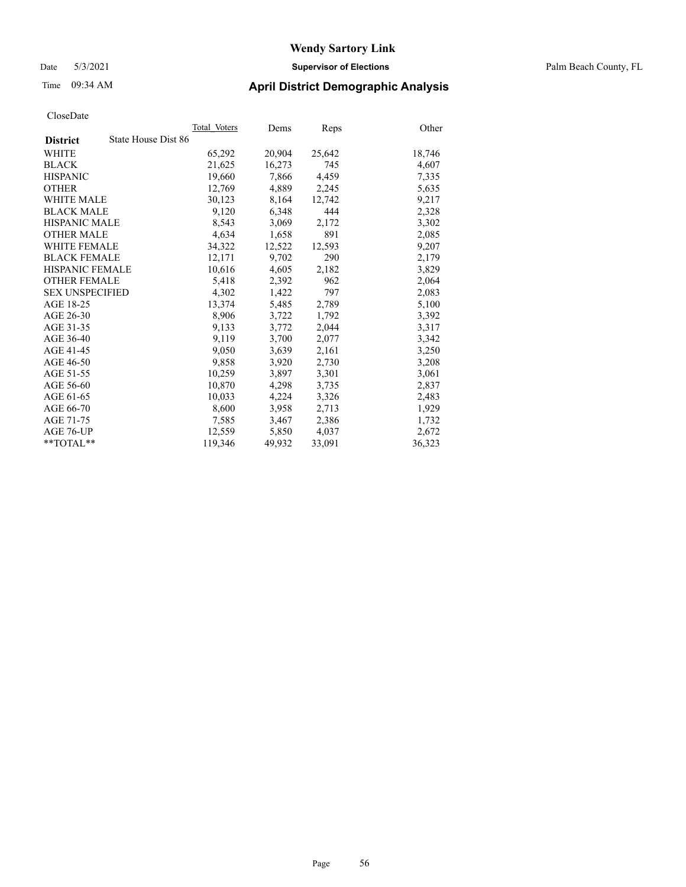**Wendy Sartory Link**

Date 5/3/2021 **Supervisor of Elections** Palm Beach County, FL

Time 09:34 AM **April District Demographic Analysis**

CloseDate

| District | State House Dist 86 | Total Voters | Dems | Reps | Other |
|---|---|---|---|---|---|
| WHITE | | 65,292 | 20,904 | 25,642 | 18,746 |
| BLACK | | 21,625 | 16,273 | 745 | 4,607 |
| HISPANIC | | 19,660 | 7,866 | 4,459 | 7,335 |
| OTHER | | 12,769 | 4,889 | 2,245 | 5,635 |
| WHITE MALE | | 30,123 | 8,164 | 12,742 | 9,217 |
| BLACK MALE | | 9,120 | 6,348 | 444 | 2,328 |
| HISPANIC MALE | | 8,543 | 3,069 | 2,172 | 3,302 |
| OTHER MALE | | 4,634 | 1,658 | 891 | 2,085 |
| WHITE FEMALE | | 34,322 | 12,522 | 12,593 | 9,207 |
| BLACK FEMALE | | 12,171 | 9,702 | 290 | 2,179 |
| HISPANIC FEMALE | | 10,616 | 4,605 | 2,182 | 3,829 |
| OTHER FEMALE | | 5,418 | 2,392 | 962 | 2,064 |
| SEX UNSPECIFIED | | 4,302 | 1,422 | 797 | 2,083 |
| AGE 18-25 | | 13,374 | 5,485 | 2,789 | 5,100 |
| AGE 26-30 | | 8,906 | 3,722 | 1,792 | 3,392 |
| AGE 31-35 | | 9,133 | 3,772 | 2,044 | 3,317 |
| AGE 36-40 | | 9,119 | 3,700 | 2,077 | 3,342 |
| AGE 41-45 | | 9,050 | 3,639 | 2,161 | 3,250 |
| AGE 46-50 | | 9,858 | 3,920 | 2,730 | 3,208 |
| AGE 51-55 | | 10,259 | 3,897 | 3,301 | 3,061 |
| AGE 56-60 | | 10,870 | 4,298 | 3,735 | 2,837 |
| AGE 61-65 | | 10,033 | 4,224 | 3,326 | 2,483 |
| AGE 66-70 | | 8,600 | 3,958 | 2,713 | 1,929 |
| AGE 71-75 | | 7,585 | 3,467 | 2,386 | 1,732 |
| AGE 76-UP | | 12,559 | 5,850 | 4,037 | 2,672 |
| **TOTAL** | | 119,346 | 49,932 | 33,091 | 36,323 |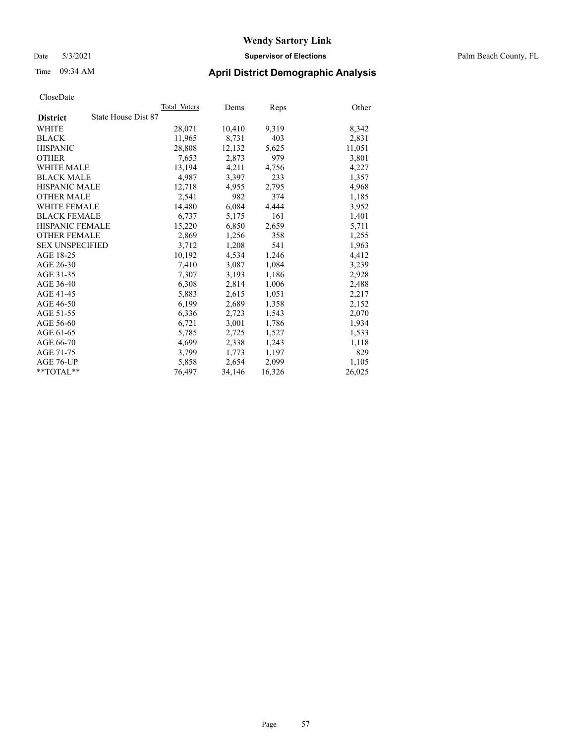# Wendy Sartory Link

Date 5/3/2021 **Supervisor of Elections** Palm Beach County, FL

Time 09:34 AM **April District Demographic Analysis**

CloseDate

| **District** State House Dist 87 | Total Voters | Dems | Reps | Other |
|---|---|---|---|---|
| WHITE | 28,071 | 10,410 | 9,319 | 8,342 |
| BLACK | 11,965 | 8,731 | 403 | 2,831 |
| HISPANIC | 28,808 | 12,132 | 5,625 | 11,051 |
| OTHER | 7,653 | 2,873 | 979 | 3,801 |
| WHITE MALE | 13,194 | 4,211 | 4,756 | 4,227 |
| BLACK MALE | 4,987 | 3,397 | 233 | 1,357 |
| HISPANIC MALE | 12,718 | 4,955 | 2,795 | 4,968 |
| OTHER MALE | 2,541 | 982 | 374 | 1,185 |
| WHITE FEMALE | 14,480 | 6,084 | 4,444 | 3,952 |
| BLACK FEMALE | 6,737 | 5,175 | 161 | 1,401 |
| HISPANIC FEMALE | 15,220 | 6,850 | 2,659 | 5,711 |
| OTHER FEMALE | 2,869 | 1,256 | 358 | 1,255 |
| SEX UNSPECIFIED | 3,712 | 1,208 | 541 | 1,963 |
| AGE 18-25 | 10,192 | 4,534 | 1,246 | 4,412 |
| AGE 26-30 | 7,410 | 3,087 | 1,084 | 3,239 |
| AGE 31-35 | 7,307 | 3,193 | 1,186 | 2,928 |
| AGE 36-40 | 6,308 | 2,814 | 1,006 | 2,488 |
| AGE 41-45 | 5,883 | 2,615 | 1,051 | 2,217 |
| AGE 46-50 | 6,199 | 2,689 | 1,358 | 2,152 |
| AGE 51-55 | 6,336 | 2,723 | 1,543 | 2,070 |
| AGE 56-60 | 6,721 | 3,001 | 1,786 | 1,934 |
| AGE 61-65 | 5,785 | 2,725 | 1,527 | 1,533 |
| AGE 66-70 | 4,699 | 2,338 | 1,243 | 1,118 |
| AGE 71-75 | 3,799 | 1,773 | 1,197 | 829 |
| AGE 76-UP | 5,858 | 2,654 | 2,099 | 1,105 |
| **TOTAL** | 76,497 | 34,146 | 16,326 | 26,025 |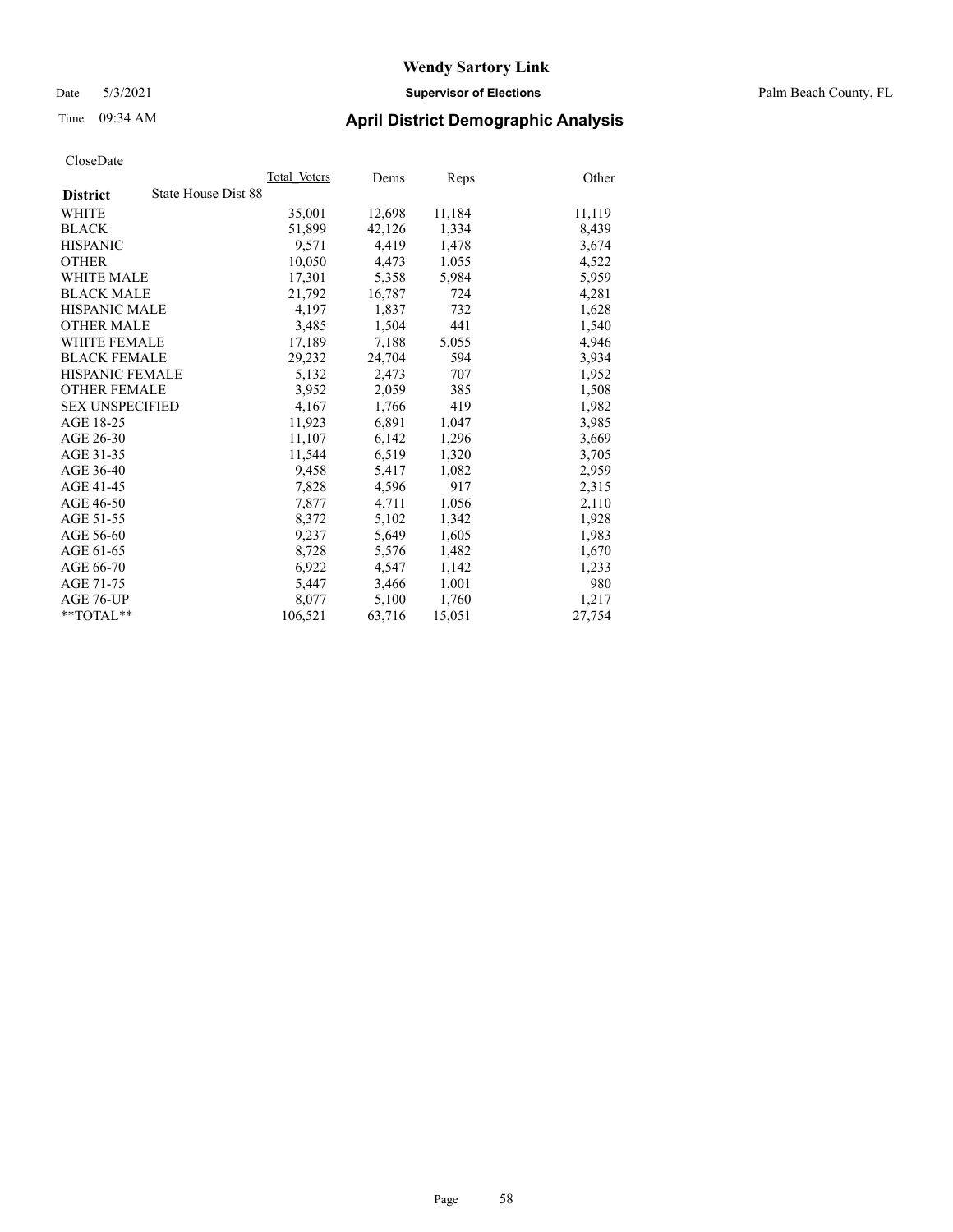# Wendy Sartory Link

Date 5/3/2021 **Supervisor of Elections** Palm Beach County, FL

Time 09:34 AM **April District Demographic Analysis**

CloseDate

| **District** State House Dist 88 | Total Voters | Dems | Reps | Other |
|---|---|---|---|---|
| WHITE | 35,001 | 12,698 | 11,184 | 11,119 |
| BLACK | 51,899 | 42,126 | 1,334 | 8,439 |
| HISPANIC | 9,571 | 4,419 | 1,478 | 3,674 |
| OTHER | 10,050 | 4,473 | 1,055 | 4,522 |
| WHITE MALE | 17,301 | 5,358 | 5,984 | 5,959 |
| BLACK MALE | 21,792 | 16,787 | 724 | 4,281 |
| HISPANIC MALE | 4,197 | 1,837 | 732 | 1,628 |
| OTHER MALE | 3,485 | 1,504 | 441 | 1,540 |
| WHITE FEMALE | 17,189 | 7,188 | 5,055 | 4,946 |
| BLACK FEMALE | 29,232 | 24,704 | 594 | 3,934 |
| HISPANIC FEMALE | 5,132 | 2,473 | 707 | 1,952 |
| OTHER FEMALE | 3,952 | 2,059 | 385 | 1,508 |
| SEX UNSPECIFIED | 4,167 | 1,766 | 419 | 1,982 |
| AGE 18-25 | 11,923 | 6,891 | 1,047 | 3,985 |
| AGE 26-30 | 11,107 | 6,142 | 1,296 | 3,669 |
| AGE 31-35 | 11,544 | 6,519 | 1,320 | 3,705 |
| AGE 36-40 | 9,458 | 5,417 | 1,082 | 2,959 |
| AGE 41-45 | 7,828 | 4,596 | 917 | 2,315 |
| AGE 46-50 | 7,877 | 4,711 | 1,056 | 2,110 |
| AGE 51-55 | 8,372 | 5,102 | 1,342 | 1,928 |
| AGE 56-60 | 9,237 | 5,649 | 1,605 | 1,983 |
| AGE 61-65 | 8,728 | 5,576 | 1,482 | 1,670 |
| AGE 66-70 | 6,922 | 4,547 | 1,142 | 1,233 |
| AGE 71-75 | 5,447 | 3,466 | 1,001 | 980 |
| AGE 76-UP | 8,077 | 5,100 | 1,760 | 1,217 |
| **TOTAL** | 106,521 | 63,716 | 15,051 | 27,754 |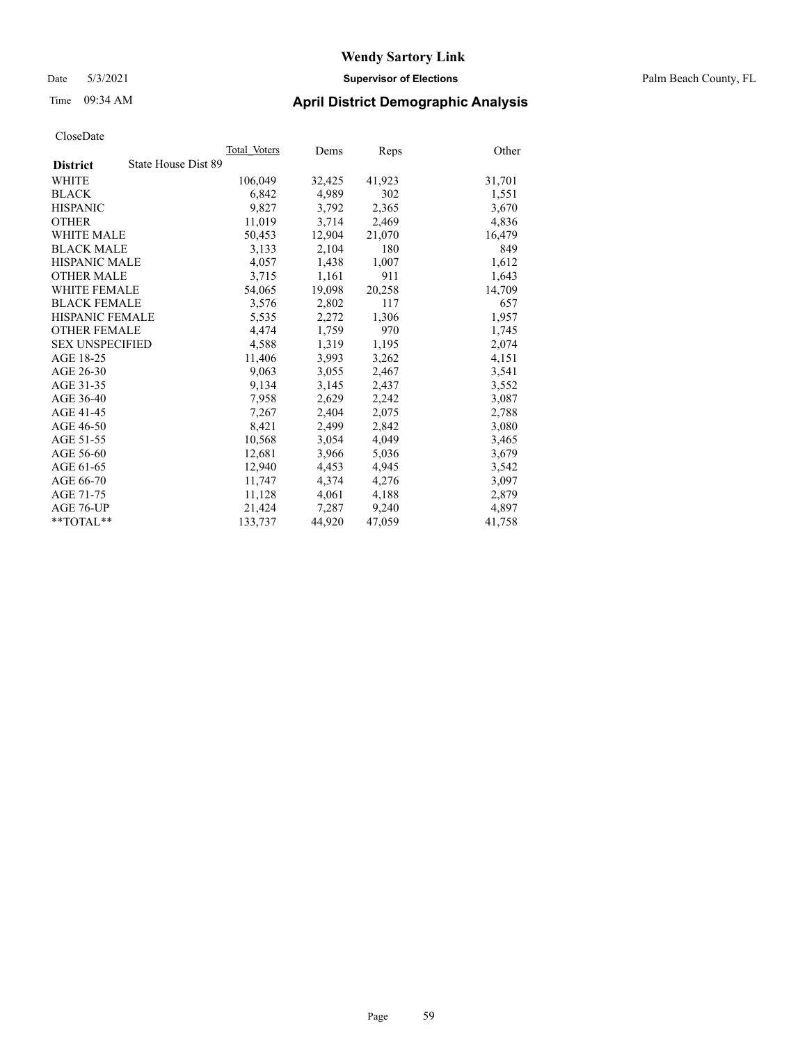# Wendy Sartory Link

Date 5/3/2021 **Supervisor of Elections** Palm Beach County, FL

Time 09:34 AM **April District Demographic Analysis**

CloseDate

| **District** State House Dist 89 | Total Voters | Dems | Reps | Other |
|---|---|---|---|---|
| WHITE | 106,049 | 32,425 | 41,923 | 31,701 |
| BLACK | 6,842 | 4,989 | 302 | 1,551 |
| HISPANIC | 9,827 | 3,792 | 2,365 | 3,670 |
| OTHER | 11,019 | 3,714 | 2,469 | 4,836 |
| WHITE MALE | 50,453 | 12,904 | 21,070 | 16,479 |
| BLACK MALE | 3,133 | 2,104 | 180 | 849 |
| HISPANIC MALE | 4,057 | 1,438 | 1,007 | 1,612 |
| OTHER MALE | 3,715 | 1,161 | 911 | 1,643 |
| WHITE FEMALE | 54,065 | 19,098 | 20,258 | 14,709 |
| BLACK FEMALE | 3,576 | 2,802 | 117 | 657 |
| HISPANIC FEMALE | 5,535 | 2,272 | 1,306 | 1,957 |
| OTHER FEMALE | 4,474 | 1,759 | 970 | 1,745 |
| SEX UNSPECIFIED | 4,588 | 1,319 | 1,195 | 2,074 |
| AGE 18-25 | 11,406 | 3,993 | 3,262 | 4,151 |
| AGE 26-30 | 9,063 | 3,055 | 2,467 | 3,541 |
| AGE 31-35 | 9,134 | 3,145 | 2,437 | 3,552 |
| AGE 36-40 | 7,958 | 2,629 | 2,242 | 3,087 |
| AGE 41-45 | 7,267 | 2,404 | 2,075 | 2,788 |
| AGE 46-50 | 8,421 | 2,499 | 2,842 | 3,080 |
| AGE 51-55 | 10,568 | 3,054 | 4,049 | 3,465 |
| AGE 56-60 | 12,681 | 3,966 | 5,036 | 3,679 |
| AGE 61-65 | 12,940 | 4,453 | 4,945 | 3,542 |
| AGE 66-70 | 11,747 | 4,374 | 4,276 | 3,097 |
| AGE 71-75 | 11,128 | 4,061 | 4,188 | 2,879 |
| AGE 76-UP | 21,424 | 7,287 | 9,240 | 4,897 |
| **TOTAL** | 133,737 | 44,920 | 47,059 | 41,758 |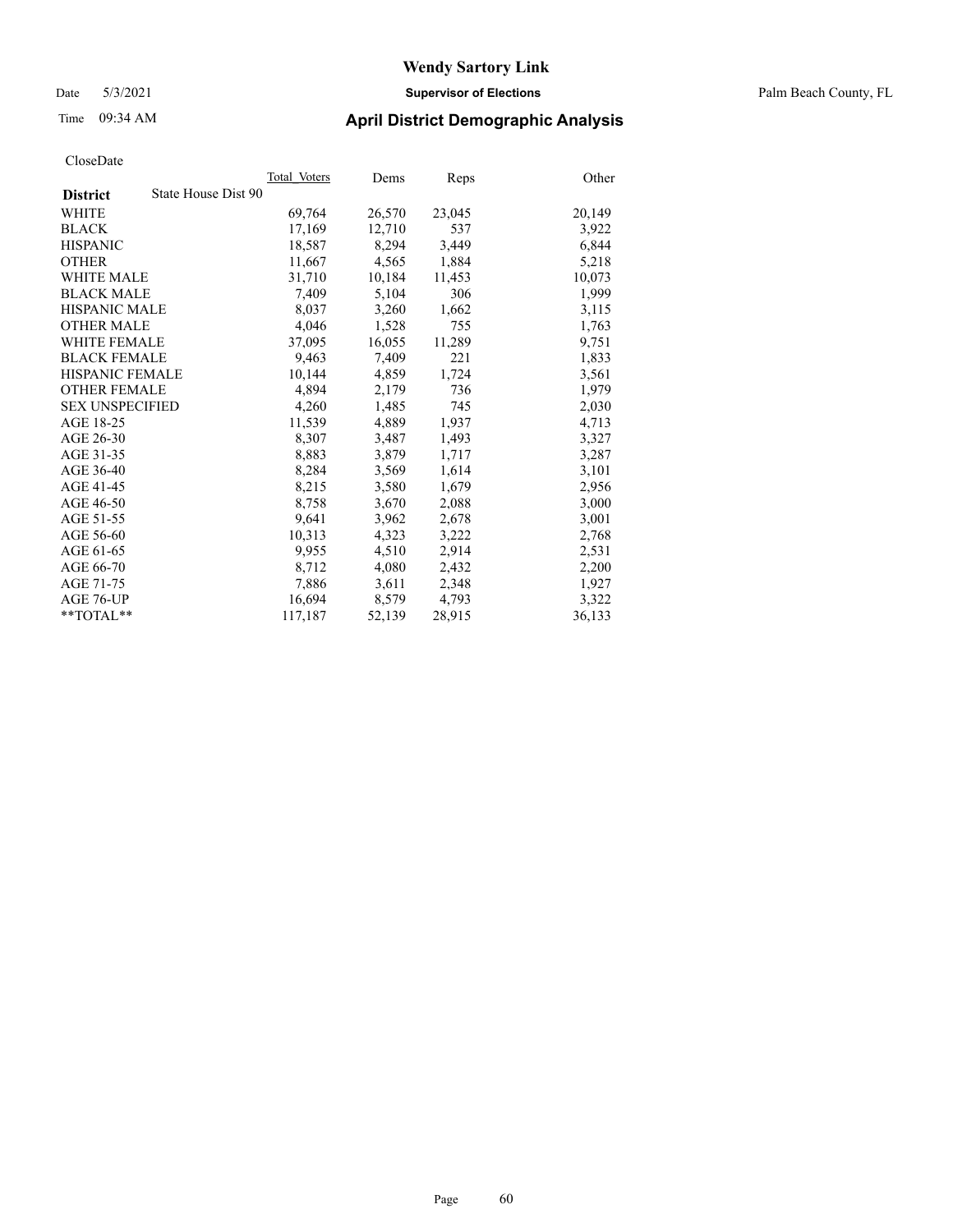# Wendy Sartory Link

Date 5/3/2021 **Supervisor of Elections** Palm Beach County, FL

Time 09:34 AM **April District Demographic Analysis**

CloseDate

| **District** State House Dist 90 | Total Voters | Dems | Reps | Other |
|---|---|---|---|---|
| WHITE | 69,764 | 26,570 | 23,045 | 20,149 |
| BLACK | 17,169 | 12,710 | 537 | 3,922 |
| HISPANIC | 18,587 | 8,294 | 3,449 | 6,844 |
| OTHER | 11,667 | 4,565 | 1,884 | 5,218 |
| WHITE MALE | 31,710 | 10,184 | 11,453 | 10,073 |
| BLACK MALE | 7,409 | 5,104 | 306 | 1,999 |
| HISPANIC MALE | 8,037 | 3,260 | 1,662 | 3,115 |
| OTHER MALE | 4,046 | 1,528 | 755 | 1,763 |
| WHITE FEMALE | 37,095 | 16,055 | 11,289 | 9,751 |
| BLACK FEMALE | 9,463 | 7,409 | 221 | 1,833 |
| HISPANIC FEMALE | 10,144 | 4,859 | 1,724 | 3,561 |
| OTHER FEMALE | 4,894 | 2,179 | 736 | 1,979 |
| SEX UNSPECIFIED | 4,260 | 1,485 | 745 | 2,030 |
| AGE 18-25 | 11,539 | 4,889 | 1,937 | 4,713 |
| AGE 26-30 | 8,307 | 3,487 | 1,493 | 3,327 |
| AGE 31-35 | 8,883 | 3,879 | 1,717 | 3,287 |
| AGE 36-40 | 8,284 | 3,569 | 1,614 | 3,101 |
| AGE 41-45 | 8,215 | 3,580 | 1,679 | 2,956 |
| AGE 46-50 | 8,758 | 3,670 | 2,088 | 3,000 |
| AGE 51-55 | 9,641 | 3,962 | 2,678 | 3,001 |
| AGE 56-60 | 10,313 | 4,323 | 3,222 | 2,768 |
| AGE 61-65 | 9,955 | 4,510 | 2,914 | 2,531 |
| AGE 66-70 | 8,712 | 4,080 | 2,432 | 2,200 |
| AGE 71-75 | 7,886 | 3,611 | 2,348 | 1,927 |
| AGE 76-UP | 16,694 | 8,579 | 4,793 | 3,322 |
| **TOTAL** | 117,187 | 52,139 | 28,915 | 36,133 |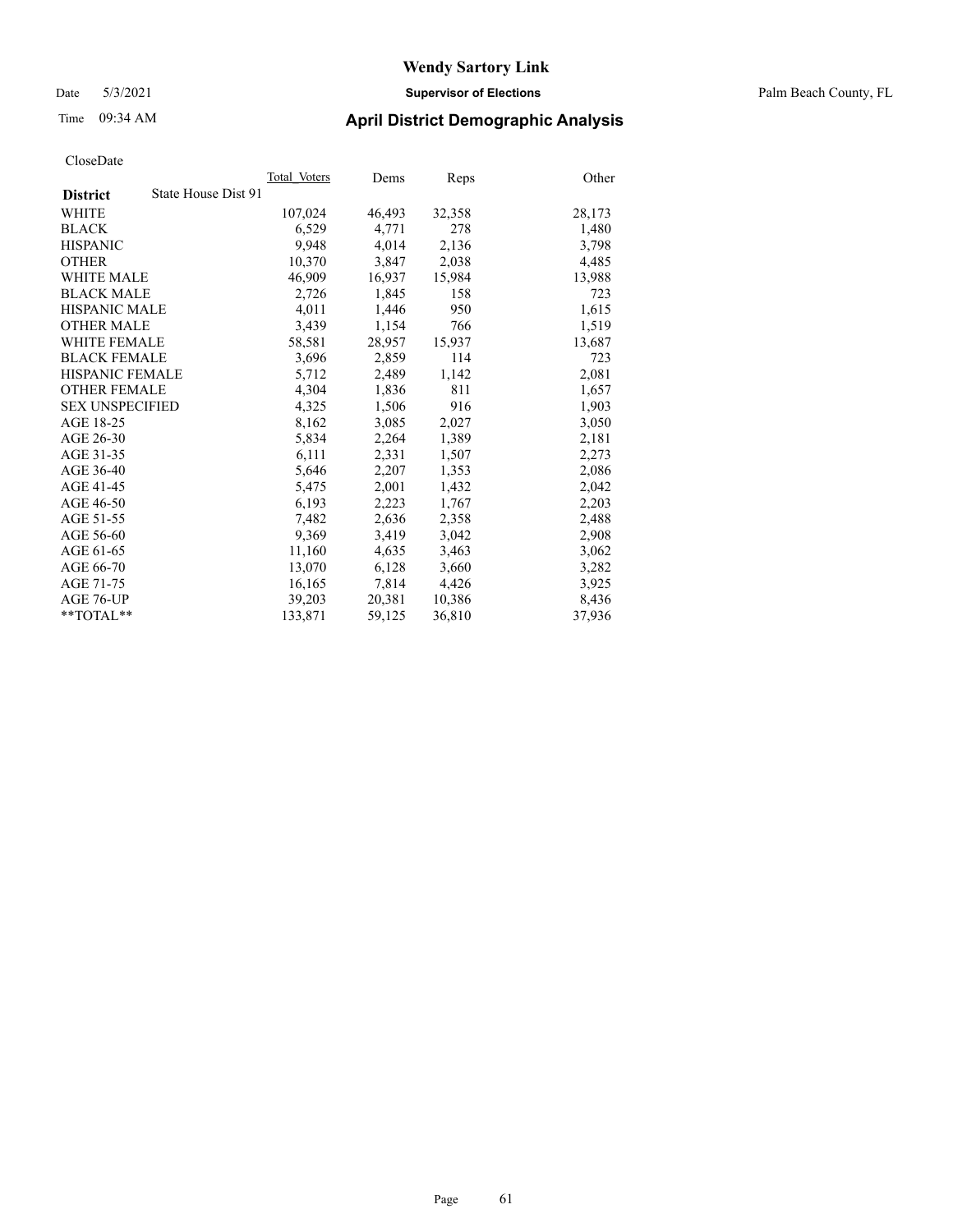# Wendy Sartory Link

Date 5/3/2021 **Supervisor of Elections** Palm Beach County, FL

Time 09:34 AM **April District Demographic Analysis**

CloseDate

| **District** State House Dist 91 | Total Voters | Dems | Reps | Other |
|---|---|---|---|---|
| WHITE | 107,024 | 46,493 | 32,358 | 28,173 |
| BLACK | 6,529 | 4,771 | 278 | 1,480 |
| HISPANIC | 9,948 | 4,014 | 2,136 | 3,798 |
| OTHER | 10,370 | 3,847 | 2,038 | 4,485 |
| WHITE MALE | 46,909 | 16,937 | 15,984 | 13,988 |
| BLACK MALE | 2,726 | 1,845 | 158 | 723 |
| HISPANIC MALE | 4,011 | 1,446 | 950 | 1,615 |
| OTHER MALE | 3,439 | 1,154 | 766 | 1,519 |
| WHITE FEMALE | 58,581 | 28,957 | 15,937 | 13,687 |
| BLACK FEMALE | 3,696 | 2,859 | 114 | 723 |
| HISPANIC FEMALE | 5,712 | 2,489 | 1,142 | 2,081 |
| OTHER FEMALE | 4,304 | 1,836 | 811 | 1,657 |
| SEX UNSPECIFIED | 4,325 | 1,506 | 916 | 1,903 |
| AGE 18-25 | 8,162 | 3,085 | 2,027 | 3,050 |
| AGE 26-30 | 5,834 | 2,264 | 1,389 | 2,181 |
| AGE 31-35 | 6,111 | 2,331 | 1,507 | 2,273 |
| AGE 36-40 | 5,646 | 2,207 | 1,353 | 2,086 |
| AGE 41-45 | 5,475 | 2,001 | 1,432 | 2,042 |
| AGE 46-50 | 6,193 | 2,223 | 1,767 | 2,203 |
| AGE 51-55 | 7,482 | 2,636 | 2,358 | 2,488 |
| AGE 56-60 | 9,369 | 3,419 | 3,042 | 2,908 |
| AGE 61-65 | 11,160 | 4,635 | 3,463 | 3,062 |
| AGE 66-70 | 13,070 | 6,128 | 3,660 | 3,282 |
| AGE 71-75 | 16,165 | 7,814 | 4,426 | 3,925 |
| AGE 76-UP | 39,203 | 20,381 | 10,386 | 8,436 |
| **TOTAL** | 133,871 | 59,125 | 36,810 | 37,936 |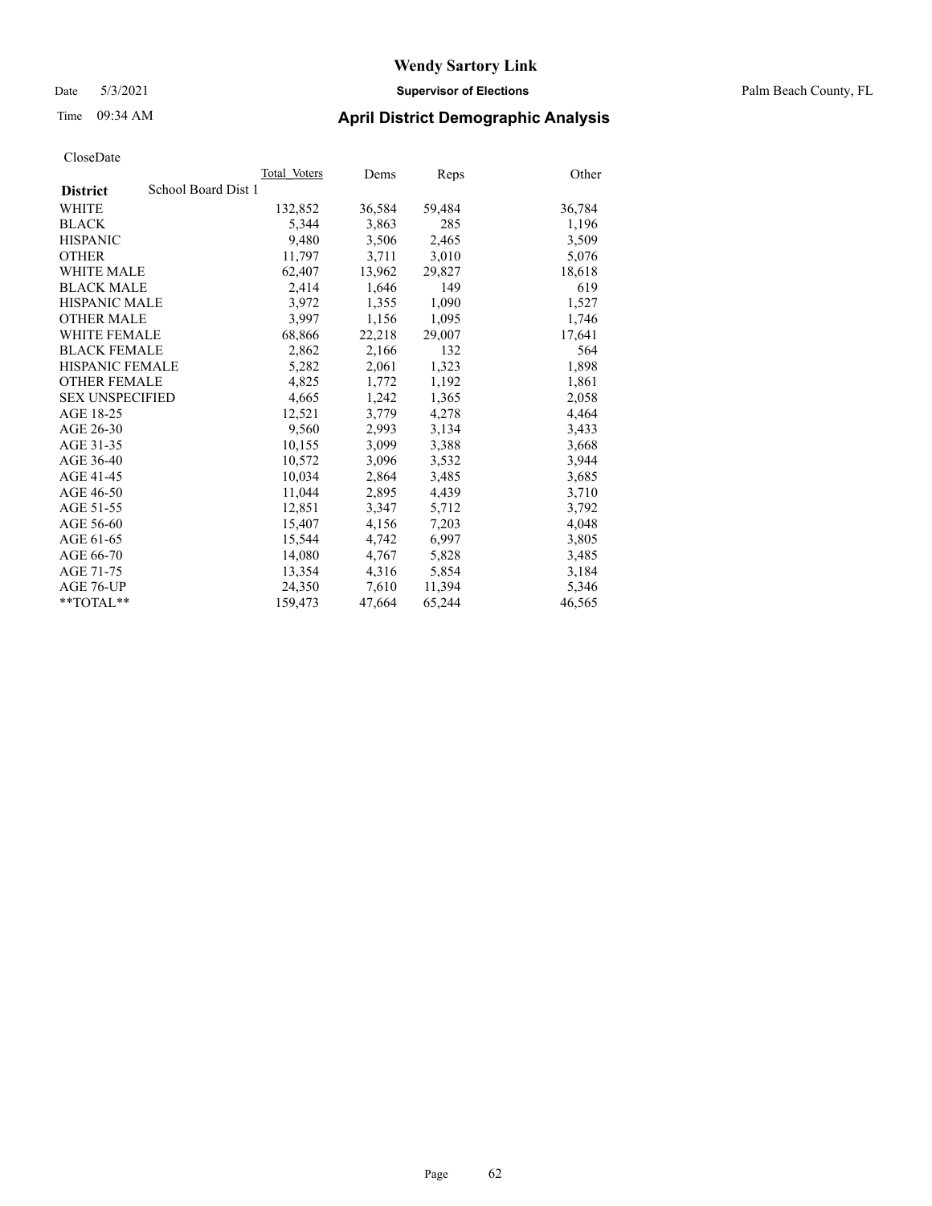# Wendy Sartory Link

Date 5/3/2021 **Supervisor of Elections** Palm Beach County, FL

Time 09:34 AM **April District Demographic Analysis**

CloseDate

| **District** School Board Dist 1 | Total Voters | Dems | Reps | Other |
|---|---|---|---|---|
| WHITE | 132,852 | 36,584 | 59,484 | 36,784 |
| BLACK | 5,344 | 3,863 | 285 | 1,196 |
| HISPANIC | 9,480 | 3,506 | 2,465 | 3,509 |
| OTHER | 11,797 | 3,711 | 3,010 | 5,076 |
| WHITE MALE | 62,407 | 13,962 | 29,827 | 18,618 |
| BLACK MALE | 2,414 | 1,646 | 149 | 619 |
| HISPANIC MALE | 3,972 | 1,355 | 1,090 | 1,527 |
| OTHER MALE | 3,997 | 1,156 | 1,095 | 1,746 |
| WHITE FEMALE | 68,866 | 22,218 | 29,007 | 17,641 |
| BLACK FEMALE | 2,862 | 2,166 | 132 | 564 |
| HISPANIC FEMALE | 5,282 | 2,061 | 1,323 | 1,898 |
| OTHER FEMALE | 4,825 | 1,772 | 1,192 | 1,861 |
| SEX UNSPECIFIED | 4,665 | 1,242 | 1,365 | 2,058 |
| AGE 18-25 | 12,521 | 3,779 | 4,278 | 4,464 |
| AGE 26-30 | 9,560 | 2,993 | 3,134 | 3,433 |
| AGE 31-35 | 10,155 | 3,099 | 3,388 | 3,668 |
| AGE 36-40 | 10,572 | 3,096 | 3,532 | 3,944 |
| AGE 41-45 | 10,034 | 2,864 | 3,485 | 3,685 |
| AGE 46-50 | 11,044 | 2,895 | 4,439 | 3,710 |
| AGE 51-55 | 12,851 | 3,347 | 5,712 | 3,792 |
| AGE 56-60 | 15,407 | 4,156 | 7,203 | 4,048 |
| AGE 61-65 | 15,544 | 4,742 | 6,997 | 3,805 |
| AGE 66-70 | 14,080 | 4,767 | 5,828 | 3,485 |
| AGE 71-75 | 13,354 | 4,316 | 5,854 | 3,184 |
| AGE 76-UP | 24,350 | 7,610 | 11,394 | 5,346 |
| **TOTAL** | 159,473 | 47,664 | 65,244 | 46,565 |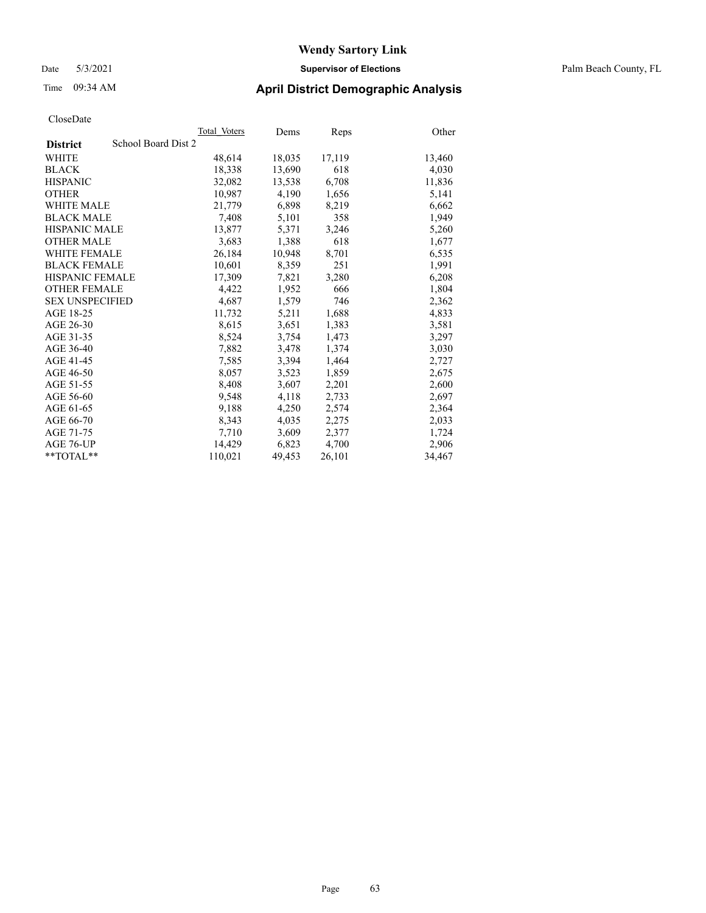# Wendy Sartory Link

Date 5/3/2021 **Supervisor of Elections** Palm Beach County, FL

Time 09:34 AM **April District Demographic Analysis**

CloseDate

| **District** School Board Dist 2 | Total_Voters | Dems | Reps | Other |
|---|---|---|---|---|
| WHITE | 48,614 | 18,035 | 17,119 | 13,460 |
| BLACK | 18,338 | 13,690 | 618 | 4,030 |
| HISPANIC | 32,082 | 13,538 | 6,708 | 11,836 |
| OTHER | 10,987 | 4,190 | 1,656 | 5,141 |
| WHITE MALE | 21,779 | 6,898 | 8,219 | 6,662 |
| BLACK MALE | 7,408 | 5,101 | 358 | 1,949 |
| HISPANIC MALE | 13,877 | 5,371 | 3,246 | 5,260 |
| OTHER MALE | 3,683 | 1,388 | 618 | 1,677 |
| WHITE FEMALE | 26,184 | 10,948 | 8,701 | 6,535 |
| BLACK FEMALE | 10,601 | 8,359 | 251 | 1,991 |
| HISPANIC FEMALE | 17,309 | 7,821 | 3,280 | 6,208 |
| OTHER FEMALE | 4,422 | 1,952 | 666 | 1,804 |
| SEX UNSPECIFIED | 4,687 | 1,579 | 746 | 2,362 |
| AGE 18-25 | 11,732 | 5,211 | 1,688 | 4,833 |
| AGE 26-30 | 8,615 | 3,651 | 1,383 | 3,581 |
| AGE 31-35 | 8,524 | 3,754 | 1,473 | 3,297 |
| AGE 36-40 | 7,882 | 3,478 | 1,374 | 3,030 |
| AGE 41-45 | 7,585 | 3,394 | 1,464 | 2,727 |
| AGE 46-50 | 8,057 | 3,523 | 1,859 | 2,675 |
| AGE 51-55 | 8,408 | 3,607 | 2,201 | 2,600 |
| AGE 56-60 | 9,548 | 4,118 | 2,733 | 2,697 |
| AGE 61-65 | 9,188 | 4,250 | 2,574 | 2,364 |
| AGE 66-70 | 8,343 | 4,035 | 2,275 | 2,033 |
| AGE 71-75 | 7,710 | 3,609 | 2,377 | 1,724 |
| AGE 76-UP | 14,429 | 6,823 | 4,700 | 2,906 |
| **TOTAL** | 110,021 | 49,453 | 26,101 | 34,467 |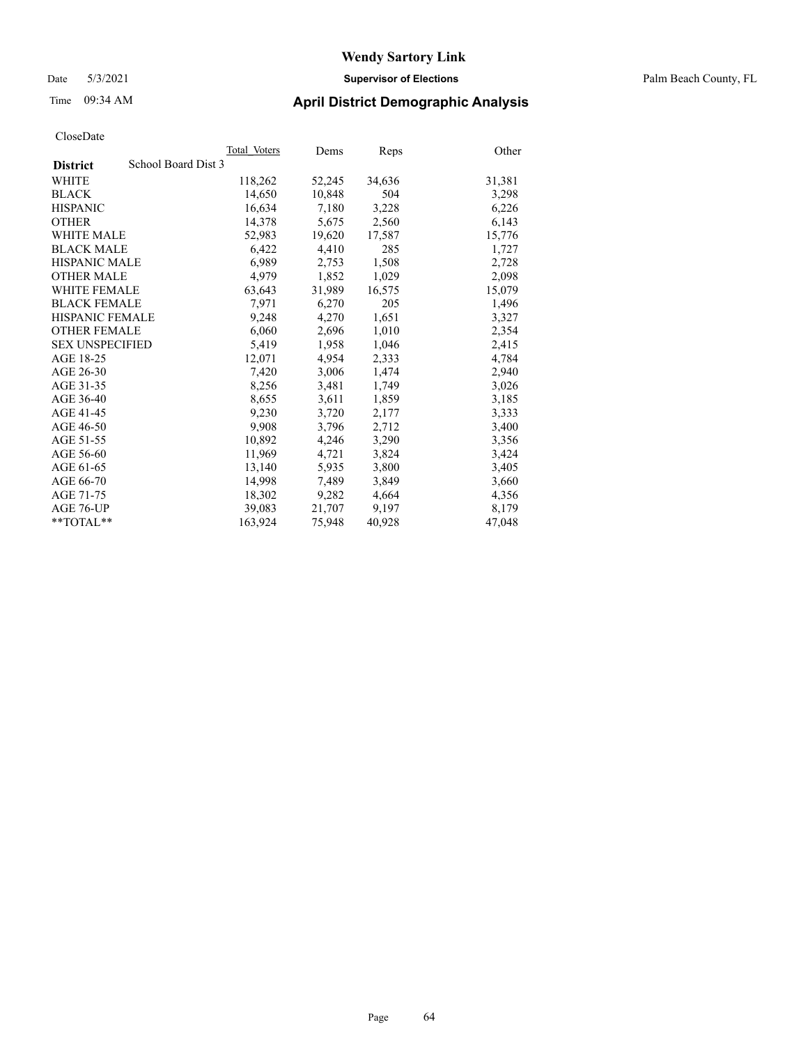# Wendy Sartory Link

Date 5/3/2021 **Supervisor of Elections** Palm Beach County, FL

Time 09:34 AM **April District Demographic Analysis**

CloseDate

| **District** School Board Dist 3 | Total Voters | Dems | Reps | Other |
|---|---|---|---|---|
| WHITE | 118,262 | 52,245 | 34,636 | 31,381 |
| BLACK | 14,650 | 10,848 | 504 | 3,298 |
| HISPANIC | 16,634 | 7,180 | 3,228 | 6,226 |
| OTHER | 14,378 | 5,675 | 2,560 | 6,143 |
| WHITE MALE | 52,983 | 19,620 | 17,587 | 15,776 |
| BLACK MALE | 6,422 | 4,410 | 285 | 1,727 |
| HISPANIC MALE | 6,989 | 2,753 | 1,508 | 2,728 |
| OTHER MALE | 4,979 | 1,852 | 1,029 | 2,098 |
| WHITE FEMALE | 63,643 | 31,989 | 16,575 | 15,079 |
| BLACK FEMALE | 7,971 | 6,270 | 205 | 1,496 |
| HISPANIC FEMALE | 9,248 | 4,270 | 1,651 | 3,327 |
| OTHER FEMALE | 6,060 | 2,696 | 1,010 | 2,354 |
| SEX UNSPECIFIED | 5,419 | 1,958 | 1,046 | 2,415 |
| AGE 18-25 | 12,071 | 4,954 | 2,333 | 4,784 |
| AGE 26-30 | 7,420 | 3,006 | 1,474 | 2,940 |
| AGE 31-35 | 8,256 | 3,481 | 1,749 | 3,026 |
| AGE 36-40 | 8,655 | 3,611 | 1,859 | 3,185 |
| AGE 41-45 | 9,230 | 3,720 | 2,177 | 3,333 |
| AGE 46-50 | 9,908 | 3,796 | 2,712 | 3,400 |
| AGE 51-55 | 10,892 | 4,246 | 3,290 | 3,356 |
| AGE 56-60 | 11,969 | 4,721 | 3,824 | 3,424 |
| AGE 61-65 | 13,140 | 5,935 | 3,800 | 3,405 |
| AGE 66-70 | 14,998 | 7,489 | 3,849 | 3,660 |
| AGE 71-75 | 18,302 | 9,282 | 4,664 | 4,356 |
| AGE 76-UP | 39,083 | 21,707 | 9,197 | 8,179 |
| **TOTAL** | 163,924 | 75,948 | 40,928 | 47,048 |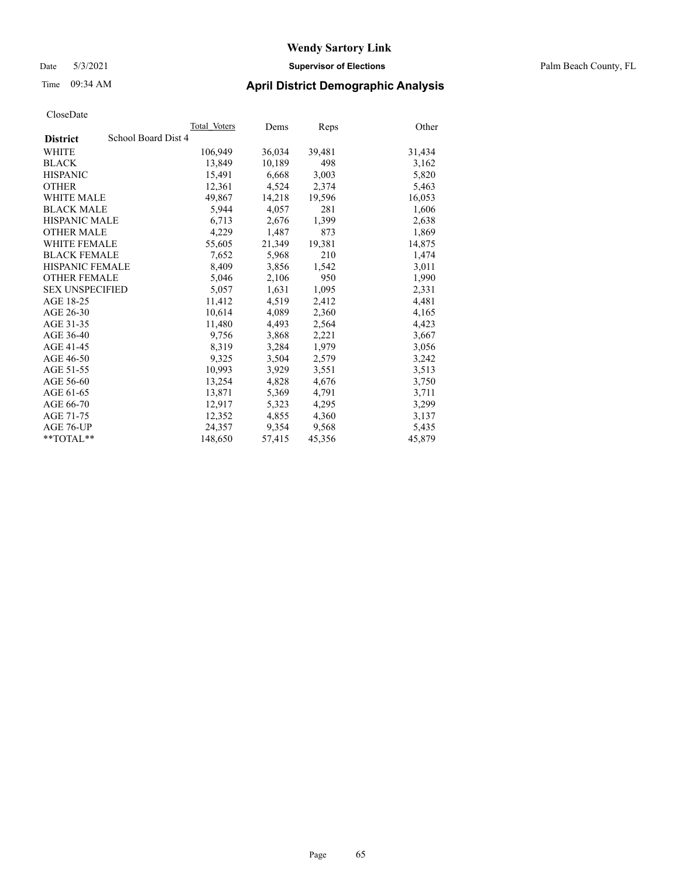# Wendy Sartory Link

Date 5/3/2021 **Supervisor of Elections** Palm Beach County, FL

Time 09:34 AM **April District Demographic Analysis**

CloseDate

| | Total_Voters | Dems | Reps | Other |
|---|---|---|---|---|
| **District** School Board Dist 4 | | | | |
| WHITE | 106,949 | 36,034 | 39,481 | 31,434 |
| BLACK | 13,849 | 10,189 | 498 | 3,162 |
| HISPANIC | 15,491 | 6,668 | 3,003 | 5,820 |
| OTHER | 12,361 | 4,524 | 2,374 | 5,463 |
| WHITE MALE | 49,867 | 14,218 | 19,596 | 16,053 |
| BLACK MALE | 5,944 | 4,057 | 281 | 1,606 |
| HISPANIC MALE | 6,713 | 2,676 | 1,399 | 2,638 |
| OTHER MALE | 4,229 | 1,487 | 873 | 1,869 |
| WHITE FEMALE | 55,605 | 21,349 | 19,381 | 14,875 |
| BLACK FEMALE | 7,652 | 5,968 | 210 | 1,474 |
| HISPANIC FEMALE | 8,409 | 3,856 | 1,542 | 3,011 |
| OTHER FEMALE | 5,046 | 2,106 | 950 | 1,990 |
| SEX UNSPECIFIED | 5,057 | 1,631 | 1,095 | 2,331 |
| AGE 18-25 | 11,412 | 4,519 | 2,412 | 4,481 |
| AGE 26-30 | 10,614 | 4,089 | 2,360 | 4,165 |
| AGE 31-35 | 11,480 | 4,493 | 2,564 | 4,423 |
| AGE 36-40 | 9,756 | 3,868 | 2,221 | 3,667 |
| AGE 41-45 | 8,319 | 3,284 | 1,979 | 3,056 |
| AGE 46-50 | 9,325 | 3,504 | 2,579 | 3,242 |
| AGE 51-55 | 10,993 | 3,929 | 3,551 | 3,513 |
| AGE 56-60 | 13,254 | 4,828 | 4,676 | 3,750 |
| AGE 61-65 | 13,871 | 5,369 | 4,791 | 3,711 |
| AGE 66-70 | 12,917 | 5,323 | 4,295 | 3,299 |
| AGE 71-75 | 12,352 | 4,855 | 4,360 | 3,137 |
| AGE 76-UP | 24,357 | 9,354 | 9,568 | 5,435 |
| **TOTAL** | 148,650 | 57,415 | 45,356 | 45,879 |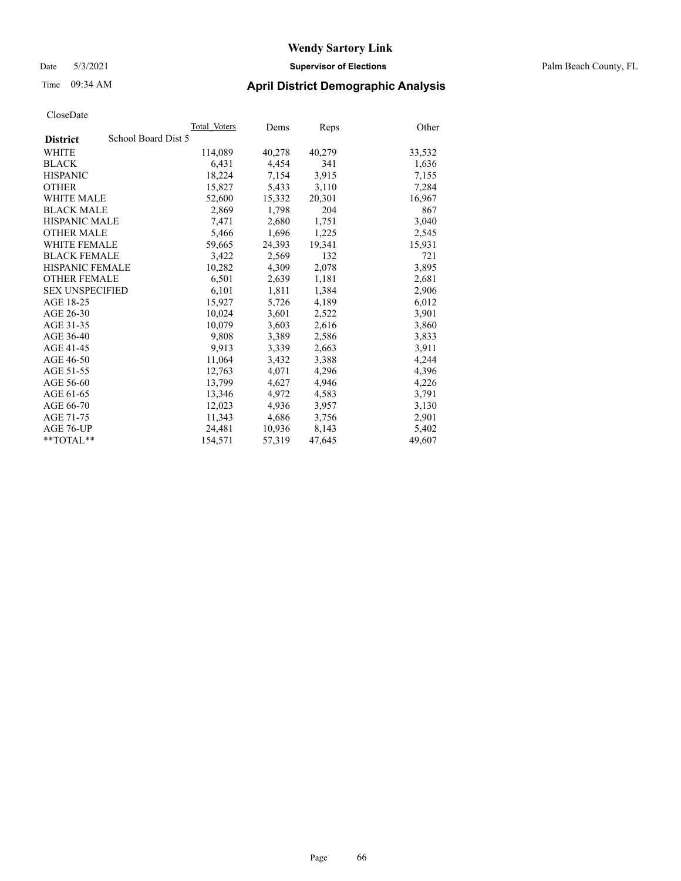# Wendy Sartory Link

Date 5/3/2021 **Supervisor of Elections** Palm Beach County, FL

Time 09:34 AM **April District Demographic Analysis**

CloseDate

| District | School Board Dist 5 | Total Voters | Dems | Reps | Other |
|---|---|---|---|---|---|
| WHITE | | 114,089 | 40,278 | 40,279 | 33,532 |
| BLACK | | 6,431 | 4,454 | 341 | 1,636 |
| HISPANIC | | 18,224 | 7,154 | 3,915 | 7,155 |
| OTHER | | 15,827 | 5,433 | 3,110 | 7,284 |
| WHITE MALE | | 52,600 | 15,332 | 20,301 | 16,967 |
| BLACK MALE | | 2,869 | 1,798 | 204 | 867 |
| HISPANIC MALE | | 7,471 | 2,680 | 1,751 | 3,040 |
| OTHER MALE | | 5,466 | 1,696 | 1,225 | 2,545 |
| WHITE FEMALE | | 59,665 | 24,393 | 19,341 | 15,931 |
| BLACK FEMALE | | 3,422 | 2,569 | 132 | 721 |
| HISPANIC FEMALE | | 10,282 | 4,309 | 2,078 | 3,895 |
| OTHER FEMALE | | 6,501 | 2,639 | 1,181 | 2,681 |
| SEX UNSPECIFIED | | 6,101 | 1,811 | 1,384 | 2,906 |
| AGE 18-25 | | 15,927 | 5,726 | 4,189 | 6,012 |
| AGE 26-30 | | 10,024 | 3,601 | 2,522 | 3,901 |
| AGE 31-35 | | 10,079 | 3,603 | 2,616 | 3,860 |
| AGE 36-40 | | 9,808 | 3,389 | 2,586 | 3,833 |
| AGE 41-45 | | 9,913 | 3,339 | 2,663 | 3,911 |
| AGE 46-50 | | 11,064 | 3,432 | 3,388 | 4,244 |
| AGE 51-55 | | 12,763 | 4,071 | 4,296 | 4,396 |
| AGE 56-60 | | 13,799 | 4,627 | 4,946 | 4,226 |
| AGE 61-65 | | 13,346 | 4,972 | 4,583 | 3,791 |
| AGE 66-70 | | 12,023 | 4,936 | 3,957 | 3,130 |
| AGE 71-75 | | 11,343 | 4,686 | 3,756 | 2,901 |
| AGE 76-UP | | 24,481 | 10,936 | 8,143 | 5,402 |
| **TOTAL** | | 154,571 | 57,319 | 47,645 | 49,607 |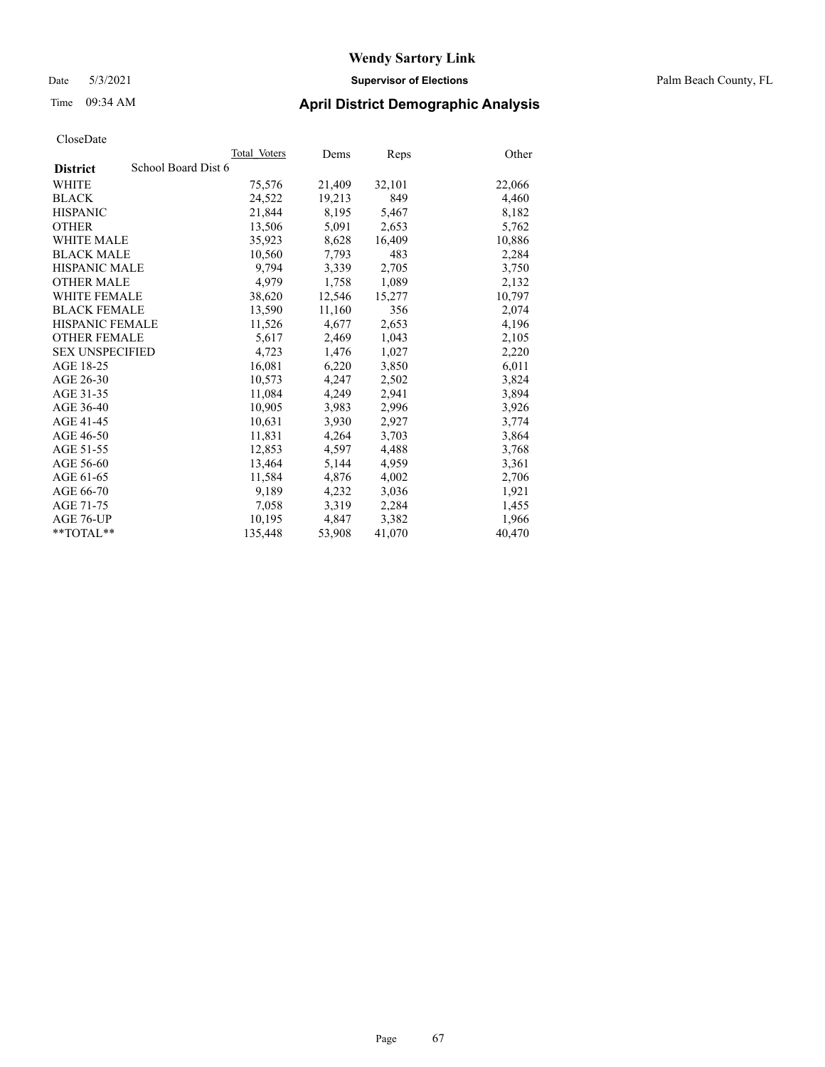# Wendy Sartory Link

Date 5/3/2021 **Supervisor of Elections** Palm Beach County, FL

Time 09:34 AM **April District Demographic Analysis**

CloseDate

| **District** | School Board Dist 6 | Total Voters | Dems | Reps | Other |
|---|---|---|---|---|---|
| WHITE | | 75,576 | 21,409 | 32,101 | 22,066 |
| BLACK | | 24,522 | 19,213 | 849 | 4,460 |
| HISPANIC | | 21,844 | 8,195 | 5,467 | 8,182 |
| OTHER | | 13,506 | 5,091 | 2,653 | 5,762 |
| WHITE MALE | | 35,923 | 8,628 | 16,409 | 10,886 |
| BLACK MALE | | 10,560 | 7,793 | 483 | 2,284 |
| HISPANIC MALE | | 9,794 | 3,339 | 2,705 | 3,750 |
| OTHER MALE | | 4,979 | 1,758 | 1,089 | 2,132 |
| WHITE FEMALE | | 38,620 | 12,546 | 15,277 | 10,797 |
| BLACK FEMALE | | 13,590 | 11,160 | 356 | 2,074 |
| HISPANIC FEMALE | | 11,526 | 4,677 | 2,653 | 4,196 |
| OTHER FEMALE | | 5,617 | 2,469 | 1,043 | 2,105 |
| SEX UNSPECIFIED | | 4,723 | 1,476 | 1,027 | 2,220 |
| AGE 18-25 | | 16,081 | 6,220 | 3,850 | 6,011 |
| AGE 26-30 | | 10,573 | 4,247 | 2,502 | 3,824 |
| AGE 31-35 | | 11,084 | 4,249 | 2,941 | 3,894 |
| AGE 36-40 | | 10,905 | 3,983 | 2,996 | 3,926 |
| AGE 41-45 | | 10,631 | 3,930 | 2,927 | 3,774 |
| AGE 46-50 | | 11,831 | 4,264 | 3,703 | 3,864 |
| AGE 51-55 | | 12,853 | 4,597 | 4,488 | 3,768 |
| AGE 56-60 | | 13,464 | 5,144 | 4,959 | 3,361 |
| AGE 61-65 | | 11,584 | 4,876 | 4,002 | 2,706 |
| AGE 66-70 | | 9,189 | 4,232 | 3,036 | 1,921 |
| AGE 71-75 | | 7,058 | 3,319 | 2,284 | 1,455 |
| AGE 76-UP | | 10,195 | 4,847 | 3,382 | 1,966 |
| **TOTAL** | | 135,448 | 53,908 | 41,070 | 40,470 |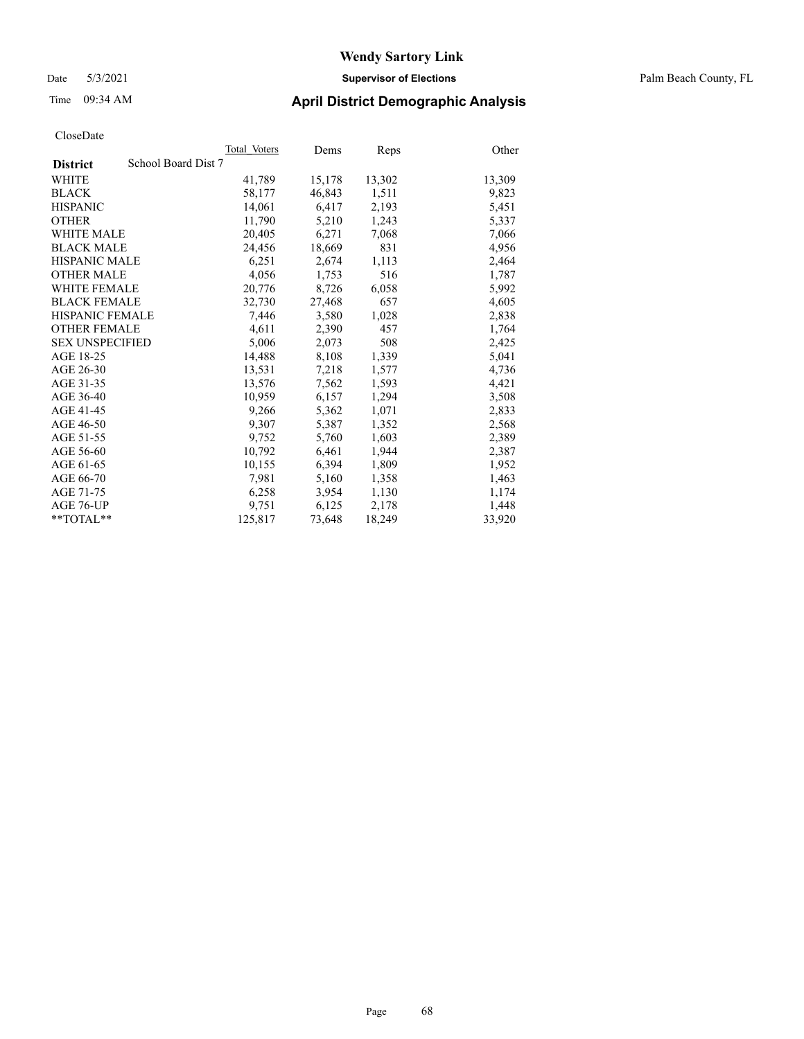# Wendy Sartory Link

Date 5/3/2021 **Supervisor of Elections** Palm Beach County, FL

Time 09:34 AM **April District Demographic Analysis**

CloseDate

| **District** | School Board Dist 7 | Total Voters | Dems | Reps | Other |
|---|---|---|---|---|---|
| WHITE | | 41,789 | 15,178 | 13,302 | 13,309 |
| BLACK | | 58,177 | 46,843 | 1,511 | 9,823 |
| HISPANIC | | 14,061 | 6,417 | 2,193 | 5,451 |
| OTHER | | 11,790 | 5,210 | 1,243 | 5,337 |
| WHITE MALE | | 20,405 | 6,271 | 7,068 | 7,066 |
| BLACK MALE | | 24,456 | 18,669 | 831 | 4,956 |
| HISPANIC MALE | | 6,251 | 2,674 | 1,113 | 2,464 |
| OTHER MALE | | 4,056 | 1,753 | 516 | 1,787 |
| WHITE FEMALE | | 20,776 | 8,726 | 6,058 | 5,992 |
| BLACK FEMALE | | 32,730 | 27,468 | 657 | 4,605 |
| HISPANIC FEMALE | | 7,446 | 3,580 | 1,028 | 2,838 |
| OTHER FEMALE | | 4,611 | 2,390 | 457 | 1,764 |
| SEX UNSPECIFIED | | 5,006 | 2,073 | 508 | 2,425 |
| AGE 18-25 | | 14,488 | 8,108 | 1,339 | 5,041 |
| AGE 26-30 | | 13,531 | 7,218 | 1,577 | 4,736 |
| AGE 31-35 | | 13,576 | 7,562 | 1,593 | 4,421 |
| AGE 36-40 | | 10,959 | 6,157 | 1,294 | 3,508 |
| AGE 41-45 | | 9,266 | 5,362 | 1,071 | 2,833 |
| AGE 46-50 | | 9,307 | 5,387 | 1,352 | 2,568 |
| AGE 51-55 | | 9,752 | 5,760 | 1,603 | 2,389 |
| AGE 56-60 | | 10,792 | 6,461 | 1,944 | 2,387 |
| AGE 61-65 | | 10,155 | 6,394 | 1,809 | 1,952 |
| AGE 66-70 | | 7,981 | 5,160 | 1,358 | 1,463 |
| AGE 71-75 | | 6,258 | 3,954 | 1,130 | 1,174 |
| AGE 76-UP | | 9,751 | 6,125 | 2,178 | 1,448 |
| **TOTAL** | | 125,817 | 73,648 | 18,249 | 33,920 |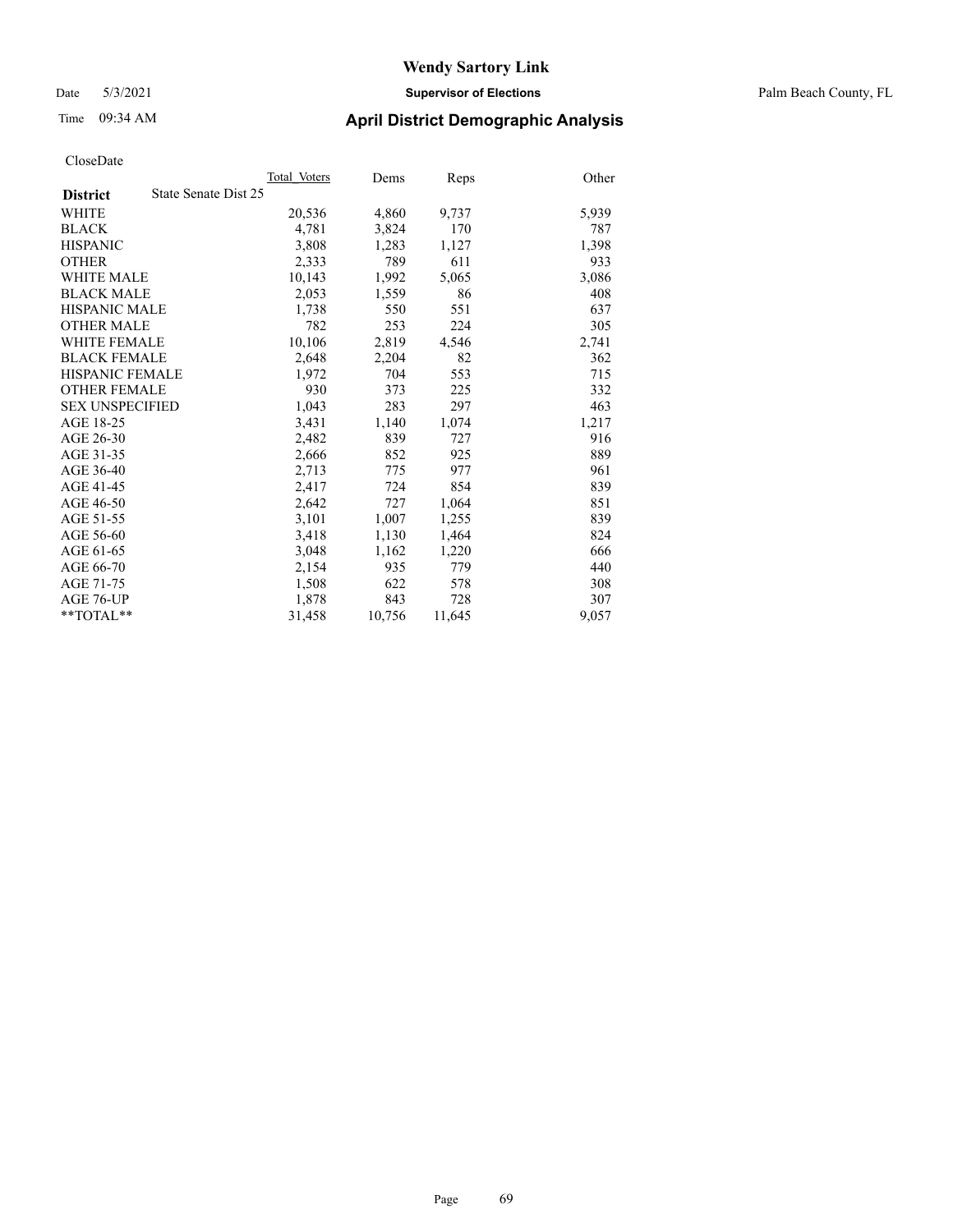# Wendy Sartory Link

Date 5/3/2021 **Supervisor of Elections** Palm Beach County, FL

Time 09:34 AM **April District Demographic Analysis**

CloseDate

| **District** | State Senate Dist 25 | Total Voters | Dems | Reps | Other |
|---|---|---|---|---|---|
| WHITE | | 20,536 | 4,860 | 9,737 | 5,939 |
| BLACK | | 4,781 | 3,824 | 170 | 787 |
| HISPANIC | | 3,808 | 1,283 | 1,127 | 1,398 |
| OTHER | | 2,333 | 789 | 611 | 933 |
| WHITE MALE | | 10,143 | 1,992 | 5,065 | 3,086 |
| BLACK MALE | | 2,053 | 1,559 | 86 | 408 |
| HISPANIC MALE | | 1,738 | 550 | 551 | 637 |
| OTHER MALE | | 782 | 253 | 224 | 305 |
| WHITE FEMALE | | 10,106 | 2,819 | 4,546 | 2,741 |
| BLACK FEMALE | | 2,648 | 2,204 | 82 | 362 |
| HISPANIC FEMALE | | 1,972 | 704 | 553 | 715 |
| OTHER FEMALE | | 930 | 373 | 225 | 332 |
| SEX UNSPECIFIED | | 1,043 | 283 | 297 | 463 |
| AGE 18-25 | | 3,431 | 1,140 | 1,074 | 1,217 |
| AGE 26-30 | | 2,482 | 839 | 727 | 916 |
| AGE 31-35 | | 2,666 | 852 | 925 | 889 |
| AGE 36-40 | | 2,713 | 775 | 977 | 961 |
| AGE 41-45 | | 2,417 | 724 | 854 | 839 |
| AGE 46-50 | | 2,642 | 727 | 1,064 | 851 |
| AGE 51-55 | | 3,101 | 1,007 | 1,255 | 839 |
| AGE 56-60 | | 3,418 | 1,130 | 1,464 | 824 |
| AGE 61-65 | | 3,048 | 1,162 | 1,220 | 666 |
| AGE 66-70 | | 2,154 | 935 | 779 | 440 |
| AGE 71-75 | | 1,508 | 622 | 578 | 308 |
| AGE 76-UP | | 1,878 | 843 | 728 | 307 |
| **TOTAL** | | 31,458 | 10,756 | 11,645 | 9,057 |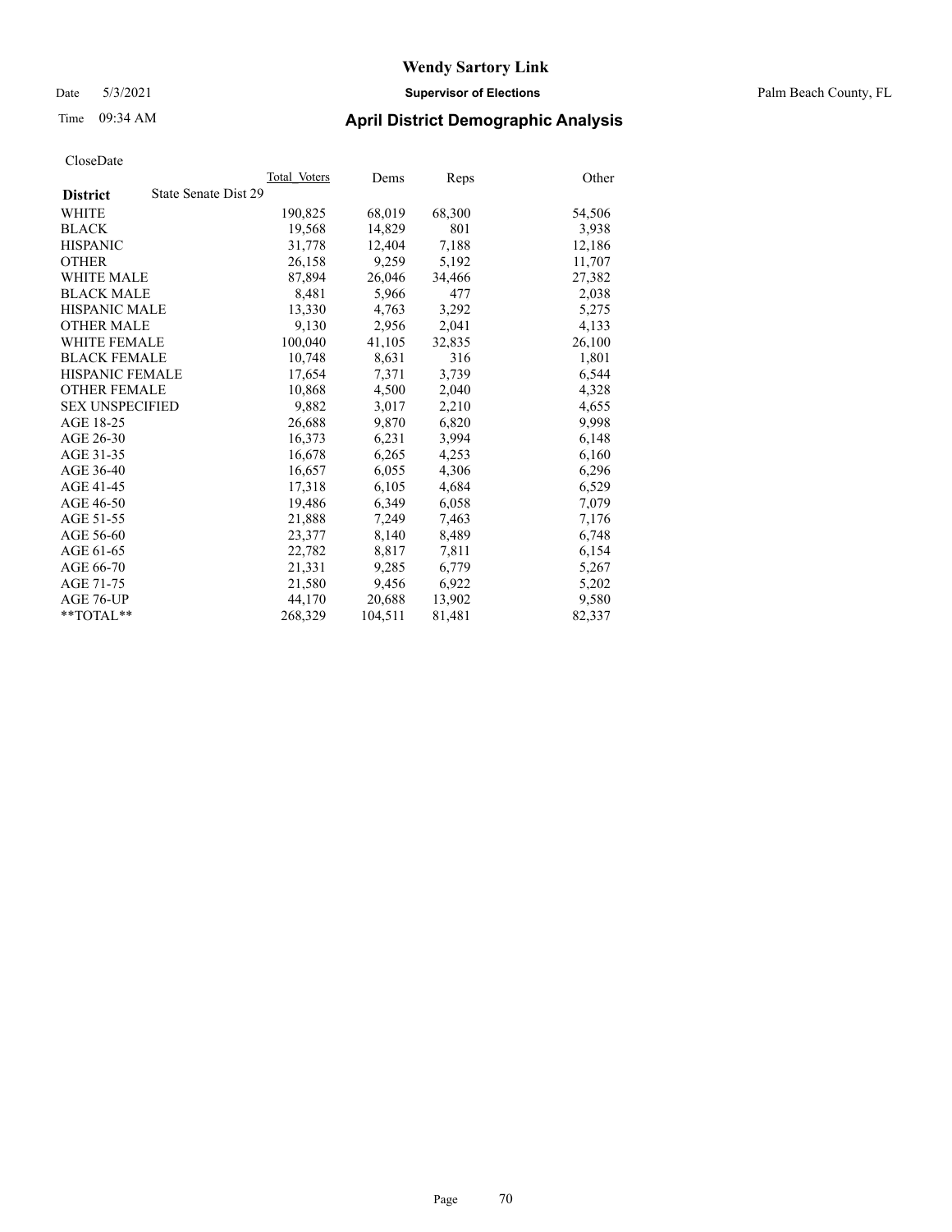# Wendy Sartory Link

Date 5/3/2021 **Supervisor of Elections** Palm Beach County, FL

Time 09:34 AM **April District Demographic Analysis**

CloseDate

| **District** State Senate Dist 29 | Total_Voters | Dems | Reps | Other |
|---|---|---|---|---|
| WHITE | 190,825 | 68,019 | 68,300 | 54,506 |
| BLACK | 19,568 | 14,829 | 801 | 3,938 |
| HISPANIC | 31,778 | 12,404 | 7,188 | 12,186 |
| OTHER | 26,158 | 9,259 | 5,192 | 11,707 |
| WHITE MALE | 87,894 | 26,046 | 34,466 | 27,382 |
| BLACK MALE | 8,481 | 5,966 | 477 | 2,038 |
| HISPANIC MALE | 13,330 | 4,763 | 3,292 | 5,275 |
| OTHER MALE | 9,130 | 2,956 | 2,041 | 4,133 |
| WHITE FEMALE | 100,040 | 41,105 | 32,835 | 26,100 |
| BLACK FEMALE | 10,748 | 8,631 | 316 | 1,801 |
| HISPANIC FEMALE | 17,654 | 7,371 | 3,739 | 6,544 |
| OTHER FEMALE | 10,868 | 4,500 | 2,040 | 4,328 |
| SEX UNSPECIFIED | 9,882 | 3,017 | 2,210 | 4,655 |
| AGE 18-25 | 26,688 | 9,870 | 6,820 | 9,998 |
| AGE 26-30 | 16,373 | 6,231 | 3,994 | 6,148 |
| AGE 31-35 | 16,678 | 6,265 | 4,253 | 6,160 |
| AGE 36-40 | 16,657 | 6,055 | 4,306 | 6,296 |
| AGE 41-45 | 17,318 | 6,105 | 4,684 | 6,529 |
| AGE 46-50 | 19,486 | 6,349 | 6,058 | 7,079 |
| AGE 51-55 | 21,888 | 7,249 | 7,463 | 7,176 |
| AGE 56-60 | 23,377 | 8,140 | 8,489 | 6,748 |
| AGE 61-65 | 22,782 | 8,817 | 7,811 | 6,154 |
| AGE 66-70 | 21,331 | 9,285 | 6,779 | 5,267 |
| AGE 71-75 | 21,580 | 9,456 | 6,922 | 5,202 |
| AGE 76-UP | 44,170 | 20,688 | 13,902 | 9,580 |
| **TOTAL** | 268,329 | 104,511 | 81,481 | 82,337 |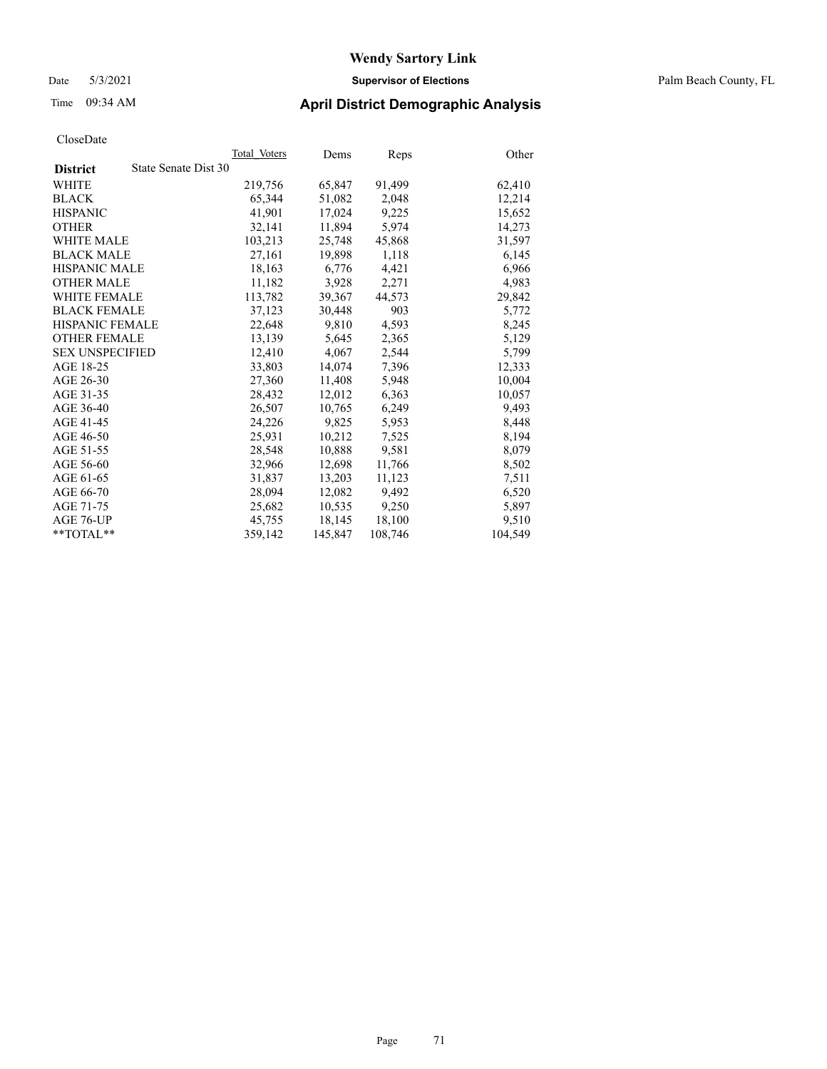# Wendy Sartory Link

Date 5/3/2021 **Supervisor of Elections** Palm Beach County, FL

Time 09:34 AM **April District Demographic Analysis**

CloseDate

| **District** State Senate Dist 30 | Total_Voters | Dems | Reps | Other |
|---|---|---|---|---|
| WHITE | 219,756 | 65,847 | 91,499 | 62,410 |
| BLACK | 65,344 | 51,082 | 2,048 | 12,214 |
| HISPANIC | 41,901 | 17,024 | 9,225 | 15,652 |
| OTHER | 32,141 | 11,894 | 5,974 | 14,273 |
| WHITE MALE | 103,213 | 25,748 | 45,868 | 31,597 |
| BLACK MALE | 27,161 | 19,898 | 1,118 | 6,145 |
| HISPANIC MALE | 18,163 | 6,776 | 4,421 | 6,966 |
| OTHER MALE | 11,182 | 3,928 | 2,271 | 4,983 |
| WHITE FEMALE | 113,782 | 39,367 | 44,573 | 29,842 |
| BLACK FEMALE | 37,123 | 30,448 | 903 | 5,772 |
| HISPANIC FEMALE | 22,648 | 9,810 | 4,593 | 8,245 |
| OTHER FEMALE | 13,139 | 5,645 | 2,365 | 5,129 |
| SEX UNSPECIFIED | 12,410 | 4,067 | 2,544 | 5,799 |
| AGE 18-25 | 33,803 | 14,074 | 7,396 | 12,333 |
| AGE 26-30 | 27,360 | 11,408 | 5,948 | 10,004 |
| AGE 31-35 | 28,432 | 12,012 | 6,363 | 10,057 |
| AGE 36-40 | 26,507 | 10,765 | 6,249 | 9,493 |
| AGE 41-45 | 24,226 | 9,825 | 5,953 | 8,448 |
| AGE 46-50 | 25,931 | 10,212 | 7,525 | 8,194 |
| AGE 51-55 | 28,548 | 10,888 | 9,581 | 8,079 |
| AGE 56-60 | 32,966 | 12,698 | 11,766 | 8,502 |
| AGE 61-65 | 31,837 | 13,203 | 11,123 | 7,511 |
| AGE 66-70 | 28,094 | 12,082 | 9,492 | 6,520 |
| AGE 71-75 | 25,682 | 10,535 | 9,250 | 5,897 |
| AGE 76-UP | 45,755 | 18,145 | 18,100 | 9,510 |
| **TOTAL** | 359,142 | 145,847 | 108,746 | 104,549 |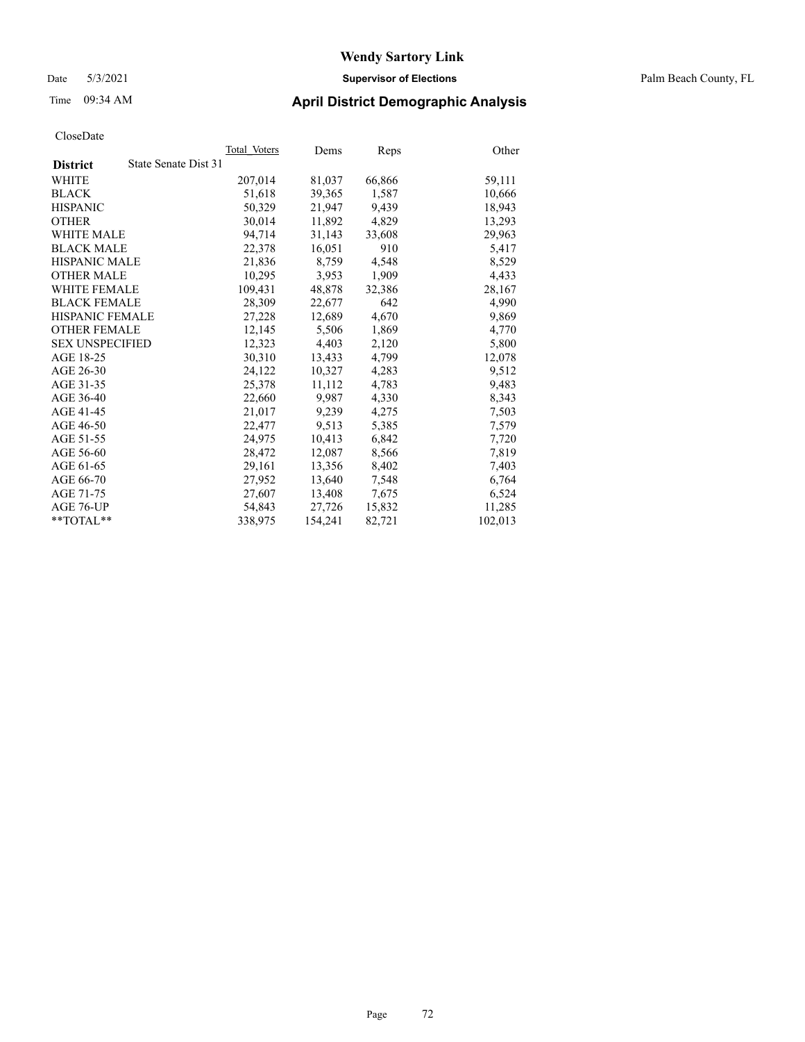# Wendy Sartory Link

Date 5/3/2021 **Supervisor of Elections** Palm Beach County, FL

Time 09:34 AM **April District Demographic Analysis**

CloseDate

| **District** State Senate Dist 31 | Total Voters | Dems | Reps | Other |
|---|---|---|---|---|
| WHITE | 207,014 | 81,037 | 66,866 | 59,111 |
| BLACK | 51,618 | 39,365 | 1,587 | 10,666 |
| HISPANIC | 50,329 | 21,947 | 9,439 | 18,943 |
| OTHER | 30,014 | 11,892 | 4,829 | 13,293 |
| WHITE MALE | 94,714 | 31,143 | 33,608 | 29,963 |
| BLACK MALE | 22,378 | 16,051 | 910 | 5,417 |
| HISPANIC MALE | 21,836 | 8,759 | 4,548 | 8,529 |
| OTHER MALE | 10,295 | 3,953 | 1,909 | 4,433 |
| WHITE FEMALE | 109,431 | 48,878 | 32,386 | 28,167 |
| BLACK FEMALE | 28,309 | 22,677 | 642 | 4,990 |
| HISPANIC FEMALE | 27,228 | 12,689 | 4,670 | 9,869 |
| OTHER FEMALE | 12,145 | 5,506 | 1,869 | 4,770 |
| SEX UNSPECIFIED | 12,323 | 4,403 | 2,120 | 5,800 |
| AGE 18-25 | 30,310 | 13,433 | 4,799 | 12,078 |
| AGE 26-30 | 24,122 | 10,327 | 4,283 | 9,512 |
| AGE 31-35 | 25,378 | 11,112 | 4,783 | 9,483 |
| AGE 36-40 | 22,660 | 9,987 | 4,330 | 8,343 |
| AGE 41-45 | 21,017 | 9,239 | 4,275 | 7,503 |
| AGE 46-50 | 22,477 | 9,513 | 5,385 | 7,579 |
| AGE 51-55 | 24,975 | 10,413 | 6,842 | 7,720 |
| AGE 56-60 | 28,472 | 12,087 | 8,566 | 7,819 |
| AGE 61-65 | 29,161 | 13,356 | 8,402 | 7,403 |
| AGE 66-70 | 27,952 | 13,640 | 7,548 | 6,764 |
| AGE 71-75 | 27,607 | 13,408 | 7,675 | 6,524 |
| AGE 76-UP | 54,843 | 27,726 | 15,832 | 11,285 |
| **TOTAL** | 338,975 | 154,241 | 82,721 | 102,013 |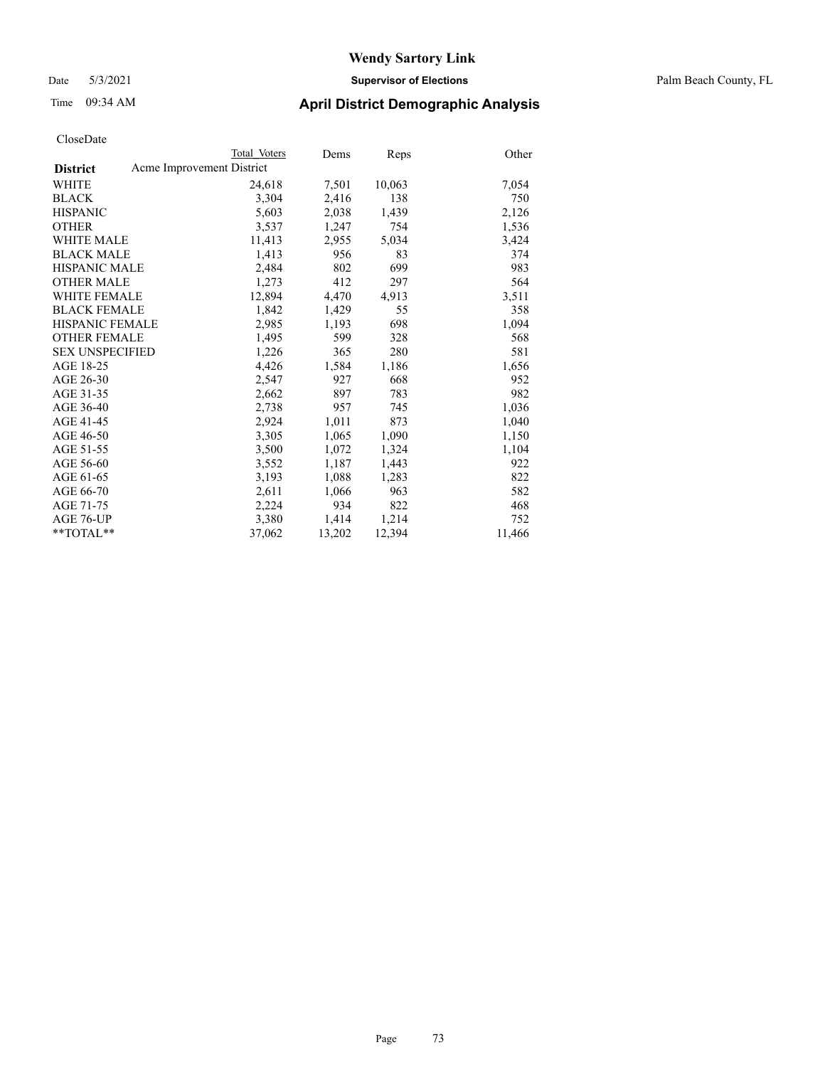# Wendy Sartory Link

Date 5/3/2021 **Supervisor of Elections** Palm Beach County, FL

Time 09:34 AM **April District Demographic Analysis**

CloseDate

| **District** | Total Voters | Dems | Reps | Other |
|---|---|---|---|---|
| Acme Improvement District | | | | |
| WHITE | 24,618 | 7,501 | 10,063 | 7,054 |
| BLACK | 3,304 | 2,416 | 138 | 750 |
| HISPANIC | 5,603 | 2,038 | 1,439 | 2,126 |
| OTHER | 3,537 | 1,247 | 754 | 1,536 |
| WHITE MALE | 11,413 | 2,955 | 5,034 | 3,424 |
| BLACK MALE | 1,413 | 956 | 83 | 374 |
| HISPANIC MALE | 2,484 | 802 | 699 | 983 |
| OTHER MALE | 1,273 | 412 | 297 | 564 |
| WHITE FEMALE | 12,894 | 4,470 | 4,913 | 3,511 |
| BLACK FEMALE | 1,842 | 1,429 | 55 | 358 |
| HISPANIC FEMALE | 2,985 | 1,193 | 698 | 1,094 |
| OTHER FEMALE | 1,495 | 599 | 328 | 568 |
| SEX UNSPECIFIED | 1,226 | 365 | 280 | 581 |
| AGE 18-25 | 4,426 | 1,584 | 1,186 | 1,656 |
| AGE 26-30 | 2,547 | 927 | 668 | 952 |
| AGE 31-35 | 2,662 | 897 | 783 | 982 |
| AGE 36-40 | 2,738 | 957 | 745 | 1,036 |
| AGE 41-45 | 2,924 | 1,011 | 873 | 1,040 |
| AGE 46-50 | 3,305 | 1,065 | 1,090 | 1,150 |
| AGE 51-55 | 3,500 | 1,072 | 1,324 | 1,104 |
| AGE 56-60 | 3,552 | 1,187 | 1,443 | 922 |
| AGE 61-65 | 3,193 | 1,088 | 1,283 | 822 |
| AGE 66-70 | 2,611 | 1,066 | 963 | 582 |
| AGE 71-75 | 2,224 | 934 | 822 | 468 |
| AGE 76-UP | 3,380 | 1,414 | 1,214 | 752 |
| **TOTAL** | 37,062 | 13,202 | 12,394 | 11,466 |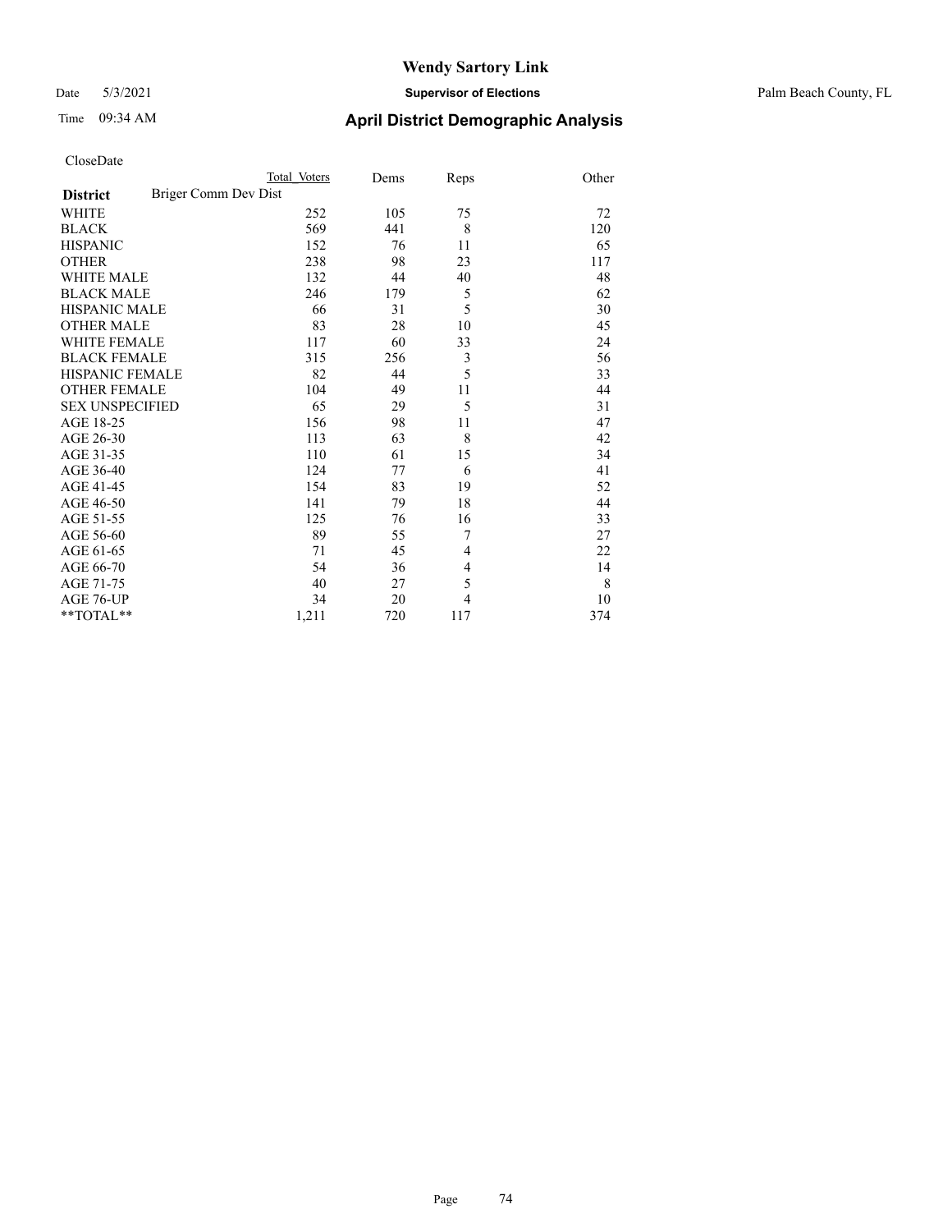CloseDate

| | Total Voters | Dems | Reps | Other |
|---|---|---|---|---|
| **District** Briger Comm Dev Dist | | | | |
| WHITE | 252 | 105 | 75 | 72 |
| BLACK | 569 | 441 | 8 | 120 |
| HISPANIC | 152 | 76 | 11 | 65 |
| OTHER | 238 | 98 | 23 | 117 |
| WHITE MALE | 132 | 44 | 40 | 48 |
| BLACK MALE | 246 | 179 | 5 | 62 |
| HISPANIC MALE | 66 | 31 | 5 | 30 |
| OTHER MALE | 83 | 28 | 10 | 45 |
| WHITE FEMALE | 117 | 60 | 33 | 24 |
| BLACK FEMALE | 315 | 256 | 3 | 56 |
| HISPANIC FEMALE | 82 | 44 | 5 | 33 |
| OTHER FEMALE | 104 | 49 | 11 | 44 |
| SEX UNSPECIFIED | 65 | 29 | 5 | 31 |
| AGE 18-25 | 156 | 98 | 11 | 47 |
| AGE 26-30 | 113 | 63 | 8 | 42 |
| AGE 31-35 | 110 | 61 | 15 | 34 |
| AGE 36-40 | 124 | 77 | 6 | 41 |
| AGE 41-45 | 154 | 83 | 19 | 52 |
| AGE 46-50 | 141 | 79 | 18 | 44 |
| AGE 51-55 | 125 | 76 | 16 | 33 |
| AGE 56-60 | 89 | 55 | 7 | 27 |
| AGE 61-65 | 71 | 45 | 4 | 22 |
| AGE 66-70 | 54 | 36 | 4 | 14 |
| AGE 71-75 | 40 | 27 | 5 | 8 |
| AGE 76-UP | 34 | 20 | 4 | 10 |
| **TOTAL** | 1,211 | 720 | 117 | 374 |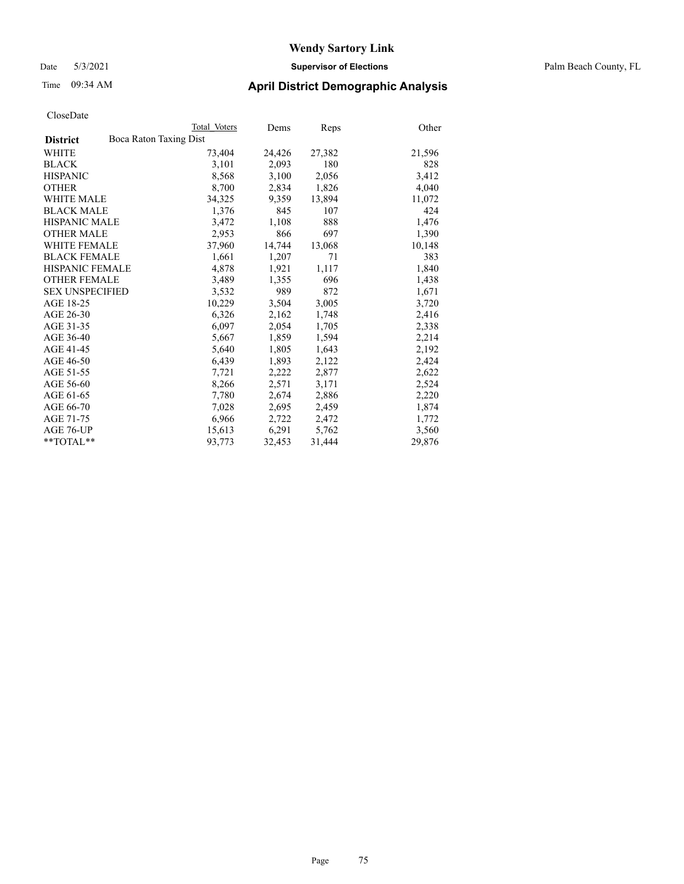# Wendy Sartory Link

Date 5/3/2021 **Supervisor of Elections** Palm Beach County, FL

Time 09:34 AM **April District Demographic Analysis**

CloseDate

| **District** | Boca Raton Taxing Dist Total Voters | Dems | Reps | Other |
|---|---|---|---|---|
| WHITE | 73,404 | 24,426 | 27,382 | 21,596 |
| BLACK | 3,101 | 2,093 | 180 | 828 |
| HISPANIC | 8,568 | 3,100 | 2,056 | 3,412 |
| OTHER | 8,700 | 2,834 | 1,826 | 4,040 |
| WHITE MALE | 34,325 | 9,359 | 13,894 | 11,072 |
| BLACK MALE | 1,376 | 845 | 107 | 424 |
| HISPANIC MALE | 3,472 | 1,108 | 888 | 1,476 |
| OTHER MALE | 2,953 | 866 | 697 | 1,390 |
| WHITE FEMALE | 37,960 | 14,744 | 13,068 | 10,148 |
| BLACK FEMALE | 1,661 | 1,207 | 71 | 383 |
| HISPANIC FEMALE | 4,878 | 1,921 | 1,117 | 1,840 |
| OTHER FEMALE | 3,489 | 1,355 | 696 | 1,438 |
| SEX UNSPECIFIED | 3,532 | 989 | 872 | 1,671 |
| AGE 18-25 | 10,229 | 3,504 | 3,005 | 3,720 |
| AGE 26-30 | 6,326 | 2,162 | 1,748 | 2,416 |
| AGE 31-35 | 6,097 | 2,054 | 1,705 | 2,338 |
| AGE 36-40 | 5,667 | 1,859 | 1,594 | 2,214 |
| AGE 41-45 | 5,640 | 1,805 | 1,643 | 2,192 |
| AGE 46-50 | 6,439 | 1,893 | 2,122 | 2,424 |
| AGE 51-55 | 7,721 | 2,222 | 2,877 | 2,622 |
| AGE 56-60 | 8,266 | 2,571 | 3,171 | 2,524 |
| AGE 61-65 | 7,780 | 2,674 | 2,886 | 2,220 |
| AGE 66-70 | 7,028 | 2,695 | 2,459 | 1,874 |
| AGE 71-75 | 6,966 | 2,722 | 2,472 | 1,772 |
| AGE 76-UP | 15,613 | 6,291 | 5,762 | 3,560 |
| **TOTAL** | 93,773 | 32,453 | 31,444 | 29,876 |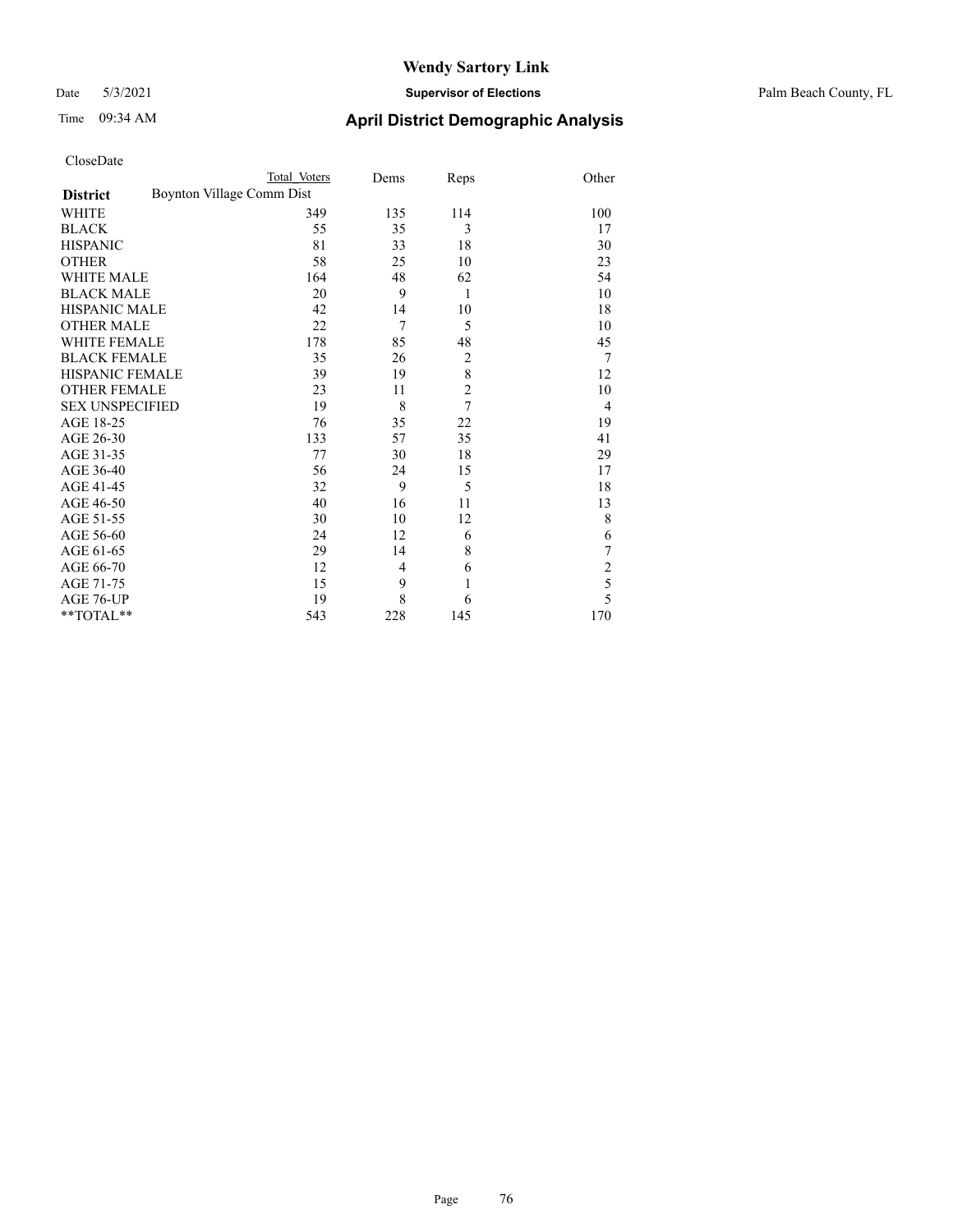# Wendy Sartory Link

Date 5/3/2021 **Supervisor of Elections** Palm Beach County, FL

Time 09:34 AM **April District Demographic Analysis**

CloseDate

| **District** | Total Voters | Dems | Reps | Other |
|---|---|---|---|---|
| Boynton Village Comm Dist | | | | |
| WHITE | 349 | 135 | 114 | 100 |
| BLACK | 55 | 35 | 3 | 17 |
| HISPANIC | 81 | 33 | 18 | 30 |
| OTHER | 58 | 25 | 10 | 23 |
| WHITE MALE | 164 | 48 | 62 | 54 |
| BLACK MALE | 20 | 9 | 1 | 10 |
| HISPANIC MALE | 42 | 14 | 10 | 18 |
| OTHER MALE | 22 | 7 | 5 | 10 |
| WHITE FEMALE | 178 | 85 | 48 | 45 |
| BLACK FEMALE | 35 | 26 | 2 | 7 |
| HISPANIC FEMALE | 39 | 19 | 8 | 12 |
| OTHER FEMALE | 23 | 11 | 2 | 10 |
| SEX UNSPECIFIED | 19 | 8 | 7 | 4 |
| AGE 18-25 | 76 | 35 | 22 | 19 |
| AGE 26-30 | 133 | 57 | 35 | 41 |
| AGE 31-35 | 77 | 30 | 18 | 29 |
| AGE 36-40 | 56 | 24 | 15 | 17 |
| AGE 41-45 | 32 | 9 | 5 | 18 |
| AGE 46-50 | 40 | 16 | 11 | 13 |
| AGE 51-55 | 30 | 10 | 12 | 8 |
| AGE 56-60 | 24 | 12 | 6 | 6 |
| AGE 61-65 | 29 | 14 | 8 | 7 |
| AGE 66-70 | 12 | 4 | 6 | 2 |
| AGE 71-75 | 15 | 9 | 1 | 5 |
| AGE 76-UP | 19 | 8 | 6 | 5 |
| **TOTAL** | 543 | 228 | 145 | 170 |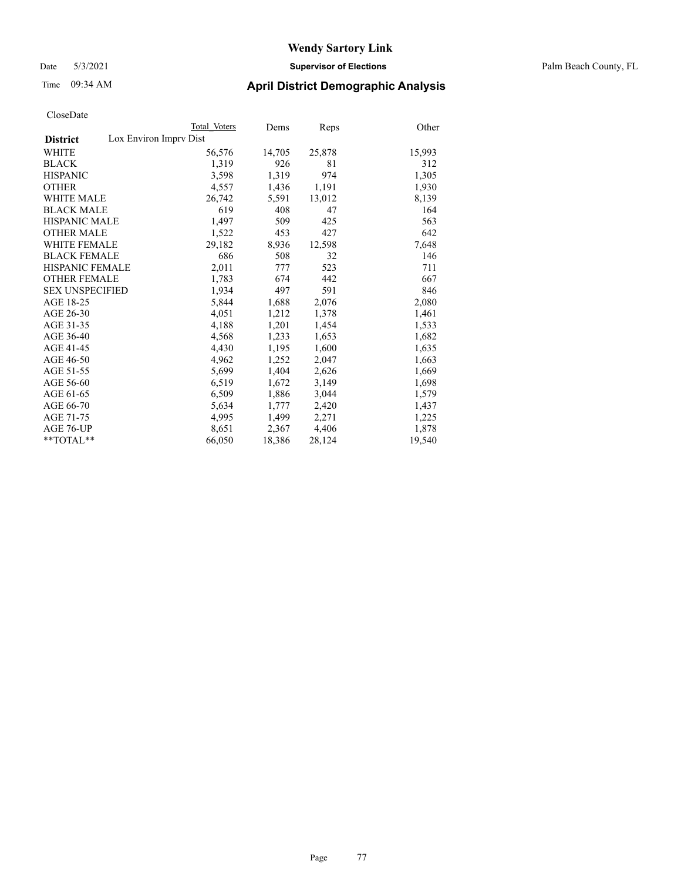# Wendy Sartory Link

Date 5/3/2021 **Supervisor of Elections** Palm Beach County, FL

Time 09:34 AM **April District Demographic Analysis**

CloseDate

| | Total Voters | Dems | Reps | Other |
|---|---|---|---|---|
| **District** Lox Environ Imprv Dist | | | | |
| WHITE | 56,576 | 14,705 | 25,878 | 15,993 |
| BLACK | 1,319 | 926 | 81 | 312 |
| HISPANIC | 3,598 | 1,319 | 974 | 1,305 |
| OTHER | 4,557 | 1,436 | 1,191 | 1,930 |
| WHITE MALE | 26,742 | 5,591 | 13,012 | 8,139 |
| BLACK MALE | 619 | 408 | 47 | 164 |
| HISPANIC MALE | 1,497 | 509 | 425 | 563 |
| OTHER MALE | 1,522 | 453 | 427 | 642 |
| WHITE FEMALE | 29,182 | 8,936 | 12,598 | 7,648 |
| BLACK FEMALE | 686 | 508 | 32 | 146 |
| HISPANIC FEMALE | 2,011 | 777 | 523 | 711 |
| OTHER FEMALE | 1,783 | 674 | 442 | 667 |
| SEX UNSPECIFIED | 1,934 | 497 | 591 | 846 |
| AGE 18-25 | 5,844 | 1,688 | 2,076 | 2,080 |
| AGE 26-30 | 4,051 | 1,212 | 1,378 | 1,461 |
| AGE 31-35 | 4,188 | 1,201 | 1,454 | 1,533 |
| AGE 36-40 | 4,568 | 1,233 | 1,653 | 1,682 |
| AGE 41-45 | 4,430 | 1,195 | 1,600 | 1,635 |
| AGE 46-50 | 4,962 | 1,252 | 2,047 | 1,663 |
| AGE 51-55 | 5,699 | 1,404 | 2,626 | 1,669 |
| AGE 56-60 | 6,519 | 1,672 | 3,149 | 1,698 |
| AGE 61-65 | 6,509 | 1,886 | 3,044 | 1,579 |
| AGE 66-70 | 5,634 | 1,777 | 2,420 | 1,437 |
| AGE 71-75 | 4,995 | 1,499 | 2,271 | 1,225 |
| AGE 76-UP | 8,651 | 2,367 | 4,406 | 1,878 |
| **TOTAL** | 66,050 | 18,386 | 28,124 | 19,540 |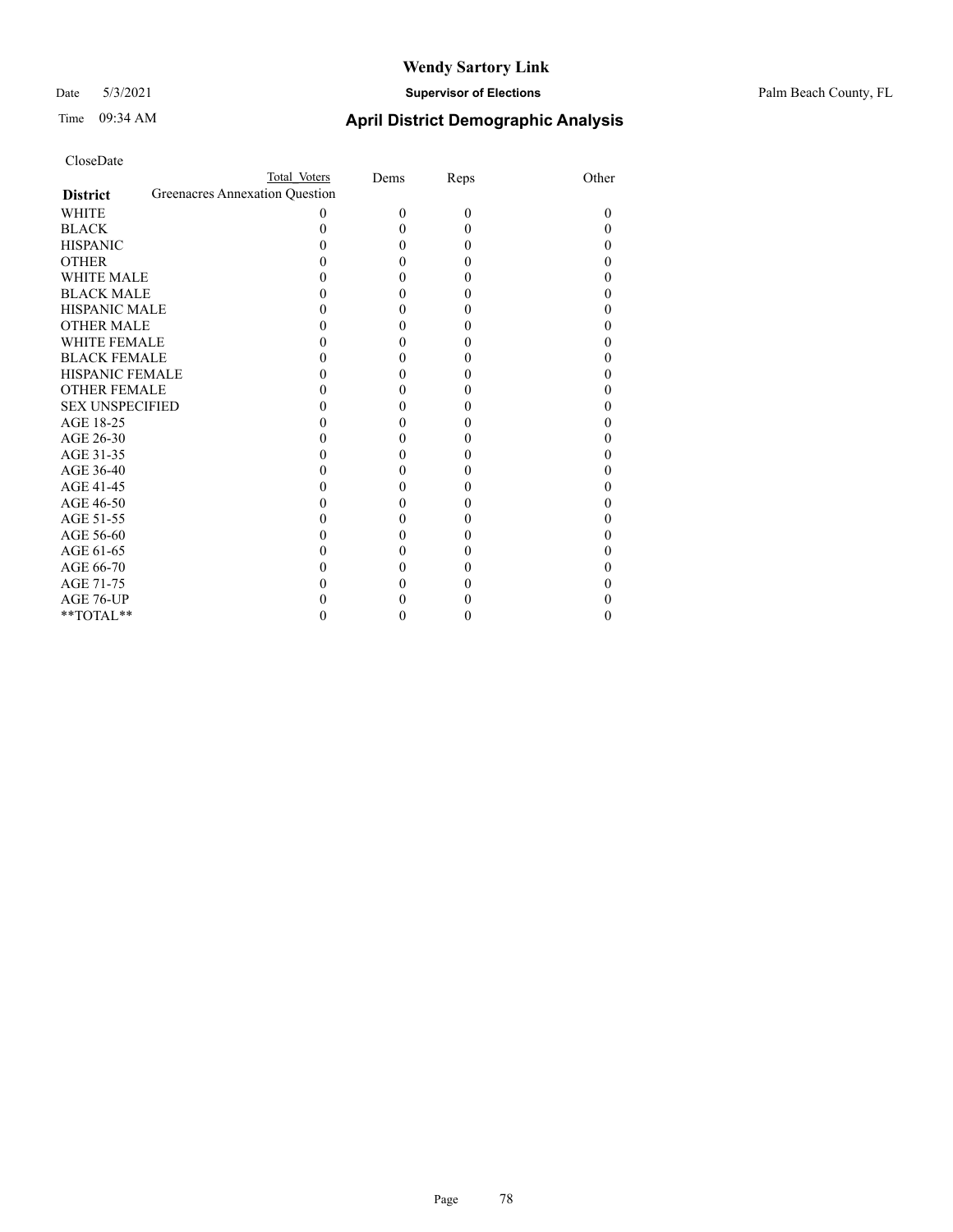# Wendy Sartory Link

Date 5/3/2021 **Supervisor of Elections** Palm Beach County, FL

Time 09:34 AM **April District Demographic Analysis**

CloseDate

| District | Total Voters | Dems | Reps | Other |
|---|---|---|---|---|
| Greenacres Annexation Question | | | | |
| WHITE | 0 | 0 | 0 | 0 |
| BLACK | 0 | 0 | 0 | 0 |
| HISPANIC | 0 | 0 | 0 | 0 |
| OTHER | 0 | 0 | 0 | 0 |
| WHITE MALE | 0 | 0 | 0 | 0 |
| BLACK MALE | 0 | 0 | 0 | 0 |
| HISPANIC MALE | 0 | 0 | 0 | 0 |
| OTHER MALE | 0 | 0 | 0 | 0 |
| WHITE FEMALE | 0 | 0 | 0 | 0 |
| BLACK FEMALE | 0 | 0 | 0 | 0 |
| HISPANIC FEMALE | 0 | 0 | 0 | 0 |
| OTHER FEMALE | 0 | 0 | 0 | 0 |
| SEX UNSPECIFIED | 0 | 0 | 0 | 0 |
| AGE 18-25 | 0 | 0 | 0 | 0 |
| AGE 26-30 | 0 | 0 | 0 | 0 |
| AGE 31-35 | 0 | 0 | 0 | 0 |
| AGE 36-40 | 0 | 0 | 0 | 0 |
| AGE 41-45 | 0 | 0 | 0 | 0 |
| AGE 46-50 | 0 | 0 | 0 | 0 |
| AGE 51-55 | 0 | 0 | 0 | 0 |
| AGE 56-60 | 0 | 0 | 0 | 0 |
| AGE 61-65 | 0 | 0 | 0 | 0 |
| AGE 66-70 | 0 | 0 | 0 | 0 |
| AGE 71-75 | 0 | 0 | 0 | 0 |
| AGE 76-UP | 0 | 0 | 0 | 0 |
| **TOTAL** | 0 | 0 | 0 | 0 |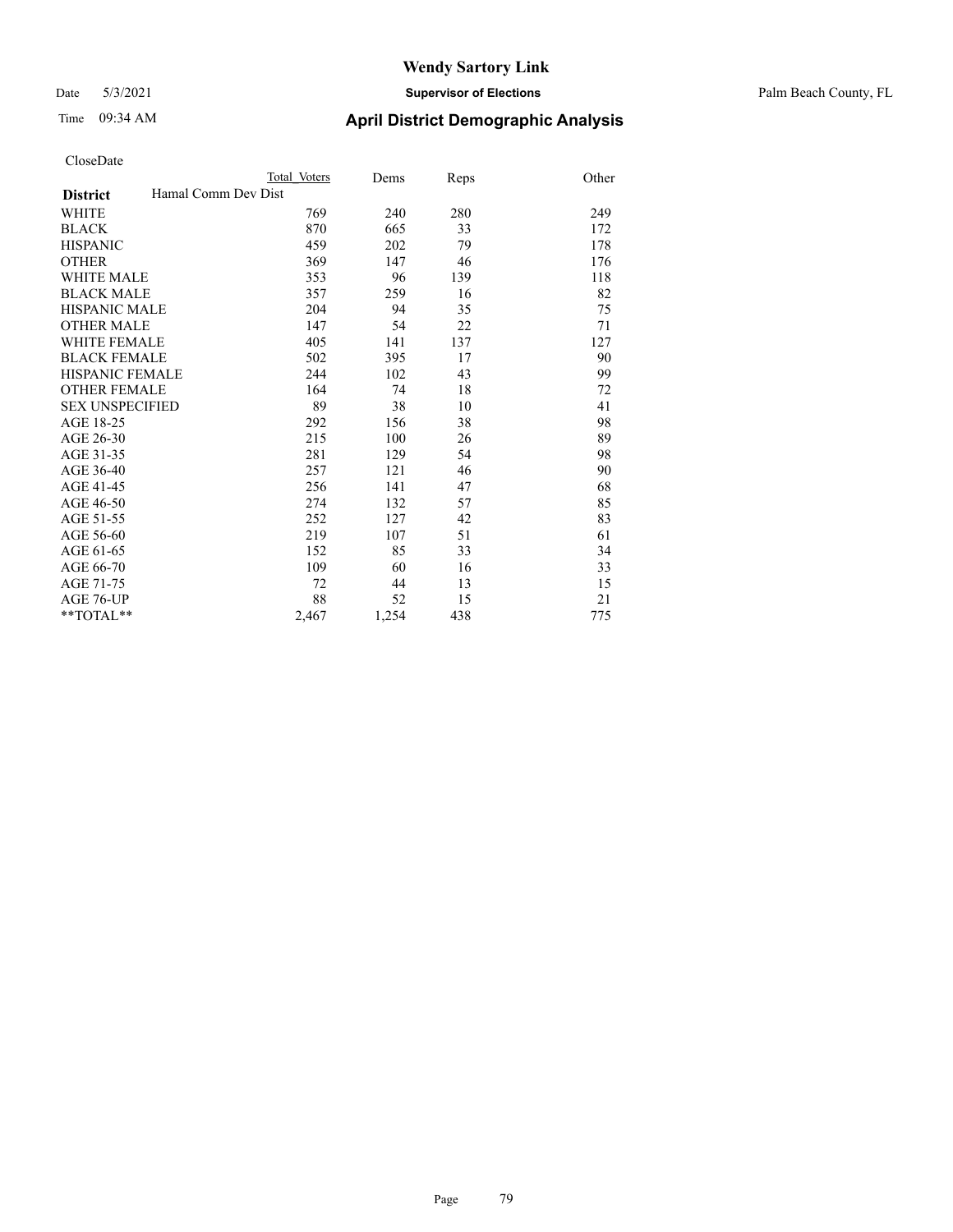# Wendy Sartory Link

Date 5/3/2021 **Supervisor of Elections** Palm Beach County, FL

Time 09:34 AM **April District Demographic Analysis**

CloseDate

| **District** Hamal Comm Dev Dist | Total Voters | Dems | Reps | Other |
|---|---|---|---|---|
| WHITE | 769 | 240 | 280 | 249 |
| BLACK | 870 | 665 | 33 | 172 |
| HISPANIC | 459 | 202 | 79 | 178 |
| OTHER | 369 | 147 | 46 | 176 |
| WHITE MALE | 353 | 96 | 139 | 118 |
| BLACK MALE | 357 | 259 | 16 | 82 |
| HISPANIC MALE | 204 | 94 | 35 | 75 |
| OTHER MALE | 147 | 54 | 22 | 71 |
| WHITE FEMALE | 405 | 141 | 137 | 127 |
| BLACK FEMALE | 502 | 395 | 17 | 90 |
| HISPANIC FEMALE | 244 | 102 | 43 | 99 |
| OTHER FEMALE | 164 | 74 | 18 | 72 |
| SEX UNSPECIFIED | 89 | 38 | 10 | 41 |
| AGE 18-25 | 292 | 156 | 38 | 98 |
| AGE 26-30 | 215 | 100 | 26 | 89 |
| AGE 31-35 | 281 | 129 | 54 | 98 |
| AGE 36-40 | 257 | 121 | 46 | 90 |
| AGE 41-45 | 256 | 141 | 47 | 68 |
| AGE 46-50 | 274 | 132 | 57 | 85 |
| AGE 51-55 | 252 | 127 | 42 | 83 |
| AGE 56-60 | 219 | 107 | 51 | 61 |
| AGE 61-65 | 152 | 85 | 33 | 34 |
| AGE 66-70 | 109 | 60 | 16 | 33 |
| AGE 71-75 | 72 | 44 | 13 | 15 |
| AGE 76-UP | 88 | 52 | 15 | 21 |
| **TOTAL** | 2,467 | 1,254 | 438 | 775 |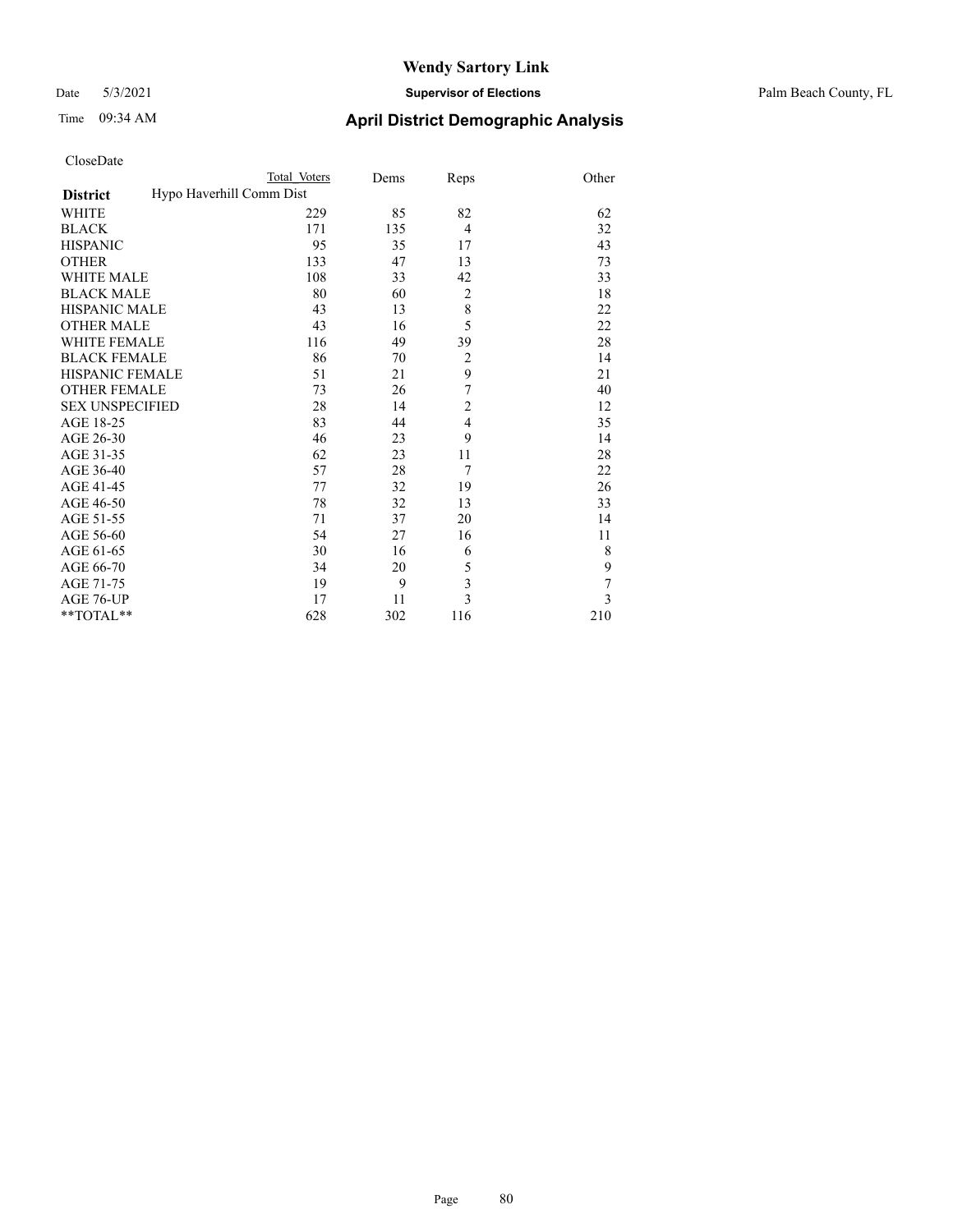# Wendy Sartory Link

Date 5/3/2021 **Supervisor of Elections** Palm Beach County, FL

Time 09:34 AM **April District Demographic Analysis**

CloseDate

| | Total Voters | Dems | Reps | Other |
|---|---|---|---|---|
| **District** | Hypo Haverhill Comm Dist | | | |
| WHITE | 229 | 85 | 82 | 62 |
| BLACK | 171 | 135 | 4 | 32 |
| HISPANIC | 95 | 35 | 17 | 43 |
| OTHER | 133 | 47 | 13 | 73 |
| WHITE MALE | 108 | 33 | 42 | 33 |
| BLACK MALE | 80 | 60 | 2 | 18 |
| HISPANIC MALE | 43 | 13 | 8 | 22 |
| OTHER MALE | 43 | 16 | 5 | 22 |
| WHITE FEMALE | 116 | 49 | 39 | 28 |
| BLACK FEMALE | 86 | 70 | 2 | 14 |
| HISPANIC FEMALE | 51 | 21 | 9 | 21 |
| OTHER FEMALE | 73 | 26 | 7 | 40 |
| SEX UNSPECIFIED | 28 | 14 | 2 | 12 |
| AGE 18-25 | 83 | 44 | 4 | 35 |
| AGE 26-30 | 46 | 23 | 9 | 14 |
| AGE 31-35 | 62 | 23 | 11 | 28 |
| AGE 36-40 | 57 | 28 | 7 | 22 |
| AGE 41-45 | 77 | 32 | 19 | 26 |
| AGE 46-50 | 78 | 32 | 13 | 33 |
| AGE 51-55 | 71 | 37 | 20 | 14 |
| AGE 56-60 | 54 | 27 | 16 | 11 |
| AGE 61-65 | 30 | 16 | 6 | 8 |
| AGE 66-70 | 34 | 20 | 5 | 9 |
| AGE 71-75 | 19 | 9 | 3 | 7 |
| AGE 76-UP | 17 | 11 | 3 | 3 |
| **TOTAL** | 628 | 302 | 116 | 210 |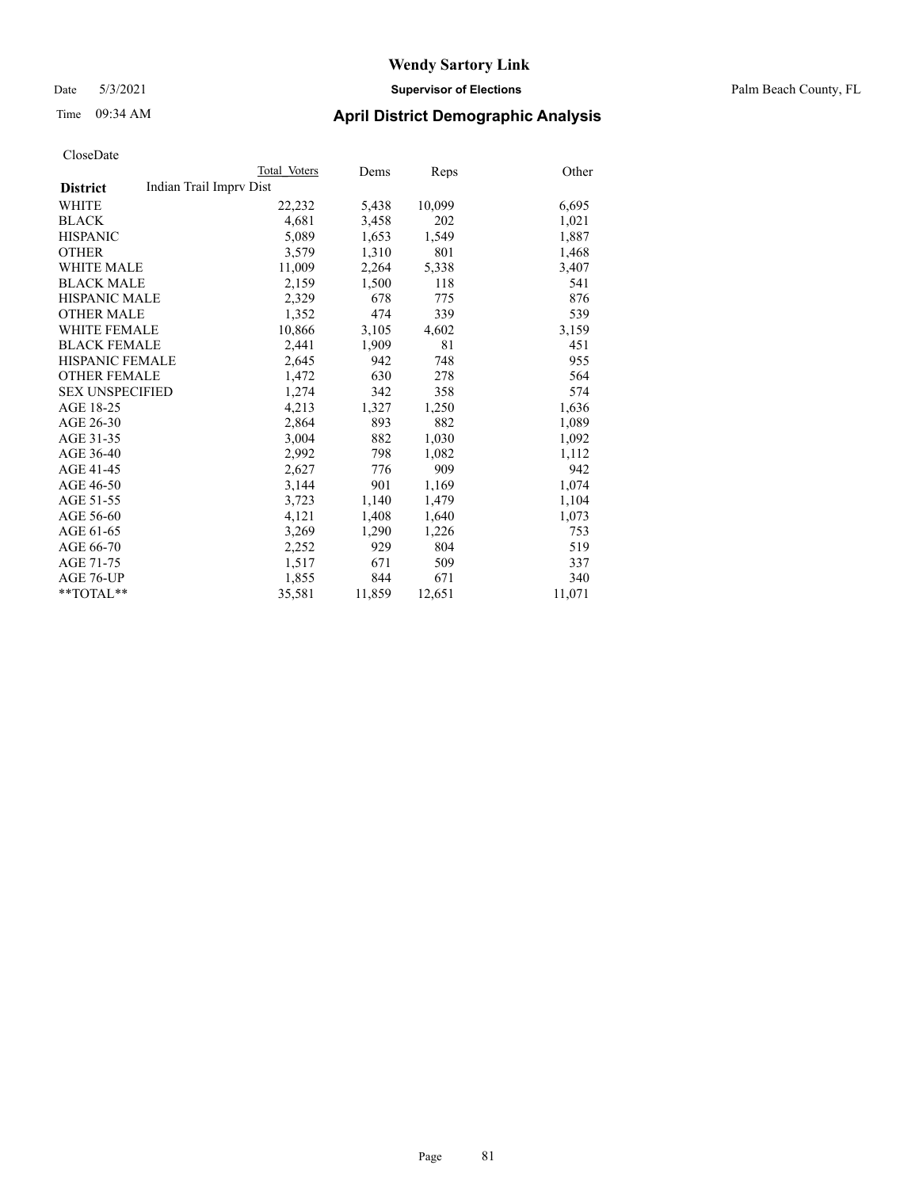# Wendy Sartory Link

Date 5/3/2021 **Supervisor of Elections** Palm Beach County, FL

Time 09:34 AM **April District Demographic Analysis**

CloseDate

| | Total Voters | Dems | Reps | Other |
|---|---|---|---|---|
| **District** Indian Trail Imprv Dist | | | | |
| WHITE | 22,232 | 5,438 | 10,099 | 6,695 |
| BLACK | 4,681 | 3,458 | 202 | 1,021 |
| HISPANIC | 5,089 | 1,653 | 1,549 | 1,887 |
| OTHER | 3,579 | 1,310 | 801 | 1,468 |
| WHITE MALE | 11,009 | 2,264 | 5,338 | 3,407 |
| BLACK MALE | 2,159 | 1,500 | 118 | 541 |
| HISPANIC MALE | 2,329 | 678 | 775 | 876 |
| OTHER MALE | 1,352 | 474 | 339 | 539 |
| WHITE FEMALE | 10,866 | 3,105 | 4,602 | 3,159 |
| BLACK FEMALE | 2,441 | 1,909 | 81 | 451 |
| HISPANIC FEMALE | 2,645 | 942 | 748 | 955 |
| OTHER FEMALE | 1,472 | 630 | 278 | 564 |
| SEX UNSPECIFIED | 1,274 | 342 | 358 | 574 |
| AGE 18-25 | 4,213 | 1,327 | 1,250 | 1,636 |
| AGE 26-30 | 2,864 | 893 | 882 | 1,089 |
| AGE 31-35 | 3,004 | 882 | 1,030 | 1,092 |
| AGE 36-40 | 2,992 | 798 | 1,082 | 1,112 |
| AGE 41-45 | 2,627 | 776 | 909 | 942 |
| AGE 46-50 | 3,144 | 901 | 1,169 | 1,074 |
| AGE 51-55 | 3,723 | 1,140 | 1,479 | 1,104 |
| AGE 56-60 | 4,121 | 1,408 | 1,640 | 1,073 |
| AGE 61-65 | 3,269 | 1,290 | 1,226 | 753 |
| AGE 66-70 | 2,252 | 929 | 804 | 519 |
| AGE 71-75 | 1,517 | 671 | 509 | 337 |
| AGE 76-UP | 1,855 | 844 | 671 | 340 |
| **TOTAL** | 35,581 | 11,859 | 12,651 | 11,071 |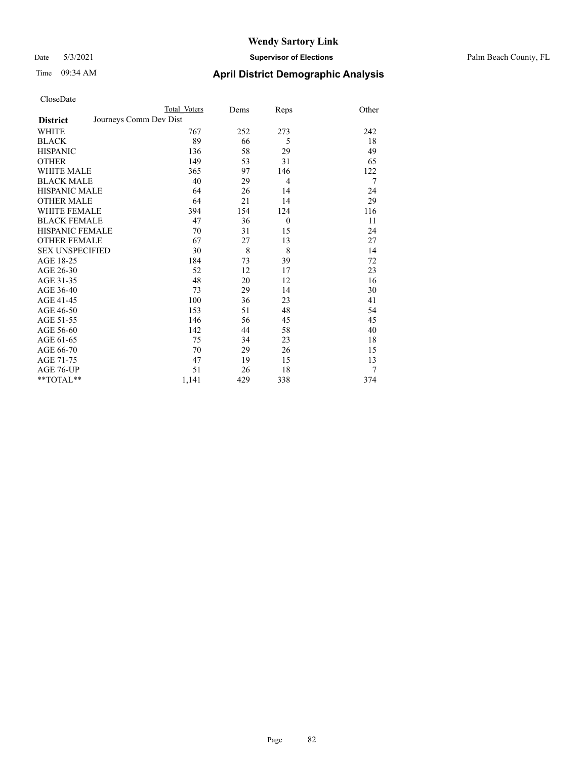# Wendy Sartory Link

Date 5/3/2021 **Supervisor of Elections** Palm Beach County, FL

Time 09:34 AM **April District Demographic Analysis**

CloseDate

| **District** | Total Voters | Dems | Reps | Other |
|---|---|---|---|---|
| Journeys Comm Dev Dist | | | | |
| WHITE | 767 | 252 | 273 | 242 |
| BLACK | 89 | 66 | 5 | 18 |
| HISPANIC | 136 | 58 | 29 | 49 |
| OTHER | 149 | 53 | 31 | 65 |
| WHITE MALE | 365 | 97 | 146 | 122 |
| BLACK MALE | 40 | 29 | 4 | 7 |
| HISPANIC MALE | 64 | 26 | 14 | 24 |
| OTHER MALE | 64 | 21 | 14 | 29 |
| WHITE FEMALE | 394 | 154 | 124 | 116 |
| BLACK FEMALE | 47 | 36 | 0 | 11 |
| HISPANIC FEMALE | 70 | 31 | 15 | 24 |
| OTHER FEMALE | 67 | 27 | 13 | 27 |
| SEX UNSPECIFIED | 30 | 8 | 8 | 14 |
| AGE 18-25 | 184 | 73 | 39 | 72 |
| AGE 26-30 | 52 | 12 | 17 | 23 |
| AGE 31-35 | 48 | 20 | 12 | 16 |
| AGE 36-40 | 73 | 29 | 14 | 30 |
| AGE 41-45 | 100 | 36 | 23 | 41 |
| AGE 46-50 | 153 | 51 | 48 | 54 |
| AGE 51-55 | 146 | 56 | 45 | 45 |
| AGE 56-60 | 142 | 44 | 58 | 40 |
| AGE 61-65 | 75 | 34 | 23 | 18 |
| AGE 66-70 | 70 | 29 | 26 | 15 |
| AGE 71-75 | 47 | 19 | 15 | 13 |
| AGE 76-UP | 51 | 26 | 18 | 7 |
| **TOTAL** | 1,141 | 429 | 338 | 374 |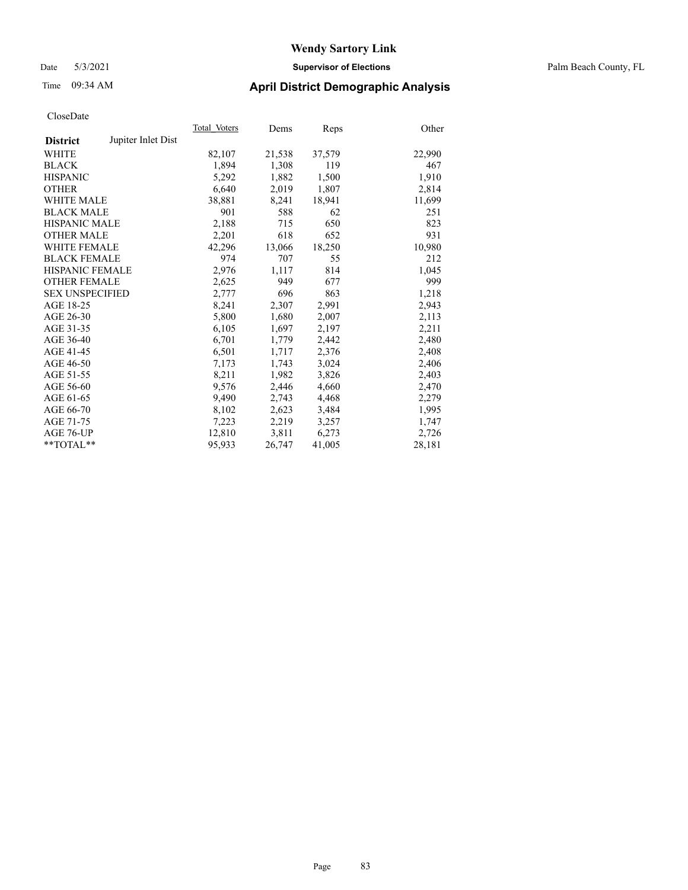# Wendy Sartory Link

Date 5/3/2021 **Supervisor of Elections** Palm Beach County, FL

Time 09:34 AM **April District Demographic Analysis**

CloseDate

| **District** Jupiter Inlet Dist | Total Voters | Dems | Reps | Other |
|---|---|---|---|---|
| WHITE | 82,107 | 21,538 | 37,579 | 22,990 |
| BLACK | 1,894 | 1,308 | 119 | 467 |
| HISPANIC | 5,292 | 1,882 | 1,500 | 1,910 |
| OTHER | 6,640 | 2,019 | 1,807 | 2,814 |
| WHITE MALE | 38,881 | 8,241 | 18,941 | 11,699 |
| BLACK MALE | 901 | 588 | 62 | 251 |
| HISPANIC MALE | 2,188 | 715 | 650 | 823 |
| OTHER MALE | 2,201 | 618 | 652 | 931 |
| WHITE FEMALE | 42,296 | 13,066 | 18,250 | 10,980 |
| BLACK FEMALE | 974 | 707 | 55 | 212 |
| HISPANIC FEMALE | 2,976 | 1,117 | 814 | 1,045 |
| OTHER FEMALE | 2,625 | 949 | 677 | 999 |
| SEX UNSPECIFIED | 2,777 | 696 | 863 | 1,218 |
| AGE 18-25 | 8,241 | 2,307 | 2,991 | 2,943 |
| AGE 26-30 | 5,800 | 1,680 | 2,007 | 2,113 |
| AGE 31-35 | 6,105 | 1,697 | 2,197 | 2,211 |
| AGE 36-40 | 6,701 | 1,779 | 2,442 | 2,480 |
| AGE 41-45 | 6,501 | 1,717 | 2,376 | 2,408 |
| AGE 46-50 | 7,173 | 1,743 | 3,024 | 2,406 |
| AGE 51-55 | 8,211 | 1,982 | 3,826 | 2,403 |
| AGE 56-60 | 9,576 | 2,446 | 4,660 | 2,470 |
| AGE 61-65 | 9,490 | 2,743 | 4,468 | 2,279 |
| AGE 66-70 | 8,102 | 2,623 | 3,484 | 1,995 |
| AGE 71-75 | 7,223 | 2,219 | 3,257 | 1,747 |
| AGE 76-UP | 12,810 | 3,811 | 6,273 | 2,726 |
| **TOTAL** | 95,933 | 26,747 | 41,005 | 28,181 |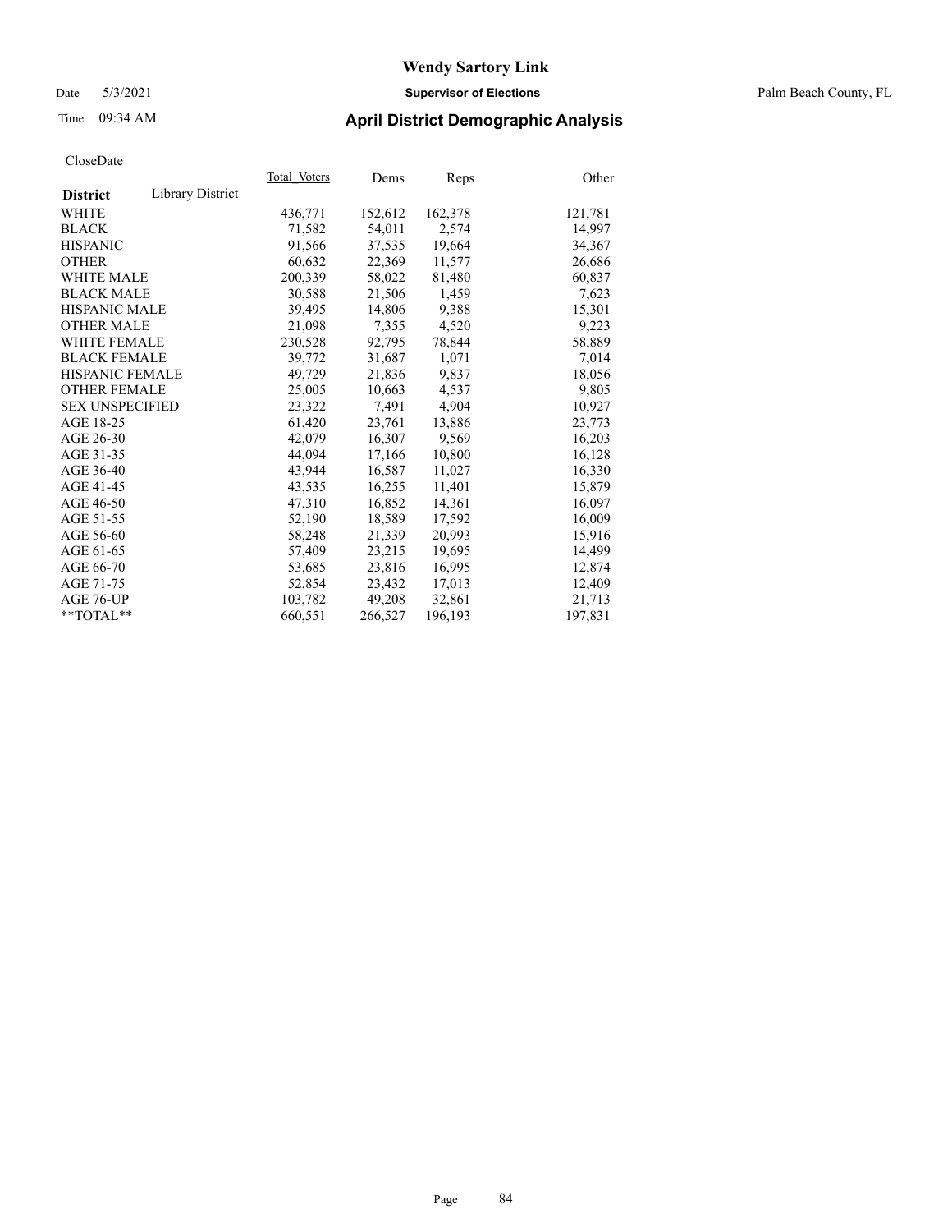# Wendy Sartory Link

Date 5/3/2021 **Supervisor of Elections** Palm Beach County, FL

Time 09:34 AM **April District Demographic Analysis**

CloseDate

| **District** Library District | Total_Voters | Dems | Reps | Other |
|---|---|---|---|---|
| WHITE | 436,771 | 152,612 | 162,378 | 121,781 |
| BLACK | 71,582 | 54,011 | 2,574 | 14,997 |
| HISPANIC | 91,566 | 37,535 | 19,664 | 34,367 |
| OTHER | 60,632 | 22,369 | 11,577 | 26,686 |
| WHITE MALE | 200,339 | 58,022 | 81,480 | 60,837 |
| BLACK MALE | 30,588 | 21,506 | 1,459 | 7,623 |
| HISPANIC MALE | 39,495 | 14,806 | 9,388 | 15,301 |
| OTHER MALE | 21,098 | 7,355 | 4,520 | 9,223 |
| WHITE FEMALE | 230,528 | 92,795 | 78,844 | 58,889 |
| BLACK FEMALE | 39,772 | 31,687 | 1,071 | 7,014 |
| HISPANIC FEMALE | 49,729 | 21,836 | 9,837 | 18,056 |
| OTHER FEMALE | 25,005 | 10,663 | 4,537 | 9,805 |
| SEX UNSPECIFIED | 23,322 | 7,491 | 4,904 | 10,927 |
| AGE 18-25 | 61,420 | 23,761 | 13,886 | 23,773 |
| AGE 26-30 | 42,079 | 16,307 | 9,569 | 16,203 |
| AGE 31-35 | 44,094 | 17,166 | 10,800 | 16,128 |
| AGE 36-40 | 43,944 | 16,587 | 11,027 | 16,330 |
| AGE 41-45 | 43,535 | 16,255 | 11,401 | 15,879 |
| AGE 46-50 | 47,310 | 16,852 | 14,361 | 16,097 |
| AGE 51-55 | 52,190 | 18,589 | 17,592 | 16,009 |
| AGE 56-60 | 58,248 | 21,339 | 20,993 | 15,916 |
| AGE 61-65 | 57,409 | 23,215 | 19,695 | 14,499 |
| AGE 66-70 | 53,685 | 23,816 | 16,995 | 12,874 |
| AGE 71-75 | 52,854 | 23,432 | 17,013 | 12,409 |
| AGE 76-UP | 103,782 | 49,208 | 32,861 | 21,713 |
| **TOTAL** | 660,551 | 266,527 | 196,193 | 197,831 |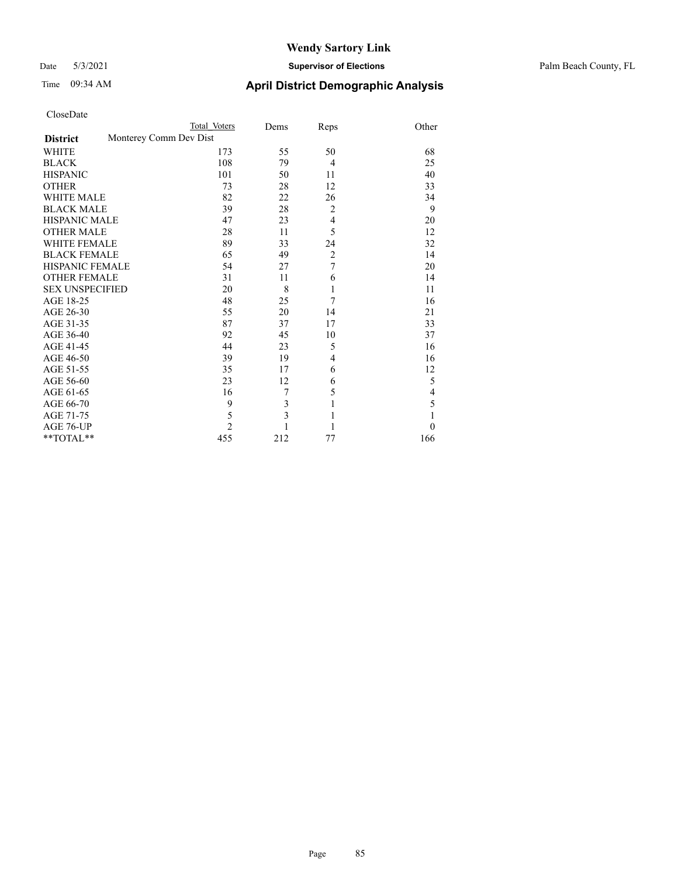# Wendy Sartory Link

Date 5/3/2021 **Supervisor of Elections** Palm Beach County, FL

Time 09:34 AM **April District Demographic Analysis**

CloseDate

| **District** | Monterey Comm Dev Dist | | | |
|---|---|---|---|---|
| | Total Voters | Dems | Reps | Other |
| WHITE | 173 | 55 | 50 | 68 |
| BLACK | 108 | 79 | 4 | 25 |
| HISPANIC | 101 | 50 | 11 | 40 |
| OTHER | 73 | 28 | 12 | 33 |
| WHITE MALE | 82 | 22 | 26 | 34 |
| BLACK MALE | 39 | 28 | 2 | 9 |
| HISPANIC MALE | 47 | 23 | 4 | 20 |
| OTHER MALE | 28 | 11 | 5 | 12 |
| WHITE FEMALE | 89 | 33 | 24 | 32 |
| BLACK FEMALE | 65 | 49 | 2 | 14 |
| HISPANIC FEMALE | 54 | 27 | 7 | 20 |
| OTHER FEMALE | 31 | 11 | 6 | 14 |
| SEX UNSPECIFIED | 20 | 8 | 1 | 11 |
| AGE 18-25 | 48 | 25 | 7 | 16 |
| AGE 26-30 | 55 | 20 | 14 | 21 |
| AGE 31-35 | 87 | 37 | 17 | 33 |
| AGE 36-40 | 92 | 45 | 10 | 37 |
| AGE 41-45 | 44 | 23 | 5 | 16 |
| AGE 46-50 | 39 | 19 | 4 | 16 |
| AGE 51-55 | 35 | 17 | 6 | 12 |
| AGE 56-60 | 23 | 12 | 6 | 5 |
| AGE 61-65 | 16 | 7 | 5 | 4 |
| AGE 66-70 | 9 | 3 | 1 | 5 |
| AGE 71-75 | 5 | 3 | 1 | 1 |
| AGE 76-UP | 2 | 1 | 1 | 0 |
| **TOTAL** | 455 | 212 | 77 | 166 |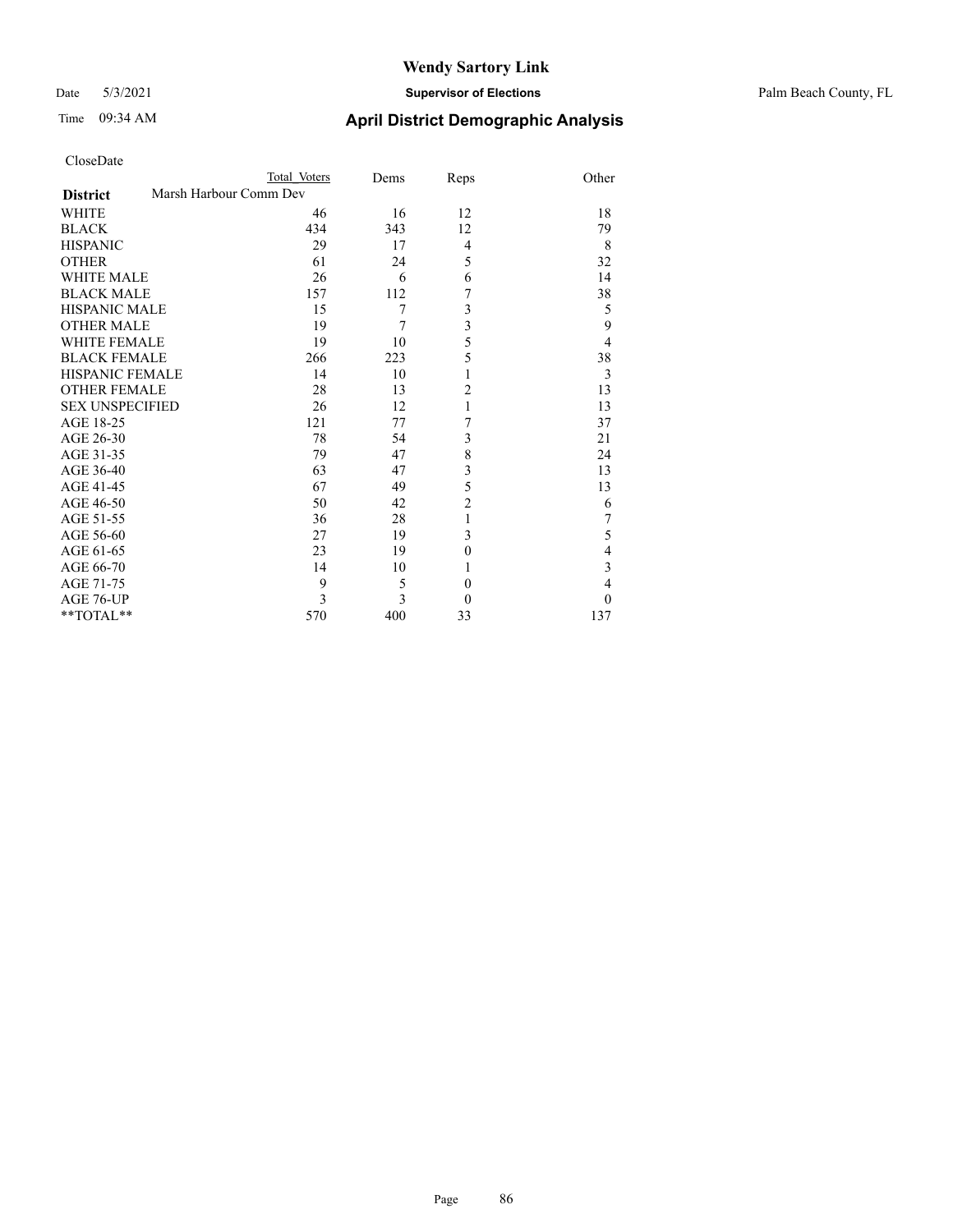# Wendy Sartory Link

Date 5/3/2021 **Supervisor of Elections** Palm Beach County, FL

Time 09:34 AM **April District Demographic Analysis**

CloseDate

| **District** | Total Voters | Dems | Reps | Other |
|---|---|---|---|---|
| Marsh Harbour Comm Dev | | | | |
| WHITE | 46 | 16 | 12 | 18 |
| BLACK | 434 | 343 | 12 | 79 |
| HISPANIC | 29 | 17 | 4 | 8 |
| OTHER | 61 | 24 | 5 | 32 |
| WHITE MALE | 26 | 6 | 6 | 14 |
| BLACK MALE | 157 | 112 | 7 | 38 |
| HISPANIC MALE | 15 | 7 | 3 | 5 |
| OTHER MALE | 19 | 7 | 3 | 9 |
| WHITE FEMALE | 19 | 10 | 5 | 4 |
| BLACK FEMALE | 266 | 223 | 5 | 38 |
| HISPANIC FEMALE | 14 | 10 | 1 | 3 |
| OTHER FEMALE | 28 | 13 | 2 | 13 |
| SEX UNSPECIFIED | 26 | 12 | 1 | 13 |
| AGE 18-25 | 121 | 77 | 7 | 37 |
| AGE 26-30 | 78 | 54 | 3 | 21 |
| AGE 31-35 | 79 | 47 | 8 | 24 |
| AGE 36-40 | 63 | 47 | 3 | 13 |
| AGE 41-45 | 67 | 49 | 5 | 13 |
| AGE 46-50 | 50 | 42 | 2 | 6 |
| AGE 51-55 | 36 | 28 | 1 | 7 |
| AGE 56-60 | 27 | 19 | 3 | 5 |
| AGE 61-65 | 23 | 19 | 0 | 4 |
| AGE 66-70 | 14 | 10 | 1 | 3 |
| AGE 71-75 | 9 | 5 | 0 | 4 |
| AGE 76-UP | 3 | 3 | 0 | 0 |
| **TOTAL** | 570 | 400 | 33 | 137 |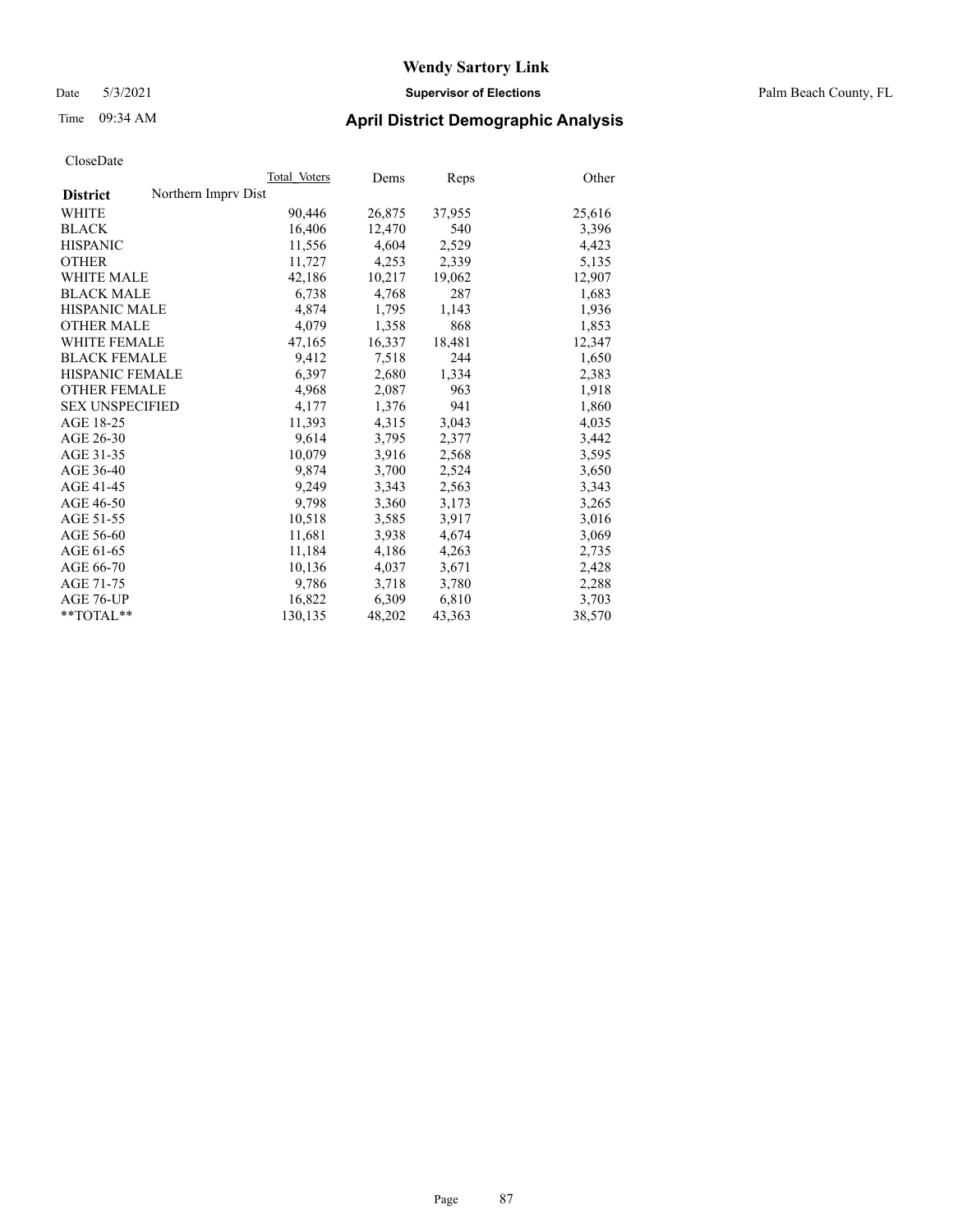# Wendy Sartory Link

Date 5/3/2021 **Supervisor of Elections** Palm Beach County, FL

Time 09:34 AM **April District Demographic Analysis**

CloseDate

| **District** | Northern Imprv Dist | Total Voters | Dems | Reps | Other |
|---|---|---|---|---|---|
| WHITE | | 90,446 | 26,875 | 37,955 | 25,616 |
| BLACK | | 16,406 | 12,470 | 540 | 3,396 |
| HISPANIC | | 11,556 | 4,604 | 2,529 | 4,423 |
| OTHER | | 11,727 | 4,253 | 2,339 | 5,135 |
| WHITE MALE | | 42,186 | 10,217 | 19,062 | 12,907 |
| BLACK MALE | | 6,738 | 4,768 | 287 | 1,683 |
| HISPANIC MALE | | 4,874 | 1,795 | 1,143 | 1,936 |
| OTHER MALE | | 4,079 | 1,358 | 868 | 1,853 |
| WHITE FEMALE | | 47,165 | 16,337 | 18,481 | 12,347 |
| BLACK FEMALE | | 9,412 | 7,518 | 244 | 1,650 |
| HISPANIC FEMALE | | 6,397 | 2,680 | 1,334 | 2,383 |
| OTHER FEMALE | | 4,968 | 2,087 | 963 | 1,918 |
| SEX UNSPECIFIED | | 4,177 | 1,376 | 941 | 1,860 |
| AGE 18-25 | | 11,393 | 4,315 | 3,043 | 4,035 |
| AGE 26-30 | | 9,614 | 3,795 | 2,377 | 3,442 |
| AGE 31-35 | | 10,079 | 3,916 | 2,568 | 3,595 |
| AGE 36-40 | | 9,874 | 3,700 | 2,524 | 3,650 |
| AGE 41-45 | | 9,249 | 3,343 | 2,563 | 3,343 |
| AGE 46-50 | | 9,798 | 3,360 | 3,173 | 3,265 |
| AGE 51-55 | | 10,518 | 3,585 | 3,917 | 3,016 |
| AGE 56-60 | | 11,681 | 3,938 | 4,674 | 3,069 |
| AGE 61-65 | | 11,184 | 4,186 | 4,263 | 2,735 |
| AGE 66-70 | | 10,136 | 4,037 | 3,671 | 2,428 |
| AGE 71-75 | | 9,786 | 3,718 | 3,780 | 2,288 |
| AGE 76-UP | | 16,822 | 6,309 | 6,810 | 3,703 |
| **TOTAL** | | 130,135 | 48,202 | 43,363 | 38,570 |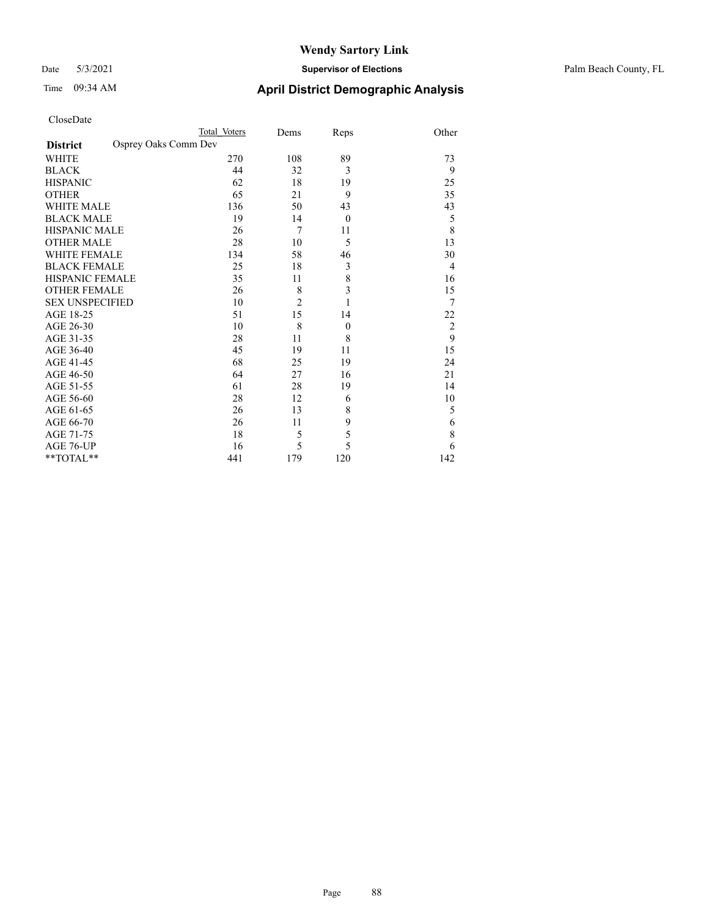# Wendy Sartory Link

Date 5/3/2021 **Supervisor of Elections** Palm Beach County, FL

Time 09:34 AM **April District Demographic Analysis**

CloseDate

| **District** | Osprey Oaks Comm Dev | Total Voters | Dems | Reps | Other |
|---|---|---|---|---|---|
| WHITE | | 270 | 108 | 89 | 73 |
| BLACK | | 44 | 32 | 3 | 9 |
| HISPANIC | | 62 | 18 | 19 | 25 |
| OTHER | | 65 | 21 | 9 | 35 |
| WHITE MALE | | 136 | 50 | 43 | 43 |
| BLACK MALE | | 19 | 14 | 0 | 5 |
| HISPANIC MALE | | 26 | 7 | 11 | 8 |
| OTHER MALE | | 28 | 10 | 5 | 13 |
| WHITE FEMALE | | 134 | 58 | 46 | 30 |
| BLACK FEMALE | | 25 | 18 | 3 | 4 |
| HISPANIC FEMALE | | 35 | 11 | 8 | 16 |
| OTHER FEMALE | | 26 | 8 | 3 | 15 |
| SEX UNSPECIFIED | | 10 | 2 | 1 | 7 |
| AGE 18-25 | | 51 | 15 | 14 | 22 |
| AGE 26-30 | | 10 | 8 | 0 | 2 |
| AGE 31-35 | | 28 | 11 | 8 | 9 |
| AGE 36-40 | | 45 | 19 | 11 | 15 |
| AGE 41-45 | | 68 | 25 | 19 | 24 |
| AGE 46-50 | | 64 | 27 | 16 | 21 |
| AGE 51-55 | | 61 | 28 | 19 | 14 |
| AGE 56-60 | | 28 | 12 | 6 | 10 |
| AGE 61-65 | | 26 | 13 | 8 | 5 |
| AGE 66-70 | | 26 | 11 | 9 | 6 |
| AGE 71-75 | | 18 | 5 | 5 | 8 |
| AGE 76-UP | | 16 | 5 | 5 | 6 |
| **TOTAL** | | 441 | 179 | 120 | 142 |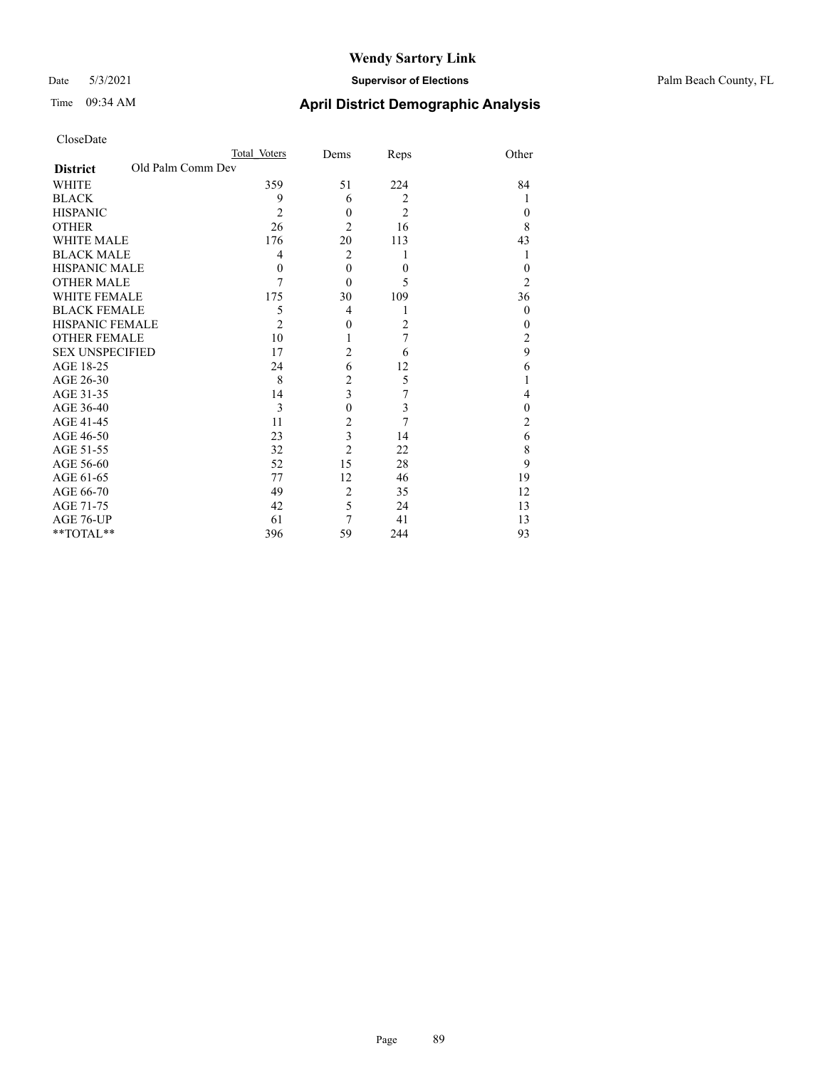# Wendy Sartory Link

Date 5/3/2021 **Supervisor of Elections** Palm Beach County, FL

Time 09:34 AM **April District Demographic Analysis**

CloseDate

| **District** Old Palm Comm Dev | Total Voters | Dems | Reps | Other |
|---|---|---|---|---|
| WHITE | 359 | 51 | 224 | 84 |
| BLACK | 9 | 6 | 2 | 1 |
| HISPANIC | 2 | 0 | 2 | 0 |
| OTHER | 26 | 2 | 16 | 8 |
| WHITE MALE | 176 | 20 | 113 | 43 |
| BLACK MALE | 4 | 2 | 1 | 1 |
| HISPANIC MALE | 0 | 0 | 0 | 0 |
| OTHER MALE | 7 | 0 | 5 | 2 |
| WHITE FEMALE | 175 | 30 | 109 | 36 |
| BLACK FEMALE | 5 | 4 | 1 | 0 |
| HISPANIC FEMALE | 2 | 0 | 2 | 0 |
| OTHER FEMALE | 10 | 1 | 7 | 2 |
| SEX UNSPECIFIED | 17 | 2 | 6 | 9 |
| AGE 18-25 | 24 | 6 | 12 | 6 |
| AGE 26-30 | 8 | 2 | 5 | 1 |
| AGE 31-35 | 14 | 3 | 7 | 4 |
| AGE 36-40 | 3 | 0 | 3 | 0 |
| AGE 41-45 | 11 | 2 | 7 | 2 |
| AGE 46-50 | 23 | 3 | 14 | 6 |
| AGE 51-55 | 32 | 2 | 22 | 8 |
| AGE 56-60 | 52 | 15 | 28 | 9 |
| AGE 61-65 | 77 | 12 | 46 | 19 |
| AGE 66-70 | 49 | 2 | 35 | 12 |
| AGE 71-75 | 42 | 5 | 24 | 13 |
| AGE 76-UP | 61 | 7 | 41 | 13 |
| **TOTAL** | 396 | 59 | 244 | 93 |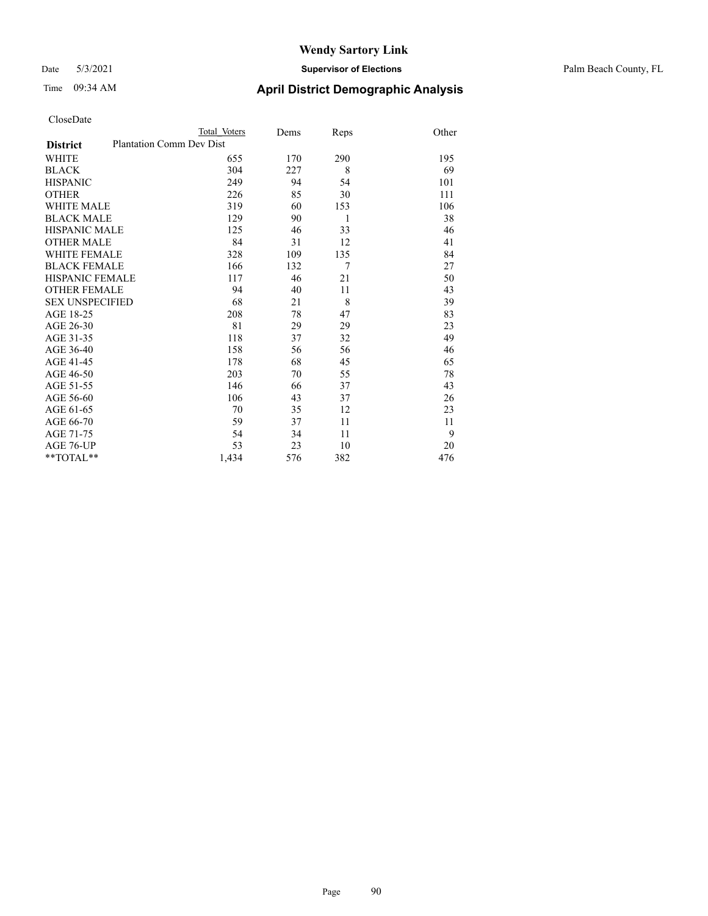# Wendy Sartory Link

Date 5/3/2021 **Supervisor of Elections** Palm Beach County, FL

Time 09:34 AM **April District Demographic Analysis**

CloseDate

| **District** | Total Voters | Dems | Reps | Other |
|---|---|---|---|---|
| Plantation Comm Dev Dist | | | | |
| WHITE | 655 | 170 | 290 | 195 |
| BLACK | 304 | 227 | 8 | 69 |
| HISPANIC | 249 | 94 | 54 | 101 |
| OTHER | 226 | 85 | 30 | 111 |
| WHITE MALE | 319 | 60 | 153 | 106 |
| BLACK MALE | 129 | 90 | 1 | 38 |
| HISPANIC MALE | 125 | 46 | 33 | 46 |
| OTHER MALE | 84 | 31 | 12 | 41 |
| WHITE FEMALE | 328 | 109 | 135 | 84 |
| BLACK FEMALE | 166 | 132 | 7 | 27 |
| HISPANIC FEMALE | 117 | 46 | 21 | 50 |
| OTHER FEMALE | 94 | 40 | 11 | 43 |
| SEX UNSPECIFIED | 68 | 21 | 8 | 39 |
| AGE 18-25 | 208 | 78 | 47 | 83 |
| AGE 26-30 | 81 | 29 | 29 | 23 |
| AGE 31-35 | 118 | 37 | 32 | 49 |
| AGE 36-40 | 158 | 56 | 56 | 46 |
| AGE 41-45 | 178 | 68 | 45 | 65 |
| AGE 46-50 | 203 | 70 | 55 | 78 |
| AGE 51-55 | 146 | 66 | 37 | 43 |
| AGE 56-60 | 106 | 43 | 37 | 26 |
| AGE 61-65 | 70 | 35 | 12 | 23 |
| AGE 66-70 | 59 | 37 | 11 | 11 |
| AGE 71-75 | 54 | 34 | 11 | 9 |
| AGE 76-UP | 53 | 23 | 10 | 20 |
| **TOTAL** | 1,434 | 576 | 382 | 476 |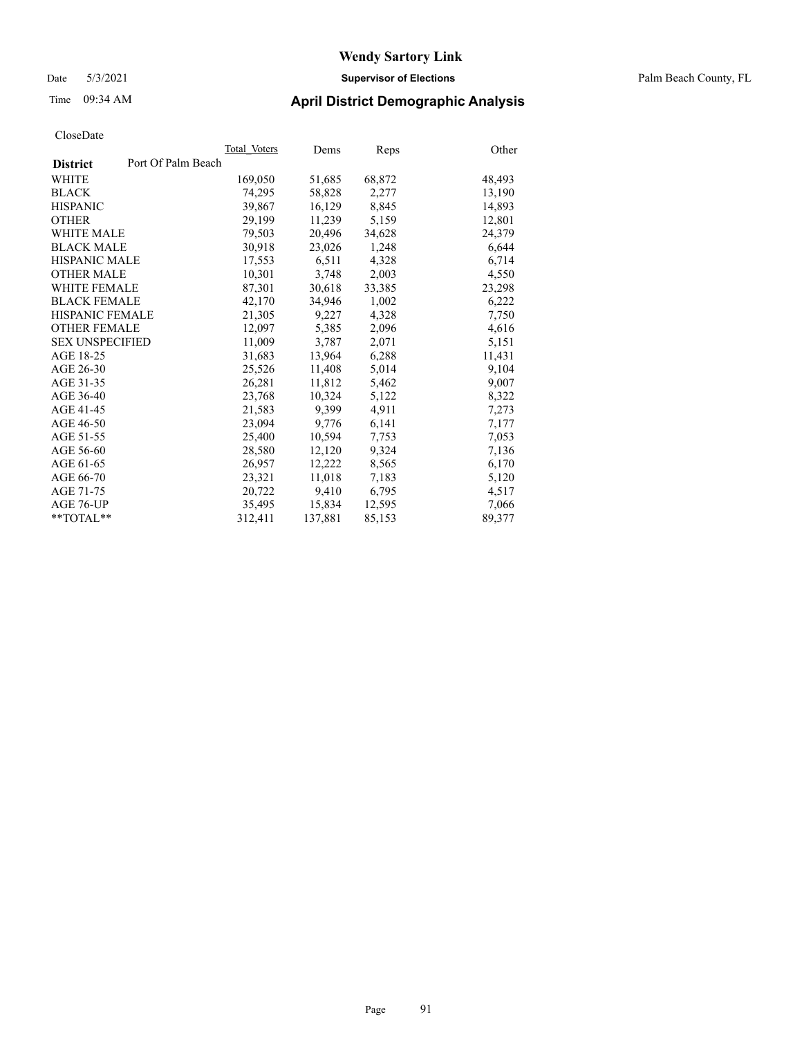# Wendy Sartory Link

Date 5/3/2021 **Supervisor of Elections** Palm Beach County, FL

Time 09:34 AM **April District Demographic Analysis**

CloseDate

| **District** Port Of Palm Beach | Total Voters | Dems | Reps | Other |
|---|---|---|---|---|
| WHITE | 169,050 | 51,685 | 68,872 | 48,493 |
| BLACK | 74,295 | 58,828 | 2,277 | 13,190 |
| HISPANIC | 39,867 | 16,129 | 8,845 | 14,893 |
| OTHER | 29,199 | 11,239 | 5,159 | 12,801 |
| WHITE MALE | 79,503 | 20,496 | 34,628 | 24,379 |
| BLACK MALE | 30,918 | 23,026 | 1,248 | 6,644 |
| HISPANIC MALE | 17,553 | 6,511 | 4,328 | 6,714 |
| OTHER MALE | 10,301 | 3,748 | 2,003 | 4,550 |
| WHITE FEMALE | 87,301 | 30,618 | 33,385 | 23,298 |
| BLACK FEMALE | 42,170 | 34,946 | 1,002 | 6,222 |
| HISPANIC FEMALE | 21,305 | 9,227 | 4,328 | 7,750 |
| OTHER FEMALE | 12,097 | 5,385 | 2,096 | 4,616 |
| SEX UNSPECIFIED | 11,009 | 3,787 | 2,071 | 5,151 |
| AGE 18-25 | 31,683 | 13,964 | 6,288 | 11,431 |
| AGE 26-30 | 25,526 | 11,408 | 5,014 | 9,104 |
| AGE 31-35 | 26,281 | 11,812 | 5,462 | 9,007 |
| AGE 36-40 | 23,768 | 10,324 | 5,122 | 8,322 |
| AGE 41-45 | 21,583 | 9,399 | 4,911 | 7,273 |
| AGE 46-50 | 23,094 | 9,776 | 6,141 | 7,177 |
| AGE 51-55 | 25,400 | 10,594 | 7,753 | 7,053 |
| AGE 56-60 | 28,580 | 12,120 | 9,324 | 7,136 |
| AGE 61-65 | 26,957 | 12,222 | 8,565 | 6,170 |
| AGE 66-70 | 23,321 | 11,018 | 7,183 | 5,120 |
| AGE 71-75 | 20,722 | 9,410 | 6,795 | 4,517 |
| AGE 76-UP | 35,495 | 15,834 | 12,595 | 7,066 |
| **TOTAL** | 312,411 | 137,881 | 85,153 | 89,377 |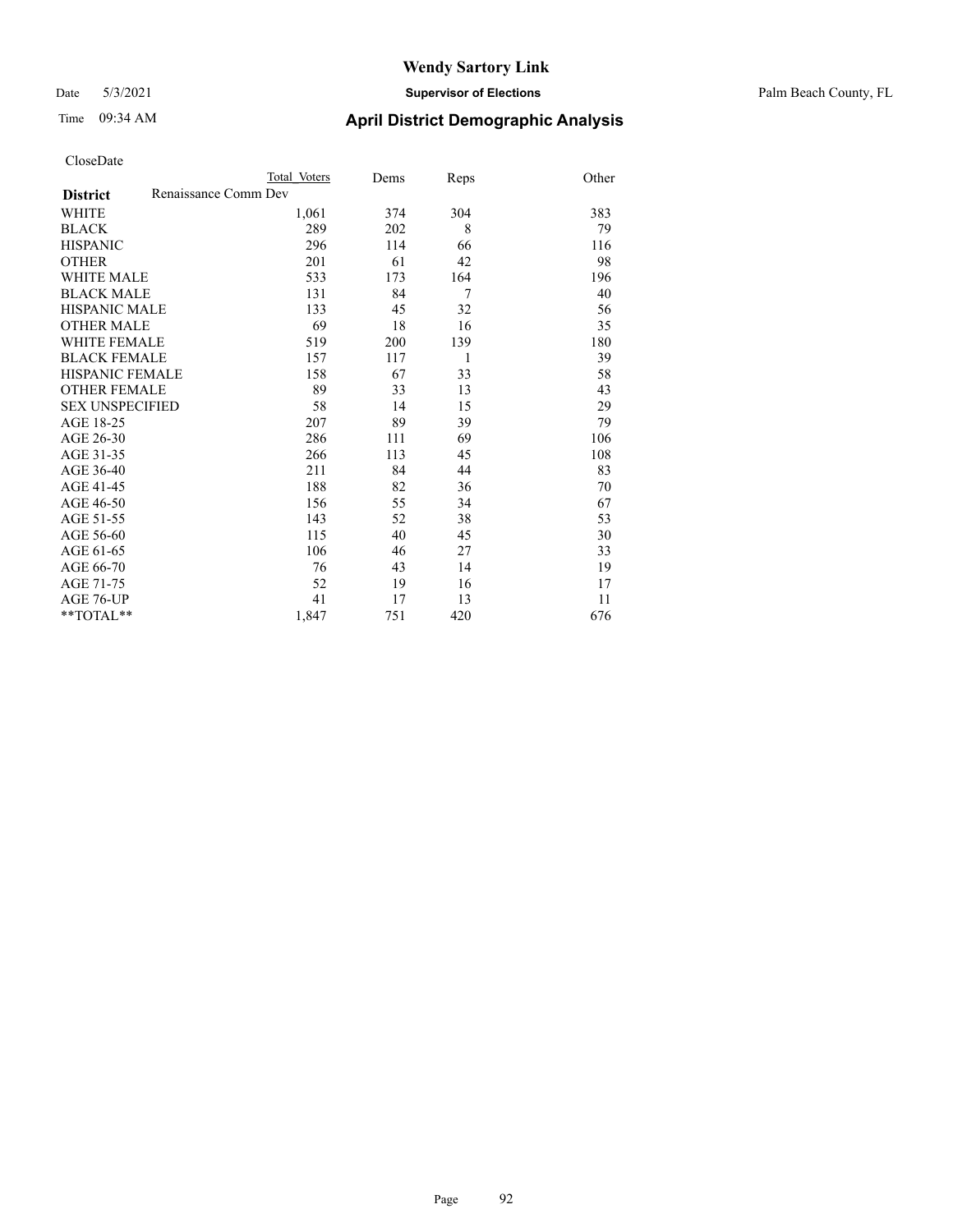# Wendy Sartory Link

Date 5/3/2021 **Supervisor of Elections** Palm Beach County, FL

Time 09:34 AM **April District Demographic Analysis**

CloseDate

| **District** | Total Voters | Dems | Reps | Other |
|---|---|---|---|---|
| Renaissance Comm Dev | | | | |
| WHITE | 1,061 | 374 | 304 | 383 |
| BLACK | 289 | 202 | 8 | 79 |
| HISPANIC | 296 | 114 | 66 | 116 |
| OTHER | 201 | 61 | 42 | 98 |
| WHITE MALE | 533 | 173 | 164 | 196 |
| BLACK MALE | 131 | 84 | 7 | 40 |
| HISPANIC MALE | 133 | 45 | 32 | 56 |
| OTHER MALE | 69 | 18 | 16 | 35 |
| WHITE FEMALE | 519 | 200 | 139 | 180 |
| BLACK FEMALE | 157 | 117 | 1 | 39 |
| HISPANIC FEMALE | 158 | 67 | 33 | 58 |
| OTHER FEMALE | 89 | 33 | 13 | 43 |
| SEX UNSPECIFIED | 58 | 14 | 15 | 29 |
| AGE 18-25 | 207 | 89 | 39 | 79 |
| AGE 26-30 | 286 | 111 | 69 | 106 |
| AGE 31-35 | 266 | 113 | 45 | 108 |
| AGE 36-40 | 211 | 84 | 44 | 83 |
| AGE 41-45 | 188 | 82 | 36 | 70 |
| AGE 46-50 | 156 | 55 | 34 | 67 |
| AGE 51-55 | 143 | 52 | 38 | 53 |
| AGE 56-60 | 115 | 40 | 45 | 30 |
| AGE 61-65 | 106 | 46 | 27 | 33 |
| AGE 66-70 | 76 | 43 | 14 | 19 |
| AGE 71-75 | 52 | 19 | 16 | 17 |
| AGE 76-UP | 41 | 17 | 13 | 11 |
| **TOTAL** | 1,847 | 751 | 420 | 676 |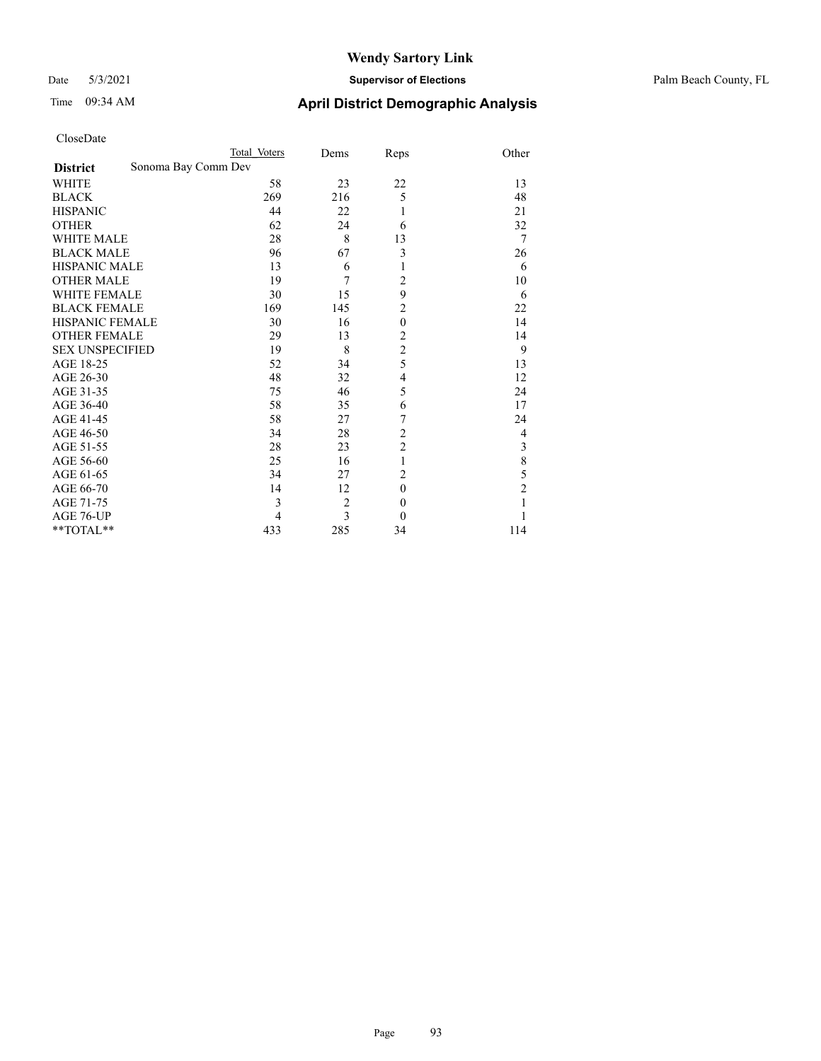# Wendy Sartory Link

Date 5/3/2021 **Supervisor of Elections** Palm Beach County, FL

Time 09:34 AM **April District Demographic Analysis**

CloseDate

| | Total Voters | Dems | Reps | Other |
|---|---|---|---|---|
| **District** Sonoma Bay Comm Dev | | | | |
| WHITE | 58 | 23 | 22 | 13 |
| BLACK | 269 | 216 | 5 | 48 |
| HISPANIC | 44 | 22 | 1 | 21 |
| OTHER | 62 | 24 | 6 | 32 |
| WHITE MALE | 28 | 8 | 13 | 7 |
| BLACK MALE | 96 | 67 | 3 | 26 |
| HISPANIC MALE | 13 | 6 | 1 | 6 |
| OTHER MALE | 19 | 7 | 2 | 10 |
| WHITE FEMALE | 30 | 15 | 9 | 6 |
| BLACK FEMALE | 169 | 145 | 2 | 22 |
| HISPANIC FEMALE | 30 | 16 | 0 | 14 |
| OTHER FEMALE | 29 | 13 | 2 | 14 |
| SEX UNSPECIFIED | 19 | 8 | 2 | 9 |
| AGE 18-25 | 52 | 34 | 5 | 13 |
| AGE 26-30 | 48 | 32 | 4 | 12 |
| AGE 31-35 | 75 | 46 | 5 | 24 |
| AGE 36-40 | 58 | 35 | 6 | 17 |
| AGE 41-45 | 58 | 27 | 7 | 24 |
| AGE 46-50 | 34 | 28 | 2 | 4 |
| AGE 51-55 | 28 | 23 | 2 | 3 |
| AGE 56-60 | 25 | 16 | 1 | 8 |
| AGE 61-65 | 34 | 27 | 2 | 5 |
| AGE 66-70 | 14 | 12 | 0 | 2 |
| AGE 71-75 | 3 | 2 | 0 | 1 |
| AGE 76-UP | 4 | 3 | 0 | 1 |
| **TOTAL** | 433 | 285 | 34 | 114 |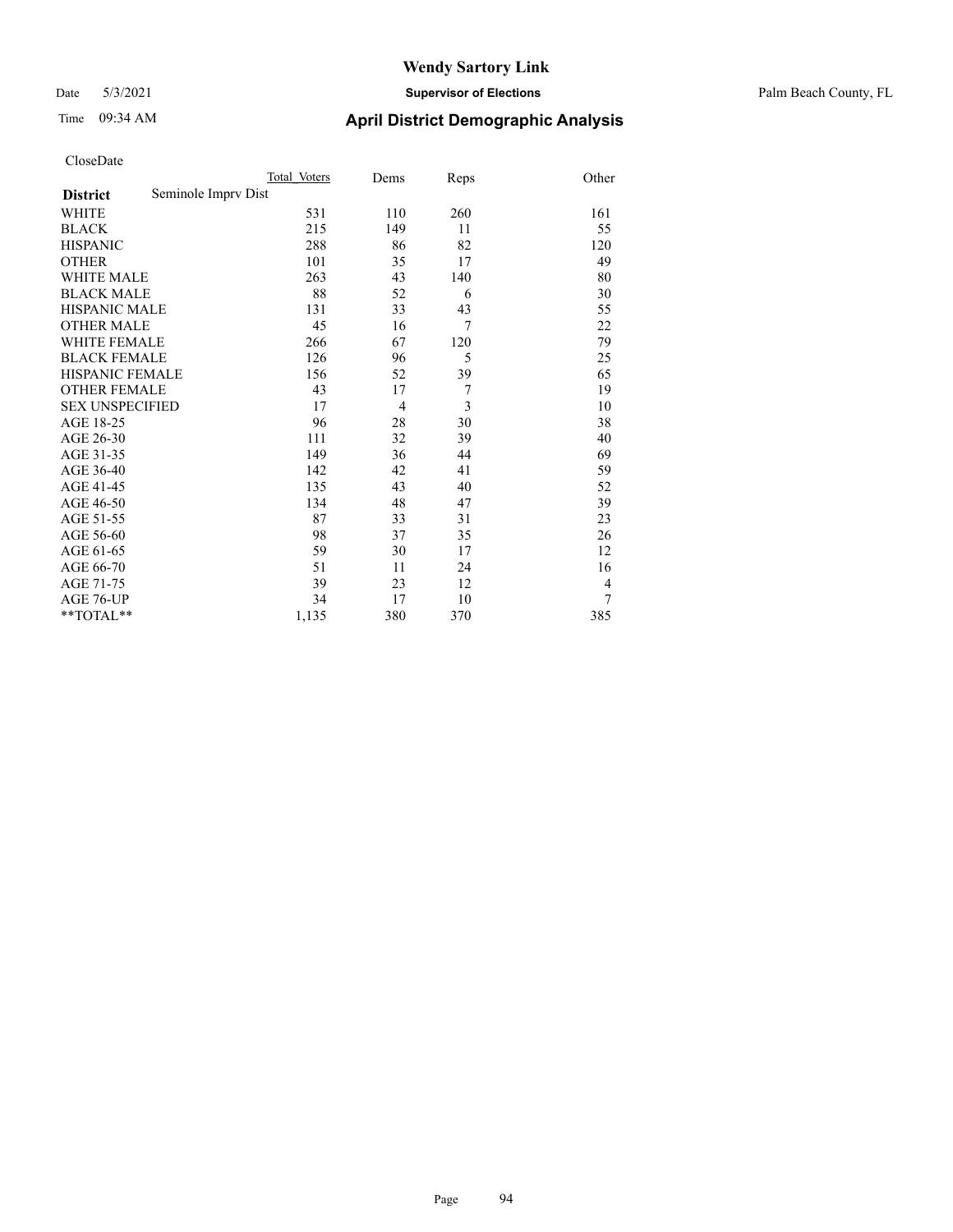# Wendy Sartory Link

Date 5/3/2021 **Supervisor of Elections** Palm Beach County, FL

Time 09:34 AM **April District Demographic Analysis**

CloseDate

| | Total Voters | Dems | Reps | Other |
|---|---|---|---|---|
| **District** Seminole Imprv Dist | | | | |
| WHITE | 531 | 110 | 260 | 161 |
| BLACK | 215 | 149 | 11 | 55 |
| HISPANIC | 288 | 86 | 82 | 120 |
| OTHER | 101 | 35 | 17 | 49 |
| WHITE MALE | 263 | 43 | 140 | 80 |
| BLACK MALE | 88 | 52 | 6 | 30 |
| HISPANIC MALE | 131 | 33 | 43 | 55 |
| OTHER MALE | 45 | 16 | 7 | 22 |
| WHITE FEMALE | 266 | 67 | 120 | 79 |
| BLACK FEMALE | 126 | 96 | 5 | 25 |
| HISPANIC FEMALE | 156 | 52 | 39 | 65 |
| OTHER FEMALE | 43 | 17 | 7 | 19 |
| SEX UNSPECIFIED | 17 | 4 | 3 | 10 |
| AGE 18-25 | 96 | 28 | 30 | 38 |
| AGE 26-30 | 111 | 32 | 39 | 40 |
| AGE 31-35 | 149 | 36 | 44 | 69 |
| AGE 36-40 | 142 | 42 | 41 | 59 |
| AGE 41-45 | 135 | 43 | 40 | 52 |
| AGE 46-50 | 134 | 48 | 47 | 39 |
| AGE 51-55 | 87 | 33 | 31 | 23 |
| AGE 56-60 | 98 | 37 | 35 | 26 |
| AGE 61-65 | 59 | 30 | 17 | 12 |
| AGE 66-70 | 51 | 11 | 24 | 16 |
| AGE 71-75 | 39 | 23 | 12 | 4 |
| AGE 76-UP | 34 | 17 | 10 | 7 |
| **TOTAL** | 1,135 | 380 | 370 | 385 |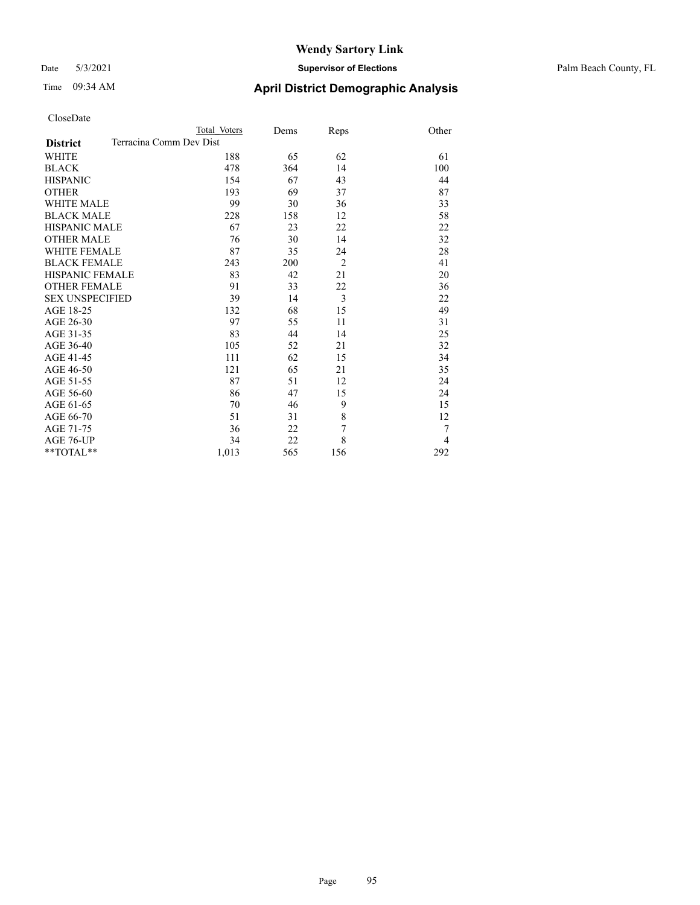# Wendy Sartory Link

Date 5/3/2021 **Supervisor of Elections** Palm Beach County, FL

Time 09:34 AM **April District Demographic Analysis**

CloseDate

| | Total Voters | Dems | Reps | Other |
|---|---|---|---|---|
| **District** Terracina Comm Dev Dist | | | | |
| WHITE | 188 | 65 | 62 | 61 |
| BLACK | 478 | 364 | 14 | 100 |
| HISPANIC | 154 | 67 | 43 | 44 |
| OTHER | 193 | 69 | 37 | 87 |
| WHITE MALE | 99 | 30 | 36 | 33 |
| BLACK MALE | 228 | 158 | 12 | 58 |
| HISPANIC MALE | 67 | 23 | 22 | 22 |
| OTHER MALE | 76 | 30 | 14 | 32 |
| WHITE FEMALE | 87 | 35 | 24 | 28 |
| BLACK FEMALE | 243 | 200 | 2 | 41 |
| HISPANIC FEMALE | 83 | 42 | 21 | 20 |
| OTHER FEMALE | 91 | 33 | 22 | 36 |
| SEX UNSPECIFIED | 39 | 14 | 3 | 22 |
| AGE 18-25 | 132 | 68 | 15 | 49 |
| AGE 26-30 | 97 | 55 | 11 | 31 |
| AGE 31-35 | 83 | 44 | 14 | 25 |
| AGE 36-40 | 105 | 52 | 21 | 32 |
| AGE 41-45 | 111 | 62 | 15 | 34 |
| AGE 46-50 | 121 | 65 | 21 | 35 |
| AGE 51-55 | 87 | 51 | 12 | 24 |
| AGE 56-60 | 86 | 47 | 15 | 24 |
| AGE 61-65 | 70 | 46 | 9 | 15 |
| AGE 66-70 | 51 | 31 | 8 | 12 |
| AGE 71-75 | 36 | 22 | 7 | 7 |
| AGE 76-UP | 34 | 22 | 8 | 4 |
| **TOTAL** | 1,013 | 565 | 156 | 292 |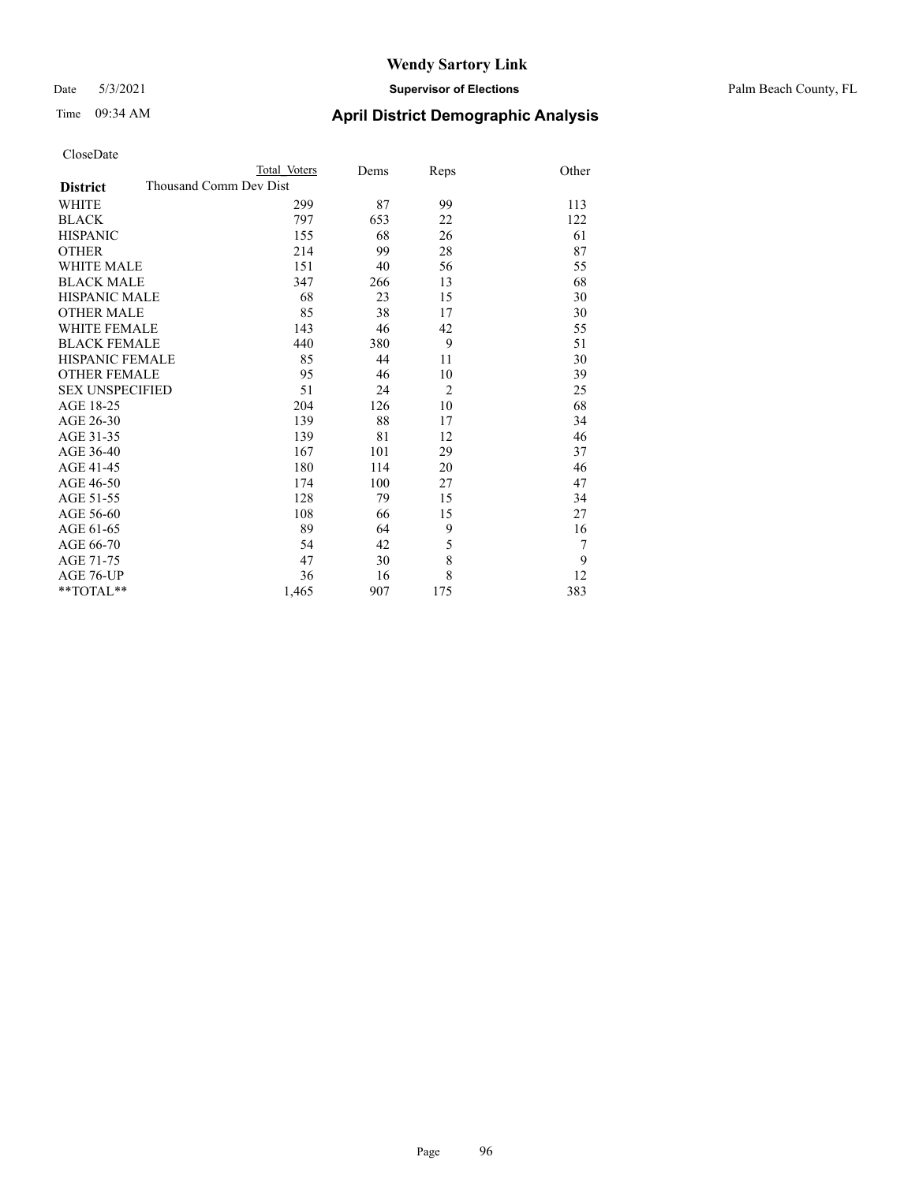# Wendy Sartory Link

Date 5/3/2021 **Supervisor of Elections** Palm Beach County, FL

Time 09:34 AM **April District Demographic Analysis**

CloseDate

| District | Total Voters | Dems | Reps | Other |
|---|---|---|---|---|
| Thousand Comm Dev Dist | | | | |
| WHITE | 299 | 87 | 99 | 113 |
| BLACK | 797 | 653 | 22 | 122 |
| HISPANIC | 155 | 68 | 26 | 61 |
| OTHER | 214 | 99 | 28 | 87 |
| WHITE MALE | 151 | 40 | 56 | 55 |
| BLACK MALE | 347 | 266 | 13 | 68 |
| HISPANIC MALE | 68 | 23 | 15 | 30 |
| OTHER MALE | 85 | 38 | 17 | 30 |
| WHITE FEMALE | 143 | 46 | 42 | 55 |
| BLACK FEMALE | 440 | 380 | 9 | 51 |
| HISPANIC FEMALE | 85 | 44 | 11 | 30 |
| OTHER FEMALE | 95 | 46 | 10 | 39 |
| SEX UNSPECIFIED | 51 | 24 | 2 | 25 |
| AGE 18-25 | 204 | 126 | 10 | 68 |
| AGE 26-30 | 139 | 88 | 17 | 34 |
| AGE 31-35 | 139 | 81 | 12 | 46 |
| AGE 36-40 | 167 | 101 | 29 | 37 |
| AGE 41-45 | 180 | 114 | 20 | 46 |
| AGE 46-50 | 174 | 100 | 27 | 47 |
| AGE 51-55 | 128 | 79 | 15 | 34 |
| AGE 56-60 | 108 | 66 | 15 | 27 |
| AGE 61-65 | 89 | 64 | 9 | 16 |
| AGE 66-70 | 54 | 42 | 5 | 7 |
| AGE 71-75 | 47 | 30 | 8 | 9 |
| AGE 76-UP | 36 | 16 | 8 | 12 |
| **TOTAL** | 1,465 | 907 | 175 | 383 |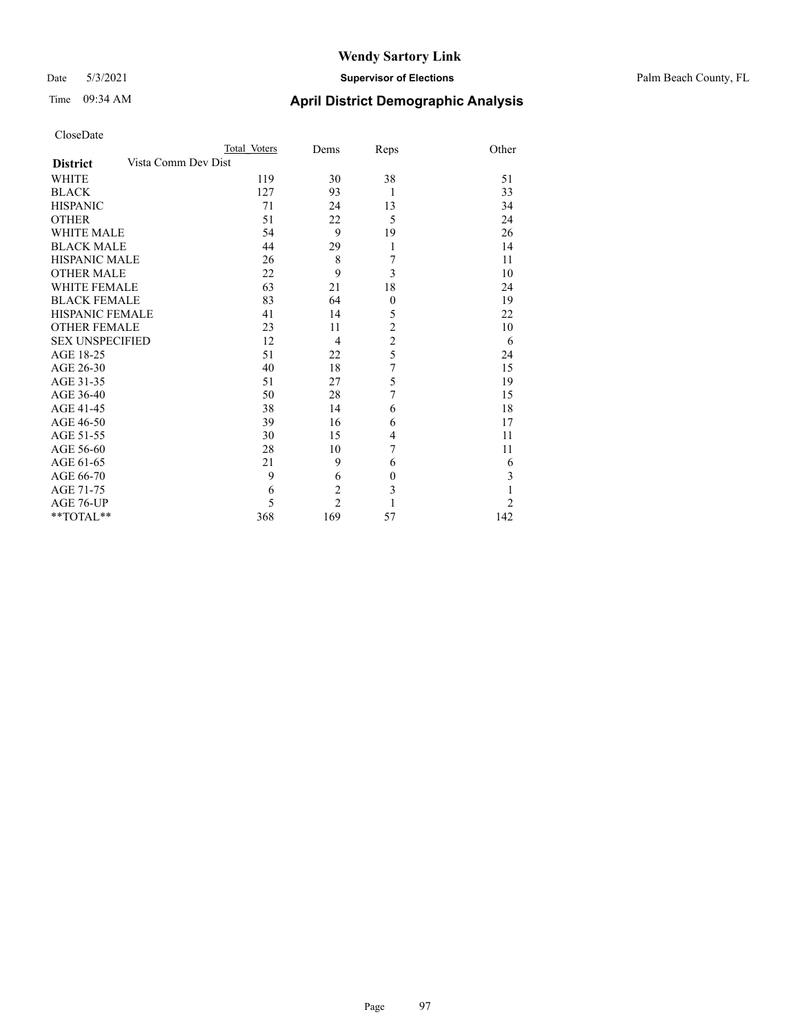# Wendy Sartory Link

Date 5/3/2021 **Supervisor of Elections** Palm Beach County, FL

Time 09:34 AM **April District Demographic Analysis**

CloseDate

| **District** | Total Voters | Dems | Reps | Other |
|---|---|---|---|---|
| Vista Comm Dev Dist | | | | |
| WHITE | 119 | 30 | 38 | 51 |
| BLACK | 127 | 93 | 1 | 33 |
| HISPANIC | 71 | 24 | 13 | 34 |
| OTHER | 51 | 22 | 5 | 24 |
| WHITE MALE | 54 | 9 | 19 | 26 |
| BLACK MALE | 44 | 29 | 1 | 14 |
| HISPANIC MALE | 26 | 8 | 7 | 11 |
| OTHER MALE | 22 | 9 | 3 | 10 |
| WHITE FEMALE | 63 | 21 | 18 | 24 |
| BLACK FEMALE | 83 | 64 | 0 | 19 |
| HISPANIC FEMALE | 41 | 14 | 5 | 22 |
| OTHER FEMALE | 23 | 11 | 2 | 10 |
| SEX UNSPECIFIED | 12 | 4 | 2 | 6 |
| AGE 18-25 | 51 | 22 | 5 | 24 |
| AGE 26-30 | 40 | 18 | 7 | 15 |
| AGE 31-35 | 51 | 27 | 5 | 19 |
| AGE 36-40 | 50 | 28 | 7 | 15 |
| AGE 41-45 | 38 | 14 | 6 | 18 |
| AGE 46-50 | 39 | 16 | 6 | 17 |
| AGE 51-55 | 30 | 15 | 4 | 11 |
| AGE 56-60 | 28 | 10 | 7 | 11 |
| AGE 61-65 | 21 | 9 | 6 | 6 |
| AGE 66-70 | 9 | 6 | 0 | 3 |
| AGE 71-75 | 6 | 2 | 3 | 1 |
| AGE 76-UP | 5 | 2 | 1 | 2 |
| **TOTAL** | 368 | 169 | 57 | 142 |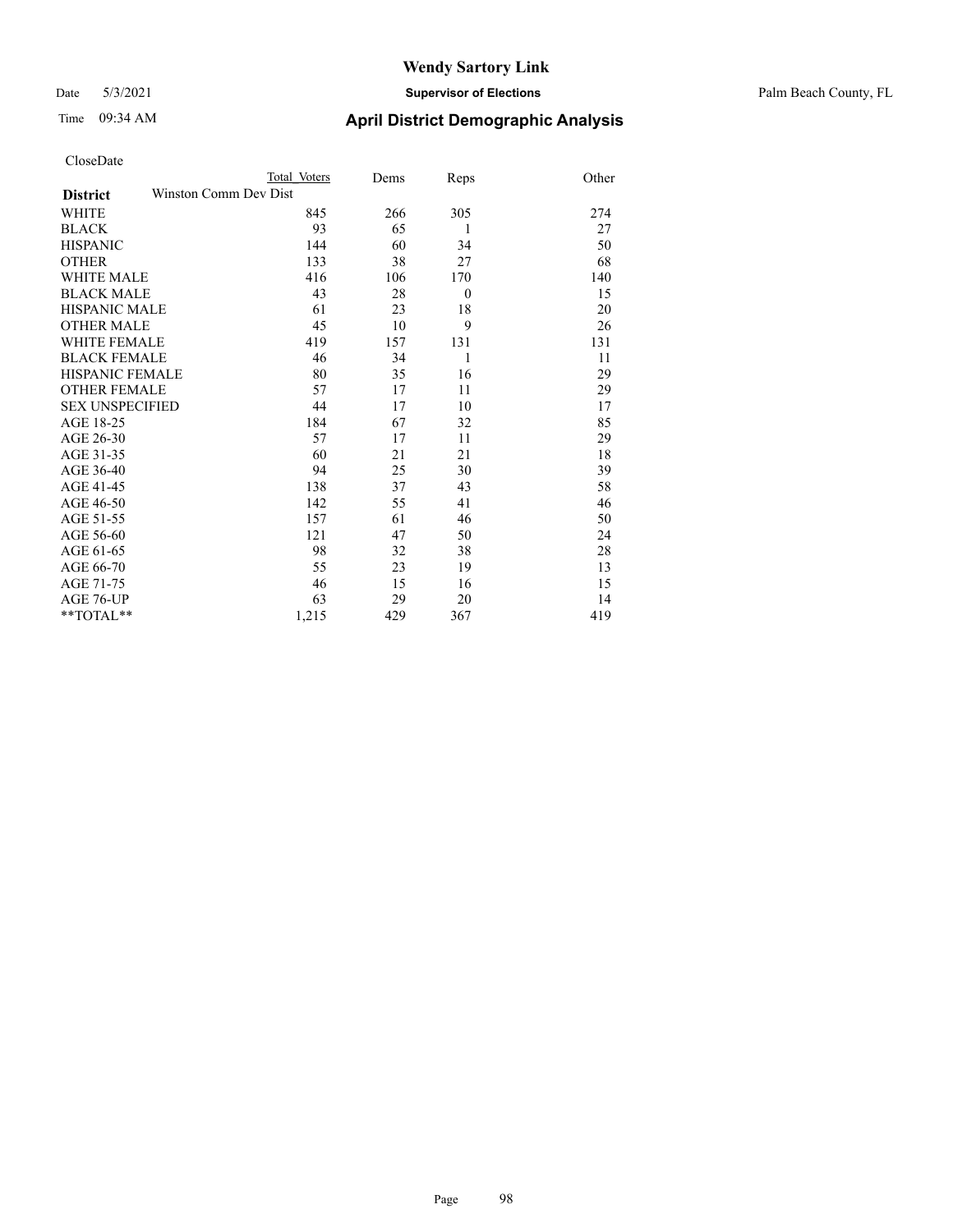# Wendy Sartory Link

Date 5/3/2021 **Supervisor of Elections** Palm Beach County, FL

Time 09:34 AM **April District Demographic Analysis**

CloseDate

| | Total Voters | Dems | Reps | Other |
|---|---|---|---|---|
| **District** Winston Comm Dev Dist | | | | |
| WHITE | 845 | 266 | 305 | 274 |
| BLACK | 93 | 65 | 1 | 27 |
| HISPANIC | 144 | 60 | 34 | 50 |
| OTHER | 133 | 38 | 27 | 68 |
| WHITE MALE | 416 | 106 | 170 | 140 |
| BLACK MALE | 43 | 28 | 0 | 15 |
| HISPANIC MALE | 61 | 23 | 18 | 20 |
| OTHER MALE | 45 | 10 | 9 | 26 |
| WHITE FEMALE | 419 | 157 | 131 | 131 |
| BLACK FEMALE | 46 | 34 | 1 | 11 |
| HISPANIC FEMALE | 80 | 35 | 16 | 29 |
| OTHER FEMALE | 57 | 17 | 11 | 29 |
| SEX UNSPECIFIED | 44 | 17 | 10 | 17 |
| AGE 18-25 | 184 | 67 | 32 | 85 |
| AGE 26-30 | 57 | 17 | 11 | 29 |
| AGE 31-35 | 60 | 21 | 21 | 18 |
| AGE 36-40 | 94 | 25 | 30 | 39 |
| AGE 41-45 | 138 | 37 | 43 | 58 |
| AGE 46-50 | 142 | 55 | 41 | 46 |
| AGE 51-55 | 157 | 61 | 46 | 50 |
| AGE 56-60 | 121 | 47 | 50 | 24 |
| AGE 61-65 | 98 | 32 | 38 | 28 |
| AGE 66-70 | 55 | 23 | 19 | 13 |
| AGE 71-75 | 46 | 15 | 16 | 15 |
| AGE 76-UP | 63 | 29 | 20 | 14 |
| **TOTAL** | 1,215 | 429 | 367 | 419 |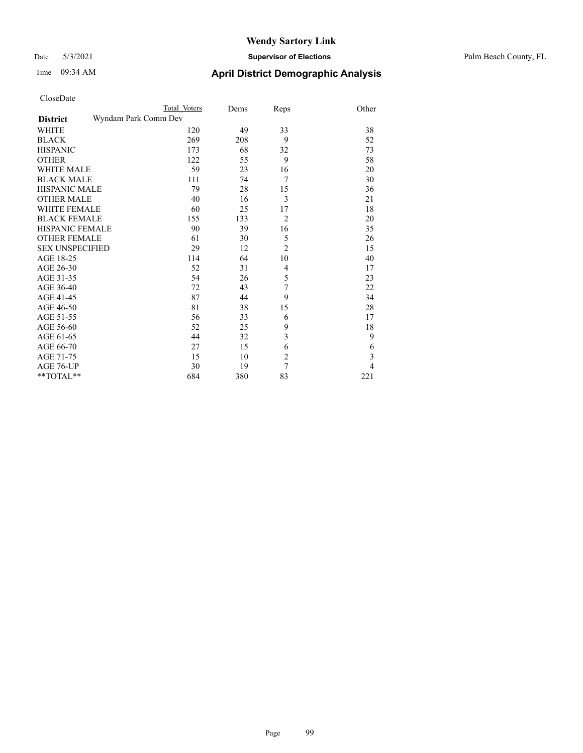CloseDate

| District | Wyndam Park Comm Dev Total Voters | Dems | Reps | Other |
|---|---|---|---|---|
| WHITE | 120 | 49 | 33 | 38 |
| BLACK | 269 | 208 | 9 | 52 |
| HISPANIC | 173 | 68 | 32 | 73 |
| OTHER | 122 | 55 | 9 | 58 |
| WHITE MALE | 59 | 23 | 16 | 20 |
| BLACK MALE | 111 | 74 | 7 | 30 |
| HISPANIC MALE | 79 | 28 | 15 | 36 |
| OTHER MALE | 40 | 16 | 3 | 21 |
| WHITE FEMALE | 60 | 25 | 17 | 18 |
| BLACK FEMALE | 155 | 133 | 2 | 20 |
| HISPANIC FEMALE | 90 | 39 | 16 | 35 |
| OTHER FEMALE | 61 | 30 | 5 | 26 |
| SEX UNSPECIFIED | 29 | 12 | 2 | 15 |
| AGE 18-25 | 114 | 64 | 10 | 40 |
| AGE 26-30 | 52 | 31 | 4 | 17 |
| AGE 31-35 | 54 | 26 | 5 | 23 |
| AGE 36-40 | 72 | 43 | 7 | 22 |
| AGE 41-45 | 87 | 44 | 9 | 34 |
| AGE 46-50 | 81 | 38 | 15 | 28 |
| AGE 51-55 | 56 | 33 | 6 | 17 |
| AGE 56-60 | 52 | 25 | 9 | 18 |
| AGE 61-65 | 44 | 32 | 3 | 9 |
| AGE 66-70 | 27 | 15 | 6 | 6 |
| AGE 71-75 | 15 | 10 | 2 | 3 |
| AGE 76-UP | 30 | 19 | 7 | 4 |
| **TOTAL** | 684 | 380 | 83 | 221 |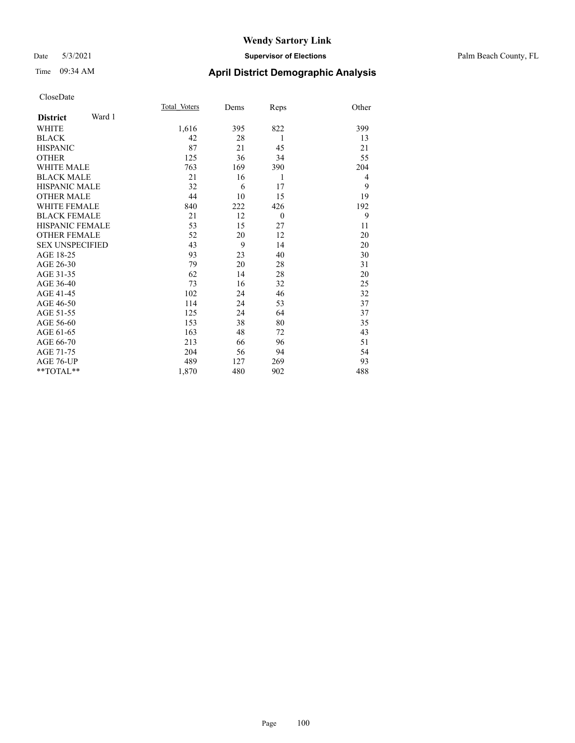# Wendy Sartory Link

Date 5/3/2021 **Supervisor of Elections** Palm Beach County, FL

Time 09:34 AM **April District Demographic Analysis**

CloseDate

| **District** Ward 1 | Total Voters | Dems | Reps | Other |
|---|---|---|---|---|
| WHITE | 1,616 | 395 | 822 | 399 |
| BLACK | 42 | 28 | 1 | 13 |
| HISPANIC | 87 | 21 | 45 | 21 |
| OTHER | 125 | 36 | 34 | 55 |
| WHITE MALE | 763 | 169 | 390 | 204 |
| BLACK MALE | 21 | 16 | 1 | 4 |
| HISPANIC MALE | 32 | 6 | 17 | 9 |
| OTHER MALE | 44 | 10 | 15 | 19 |
| WHITE FEMALE | 840 | 222 | 426 | 192 |
| BLACK FEMALE | 21 | 12 | 0 | 9 |
| HISPANIC FEMALE | 53 | 15 | 27 | 11 |
| OTHER FEMALE | 52 | 20 | 12 | 20 |
| SEX UNSPECIFIED | 43 | 9 | 14 | 20 |
| AGE 18-25 | 93 | 23 | 40 | 30 |
| AGE 26-30 | 79 | 20 | 28 | 31 |
| AGE 31-35 | 62 | 14 | 28 | 20 |
| AGE 36-40 | 73 | 16 | 32 | 25 |
| AGE 41-45 | 102 | 24 | 46 | 32 |
| AGE 46-50 | 114 | 24 | 53 | 37 |
| AGE 51-55 | 125 | 24 | 64 | 37 |
| AGE 56-60 | 153 | 38 | 80 | 35 |
| AGE 61-65 | 163 | 48 | 72 | 43 |
| AGE 66-70 | 213 | 66 | 96 | 51 |
| AGE 71-75 | 204 | 56 | 94 | 54 |
| AGE 76-UP | 489 | 127 | 269 | 93 |
| **TOTAL** | 1,870 | 480 | 902 | 488 |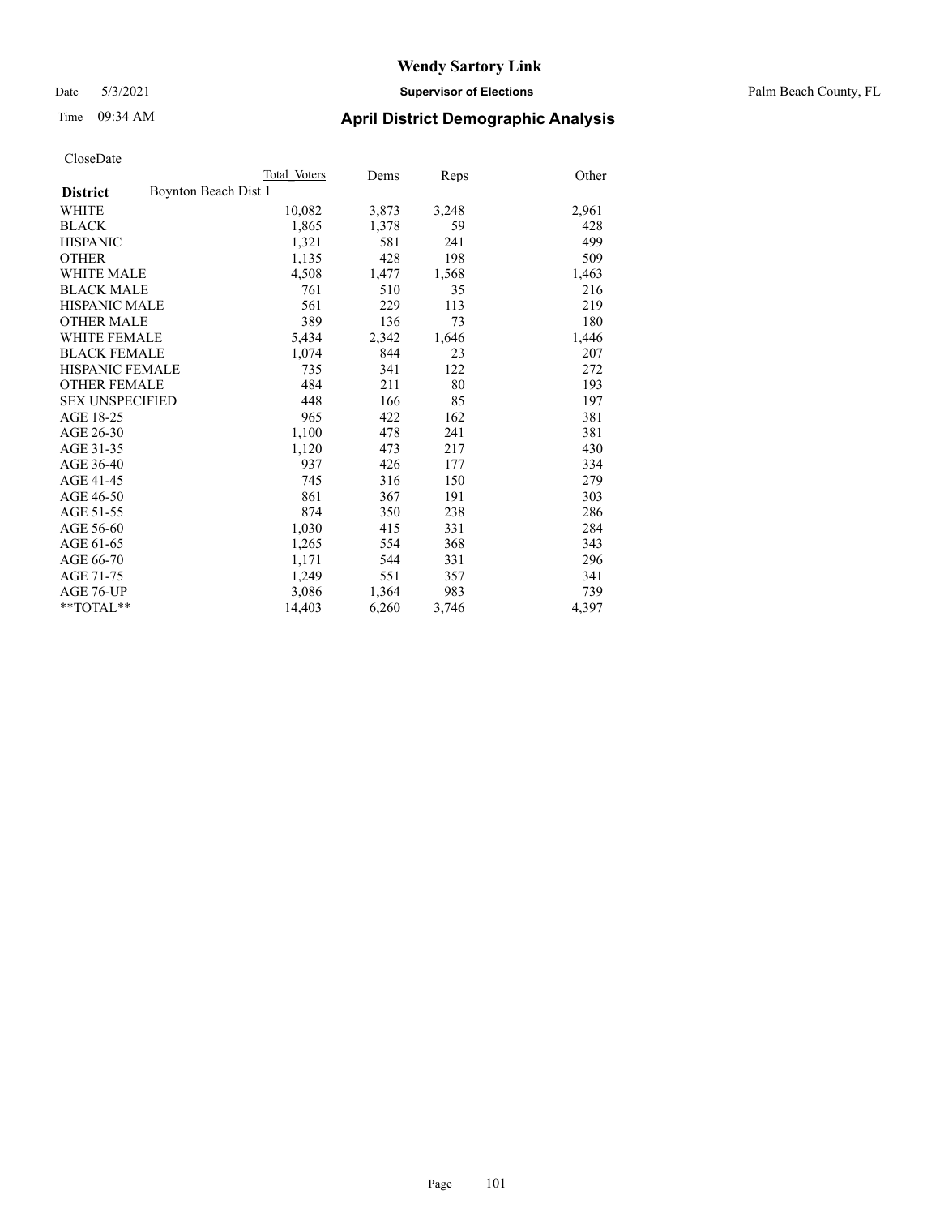# Wendy Sartory Link

Date 5/3/2021 **Supervisor of Elections** Palm Beach County, FL

Time 09:34 AM **April District Demographic Analysis**

CloseDate

| | Total Voters | Dems | Reps | Other |
|---|---|---|---|---|
| **District** Boynton Beach Dist 1 | | | | |
| WHITE | 10,082 | 3,873 | 3,248 | 2,961 |
| BLACK | 1,865 | 1,378 | 59 | 428 |
| HISPANIC | 1,321 | 581 | 241 | 499 |
| OTHER | 1,135 | 428 | 198 | 509 |
| WHITE MALE | 4,508 | 1,477 | 1,568 | 1,463 |
| BLACK MALE | 761 | 510 | 35 | 216 |
| HISPANIC MALE | 561 | 229 | 113 | 219 |
| OTHER MALE | 389 | 136 | 73 | 180 |
| WHITE FEMALE | 5,434 | 2,342 | 1,646 | 1,446 |
| BLACK FEMALE | 1,074 | 844 | 23 | 207 |
| HISPANIC FEMALE | 735 | 341 | 122 | 272 |
| OTHER FEMALE | 484 | 211 | 80 | 193 |
| SEX UNSPECIFIED | 448 | 166 | 85 | 197 |
| AGE 18-25 | 965 | 422 | 162 | 381 |
| AGE 26-30 | 1,100 | 478 | 241 | 381 |
| AGE 31-35 | 1,120 | 473 | 217 | 430 |
| AGE 36-40 | 937 | 426 | 177 | 334 |
| AGE 41-45 | 745 | 316 | 150 | 279 |
| AGE 46-50 | 861 | 367 | 191 | 303 |
| AGE 51-55 | 874 | 350 | 238 | 286 |
| AGE 56-60 | 1,030 | 415 | 331 | 284 |
| AGE 61-65 | 1,265 | 554 | 368 | 343 |
| AGE 66-70 | 1,171 | 544 | 331 | 296 |
| AGE 71-75 | 1,249 | 551 | 357 | 341 |
| AGE 76-UP | 3,086 | 1,364 | 983 | 739 |
| **TOTAL** | 14,403 | 6,260 | 3,746 | 4,397 |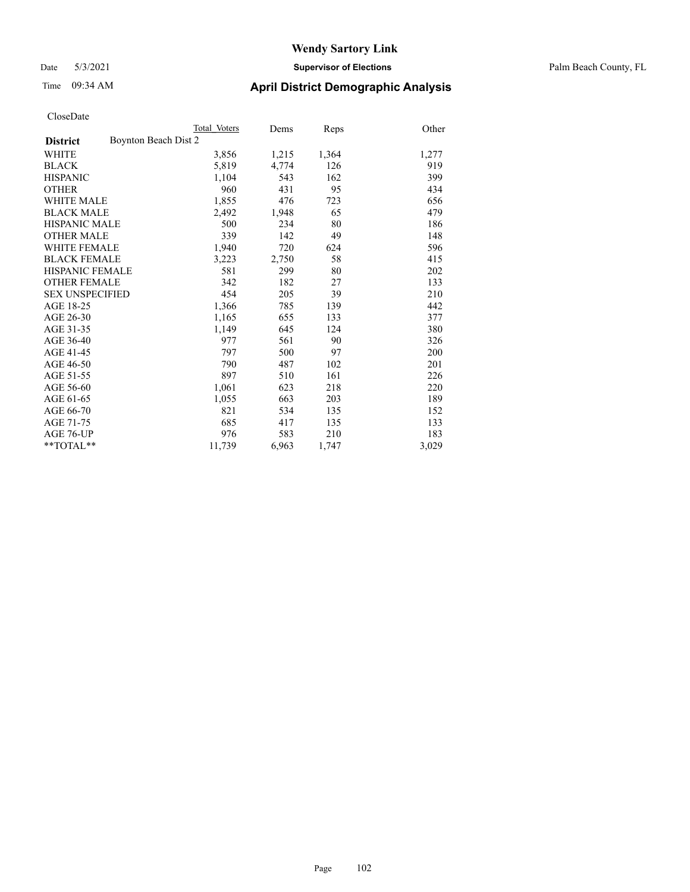# Wendy Sartory Link

Date 5/3/2021 **Supervisor of Elections** Palm Beach County, FL

Time 09:34 AM **April District Demographic Analysis**

CloseDate

| | Total Voters | Dems | Reps | Other |
|---|---|---|---|---|
| **District** Boynton Beach Dist 2 | | | | |
| WHITE | 3,856 | 1,215 | 1,364 | 1,277 |
| BLACK | 5,819 | 4,774 | 126 | 919 |
| HISPANIC | 1,104 | 543 | 162 | 399 |
| OTHER | 960 | 431 | 95 | 434 |
| WHITE MALE | 1,855 | 476 | 723 | 656 |
| BLACK MALE | 2,492 | 1,948 | 65 | 479 |
| HISPANIC MALE | 500 | 234 | 80 | 186 |
| OTHER MALE | 339 | 142 | 49 | 148 |
| WHITE FEMALE | 1,940 | 720 | 624 | 596 |
| BLACK FEMALE | 3,223 | 2,750 | 58 | 415 |
| HISPANIC FEMALE | 581 | 299 | 80 | 202 |
| OTHER FEMALE | 342 | 182 | 27 | 133 |
| SEX UNSPECIFIED | 454 | 205 | 39 | 210 |
| AGE 18-25 | 1,366 | 785 | 139 | 442 |
| AGE 26-30 | 1,165 | 655 | 133 | 377 |
| AGE 31-35 | 1,149 | 645 | 124 | 380 |
| AGE 36-40 | 977 | 561 | 90 | 326 |
| AGE 41-45 | 797 | 500 | 97 | 200 |
| AGE 46-50 | 790 | 487 | 102 | 201 |
| AGE 51-55 | 897 | 510 | 161 | 226 |
| AGE 56-60 | 1,061 | 623 | 218 | 220 |
| AGE 61-65 | 1,055 | 663 | 203 | 189 |
| AGE 66-70 | 821 | 534 | 135 | 152 |
| AGE 71-75 | 685 | 417 | 135 | 133 |
| AGE 76-UP | 976 | 583 | 210 | 183 |
| **TOTAL** | 11,739 | 6,963 | 1,747 | 3,029 |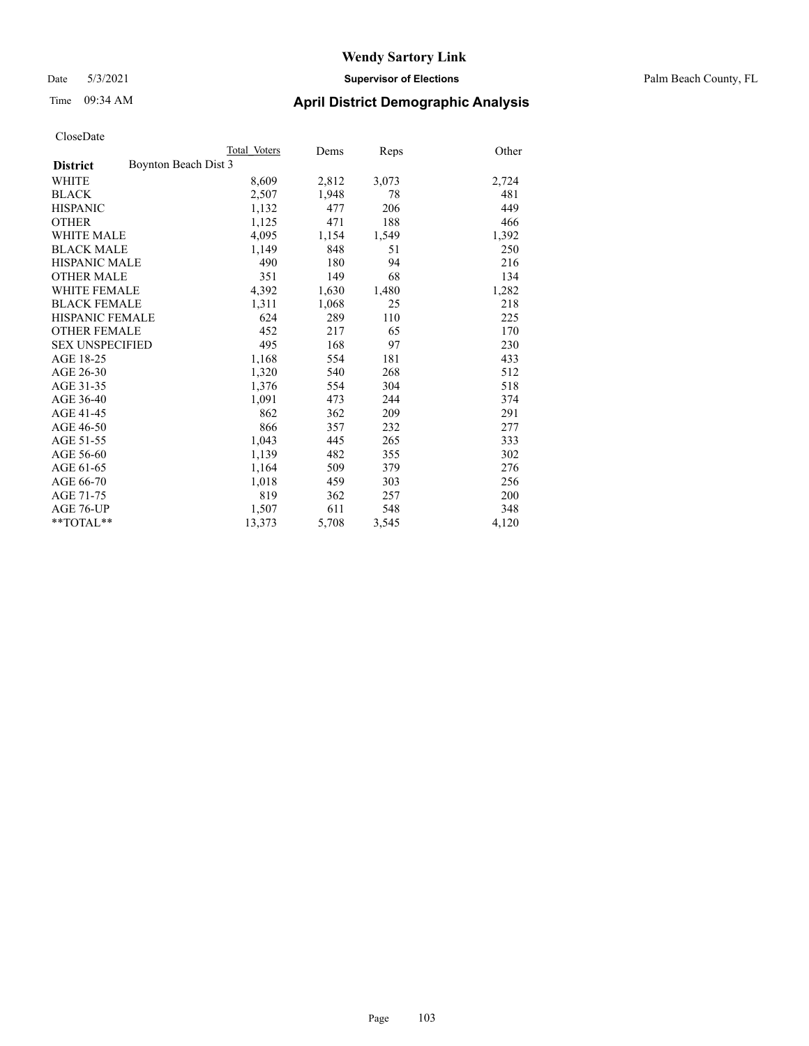# Wendy Sartory Link

Date 5/3/2021 **Supervisor of Elections** Palm Beach County, FL

Time 09:34 AM **April District Demographic Analysis**

CloseDate

| **District** | Boynton Beach Dist 3 | Total Voters | Dems | Reps | Other |
|---|---|---|---|---|---|
| WHITE | | 8,609 | 2,812 | 3,073 | 2,724 |
| BLACK | | 2,507 | 1,948 | 78 | 481 |
| HISPANIC | | 1,132 | 477 | 206 | 449 |
| OTHER | | 1,125 | 471 | 188 | 466 |
| WHITE MALE | | 4,095 | 1,154 | 1,549 | 1,392 |
| BLACK MALE | | 1,149 | 848 | 51 | 250 |
| HISPANIC MALE | | 490 | 180 | 94 | 216 |
| OTHER MALE | | 351 | 149 | 68 | 134 |
| WHITE FEMALE | | 4,392 | 1,630 | 1,480 | 1,282 |
| BLACK FEMALE | | 1,311 | 1,068 | 25 | 218 |
| HISPANIC FEMALE | | 624 | 289 | 110 | 225 |
| OTHER FEMALE | | 452 | 217 | 65 | 170 |
| SEX UNSPECIFIED | | 495 | 168 | 97 | 230 |
| AGE 18-25 | | 1,168 | 554 | 181 | 433 |
| AGE 26-30 | | 1,320 | 540 | 268 | 512 |
| AGE 31-35 | | 1,376 | 554 | 304 | 518 |
| AGE 36-40 | | 1,091 | 473 | 244 | 374 |
| AGE 41-45 | | 862 | 362 | 209 | 291 |
| AGE 46-50 | | 866 | 357 | 232 | 277 |
| AGE 51-55 | | 1,043 | 445 | 265 | 333 |
| AGE 56-60 | | 1,139 | 482 | 355 | 302 |
| AGE 61-65 | | 1,164 | 509 | 379 | 276 |
| AGE 66-70 | | 1,018 | 459 | 303 | 256 |
| AGE 71-75 | | 819 | 362 | 257 | 200 |
| AGE 76-UP | | 1,507 | 611 | 548 | 348 |
| **TOTAL** | | 13,373 | 5,708 | 3,545 | 4,120 |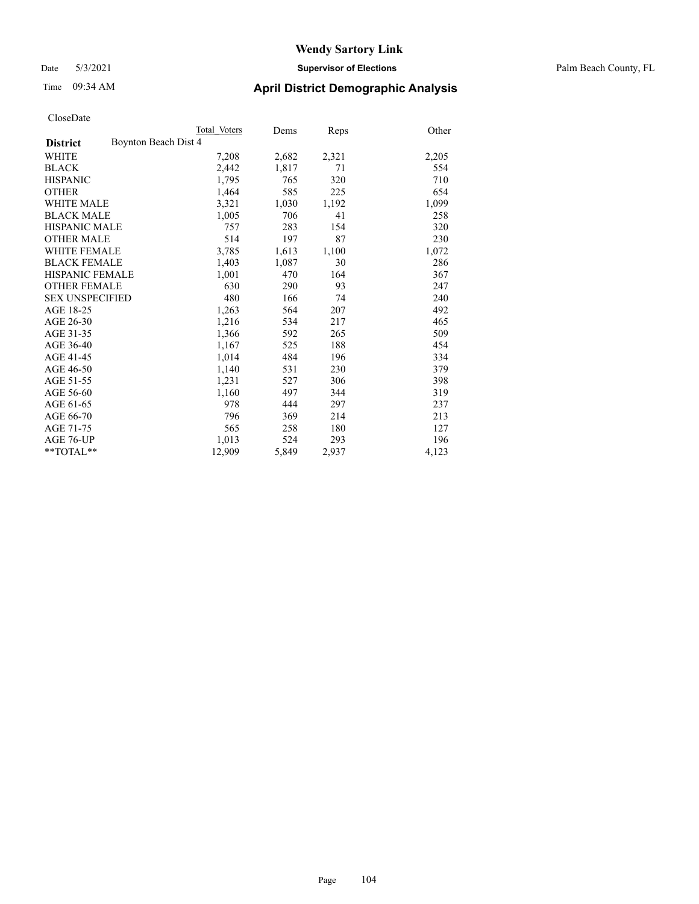# Wendy Sartory Link

Date 5/3/2021 **Supervisor of Elections** Palm Beach County, FL

Time 09:34 AM **April District Demographic Analysis**

CloseDate

| | Total Voters | Dems | Reps | Other |
|---|---|---|---|---|
| **District** Boynton Beach Dist 4 | | | | |
| WHITE | 7,208 | 2,682 | 2,321 | 2,205 |
| BLACK | 2,442 | 1,817 | 71 | 554 |
| HISPANIC | 1,795 | 765 | 320 | 710 |
| OTHER | 1,464 | 585 | 225 | 654 |
| WHITE MALE | 3,321 | 1,030 | 1,192 | 1,099 |
| BLACK MALE | 1,005 | 706 | 41 | 258 |
| HISPANIC MALE | 757 | 283 | 154 | 320 |
| OTHER MALE | 514 | 197 | 87 | 230 |
| WHITE FEMALE | 3,785 | 1,613 | 1,100 | 1,072 |
| BLACK FEMALE | 1,403 | 1,087 | 30 | 286 |
| HISPANIC FEMALE | 1,001 | 470 | 164 | 367 |
| OTHER FEMALE | 630 | 290 | 93 | 247 |
| SEX UNSPECIFIED | 480 | 166 | 74 | 240 |
| AGE 18-25 | 1,263 | 564 | 207 | 492 |
| AGE 26-30 | 1,216 | 534 | 217 | 465 |
| AGE 31-35 | 1,366 | 592 | 265 | 509 |
| AGE 36-40 | 1,167 | 525 | 188 | 454 |
| AGE 41-45 | 1,014 | 484 | 196 | 334 |
| AGE 46-50 | 1,140 | 531 | 230 | 379 |
| AGE 51-55 | 1,231 | 527 | 306 | 398 |
| AGE 56-60 | 1,160 | 497 | 344 | 319 |
| AGE 61-65 | 978 | 444 | 297 | 237 |
| AGE 66-70 | 796 | 369 | 214 | 213 |
| AGE 71-75 | 565 | 258 | 180 | 127 |
| AGE 76-UP | 1,013 | 524 | 293 | 196 |
| **TOTAL** | 12,909 | 5,849 | 2,937 | 4,123 |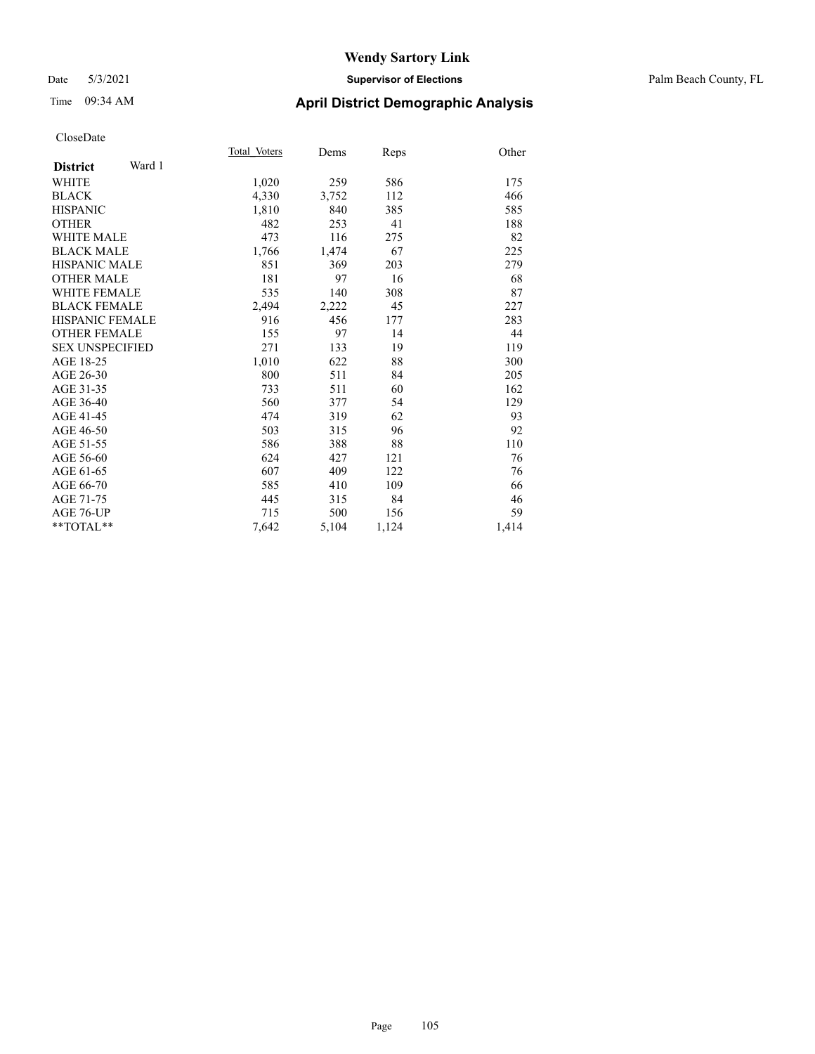# Wendy Sartory Link

Date 5/3/2021 **Supervisor of Elections** Palm Beach County, FL

Time 09:34 AM **April District Demographic Analysis**

CloseDate

| **District** Ward 1 | Total Voters | Dems | Reps | Other |
|---|---|---|---|---|
| WHITE | 1,020 | 259 | 586 | 175 |
| BLACK | 4,330 | 3,752 | 112 | 466 |
| HISPANIC | 1,810 | 840 | 385 | 585 |
| OTHER | 482 | 253 | 41 | 188 |
| WHITE MALE | 473 | 116 | 275 | 82 |
| BLACK MALE | 1,766 | 1,474 | 67 | 225 |
| HISPANIC MALE | 851 | 369 | 203 | 279 |
| OTHER MALE | 181 | 97 | 16 | 68 |
| WHITE FEMALE | 535 | 140 | 308 | 87 |
| BLACK FEMALE | 2,494 | 2,222 | 45 | 227 |
| HISPANIC FEMALE | 916 | 456 | 177 | 283 |
| OTHER FEMALE | 155 | 97 | 14 | 44 |
| SEX UNSPECIFIED | 271 | 133 | 19 | 119 |
| AGE 18-25 | 1,010 | 622 | 88 | 300 |
| AGE 26-30 | 800 | 511 | 84 | 205 |
| AGE 31-35 | 733 | 511 | 60 | 162 |
| AGE 36-40 | 560 | 377 | 54 | 129 |
| AGE 41-45 | 474 | 319 | 62 | 93 |
| AGE 46-50 | 503 | 315 | 96 | 92 |
| AGE 51-55 | 586 | 388 | 88 | 110 |
| AGE 56-60 | 624 | 427 | 121 | 76 |
| AGE 61-65 | 607 | 409 | 122 | 76 |
| AGE 66-70 | 585 | 410 | 109 | 66 |
| AGE 71-75 | 445 | 315 | 84 | 46 |
| AGE 76-UP | 715 | 500 | 156 | 59 |
| **TOTAL** | 7,642 | 5,104 | 1,124 | 1,414 |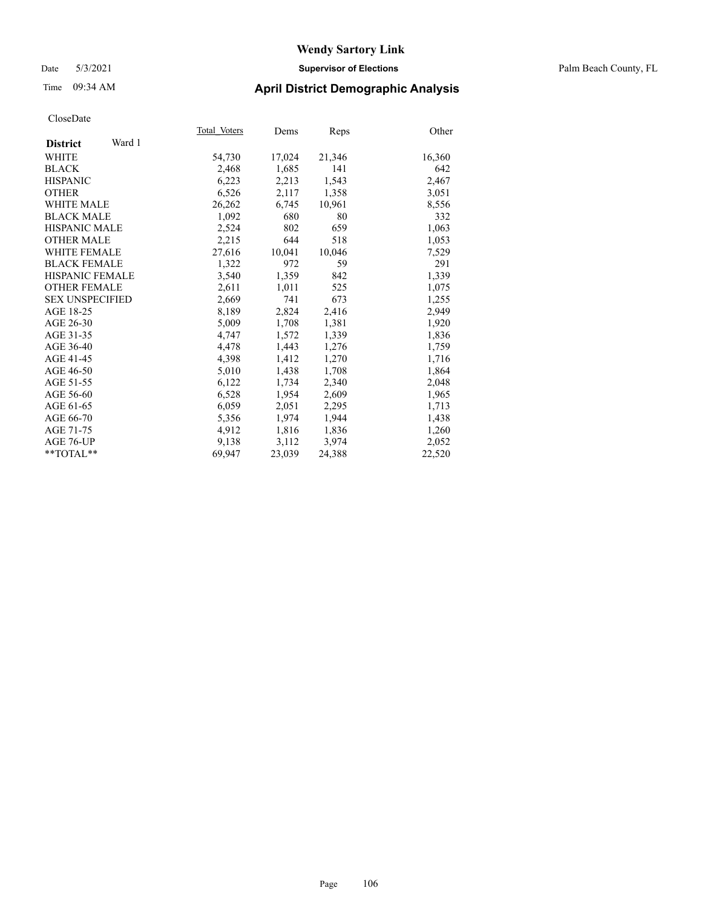# Wendy Sartory Link

Date 5/3/2021 **Supervisor of Elections** Palm Beach County, FL

Time 09:34 AM **April District Demographic Analysis**

CloseDate

| **District** Ward 1 | Total Voters | Dems | Reps | Other |
|---|---|---|---|---|
| WHITE | 54,730 | 17,024 | 21,346 | 16,360 |
| BLACK | 2,468 | 1,685 | 141 | 642 |
| HISPANIC | 6,223 | 2,213 | 1,543 | 2,467 |
| OTHER | 6,526 | 2,117 | 1,358 | 3,051 |
| WHITE MALE | 26,262 | 6,745 | 10,961 | 8,556 |
| BLACK MALE | 1,092 | 680 | 80 | 332 |
| HISPANIC MALE | 2,524 | 802 | 659 | 1,063 |
| OTHER MALE | 2,215 | 644 | 518 | 1,053 |
| WHITE FEMALE | 27,616 | 10,041 | 10,046 | 7,529 |
| BLACK FEMALE | 1,322 | 972 | 59 | 291 |
| HISPANIC FEMALE | 3,540 | 1,359 | 842 | 1,339 |
| OTHER FEMALE | 2,611 | 1,011 | 525 | 1,075 |
| SEX UNSPECIFIED | 2,669 | 741 | 673 | 1,255 |
| AGE 18-25 | 8,189 | 2,824 | 2,416 | 2,949 |
| AGE 26-30 | 5,009 | 1,708 | 1,381 | 1,920 |
| AGE 31-35 | 4,747 | 1,572 | 1,339 | 1,836 |
| AGE 36-40 | 4,478 | 1,443 | 1,276 | 1,759 |
| AGE 41-45 | 4,398 | 1,412 | 1,270 | 1,716 |
| AGE 46-50 | 5,010 | 1,438 | 1,708 | 1,864 |
| AGE 51-55 | 6,122 | 1,734 | 2,340 | 2,048 |
| AGE 56-60 | 6,528 | 1,954 | 2,609 | 1,965 |
| AGE 61-65 | 6,059 | 2,051 | 2,295 | 1,713 |
| AGE 66-70 | 5,356 | 1,974 | 1,944 | 1,438 |
| AGE 71-75 | 4,912 | 1,816 | 1,836 | 1,260 |
| AGE 76-UP | 9,138 | 3,112 | 3,974 | 2,052 |
| **TOTAL** | 69,947 | 23,039 | 24,388 | 22,520 |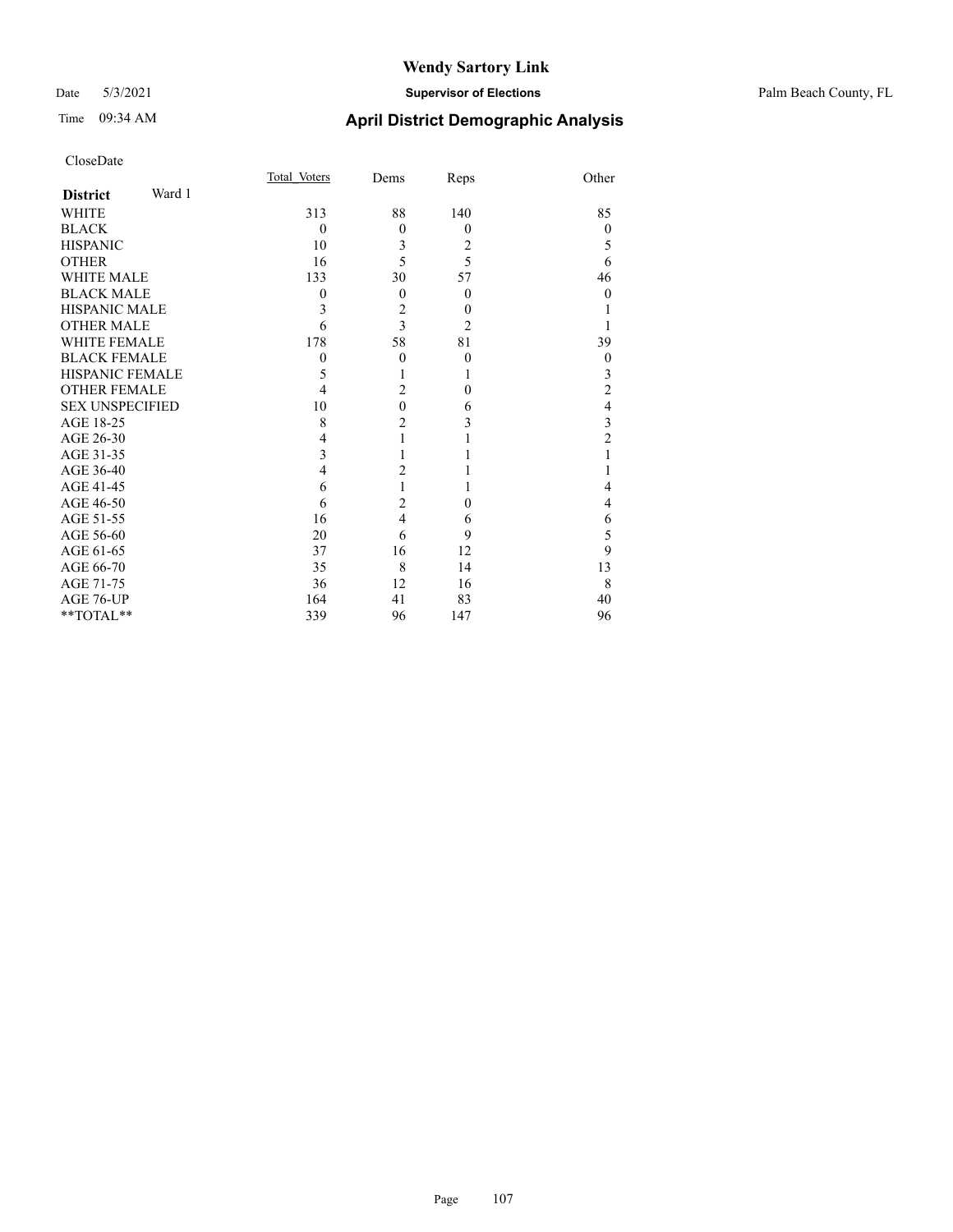# Wendy Sartory Link

Date 5/3/2021 **Supervisor of Elections** Palm Beach County, FL

Time 09:34 AM **April District Demographic Analysis**

CloseDate

| **District** Ward 1 | Total_Voters | Dems | Reps | Other |
|---|---|---|---|---|
| WHITE | 313 | 88 | 140 | 85 |
| BLACK | 0 | 0 | 0 | 0 |
| HISPANIC | 10 | 3 | 2 | 5 |
| OTHER | 16 | 5 | 5 | 6 |
| WHITE MALE | 133 | 30 | 57 | 46 |
| BLACK MALE | 0 | 0 | 0 | 0 |
| HISPANIC MALE | 3 | 2 | 0 | 1 |
| OTHER MALE | 6 | 3 | 2 | 1 |
| WHITE FEMALE | 178 | 58 | 81 | 39 |
| BLACK FEMALE | 0 | 0 | 0 | 0 |
| HISPANIC FEMALE | 5 | 1 | 1 | 3 |
| OTHER FEMALE | 4 | 2 | 0 | 2 |
| SEX UNSPECIFIED | 10 | 0 | 6 | 4 |
| AGE 18-25 | 8 | 2 | 3 | 3 |
| AGE 26-30 | 4 | 1 | 1 | 2 |
| AGE 31-35 | 3 | 1 | 1 | 1 |
| AGE 36-40 | 4 | 2 | 1 | 1 |
| AGE 41-45 | 6 | 1 | 1 | 4 |
| AGE 46-50 | 6 | 2 | 0 | 4 |
| AGE 51-55 | 16 | 4 | 6 | 6 |
| AGE 56-60 | 20 | 6 | 9 | 5 |
| AGE 61-65 | 37 | 16 | 12 | 9 |
| AGE 66-70 | 35 | 8 | 14 | 13 |
| AGE 71-75 | 36 | 12 | 16 | 8 |
| AGE 76-UP | 164 | 41 | 83 | 40 |
| **TOTAL** | 339 | 96 | 147 | 96 |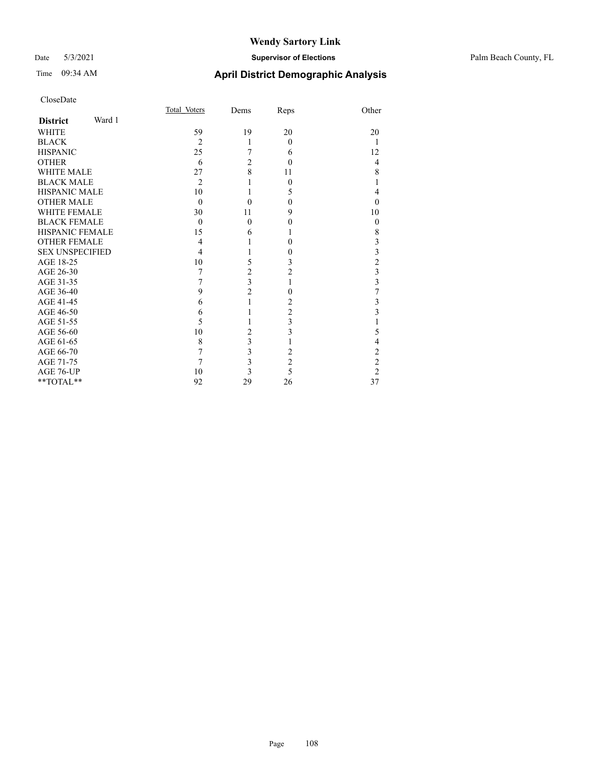# Wendy Sartory Link

Date 5/3/2021 **Supervisor of Elections** Palm Beach County, FL

Time 09:34 AM **April District Demographic Analysis**

CloseDate

| **District** Ward 1 | Total Voters | Dems | Reps | Other |
|---|---|---|---|---|
| WHITE | 59 | 19 | 20 | 20 |
| BLACK | 2 | 1 | 0 | 1 |
| HISPANIC | 25 | 7 | 6 | 12 |
| OTHER | 6 | 2 | 0 | 4 |
| WHITE MALE | 27 | 8 | 11 | 8 |
| BLACK MALE | 2 | 1 | 0 | 1 |
| HISPANIC MALE | 10 | 1 | 5 | 4 |
| OTHER MALE | 0 | 0 | 0 | 0 |
| WHITE FEMALE | 30 | 11 | 9 | 10 |
| BLACK FEMALE | 0 | 0 | 0 | 0 |
| HISPANIC FEMALE | 15 | 6 | 1 | 8 |
| OTHER FEMALE | 4 | 1 | 0 | 3 |
| SEX UNSPECIFIED | 4 | 1 | 0 | 3 |
| AGE 18-25 | 10 | 5 | 3 | 2 |
| AGE 26-30 | 7 | 2 | 2 | 3 |
| AGE 31-35 | 7 | 3 | 1 | 3 |
| AGE 36-40 | 9 | 2 | 0 | 7 |
| AGE 41-45 | 6 | 1 | 2 | 3 |
| AGE 46-50 | 6 | 1 | 2 | 3 |
| AGE 51-55 | 5 | 1 | 3 | 1 |
| AGE 56-60 | 10 | 2 | 3 | 5 |
| AGE 61-65 | 8 | 3 | 1 | 4 |
| AGE 66-70 | 7 | 3 | 2 | 2 |
| AGE 71-75 | 7 | 3 | 2 | 2 |
| AGE 76-UP | 10 | 3 | 5 | 2 |
| **TOTAL** | 92 | 29 | 26 | 37 |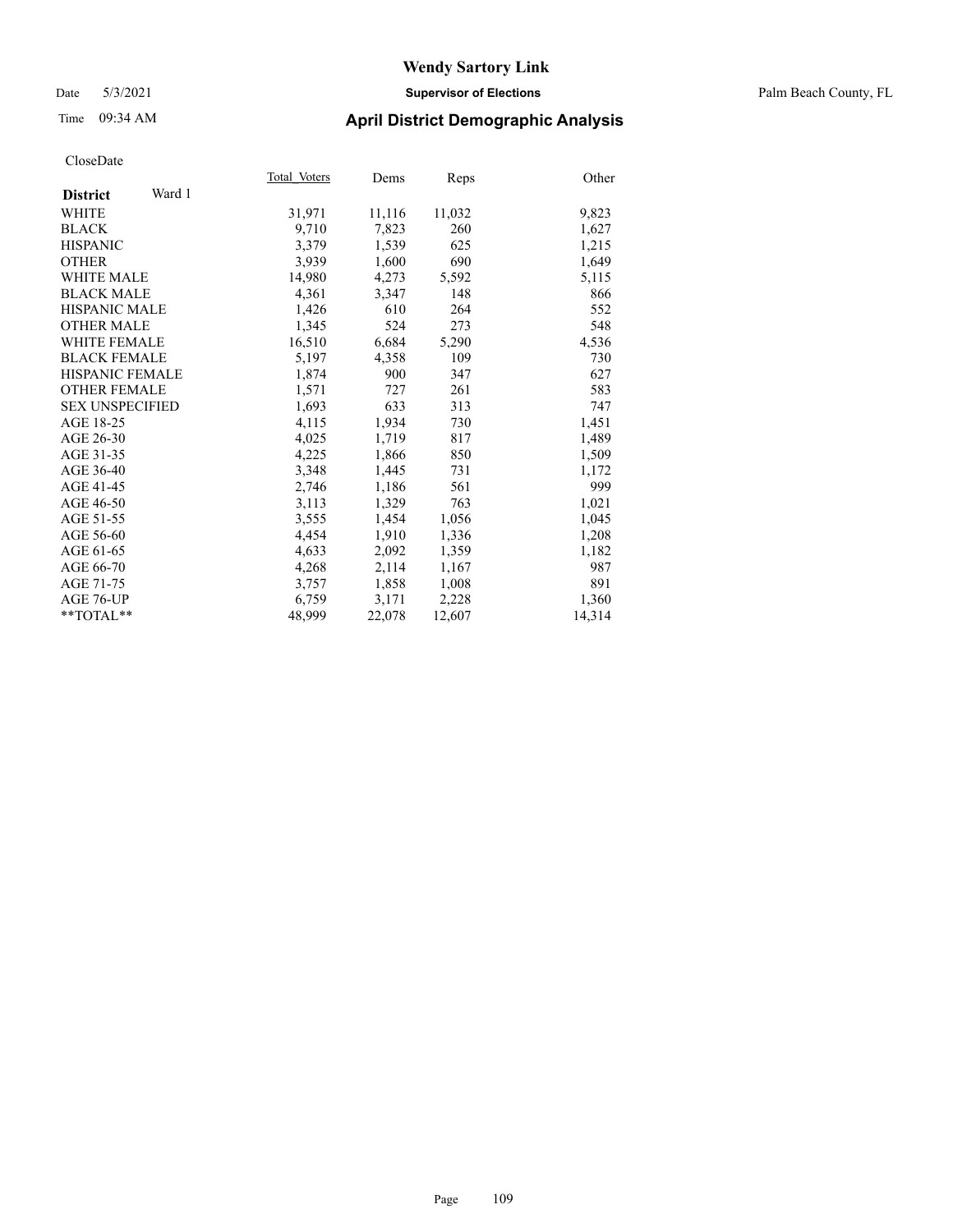**Wendy Sartory Link**

Date 5/3/2021 **Supervisor of Elections** Palm Beach County, FL

Time 09:34 AM **April District Demographic Analysis**

CloseDate

| **District** Ward 1 | Total Voters | Dems | Reps | Other |
|---|---|---|---|---|
| WHITE | 31,971 | 11,116 | 11,032 | 9,823 |
| BLACK | 9,710 | 7,823 | 260 | 1,627 |
| HISPANIC | 3,379 | 1,539 | 625 | 1,215 |
| OTHER | 3,939 | 1,600 | 690 | 1,649 |
| WHITE MALE | 14,980 | 4,273 | 5,592 | 5,115 |
| BLACK MALE | 4,361 | 3,347 | 148 | 866 |
| HISPANIC MALE | 1,426 | 610 | 264 | 552 |
| OTHER MALE | 1,345 | 524 | 273 | 548 |
| WHITE FEMALE | 16,510 | 6,684 | 5,290 | 4,536 |
| BLACK FEMALE | 5,197 | 4,358 | 109 | 730 |
| HISPANIC FEMALE | 1,874 | 900 | 347 | 627 |
| OTHER FEMALE | 1,571 | 727 | 261 | 583 |
| SEX UNSPECIFIED | 1,693 | 633 | 313 | 747 |
| AGE 18-25 | 4,115 | 1,934 | 730 | 1,451 |
| AGE 26-30 | 4,025 | 1,719 | 817 | 1,489 |
| AGE 31-35 | 4,225 | 1,866 | 850 | 1,509 |
| AGE 36-40 | 3,348 | 1,445 | 731 | 1,172 |
| AGE 41-45 | 2,746 | 1,186 | 561 | 999 |
| AGE 46-50 | 3,113 | 1,329 | 763 | 1,021 |
| AGE 51-55 | 3,555 | 1,454 | 1,056 | 1,045 |
| AGE 56-60 | 4,454 | 1,910 | 1,336 | 1,208 |
| AGE 61-65 | 4,633 | 2,092 | 1,359 | 1,182 |
| AGE 66-70 | 4,268 | 2,114 | 1,167 | 987 |
| AGE 71-75 | 3,757 | 1,858 | 1,008 | 891 |
| AGE 76-UP | 6,759 | 3,171 | 2,228 | 1,360 |
| **TOTAL** | 48,999 | 22,078 | 12,607 | 14,314 |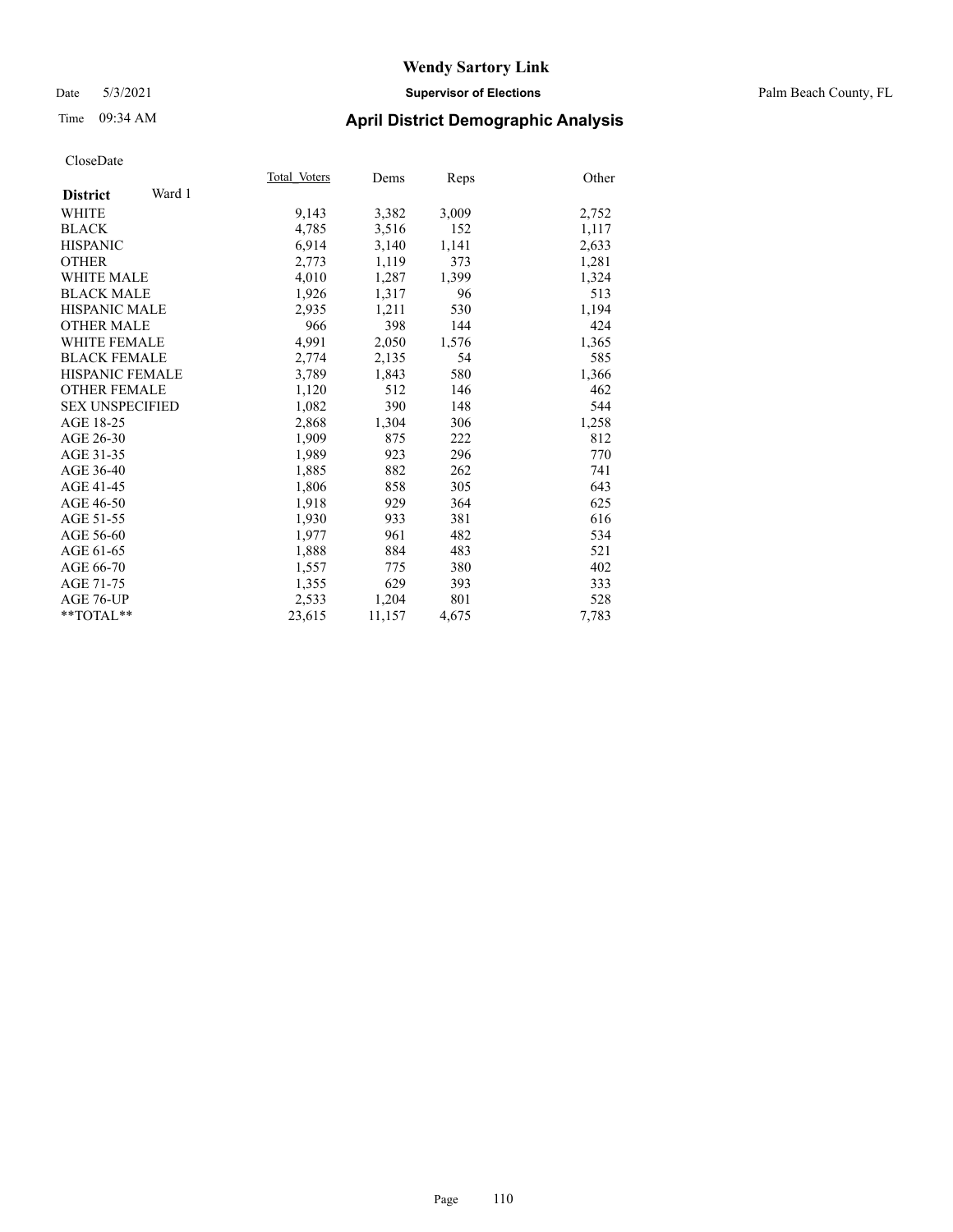# Wendy Sartory Link

Date 5/3/2021 **Supervisor of Elections** Palm Beach County, FL

Time 09:34 AM **April District Demographic Analysis**

CloseDate

| **District** Ward 1 | Total Voters | Dems | Reps | Other |
|---|---|---|---|---|
| WHITE | 9,143 | 3,382 | 3,009 | 2,752 |
| BLACK | 4,785 | 3,516 | 152 | 1,117 |
| HISPANIC | 6,914 | 3,140 | 1,141 | 2,633 |
| OTHER | 2,773 | 1,119 | 373 | 1,281 |
| WHITE MALE | 4,010 | 1,287 | 1,399 | 1,324 |
| BLACK MALE | 1,926 | 1,317 | 96 | 513 |
| HISPANIC MALE | 2,935 | 1,211 | 530 | 1,194 |
| OTHER MALE | 966 | 398 | 144 | 424 |
| WHITE FEMALE | 4,991 | 2,050 | 1,576 | 1,365 |
| BLACK FEMALE | 2,774 | 2,135 | 54 | 585 |
| HISPANIC FEMALE | 3,789 | 1,843 | 580 | 1,366 |
| OTHER FEMALE | 1,120 | 512 | 146 | 462 |
| SEX UNSPECIFIED | 1,082 | 390 | 148 | 544 |
| AGE 18-25 | 2,868 | 1,304 | 306 | 1,258 |
| AGE 26-30 | 1,909 | 875 | 222 | 812 |
| AGE 31-35 | 1,989 | 923 | 296 | 770 |
| AGE 36-40 | 1,885 | 882 | 262 | 741 |
| AGE 41-45 | 1,806 | 858 | 305 | 643 |
| AGE 46-50 | 1,918 | 929 | 364 | 625 |
| AGE 51-55 | 1,930 | 933 | 381 | 616 |
| AGE 56-60 | 1,977 | 961 | 482 | 534 |
| AGE 61-65 | 1,888 | 884 | 483 | 521 |
| AGE 66-70 | 1,557 | 775 | 380 | 402 |
| AGE 71-75 | 1,355 | 629 | 393 | 333 |
| AGE 76-UP | 2,533 | 1,204 | 801 | 528 |
| **TOTAL** | 23,615 | 11,157 | 4,675 | 7,783 |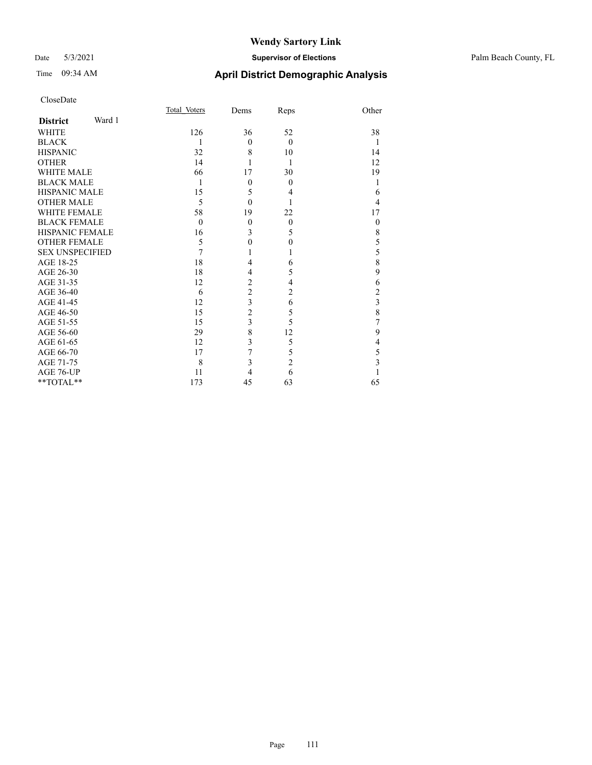# Wendy Sartory Link

Date 5/3/2021 **Supervisor of Elections** Palm Beach County, FL

Time 09:34 AM **April District Demographic Analysis**

CloseDate

| **District** Ward 1 | Total_Voters | Dems | Reps | Other |
|---|---|---|---|---|
| WHITE | 126 | 36 | 52 | 38 |
| BLACK | 1 | 0 | 0 | 1 |
| HISPANIC | 32 | 8 | 10 | 14 |
| OTHER | 14 | 1 | 1 | 12 |
| WHITE MALE | 66 | 17 | 30 | 19 |
| BLACK MALE | 1 | 0 | 0 | 1 |
| HISPANIC MALE | 15 | 5 | 4 | 6 |
| OTHER MALE | 5 | 0 | 1 | 4 |
| WHITE FEMALE | 58 | 19 | 22 | 17 |
| BLACK FEMALE | 0 | 0 | 0 | 0 |
| HISPANIC FEMALE | 16 | 3 | 5 | 8 |
| OTHER FEMALE | 5 | 0 | 0 | 5 |
| SEX UNSPECIFIED | 7 | 1 | 1 | 5 |
| AGE 18-25 | 18 | 4 | 6 | 8 |
| AGE 26-30 | 18 | 4 | 5 | 9 |
| AGE 31-35 | 12 | 2 | 4 | 6 |
| AGE 36-40 | 6 | 2 | 2 | 2 |
| AGE 41-45 | 12 | 3 | 6 | 3 |
| AGE 46-50 | 15 | 2 | 5 | 8 |
| AGE 51-55 | 15 | 3 | 5 | 7 |
| AGE 56-60 | 29 | 8 | 12 | 9 |
| AGE 61-65 | 12 | 3 | 5 | 4 |
| AGE 66-70 | 17 | 7 | 5 | 5 |
| AGE 71-75 | 8 | 3 | 2 | 3 |
| AGE 76-UP | 11 | 4 | 6 | 1 |
| **TOTAL** | 173 | 45 | 63 | 65 |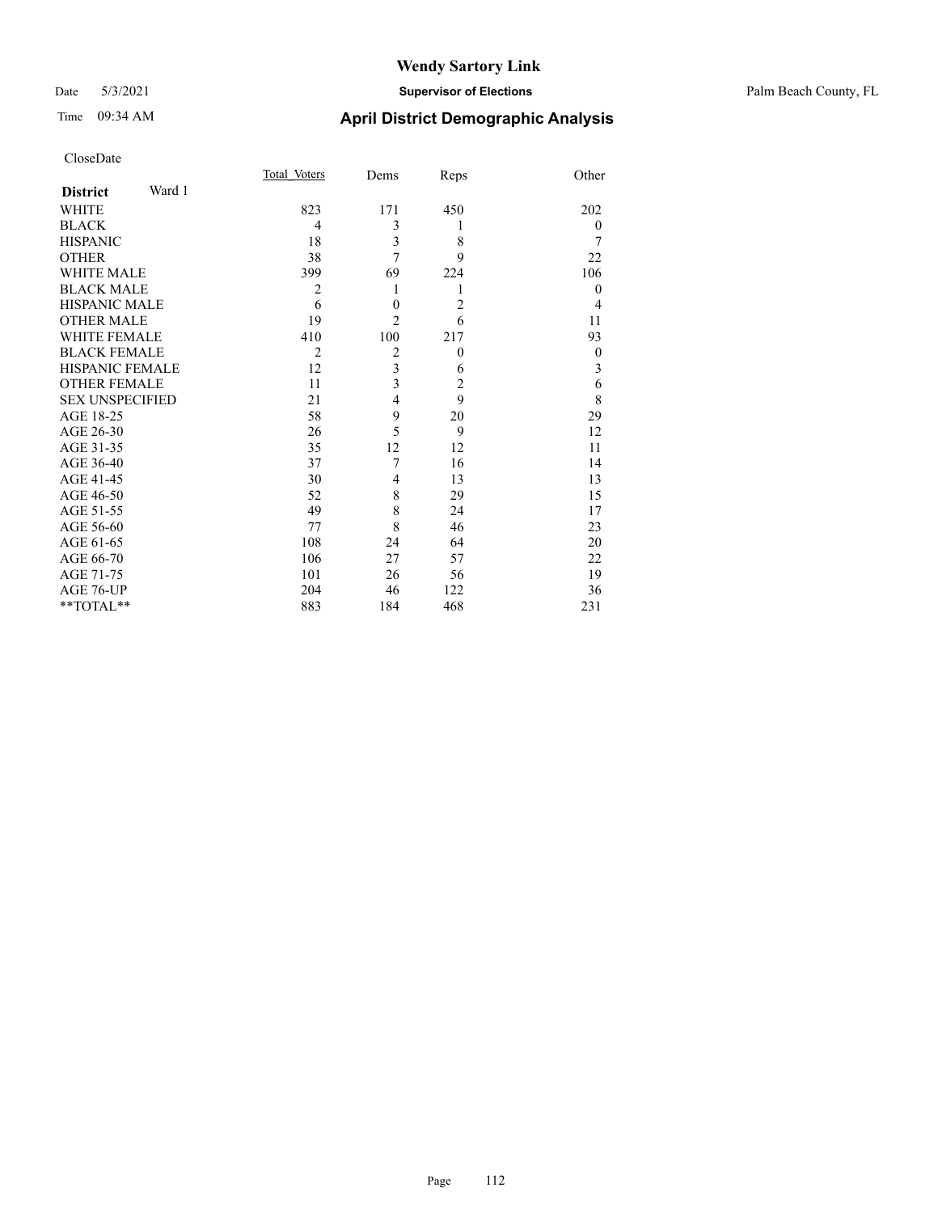# Wendy Sartory Link

Date 5/3/2021 **Supervisor of Elections** Palm Beach County, FL

Time 09:34 AM **April District Demographic Analysis**

CloseDate

| **District** Ward 1 | Total_Voters | Dems | Reps | Other |
|---|---|---|---|---|
| WHITE | 823 | 171 | 450 | 202 |
| BLACK | 4 | 3 | 1 | 0 |
| HISPANIC | 18 | 3 | 8 | 7 |
| OTHER | 38 | 7 | 9 | 22 |
| WHITE MALE | 399 | 69 | 224 | 106 |
| BLACK MALE | 2 | 1 | 1 | 0 |
| HISPANIC MALE | 6 | 0 | 2 | 4 |
| OTHER MALE | 19 | 2 | 6 | 11 |
| WHITE FEMALE | 410 | 100 | 217 | 93 |
| BLACK FEMALE | 2 | 2 | 0 | 0 |
| HISPANIC FEMALE | 12 | 3 | 6 | 3 |
| OTHER FEMALE | 11 | 3 | 2 | 6 |
| SEX UNSPECIFIED | 21 | 4 | 9 | 8 |
| AGE 18-25 | 58 | 9 | 20 | 29 |
| AGE 26-30 | 26 | 5 | 9 | 12 |
| AGE 31-35 | 35 | 12 | 12 | 11 |
| AGE 36-40 | 37 | 7 | 16 | 14 |
| AGE 41-45 | 30 | 4 | 13 | 13 |
| AGE 46-50 | 52 | 8 | 29 | 15 |
| AGE 51-55 | 49 | 8 | 24 | 17 |
| AGE 56-60 | 77 | 8 | 46 | 23 |
| AGE 61-65 | 108 | 24 | 64 | 20 |
| AGE 66-70 | 106 | 27 | 57 | 22 |
| AGE 71-75 | 101 | 26 | 56 | 19 |
| AGE 76-UP | 204 | 46 | 122 | 36 |
| **TOTAL** | 883 | 184 | 468 | 231 |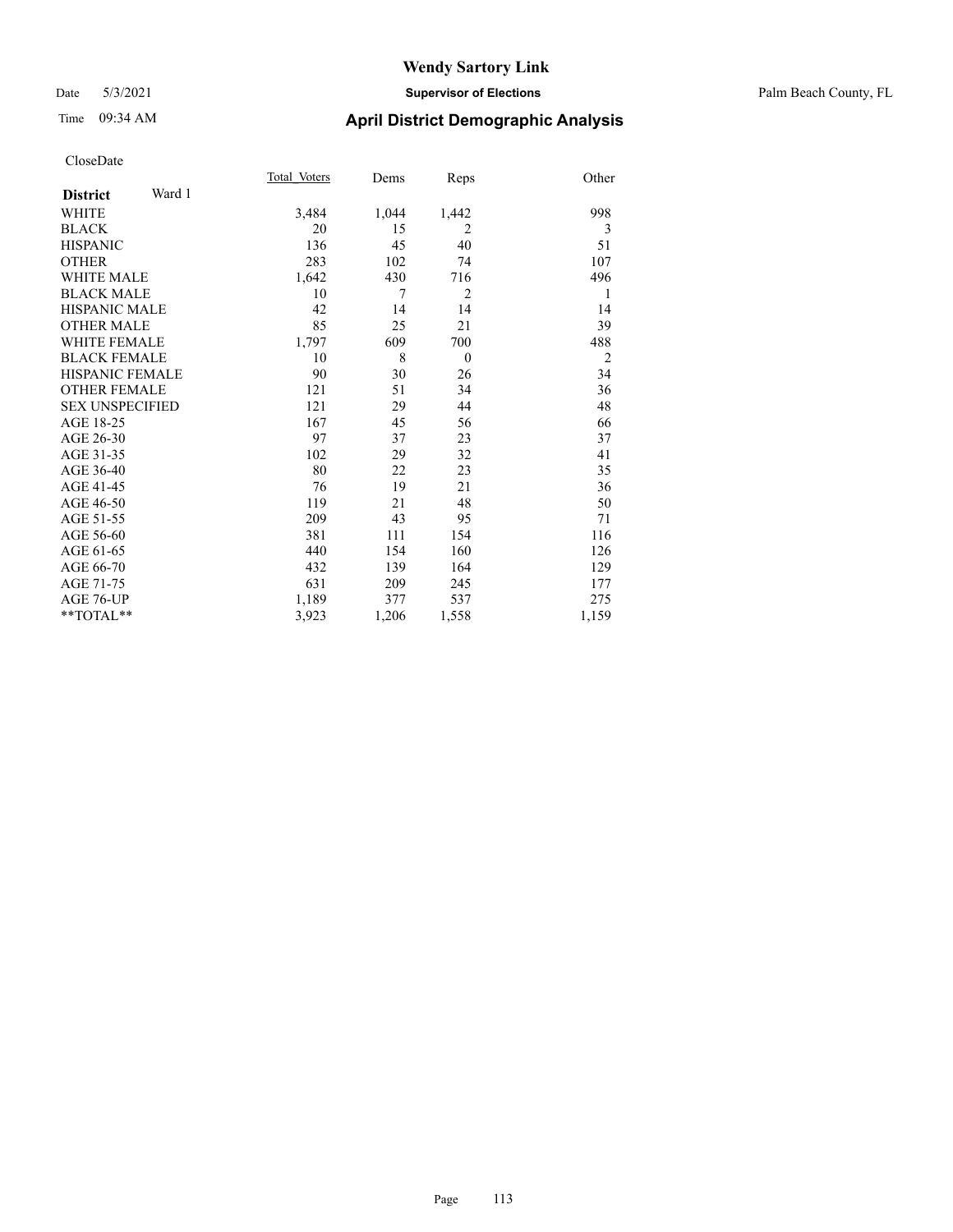Date 5/3/2021

Time 09:34 AM

# Wendy Sartory Link

**Supervisor of Elections**

Palm Beach County, FL

## April District Demographic Analysis

CloseDate

| **District** Ward 1 | Total_Voters | Dems | Reps | Other |
|---|---|---|---|---|
| WHITE | 3,484 | 1,044 | 1,442 | 998 |
| BLACK | 20 | 15 | 2 | 3 |
| HISPANIC | 136 | 45 | 40 | 51 |
| OTHER | 283 | 102 | 74 | 107 |
| WHITE MALE | 1,642 | 430 | 716 | 496 |
| BLACK MALE | 10 | 7 | 2 | 1 |
| HISPANIC MALE | 42 | 14 | 14 | 14 |
| OTHER MALE | 85 | 25 | 21 | 39 |
| WHITE FEMALE | 1,797 | 609 | 700 | 488 |
| BLACK FEMALE | 10 | 8 | 0 | 2 |
| HISPANIC FEMALE | 90 | 30 | 26 | 34 |
| OTHER FEMALE | 121 | 51 | 34 | 36 |
| SEX UNSPECIFIED | 121 | 29 | 44 | 48 |
| AGE 18-25 | 167 | 45 | 56 | 66 |
| AGE 26-30 | 97 | 37 | 23 | 37 |
| AGE 31-35 | 102 | 29 | 32 | 41 |
| AGE 36-40 | 80 | 22 | 23 | 35 |
| AGE 41-45 | 76 | 19 | 21 | 36 |
| AGE 46-50 | 119 | 21 | 48 | 50 |
| AGE 51-55 | 209 | 43 | 95 | 71 |
| AGE 56-60 | 381 | 111 | 154 | 116 |
| AGE 61-65 | 440 | 154 | 160 | 126 |
| AGE 66-70 | 432 | 139 | 164 | 129 |
| AGE 71-75 | 631 | 209 | 245 | 177 |
| AGE 76-UP | 1,189 | 377 | 537 | 275 |
| **TOTAL** | 3,923 | 1,206 | 1,558 | 1,159 |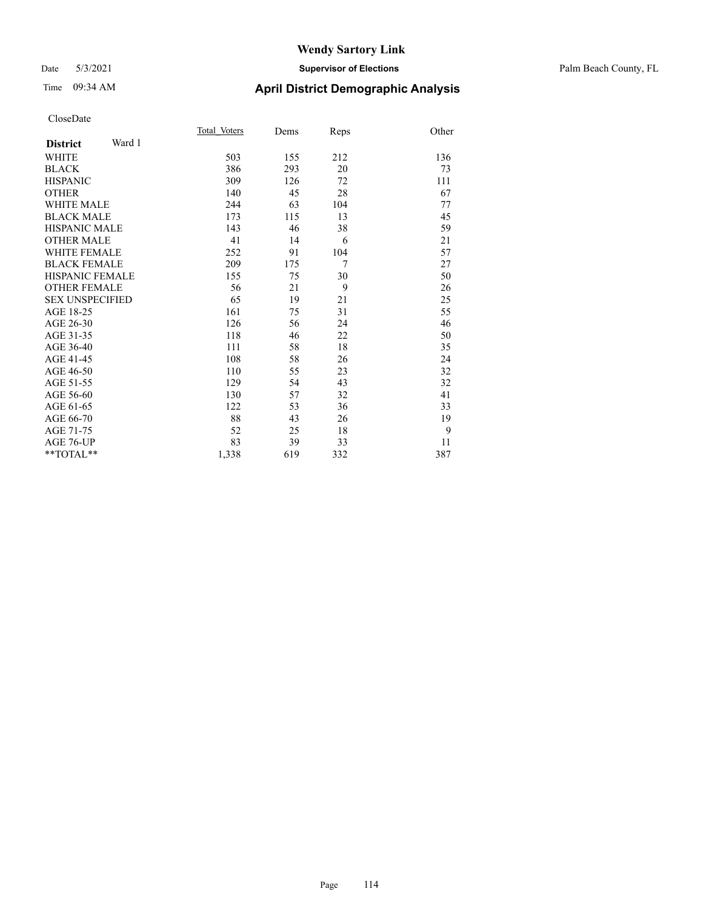# Wendy Sartory Link

Date 5/3/2021 **Supervisor of Elections** Palm Beach County, FL

Time 09:34 AM **April District Demographic Analysis**

CloseDate

| **District** Ward 1 | Total_Voters | Dems | Reps | Other |
|---|---|---|---|---|
| WHITE | 503 | 155 | 212 | 136 |
| BLACK | 386 | 293 | 20 | 73 |
| HISPANIC | 309 | 126 | 72 | 111 |
| OTHER | 140 | 45 | 28 | 67 |
| WHITE MALE | 244 | 63 | 104 | 77 |
| BLACK MALE | 173 | 115 | 13 | 45 |
| HISPANIC MALE | 143 | 46 | 38 | 59 |
| OTHER MALE | 41 | 14 | 6 | 21 |
| WHITE FEMALE | 252 | 91 | 104 | 57 |
| BLACK FEMALE | 209 | 175 | 7 | 27 |
| HISPANIC FEMALE | 155 | 75 | 30 | 50 |
| OTHER FEMALE | 56 | 21 | 9 | 26 |
| SEX UNSPECIFIED | 65 | 19 | 21 | 25 |
| AGE 18-25 | 161 | 75 | 31 | 55 |
| AGE 26-30 | 126 | 56 | 24 | 46 |
| AGE 31-35 | 118 | 46 | 22 | 50 |
| AGE 36-40 | 111 | 58 | 18 | 35 |
| AGE 41-45 | 108 | 58 | 26 | 24 |
| AGE 46-50 | 110 | 55 | 23 | 32 |
| AGE 51-55 | 129 | 54 | 43 | 32 |
| AGE 56-60 | 130 | 57 | 32 | 41 |
| AGE 61-65 | 122 | 53 | 36 | 33 |
| AGE 66-70 | 88 | 43 | 26 | 19 |
| AGE 71-75 | 52 | 25 | 18 | 9 |
| AGE 76-UP | 83 | 39 | 33 | 11 |
| **TOTAL** | 1,338 | 619 | 332 | 387 |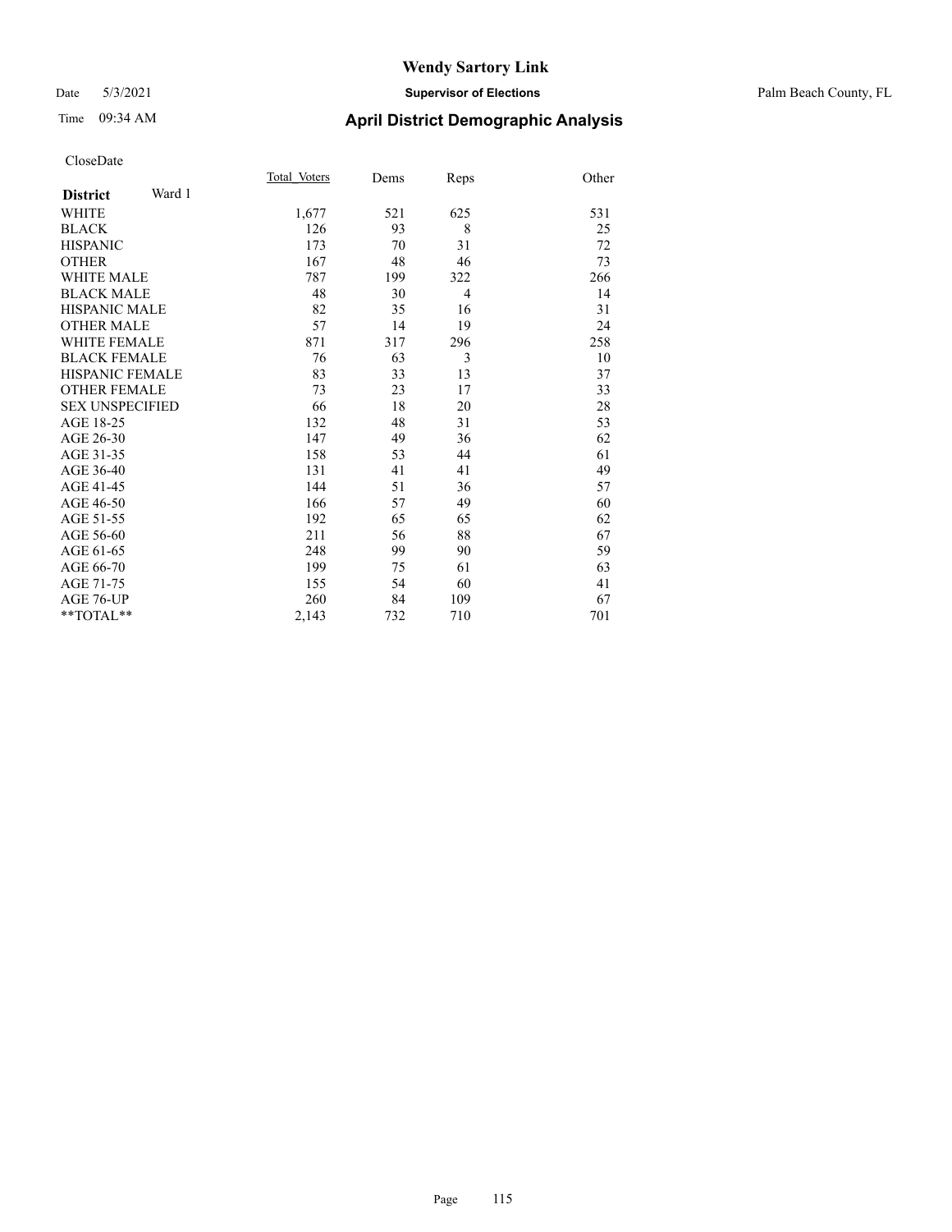# Wendy Sartory Link

Date 5/3/2021 **Supervisor of Elections** Palm Beach County, FL

Time 09:34 AM **April District Demographic Analysis**

CloseDate

| **District** Ward 1 | Total_Voters | Dems | Reps | Other |
|---|---|---|---|---|
| WHITE | 1,677 | 521 | 625 | 531 |
| BLACK | 126 | 93 | 8 | 25 |
| HISPANIC | 173 | 70 | 31 | 72 |
| OTHER | 167 | 48 | 46 | 73 |
| WHITE MALE | 787 | 199 | 322 | 266 |
| BLACK MALE | 48 | 30 | 4 | 14 |
| HISPANIC MALE | 82 | 35 | 16 | 31 |
| OTHER MALE | 57 | 14 | 19 | 24 |
| WHITE FEMALE | 871 | 317 | 296 | 258 |
| BLACK FEMALE | 76 | 63 | 3 | 10 |
| HISPANIC FEMALE | 83 | 33 | 13 | 37 |
| OTHER FEMALE | 73 | 23 | 17 | 33 |
| SEX UNSPECIFIED | 66 | 18 | 20 | 28 |
| AGE 18-25 | 132 | 48 | 31 | 53 |
| AGE 26-30 | 147 | 49 | 36 | 62 |
| AGE 31-35 | 158 | 53 | 44 | 61 |
| AGE 36-40 | 131 | 41 | 41 | 49 |
| AGE 41-45 | 144 | 51 | 36 | 57 |
| AGE 46-50 | 166 | 57 | 49 | 60 |
| AGE 51-55 | 192 | 65 | 65 | 62 |
| AGE 56-60 | 211 | 56 | 88 | 67 |
| AGE 61-65 | 248 | 99 | 90 | 59 |
| AGE 66-70 | 199 | 75 | 61 | 63 |
| AGE 71-75 | 155 | 54 | 60 | 41 |
| AGE 76-UP | 260 | 84 | 109 | 67 |
| **TOTAL** | 2,143 | 732 | 710 | 701 |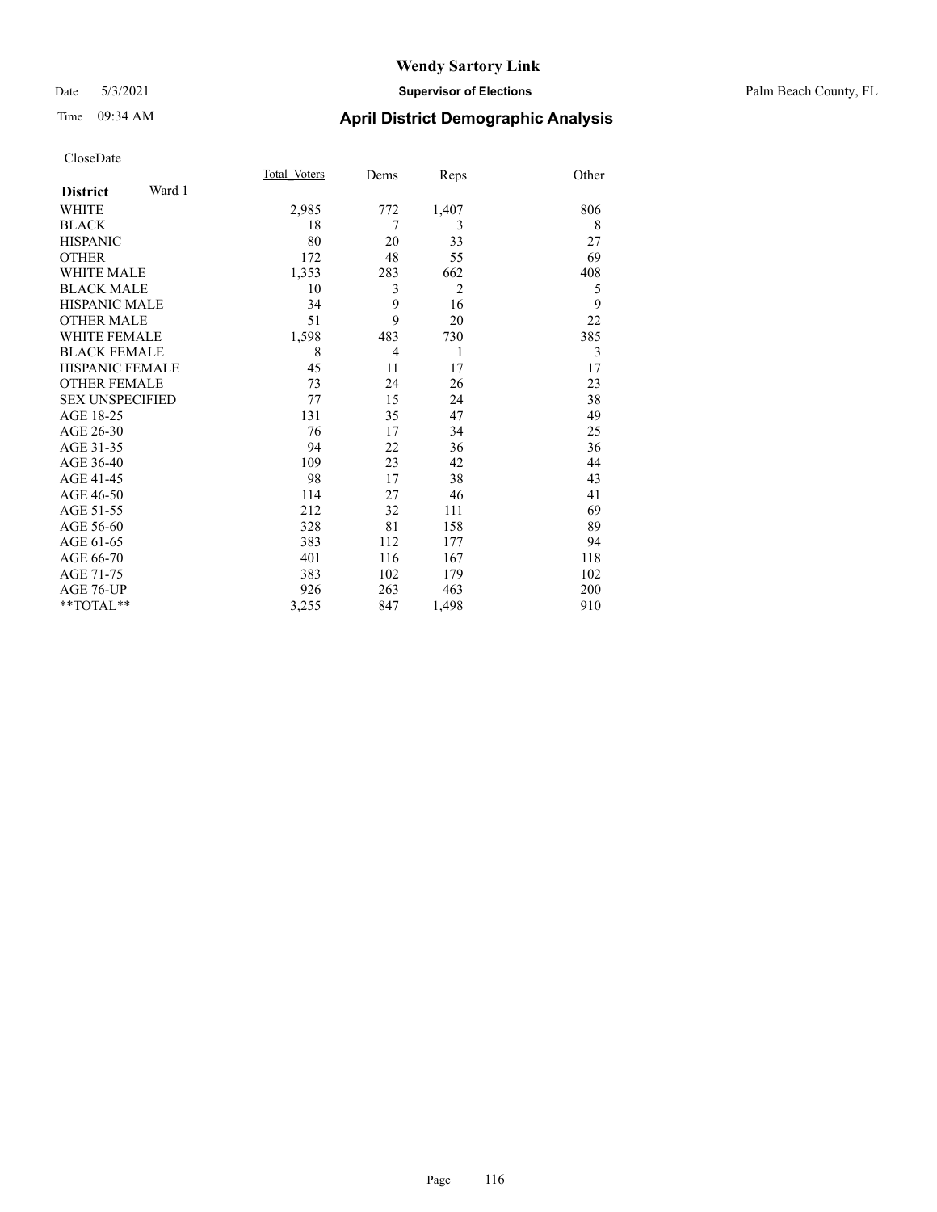# Wendy Sartory Link

Date 5/3/2021 **Supervisor of Elections** Palm Beach County, FL

Time 09:34 AM **April District Demographic Analysis**

CloseDate

| **District** Ward 1 | Total_Voters | Dems | Reps | Other |
|---|---|---|---|---|
| WHITE | 2,985 | 772 | 1,407 | 806 |
| BLACK | 18 | 7 | 3 | 8 |
| HISPANIC | 80 | 20 | 33 | 27 |
| OTHER | 172 | 48 | 55 | 69 |
| WHITE MALE | 1,353 | 283 | 662 | 408 |
| BLACK MALE | 10 | 3 | 2 | 5 |
| HISPANIC MALE | 34 | 9 | 16 | 9 |
| OTHER MALE | 51 | 9 | 20 | 22 |
| WHITE FEMALE | 1,598 | 483 | 730 | 385 |
| BLACK FEMALE | 8 | 4 | 1 | 3 |
| HISPANIC FEMALE | 45 | 11 | 17 | 17 |
| OTHER FEMALE | 73 | 24 | 26 | 23 |
| SEX UNSPECIFIED | 77 | 15 | 24 | 38 |
| AGE 18-25 | 131 | 35 | 47 | 49 |
| AGE 26-30 | 76 | 17 | 34 | 25 |
| AGE 31-35 | 94 | 22 | 36 | 36 |
| AGE 36-40 | 109 | 23 | 42 | 44 |
| AGE 41-45 | 98 | 17 | 38 | 43 |
| AGE 46-50 | 114 | 27 | 46 | 41 |
| AGE 51-55 | 212 | 32 | 111 | 69 |
| AGE 56-60 | 328 | 81 | 158 | 89 |
| AGE 61-65 | 383 | 112 | 177 | 94 |
| AGE 66-70 | 401 | 116 | 167 | 118 |
| AGE 71-75 | 383 | 102 | 179 | 102 |
| AGE 76-UP | 926 | 263 | 463 | 200 |
| **TOTAL** | 3,255 | 847 | 1,498 | 910 |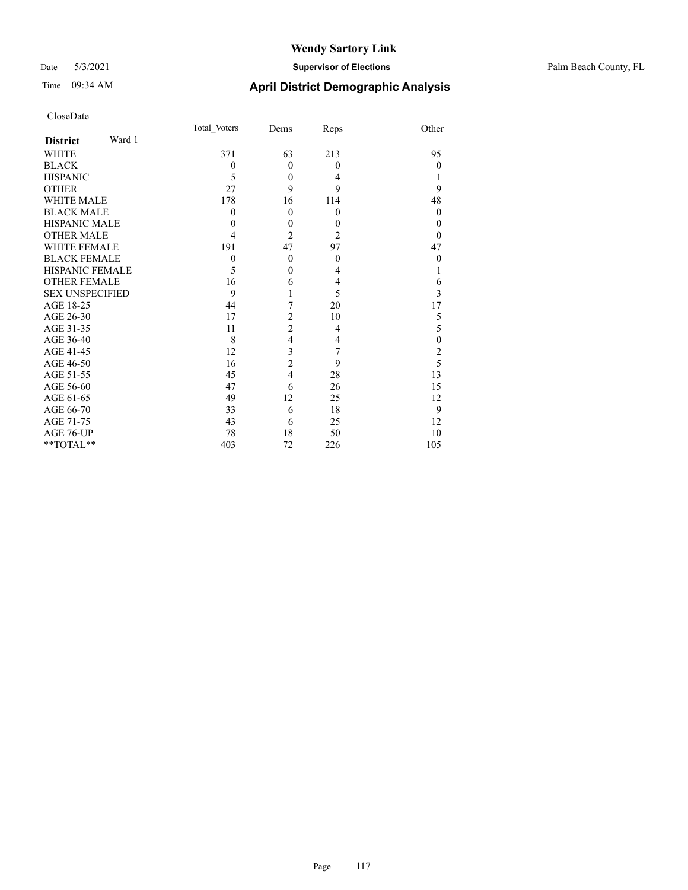# Wendy Sartory Link

Date 5/3/2021 **Supervisor of Elections** Palm Beach County, FL

Time 09:34 AM **April District Demographic Analysis**

CloseDate

| **District** Ward 1 | Total_Voters | Dems | Reps | Other |
|---|---|---|---|---|
| WHITE | 371 | 63 | 213 | 95 |
| BLACK | 0 | 0 | 0 | 0 |
| HISPANIC | 5 | 0 | 4 | 1 |
| OTHER | 27 | 9 | 9 | 9 |
| WHITE MALE | 178 | 16 | 114 | 48 |
| BLACK MALE | 0 | 0 | 0 | 0 |
| HISPANIC MALE | 0 | 0 | 0 | 0 |
| OTHER MALE | 4 | 2 | 2 | 0 |
| WHITE FEMALE | 191 | 47 | 97 | 47 |
| BLACK FEMALE | 0 | 0 | 0 | 0 |
| HISPANIC FEMALE | 5 | 0 | 4 | 1 |
| OTHER FEMALE | 16 | 6 | 4 | 6 |
| SEX UNSPECIFIED | 9 | 1 | 5 | 3 |
| AGE 18-25 | 44 | 7 | 20 | 17 |
| AGE 26-30 | 17 | 2 | 10 | 5 |
| AGE 31-35 | 11 | 2 | 4 | 5 |
| AGE 36-40 | 8 | 4 | 4 | 0 |
| AGE 41-45 | 12 | 3 | 7 | 2 |
| AGE 46-50 | 16 | 2 | 9 | 5 |
| AGE 51-55 | 45 | 4 | 28 | 13 |
| AGE 56-60 | 47 | 6 | 26 | 15 |
| AGE 61-65 | 49 | 12 | 25 | 12 |
| AGE 66-70 | 33 | 6 | 18 | 9 |
| AGE 71-75 | 43 | 6 | 25 | 12 |
| AGE 76-UP | 78 | 18 | 50 | 10 |
| **TOTAL** | 403 | 72 | 226 | 105 |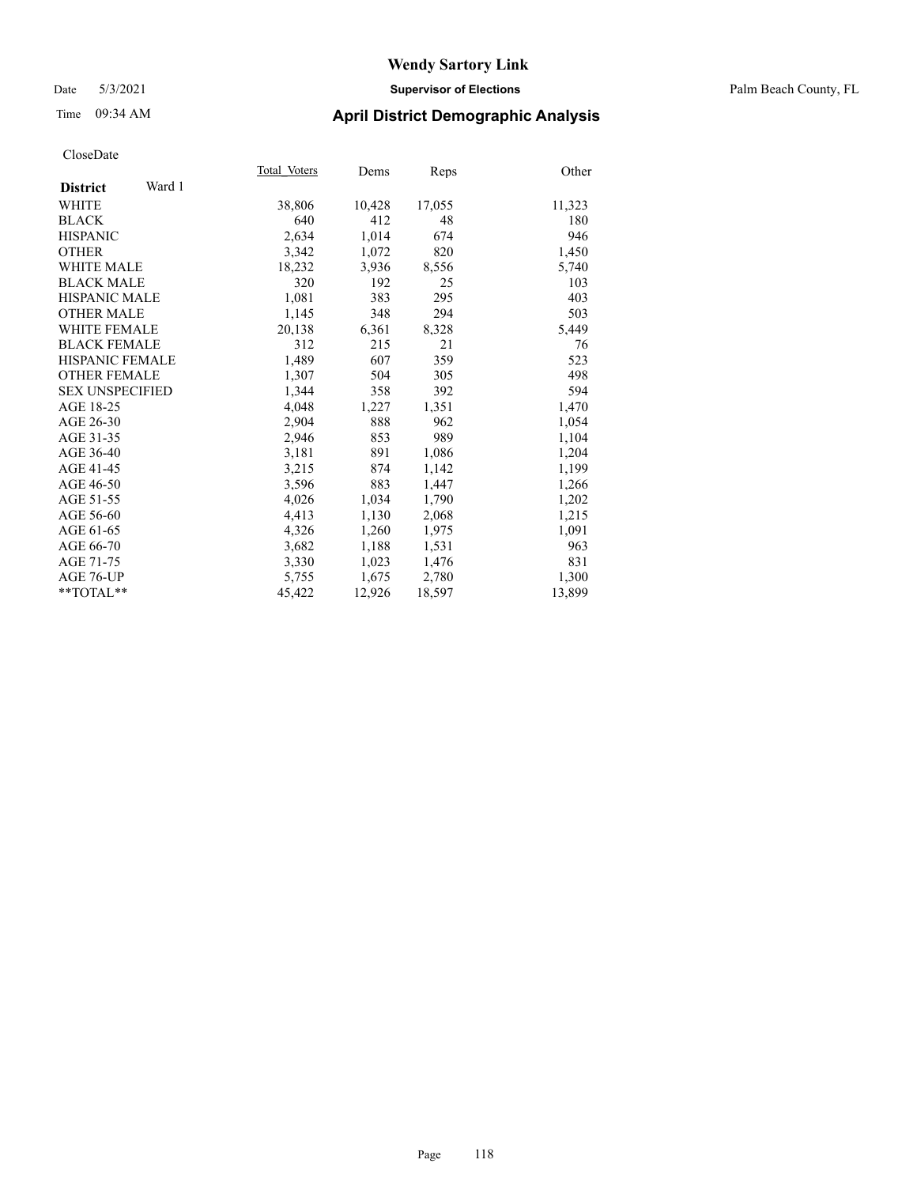# Wendy Sartory Link

Date 5/3/2021 **Supervisor of Elections** Palm Beach County, FL

Time 09:34 AM **April District Demographic Analysis**

CloseDate

| **District** Ward 1 | Total Voters | Dems | Reps | Other |
|---|---|---|---|---|
| WHITE | 38,806 | 10,428 | 17,055 | 11,323 |
| BLACK | 640 | 412 | 48 | 180 |
| HISPANIC | 2,634 | 1,014 | 674 | 946 |
| OTHER | 3,342 | 1,072 | 820 | 1,450 |
| WHITE MALE | 18,232 | 3,936 | 8,556 | 5,740 |
| BLACK MALE | 320 | 192 | 25 | 103 |
| HISPANIC MALE | 1,081 | 383 | 295 | 403 |
| OTHER MALE | 1,145 | 348 | 294 | 503 |
| WHITE FEMALE | 20,138 | 6,361 | 8,328 | 5,449 |
| BLACK FEMALE | 312 | 215 | 21 | 76 |
| HISPANIC FEMALE | 1,489 | 607 | 359 | 523 |
| OTHER FEMALE | 1,307 | 504 | 305 | 498 |
| SEX UNSPECIFIED | 1,344 | 358 | 392 | 594 |
| AGE 18-25 | 4,048 | 1,227 | 1,351 | 1,470 |
| AGE 26-30 | 2,904 | 888 | 962 | 1,054 |
| AGE 31-35 | 2,946 | 853 | 989 | 1,104 |
| AGE 36-40 | 3,181 | 891 | 1,086 | 1,204 |
| AGE 41-45 | 3,215 | 874 | 1,142 | 1,199 |
| AGE 46-50 | 3,596 | 883 | 1,447 | 1,266 |
| AGE 51-55 | 4,026 | 1,034 | 1,790 | 1,202 |
| AGE 56-60 | 4,413 | 1,130 | 2,068 | 1,215 |
| AGE 61-65 | 4,326 | 1,260 | 1,975 | 1,091 |
| AGE 66-70 | 3,682 | 1,188 | 1,531 | 963 |
| AGE 71-75 | 3,330 | 1,023 | 1,476 | 831 |
| AGE 76-UP | 5,755 | 1,675 | 2,780 | 1,300 |
| **TOTAL** | 45,422 | 12,926 | 18,597 | 13,899 |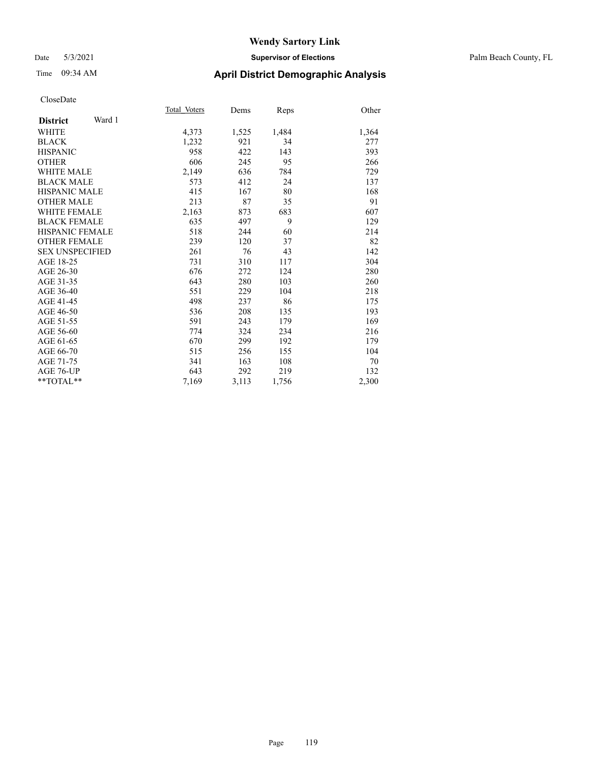# Wendy Sartory Link

Date 5/3/2021 **Supervisor of Elections** Palm Beach County, FL

Time 09:34 AM **April District Demographic Analysis**

CloseDate

| **District** Ward 1 | Total_Voters | Dems | Reps | Other |
|---|---|---|---|---|
| WHITE | 4,373 | 1,525 | 1,484 | 1,364 |
| BLACK | 1,232 | 921 | 34 | 277 |
| HISPANIC | 958 | 422 | 143 | 393 |
| OTHER | 606 | 245 | 95 | 266 |
| WHITE MALE | 2,149 | 636 | 784 | 729 |
| BLACK MALE | 573 | 412 | 24 | 137 |
| HISPANIC MALE | 415 | 167 | 80 | 168 |
| OTHER MALE | 213 | 87 | 35 | 91 |
| WHITE FEMALE | 2,163 | 873 | 683 | 607 |
| BLACK FEMALE | 635 | 497 | 9 | 129 |
| HISPANIC FEMALE | 518 | 244 | 60 | 214 |
| OTHER FEMALE | 239 | 120 | 37 | 82 |
| SEX UNSPECIFIED | 261 | 76 | 43 | 142 |
| AGE 18-25 | 731 | 310 | 117 | 304 |
| AGE 26-30 | 676 | 272 | 124 | 280 |
| AGE 31-35 | 643 | 280 | 103 | 260 |
| AGE 36-40 | 551 | 229 | 104 | 218 |
| AGE 41-45 | 498 | 237 | 86 | 175 |
| AGE 46-50 | 536 | 208 | 135 | 193 |
| AGE 51-55 | 591 | 243 | 179 | 169 |
| AGE 56-60 | 774 | 324 | 234 | 216 |
| AGE 61-65 | 670 | 299 | 192 | 179 |
| AGE 66-70 | 515 | 256 | 155 | 104 |
| AGE 71-75 | 341 | 163 | 108 | 70 |
| AGE 76-UP | 643 | 292 | 219 | 132 |
| **TOTAL** | 7,169 | 3,113 | 1,756 | 2,300 |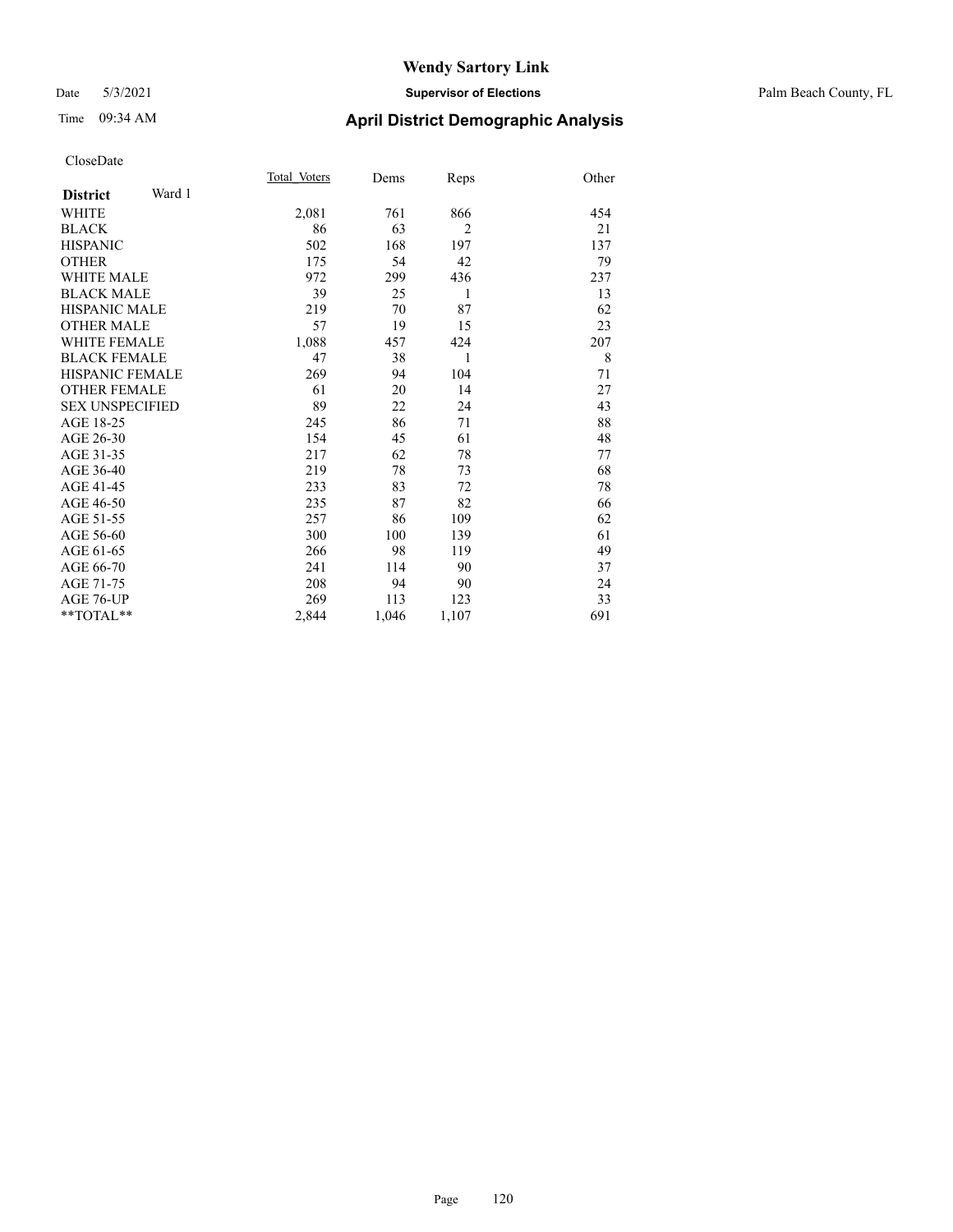# Wendy Sartory Link

Date 5/3/2021 **Supervisor of Elections** Palm Beach County, FL

Time 09:34 AM **April District Demographic Analysis**

CloseDate

| **District** Ward 1 | Total Voters | Dems | Reps | Other |
|---|---|---|---|---|
| WHITE | 2,081 | 761 | 866 | 454 |
| BLACK | 86 | 63 | 2 | 21 |
| HISPANIC | 502 | 168 | 197 | 137 |
| OTHER | 175 | 54 | 42 | 79 |
| WHITE MALE | 972 | 299 | 436 | 237 |
| BLACK MALE | 39 | 25 | 1 | 13 |
| HISPANIC MALE | 219 | 70 | 87 | 62 |
| OTHER MALE | 57 | 19 | 15 | 23 |
| WHITE FEMALE | 1,088 | 457 | 424 | 207 |
| BLACK FEMALE | 47 | 38 | 1 | 8 |
| HISPANIC FEMALE | 269 | 94 | 104 | 71 |
| OTHER FEMALE | 61 | 20 | 14 | 27 |
| SEX UNSPECIFIED | 89 | 22 | 24 | 43 |
| AGE 18-25 | 245 | 86 | 71 | 88 |
| AGE 26-30 | 154 | 45 | 61 | 48 |
| AGE 31-35 | 217 | 62 | 78 | 77 |
| AGE 36-40 | 219 | 78 | 73 | 68 |
| AGE 41-45 | 233 | 83 | 72 | 78 |
| AGE 46-50 | 235 | 87 | 82 | 66 |
| AGE 51-55 | 257 | 86 | 109 | 62 |
| AGE 56-60 | 300 | 100 | 139 | 61 |
| AGE 61-65 | 266 | 98 | 119 | 49 |
| AGE 66-70 | 241 | 114 | 90 | 37 |
| AGE 71-75 | 208 | 94 | 90 | 24 |
| AGE 76-UP | 269 | 113 | 123 | 33 |
| **TOTAL** | 2,844 | 1,046 | 1,107 | 691 |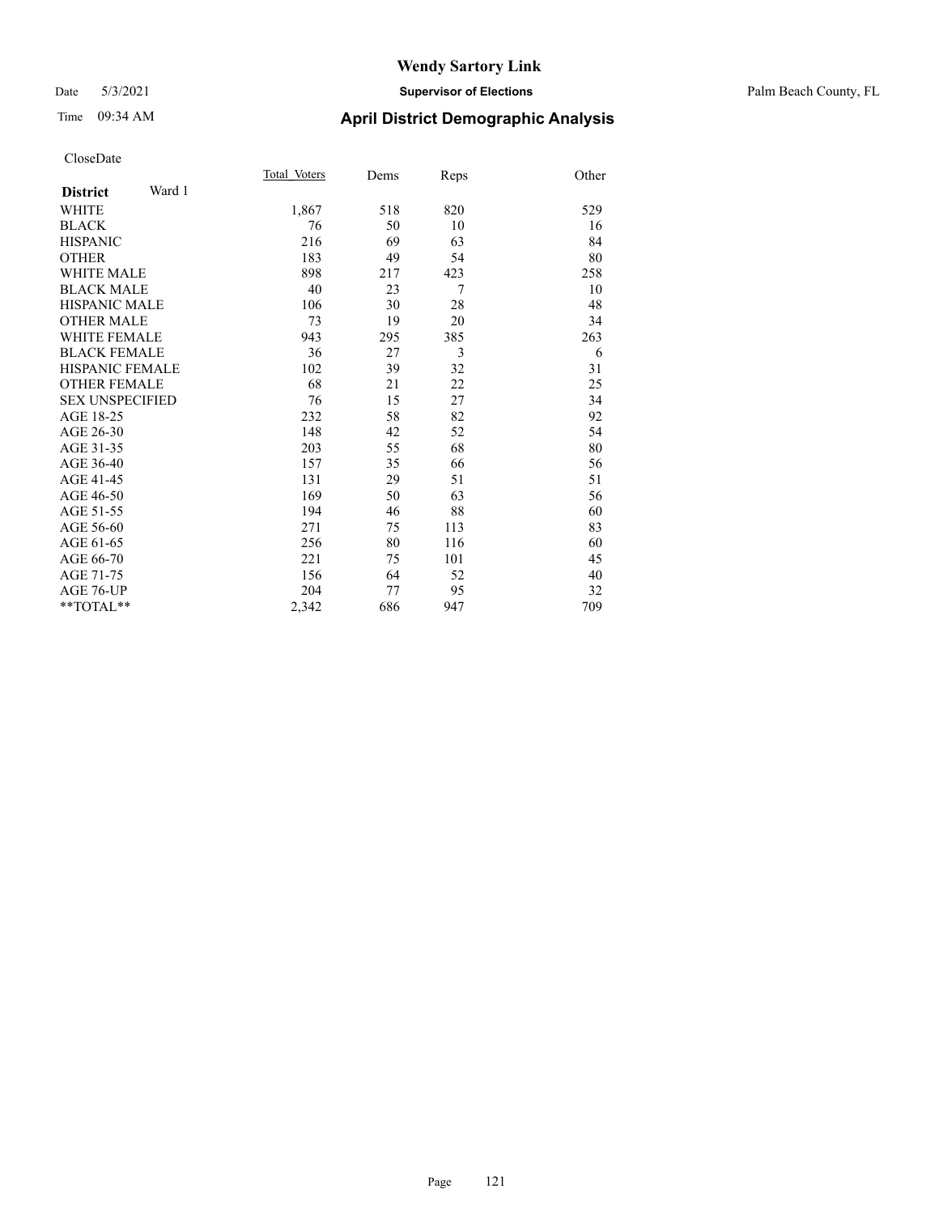# Wendy Sartory Link

Date 5/3/2021 **Supervisor of Elections** Palm Beach County, FL

Time 09:34 AM **April District Demographic Analysis**

CloseDate

| **District** Ward 1 | Total_Voters | Dems | Reps | Other |
|---|---|---|---|---|
| WHITE | 1,867 | 518 | 820 | 529 |
| BLACK | 76 | 50 | 10 | 16 |
| HISPANIC | 216 | 69 | 63 | 84 |
| OTHER | 183 | 49 | 54 | 80 |
| WHITE MALE | 898 | 217 | 423 | 258 |
| BLACK MALE | 40 | 23 | 7 | 10 |
| HISPANIC MALE | 106 | 30 | 28 | 48 |
| OTHER MALE | 73 | 19 | 20 | 34 |
| WHITE FEMALE | 943 | 295 | 385 | 263 |
| BLACK FEMALE | 36 | 27 | 3 | 6 |
| HISPANIC FEMALE | 102 | 39 | 32 | 31 |
| OTHER FEMALE | 68 | 21 | 22 | 25 |
| SEX UNSPECIFIED | 76 | 15 | 27 | 34 |
| AGE 18-25 | 232 | 58 | 82 | 92 |
| AGE 26-30 | 148 | 42 | 52 | 54 |
| AGE 31-35 | 203 | 55 | 68 | 80 |
| AGE 36-40 | 157 | 35 | 66 | 56 |
| AGE 41-45 | 131 | 29 | 51 | 51 |
| AGE 46-50 | 169 | 50 | 63 | 56 |
| AGE 51-55 | 194 | 46 | 88 | 60 |
| AGE 56-60 | 271 | 75 | 113 | 83 |
| AGE 61-65 | 256 | 80 | 116 | 60 |
| AGE 66-70 | 221 | 75 | 101 | 45 |
| AGE 71-75 | 156 | 64 | 52 | 40 |
| AGE 76-UP | 204 | 77 | 95 | 32 |
| **TOTAL** | 2,342 | 686 | 947 | 709 |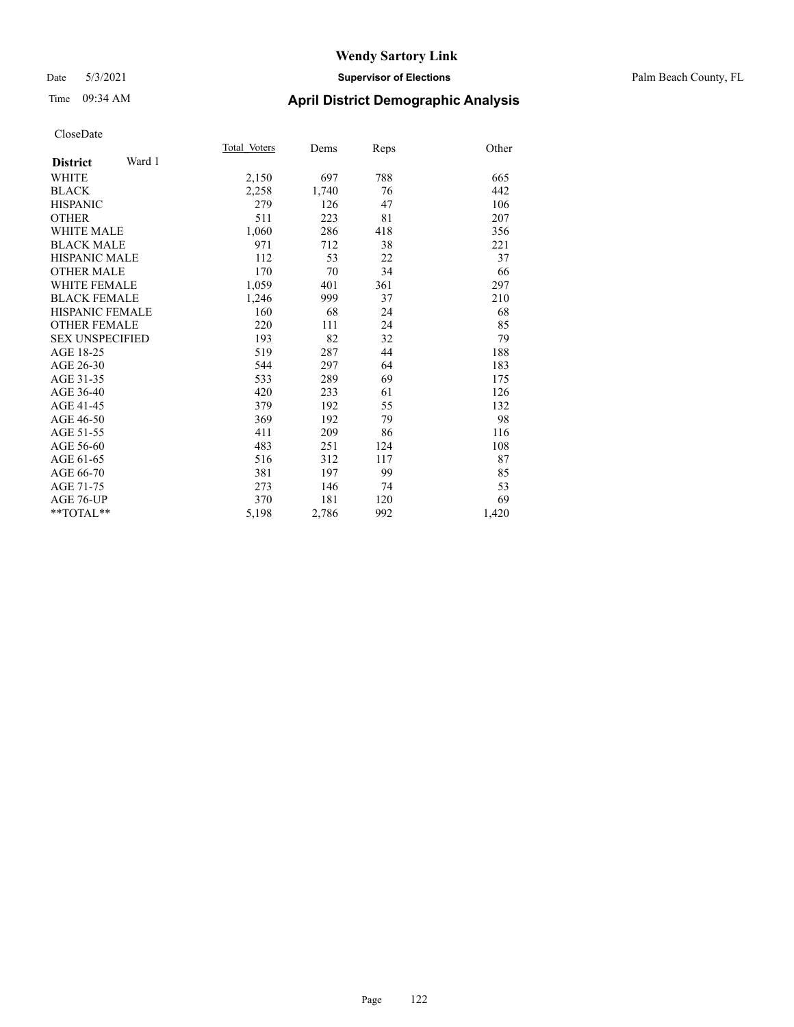# Wendy Sartory Link

Date 5/3/2021 **Supervisor of Elections** Palm Beach County, FL

Time 09:34 AM **April District Demographic Analysis**

CloseDate

| **District** Ward 1 | Total Voters | Dems | Reps | Other |
|---|---|---|---|---|
| WHITE | 2,150 | 697 | 788 | 665 |
| BLACK | 2,258 | 1,740 | 76 | 442 |
| HISPANIC | 279 | 126 | 47 | 106 |
| OTHER | 511 | 223 | 81 | 207 |
| WHITE MALE | 1,060 | 286 | 418 | 356 |
| BLACK MALE | 971 | 712 | 38 | 221 |
| HISPANIC MALE | 112 | 53 | 22 | 37 |
| OTHER MALE | 170 | 70 | 34 | 66 |
| WHITE FEMALE | 1,059 | 401 | 361 | 297 |
| BLACK FEMALE | 1,246 | 999 | 37 | 210 |
| HISPANIC FEMALE | 160 | 68 | 24 | 68 |
| OTHER FEMALE | 220 | 111 | 24 | 85 |
| SEX UNSPECIFIED | 193 | 82 | 32 | 79 |
| AGE 18-25 | 519 | 287 | 44 | 188 |
| AGE 26-30 | 544 | 297 | 64 | 183 |
| AGE 31-35 | 533 | 289 | 69 | 175 |
| AGE 36-40 | 420 | 233 | 61 | 126 |
| AGE 41-45 | 379 | 192 | 55 | 132 |
| AGE 46-50 | 369 | 192 | 79 | 98 |
| AGE 51-55 | 411 | 209 | 86 | 116 |
| AGE 56-60 | 483 | 251 | 124 | 108 |
| AGE 61-65 | 516 | 312 | 117 | 87 |
| AGE 66-70 | 381 | 197 | 99 | 85 |
| AGE 71-75 | 273 | 146 | 74 | 53 |
| AGE 76-UP | 370 | 181 | 120 | 69 |
| **TOTAL** | 5,198 | 2,786 | 992 | 1,420 |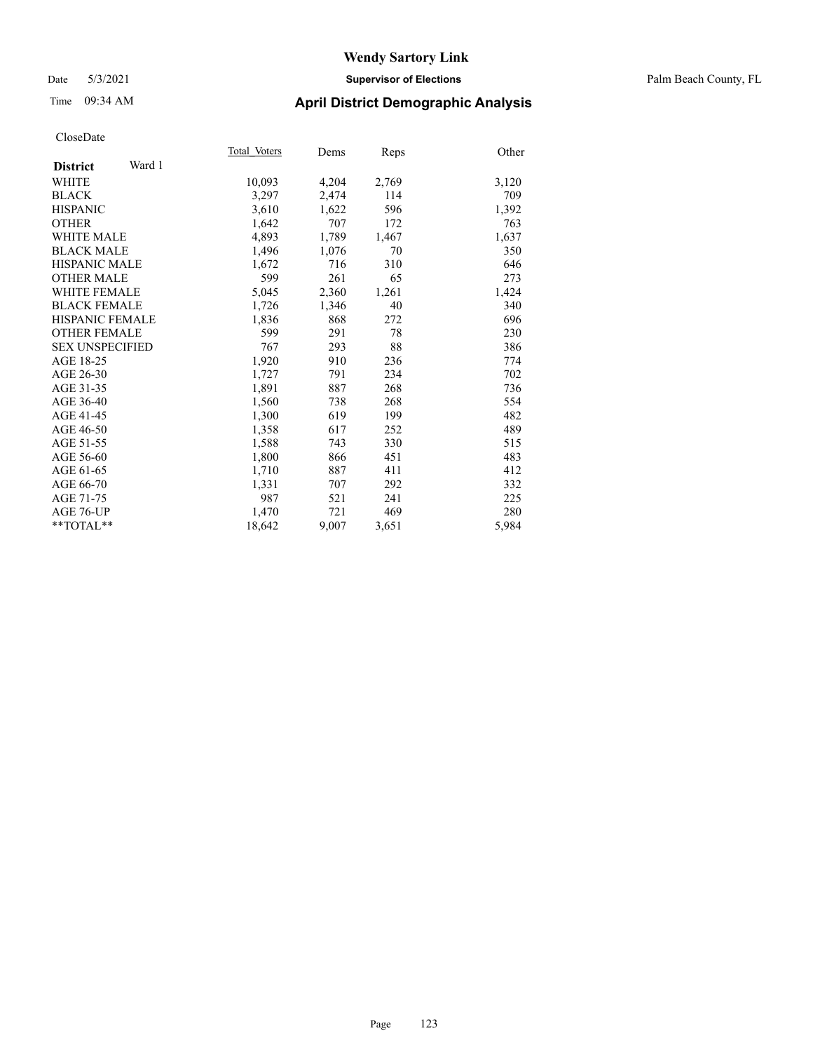# Wendy Sartory Link

Date 5/3/2021 **Supervisor of Elections** Palm Beach County, FL

Time 09:34 AM **April District Demographic Analysis**

CloseDate

| **District** Ward 1 | Total_Voters | Dems | Reps | Other |
|---|---|---|---|---|
| WHITE | 10,093 | 4,204 | 2,769 | 3,120 |
| BLACK | 3,297 | 2,474 | 114 | 709 |
| HISPANIC | 3,610 | 1,622 | 596 | 1,392 |
| OTHER | 1,642 | 707 | 172 | 763 |
| WHITE MALE | 4,893 | 1,789 | 1,467 | 1,637 |
| BLACK MALE | 1,496 | 1,076 | 70 | 350 |
| HISPANIC MALE | 1,672 | 716 | 310 | 646 |
| OTHER MALE | 599 | 261 | 65 | 273 |
| WHITE FEMALE | 5,045 | 2,360 | 1,261 | 1,424 |
| BLACK FEMALE | 1,726 | 1,346 | 40 | 340 |
| HISPANIC FEMALE | 1,836 | 868 | 272 | 696 |
| OTHER FEMALE | 599 | 291 | 78 | 230 |
| SEX UNSPECIFIED | 767 | 293 | 88 | 386 |
| AGE 18-25 | 1,920 | 910 | 236 | 774 |
| AGE 26-30 | 1,727 | 791 | 234 | 702 |
| AGE 31-35 | 1,891 | 887 | 268 | 736 |
| AGE 36-40 | 1,560 | 738 | 268 | 554 |
| AGE 41-45 | 1,300 | 619 | 199 | 482 |
| AGE 46-50 | 1,358 | 617 | 252 | 489 |
| AGE 51-55 | 1,588 | 743 | 330 | 515 |
| AGE 56-60 | 1,800 | 866 | 451 | 483 |
| AGE 61-65 | 1,710 | 887 | 411 | 412 |
| AGE 66-70 | 1,331 | 707 | 292 | 332 |
| AGE 71-75 | 987 | 521 | 241 | 225 |
| AGE 76-UP | 1,470 | 721 | 469 | 280 |
| **TOTAL** | 18,642 | 9,007 | 3,651 | 5,984 |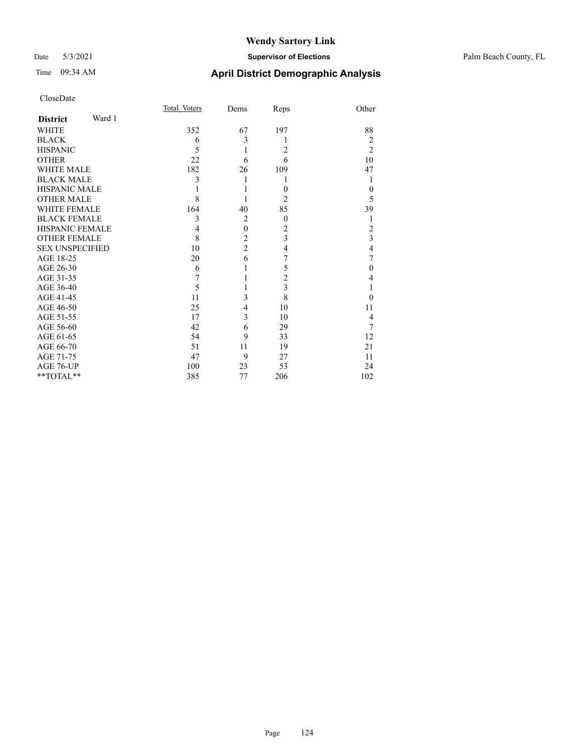# Wendy Sartory Link

Date 5/3/2021 **Supervisor of Elections** Palm Beach County, FL

Time 09:34 AM **April District Demographic Analysis**

CloseDate

| **District** Ward 1 | Total Voters | Dems | Reps | Other |
|---|---|---|---|---|
| WHITE | 352 | 67 | 197 | 88 |
| BLACK | 6 | 3 | 1 | 2 |
| HISPANIC | 5 | 1 | 2 | 2 |
| OTHER | 22 | 6 | 6 | 10 |
| WHITE MALE | 182 | 26 | 109 | 47 |
| BLACK MALE | 3 | 1 | 1 | 1 |
| HISPANIC MALE | 1 | 1 | 0 | 0 |
| OTHER MALE | 8 | 1 | 2 | 5 |
| WHITE FEMALE | 164 | 40 | 85 | 39 |
| BLACK FEMALE | 3 | 2 | 0 | 1 |
| HISPANIC FEMALE | 4 | 0 | 2 | 2 |
| OTHER FEMALE | 8 | 2 | 3 | 3 |
| SEX UNSPECIFIED | 10 | 2 | 4 | 4 |
| AGE 18-25 | 20 | 6 | 7 | 7 |
| AGE 26-30 | 6 | 1 | 5 | 0 |
| AGE 31-35 | 7 | 1 | 2 | 4 |
| AGE 36-40 | 5 | 1 | 3 | 1 |
| AGE 41-45 | 11 | 3 | 8 | 0 |
| AGE 46-50 | 25 | 4 | 10 | 11 |
| AGE 51-55 | 17 | 3 | 10 | 4 |
| AGE 56-60 | 42 | 6 | 29 | 7 |
| AGE 61-65 | 54 | 9 | 33 | 12 |
| AGE 66-70 | 51 | 11 | 19 | 21 |
| AGE 71-75 | 47 | 9 | 27 | 11 |
| AGE 76-UP | 100 | 23 | 53 | 24 |
| **TOTAL** | 385 | 77 | 206 | 102 |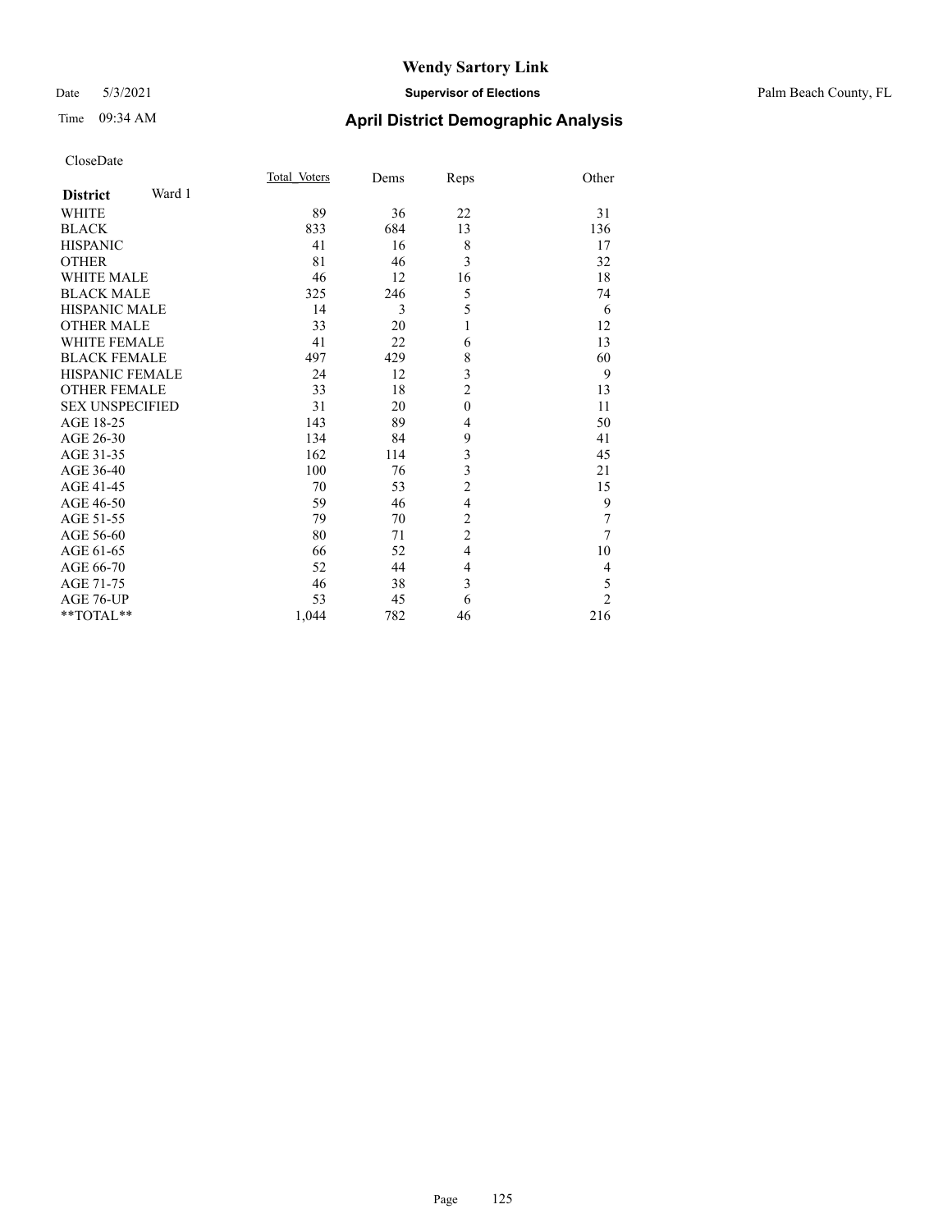# Wendy Sartory Link

Date 5/3/2021 **Supervisor of Elections** Palm Beach County, FL

Time 09:34 AM **April District Demographic Analysis**

CloseDate

| **District** Ward 1 | Total_Voters | Dems | Reps | Other |
|---|---|---|---|---|
| WHITE | 89 | 36 | 22 | 31 |
| BLACK | 833 | 684 | 13 | 136 |
| HISPANIC | 41 | 16 | 8 | 17 |
| OTHER | 81 | 46 | 3 | 32 |
| WHITE MALE | 46 | 12 | 16 | 18 |
| BLACK MALE | 325 | 246 | 5 | 74 |
| HISPANIC MALE | 14 | 3 | 5 | 6 |
| OTHER MALE | 33 | 20 | 1 | 12 |
| WHITE FEMALE | 41 | 22 | 6 | 13 |
| BLACK FEMALE | 497 | 429 | 8 | 60 |
| HISPANIC FEMALE | 24 | 12 | 3 | 9 |
| OTHER FEMALE | 33 | 18 | 2 | 13 |
| SEX UNSPECIFIED | 31 | 20 | 0 | 11 |
| AGE 18-25 | 143 | 89 | 4 | 50 |
| AGE 26-30 | 134 | 84 | 9 | 41 |
| AGE 31-35 | 162 | 114 | 3 | 45 |
| AGE 36-40 | 100 | 76 | 3 | 21 |
| AGE 41-45 | 70 | 53 | 2 | 15 |
| AGE 46-50 | 59 | 46 | 4 | 9 |
| AGE 51-55 | 79 | 70 | 2 | 7 |
| AGE 56-60 | 80 | 71 | 2 | 7 |
| AGE 61-65 | 66 | 52 | 4 | 10 |
| AGE 66-70 | 52 | 44 | 4 | 4 |
| AGE 71-75 | 46 | 38 | 3 | 5 |
| AGE 76-UP | 53 | 45 | 6 | 2 |
| **TOTAL** | 1,044 | 782 | 46 | 216 |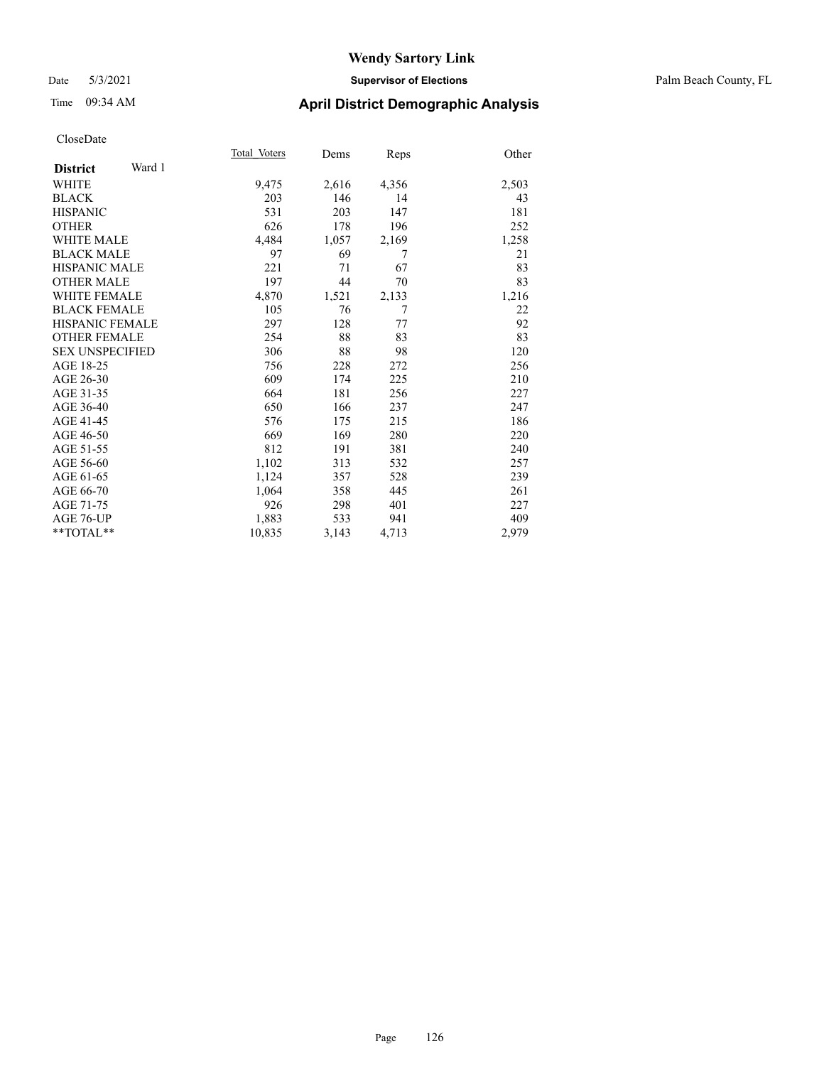# Wendy Sartory Link

Date 5/3/2021 **Supervisor of Elections** Palm Beach County, FL

Time 09:34 AM **April District Demographic Analysis**

CloseDate

| **District** Ward 1 | Total Voters | Dems | Reps | Other |
|---|---|---|---|---|
| WHITE | 9,475 | 2,616 | 4,356 | 2,503 |
| BLACK | 203 | 146 | 14 | 43 |
| HISPANIC | 531 | 203 | 147 | 181 |
| OTHER | 626 | 178 | 196 | 252 |
| WHITE MALE | 4,484 | 1,057 | 2,169 | 1,258 |
| BLACK MALE | 97 | 69 | 7 | 21 |
| HISPANIC MALE | 221 | 71 | 67 | 83 |
| OTHER MALE | 197 | 44 | 70 | 83 |
| WHITE FEMALE | 4,870 | 1,521 | 2,133 | 1,216 |
| BLACK FEMALE | 105 | 76 | 7 | 22 |
| HISPANIC FEMALE | 297 | 128 | 77 | 92 |
| OTHER FEMALE | 254 | 88 | 83 | 83 |
| SEX UNSPECIFIED | 306 | 88 | 98 | 120 |
| AGE 18-25 | 756 | 228 | 272 | 256 |
| AGE 26-30 | 609 | 174 | 225 | 210 |
| AGE 31-35 | 664 | 181 | 256 | 227 |
| AGE 36-40 | 650 | 166 | 237 | 247 |
| AGE 41-45 | 576 | 175 | 215 | 186 |
| AGE 46-50 | 669 | 169 | 280 | 220 |
| AGE 51-55 | 812 | 191 | 381 | 240 |
| AGE 56-60 | 1,102 | 313 | 532 | 257 |
| AGE 61-65 | 1,124 | 357 | 528 | 239 |
| AGE 66-70 | 1,064 | 358 | 445 | 261 |
| AGE 71-75 | 926 | 298 | 401 | 227 |
| AGE 76-UP | 1,883 | 533 | 941 | 409 |
| **TOTAL** | 10,835 | 3,143 | 4,713 | 2,979 |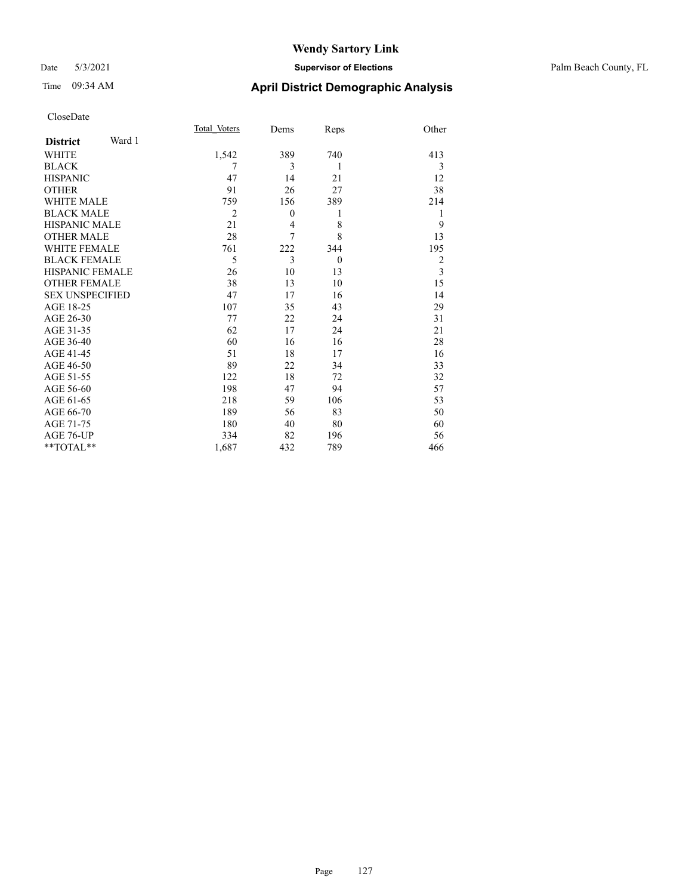# Wendy Sartory Link

Date 5/3/2021 **Supervisor of Elections** Palm Beach County, FL

Time 09:34 AM **April District Demographic Analysis**

CloseDate

| **District** Ward 1 | Total_Voters | Dems | Reps | Other |
|---|---|---|---|---|
| WHITE | 1,542 | 389 | 740 | 413 |
| BLACK | 7 | 3 | 1 | 3 |
| HISPANIC | 47 | 14 | 21 | 12 |
| OTHER | 91 | 26 | 27 | 38 |
| WHITE MALE | 759 | 156 | 389 | 214 |
| BLACK MALE | 2 | 0 | 1 | 1 |
| HISPANIC MALE | 21 | 4 | 8 | 9 |
| OTHER MALE | 28 | 7 | 8 | 13 |
| WHITE FEMALE | 761 | 222 | 344 | 195 |
| BLACK FEMALE | 5 | 3 | 0 | 2 |
| HISPANIC FEMALE | 26 | 10 | 13 | 3 |
| OTHER FEMALE | 38 | 13 | 10 | 15 |
| SEX UNSPECIFIED | 47 | 17 | 16 | 14 |
| AGE 18-25 | 107 | 35 | 43 | 29 |
| AGE 26-30 | 77 | 22 | 24 | 31 |
| AGE 31-35 | 62 | 17 | 24 | 21 |
| AGE 36-40 | 60 | 16 | 16 | 28 |
| AGE 41-45 | 51 | 18 | 17 | 16 |
| AGE 46-50 | 89 | 22 | 34 | 33 |
| AGE 51-55 | 122 | 18 | 72 | 32 |
| AGE 56-60 | 198 | 47 | 94 | 57 |
| AGE 61-65 | 218 | 59 | 106 | 53 |
| AGE 66-70 | 189 | 56 | 83 | 50 |
| AGE 71-75 | 180 | 40 | 80 | 60 |
| AGE 76-UP | 334 | 82 | 196 | 56 |
| **TOTAL** | 1,687 | 432 | 789 | 466 |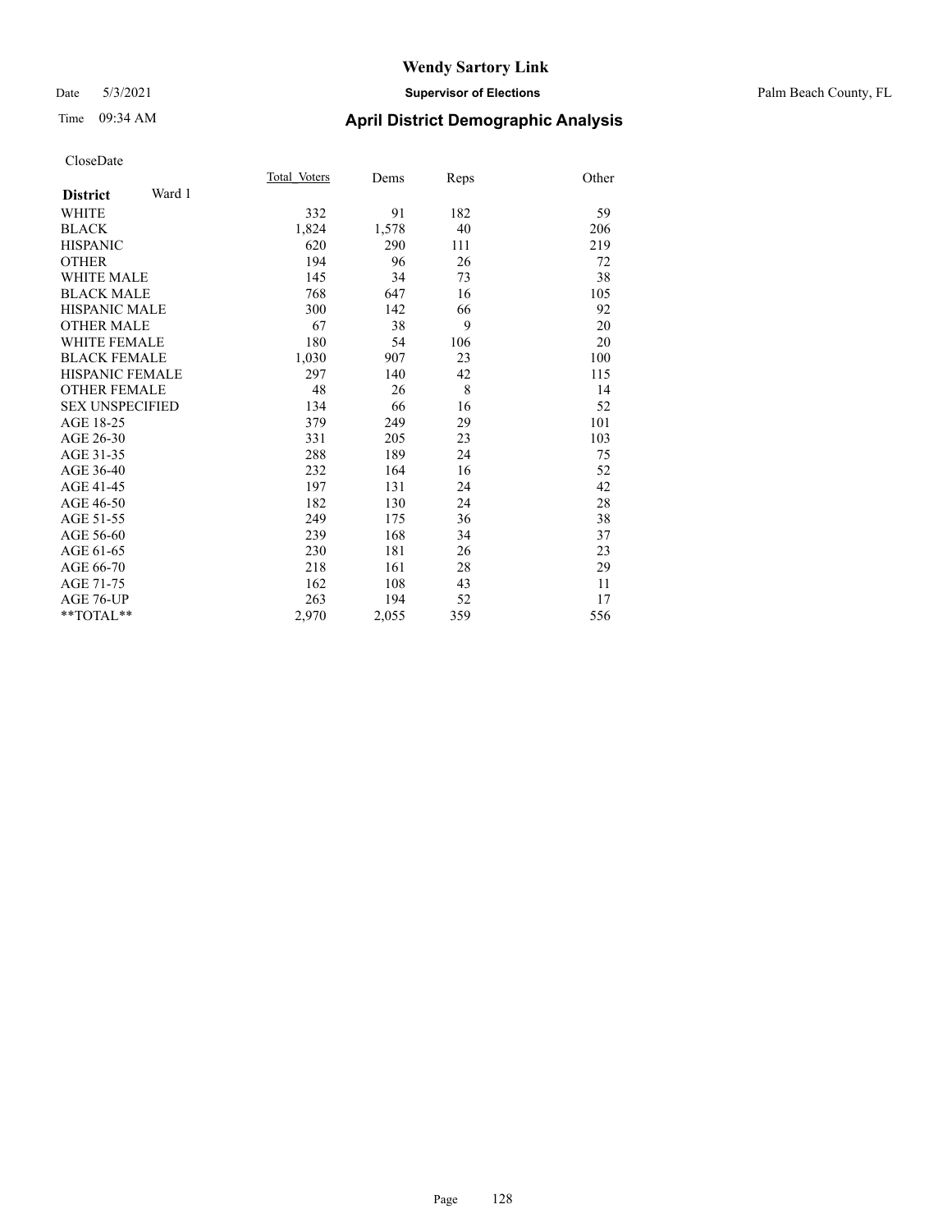# Wendy Sartory Link

Date 5/3/2021 **Supervisor of Elections** Palm Beach County, FL

Time 09:34 AM **April District Demographic Analysis**

CloseDate

| **District** Ward 1 | Total Voters | Dems | Reps | Other |
|---|---|---|---|---|
| WHITE | 332 | 91 | 182 | 59 |
| BLACK | 1,824 | 1,578 | 40 | 206 |
| HISPANIC | 620 | 290 | 111 | 219 |
| OTHER | 194 | 96 | 26 | 72 |
| WHITE MALE | 145 | 34 | 73 | 38 |
| BLACK MALE | 768 | 647 | 16 | 105 |
| HISPANIC MALE | 300 | 142 | 66 | 92 |
| OTHER MALE | 67 | 38 | 9 | 20 |
| WHITE FEMALE | 180 | 54 | 106 | 20 |
| BLACK FEMALE | 1,030 | 907 | 23 | 100 |
| HISPANIC FEMALE | 297 | 140 | 42 | 115 |
| OTHER FEMALE | 48 | 26 | 8 | 14 |
| SEX UNSPECIFIED | 134 | 66 | 16 | 52 |
| AGE 18-25 | 379 | 249 | 29 | 101 |
| AGE 26-30 | 331 | 205 | 23 | 103 |
| AGE 31-35 | 288 | 189 | 24 | 75 |
| AGE 36-40 | 232 | 164 | 16 | 52 |
| AGE 41-45 | 197 | 131 | 24 | 42 |
| AGE 46-50 | 182 | 130 | 24 | 28 |
| AGE 51-55 | 249 | 175 | 36 | 38 |
| AGE 56-60 | 239 | 168 | 34 | 37 |
| AGE 61-65 | 230 | 181 | 26 | 23 |
| AGE 66-70 | 218 | 161 | 28 | 29 |
| AGE 71-75 | 162 | 108 | 43 | 11 |
| AGE 76-UP | 263 | 194 | 52 | 17 |
| **TOTAL** | 2,970 | 2,055 | 359 | 556 |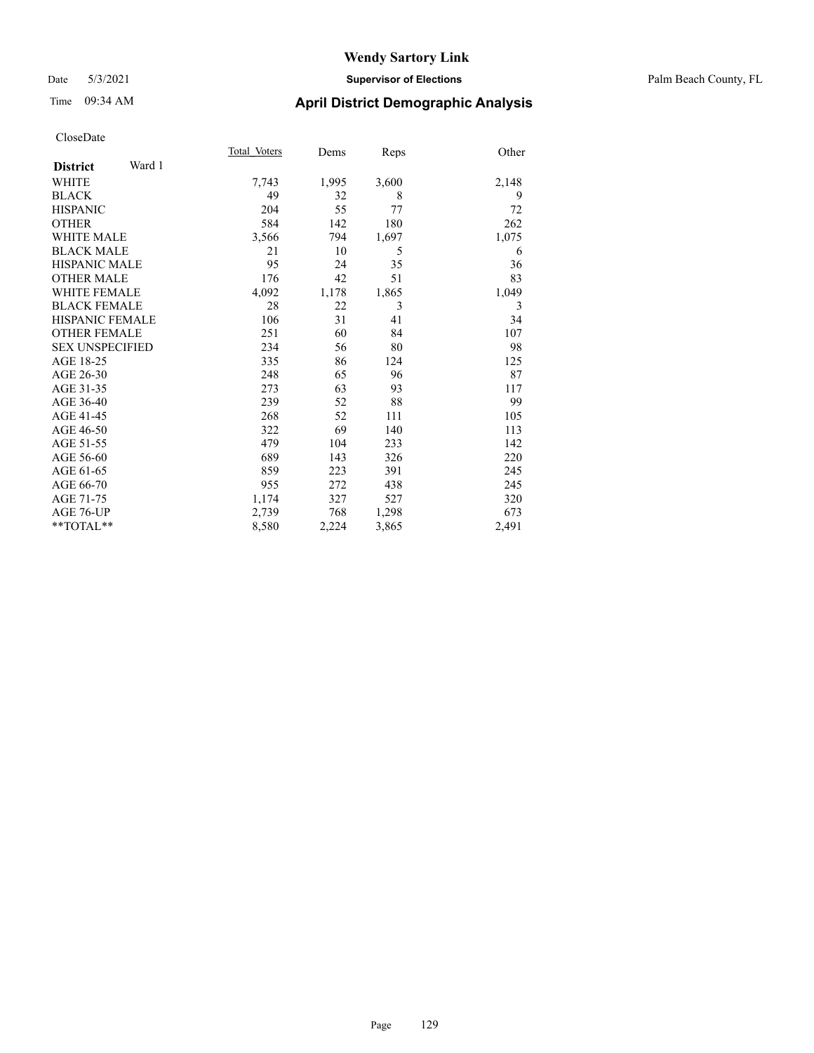# Wendy Sartory Link

Date 5/3/2021 **Supervisor of Elections** Palm Beach County, FL

Time 09:34 AM **April District Demographic Analysis**

CloseDate

| **District** Ward 1 | Total_Voters | Dems | Reps | Other |
|---|---|---|---|---|
| WHITE | 7,743 | 1,995 | 3,600 | 2,148 |
| BLACK | 49 | 32 | 8 | 9 |
| HISPANIC | 204 | 55 | 77 | 72 |
| OTHER | 584 | 142 | 180 | 262 |
| WHITE MALE | 3,566 | 794 | 1,697 | 1,075 |
| BLACK MALE | 21 | 10 | 5 | 6 |
| HISPANIC MALE | 95 | 24 | 35 | 36 |
| OTHER MALE | 176 | 42 | 51 | 83 |
| WHITE FEMALE | 4,092 | 1,178 | 1,865 | 1,049 |
| BLACK FEMALE | 28 | 22 | 3 | 3 |
| HISPANIC FEMALE | 106 | 31 | 41 | 34 |
| OTHER FEMALE | 251 | 60 | 84 | 107 |
| SEX UNSPECIFIED | 234 | 56 | 80 | 98 |
| AGE 18-25 | 335 | 86 | 124 | 125 |
| AGE 26-30 | 248 | 65 | 96 | 87 |
| AGE 31-35 | 273 | 63 | 93 | 117 |
| AGE 36-40 | 239 | 52 | 88 | 99 |
| AGE 41-45 | 268 | 52 | 111 | 105 |
| AGE 46-50 | 322 | 69 | 140 | 113 |
| AGE 51-55 | 479 | 104 | 233 | 142 |
| AGE 56-60 | 689 | 143 | 326 | 220 |
| AGE 61-65 | 859 | 223 | 391 | 245 |
| AGE 66-70 | 955 | 272 | 438 | 245 |
| AGE 71-75 | 1,174 | 327 | 527 | 320 |
| AGE 76-UP | 2,739 | 768 | 1,298 | 673 |
| **TOTAL** | 8,580 | 2,224 | 3,865 | 2,491 |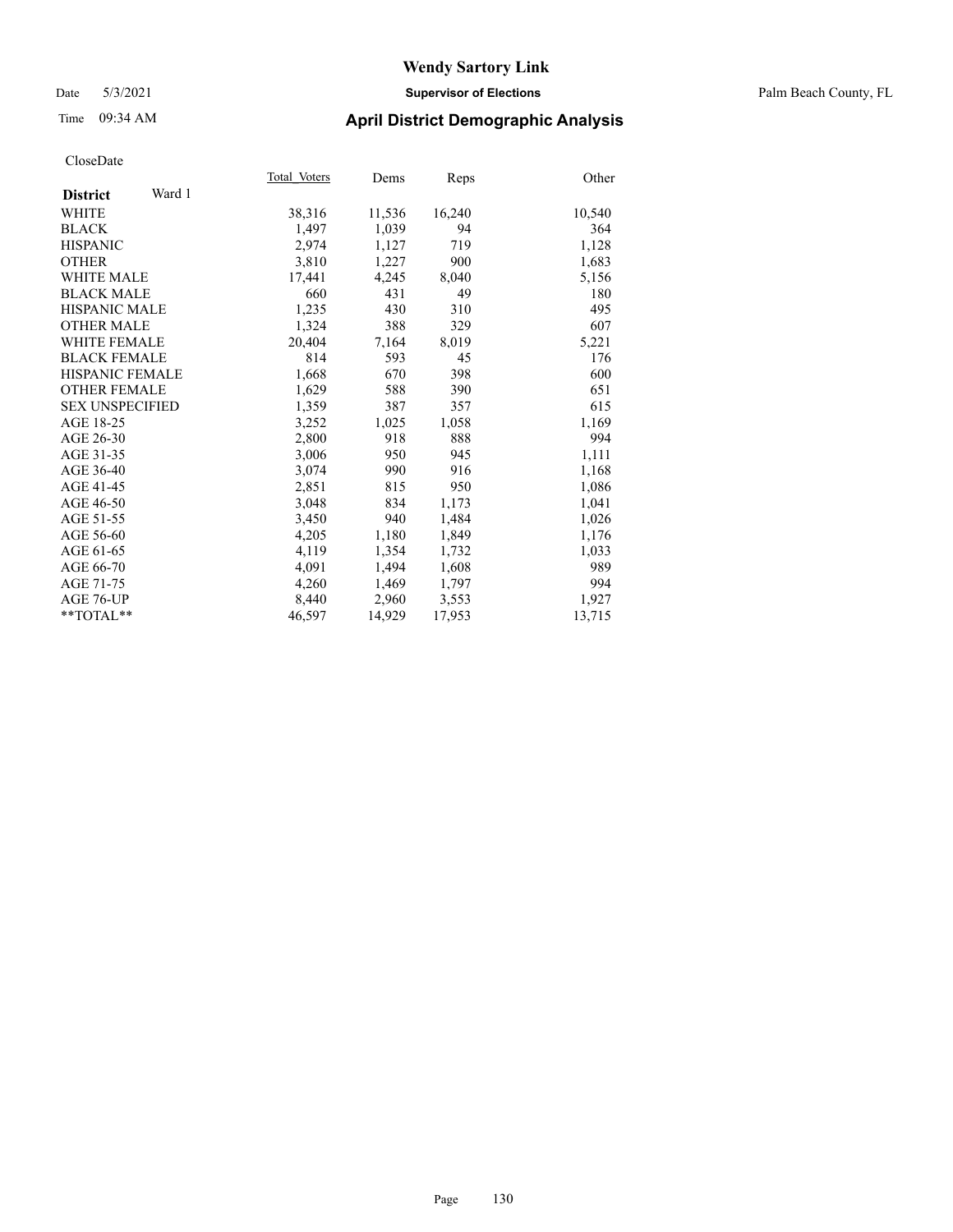# Wendy Sartory Link

Date 5/3/2021 **Supervisor of Elections** Palm Beach County, FL

Time 09:34 AM **April District Demographic Analysis**

CloseDate

| **District** Ward 1 | Total Voters | Dems | Reps | Other |
|---|---|---|---|---|
| WHITE | 38,316 | 11,536 | 16,240 | 10,540 |
| BLACK | 1,497 | 1,039 | 94 | 364 |
| HISPANIC | 2,974 | 1,127 | 719 | 1,128 |
| OTHER | 3,810 | 1,227 | 900 | 1,683 |
| WHITE MALE | 17,441 | 4,245 | 8,040 | 5,156 |
| BLACK MALE | 660 | 431 | 49 | 180 |
| HISPANIC MALE | 1,235 | 430 | 310 | 495 |
| OTHER MALE | 1,324 | 388 | 329 | 607 |
| WHITE FEMALE | 20,404 | 7,164 | 8,019 | 5,221 |
| BLACK FEMALE | 814 | 593 | 45 | 176 |
| HISPANIC FEMALE | 1,668 | 670 | 398 | 600 |
| OTHER FEMALE | 1,629 | 588 | 390 | 651 |
| SEX UNSPECIFIED | 1,359 | 387 | 357 | 615 |
| AGE 18-25 | 3,252 | 1,025 | 1,058 | 1,169 |
| AGE 26-30 | 2,800 | 918 | 888 | 994 |
| AGE 31-35 | 3,006 | 950 | 945 | 1,111 |
| AGE 36-40 | 3,074 | 990 | 916 | 1,168 |
| AGE 41-45 | 2,851 | 815 | 950 | 1,086 |
| AGE 46-50 | 3,048 | 834 | 1,173 | 1,041 |
| AGE 51-55 | 3,450 | 940 | 1,484 | 1,026 |
| AGE 56-60 | 4,205 | 1,180 | 1,849 | 1,176 |
| AGE 61-65 | 4,119 | 1,354 | 1,732 | 1,033 |
| AGE 66-70 | 4,091 | 1,494 | 1,608 | 989 |
| AGE 71-75 | 4,260 | 1,469 | 1,797 | 994 |
| AGE 76-UP | 8,440 | 2,960 | 3,553 | 1,927 |
| **TOTAL** | 46,597 | 14,929 | 17,953 | 13,715 |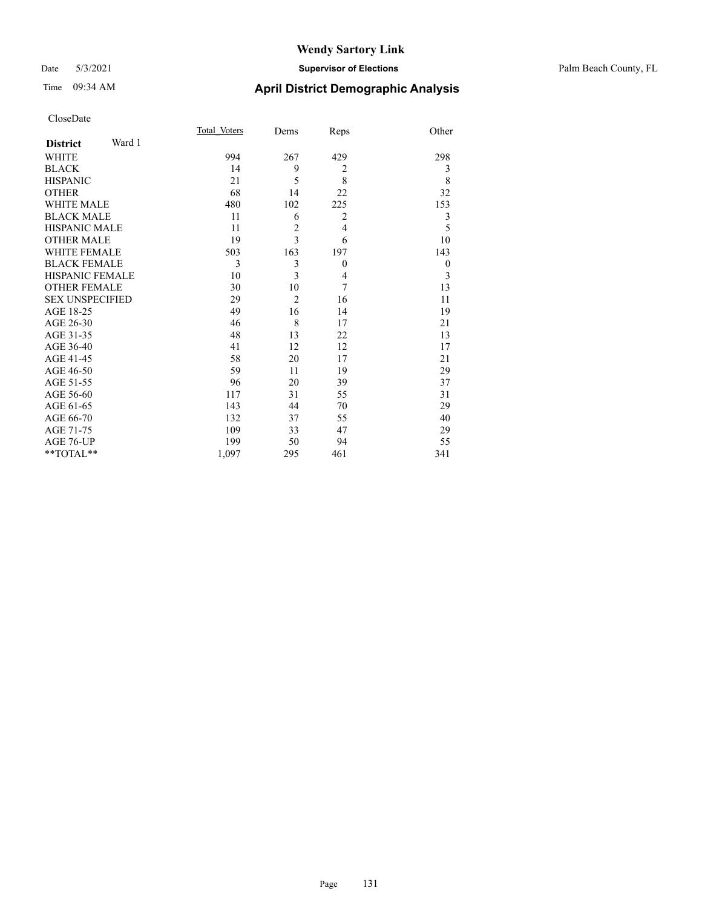# Wendy Sartory Link

Date 5/3/2021 **Supervisor of Elections** Palm Beach County, FL

Time 09:34 AM **April District Demographic Analysis**

CloseDate

| **District** Ward 1 | Total_Voters | Dems | Reps | Other |
|---|---|---|---|---|
| WHITE | 994 | 267 | 429 | 298 |
| BLACK | 14 | 9 | 2 | 3 |
| HISPANIC | 21 | 5 | 8 | 8 |
| OTHER | 68 | 14 | 22 | 32 |
| WHITE MALE | 480 | 102 | 225 | 153 |
| BLACK MALE | 11 | 6 | 2 | 3 |
| HISPANIC MALE | 11 | 2 | 4 | 5 |
| OTHER MALE | 19 | 3 | 6 | 10 |
| WHITE FEMALE | 503 | 163 | 197 | 143 |
| BLACK FEMALE | 3 | 3 | 0 | 0 |
| HISPANIC FEMALE | 10 | 3 | 4 | 3 |
| OTHER FEMALE | 30 | 10 | 7 | 13 |
| SEX UNSPECIFIED | 29 | 2 | 16 | 11 |
| AGE 18-25 | 49 | 16 | 14 | 19 |
| AGE 26-30 | 46 | 8 | 17 | 21 |
| AGE 31-35 | 48 | 13 | 22 | 13 |
| AGE 36-40 | 41 | 12 | 12 | 17 |
| AGE 41-45 | 58 | 20 | 17 | 21 |
| AGE 46-50 | 59 | 11 | 19 | 29 |
| AGE 51-55 | 96 | 20 | 39 | 37 |
| AGE 56-60 | 117 | 31 | 55 | 31 |
| AGE 61-65 | 143 | 44 | 70 | 29 |
| AGE 66-70 | 132 | 37 | 55 | 40 |
| AGE 71-75 | 109 | 33 | 47 | 29 |
| AGE 76-UP | 199 | 50 | 94 | 55 |
| **TOTAL** | 1,097 | 295 | 461 | 341 |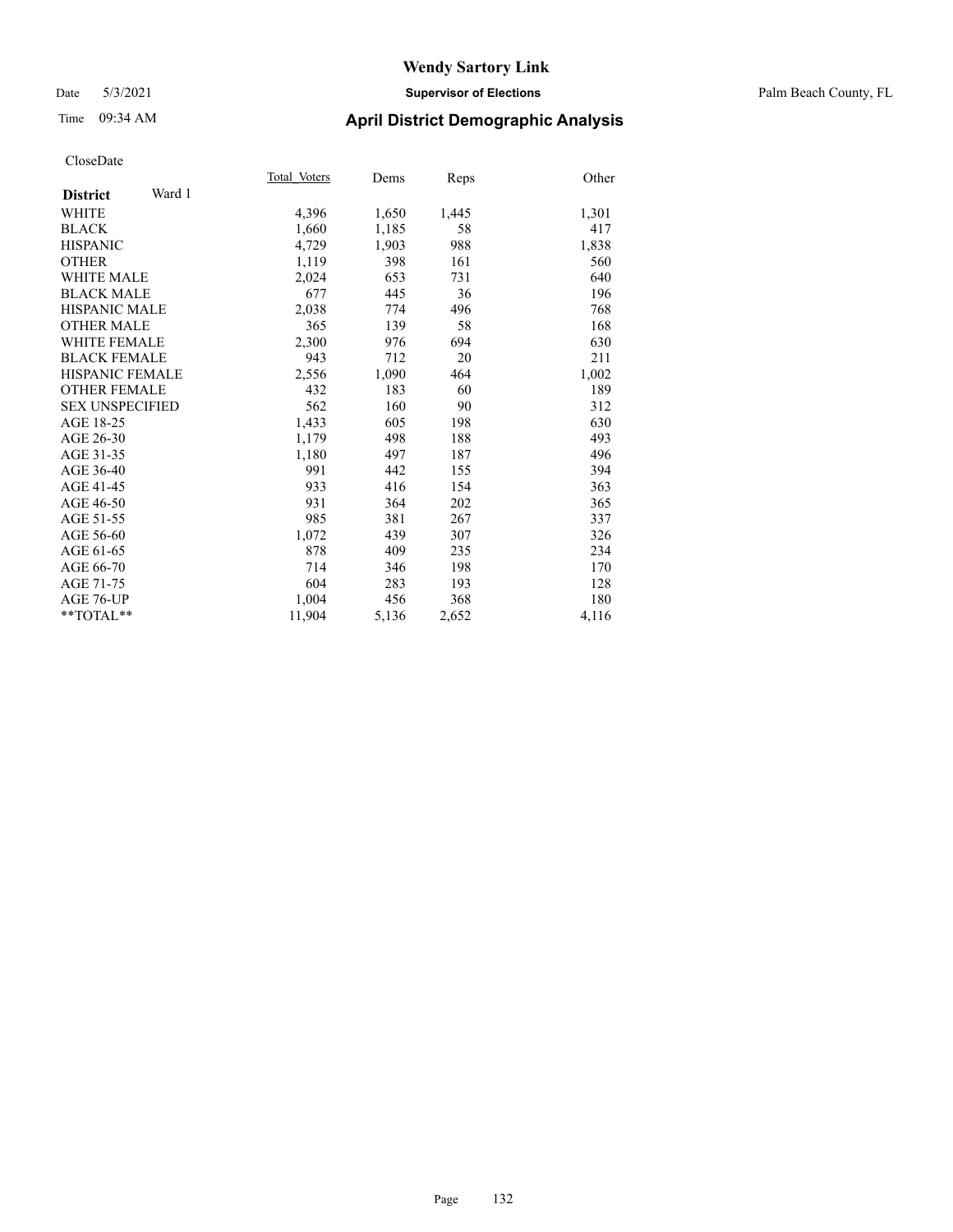# Wendy Sartory Link

Date 5/3/2021 **Supervisor of Elections** Palm Beach County, FL

Time 09:34 AM **April District Demographic Analysis**

CloseDate

| **District** Ward 1 | Total Voters | Dems | Reps | Other |
|---|---|---|---|---|
| WHITE | 4,396 | 1,650 | 1,445 | 1,301 |
| BLACK | 1,660 | 1,185 | 58 | 417 |
| HISPANIC | 4,729 | 1,903 | 988 | 1,838 |
| OTHER | 1,119 | 398 | 161 | 560 |
| WHITE MALE | 2,024 | 653 | 731 | 640 |
| BLACK MALE | 677 | 445 | 36 | 196 |
| HISPANIC MALE | 2,038 | 774 | 496 | 768 |
| OTHER MALE | 365 | 139 | 58 | 168 |
| WHITE FEMALE | 2,300 | 976 | 694 | 630 |
| BLACK FEMALE | 943 | 712 | 20 | 211 |
| HISPANIC FEMALE | 2,556 | 1,090 | 464 | 1,002 |
| OTHER FEMALE | 432 | 183 | 60 | 189 |
| SEX UNSPECIFIED | 562 | 160 | 90 | 312 |
| AGE 18-25 | 1,433 | 605 | 198 | 630 |
| AGE 26-30 | 1,179 | 498 | 188 | 493 |
| AGE 31-35 | 1,180 | 497 | 187 | 496 |
| AGE 36-40 | 991 | 442 | 155 | 394 |
| AGE 41-45 | 933 | 416 | 154 | 363 |
| AGE 46-50 | 931 | 364 | 202 | 365 |
| AGE 51-55 | 985 | 381 | 267 | 337 |
| AGE 56-60 | 1,072 | 439 | 307 | 326 |
| AGE 61-65 | 878 | 409 | 235 | 234 |
| AGE 66-70 | 714 | 346 | 198 | 170 |
| AGE 71-75 | 604 | 283 | 193 | 128 |
| AGE 76-UP | 1,004 | 456 | 368 | 180 |
| **TOTAL** | 11,904 | 5,136 | 2,652 | 4,116 |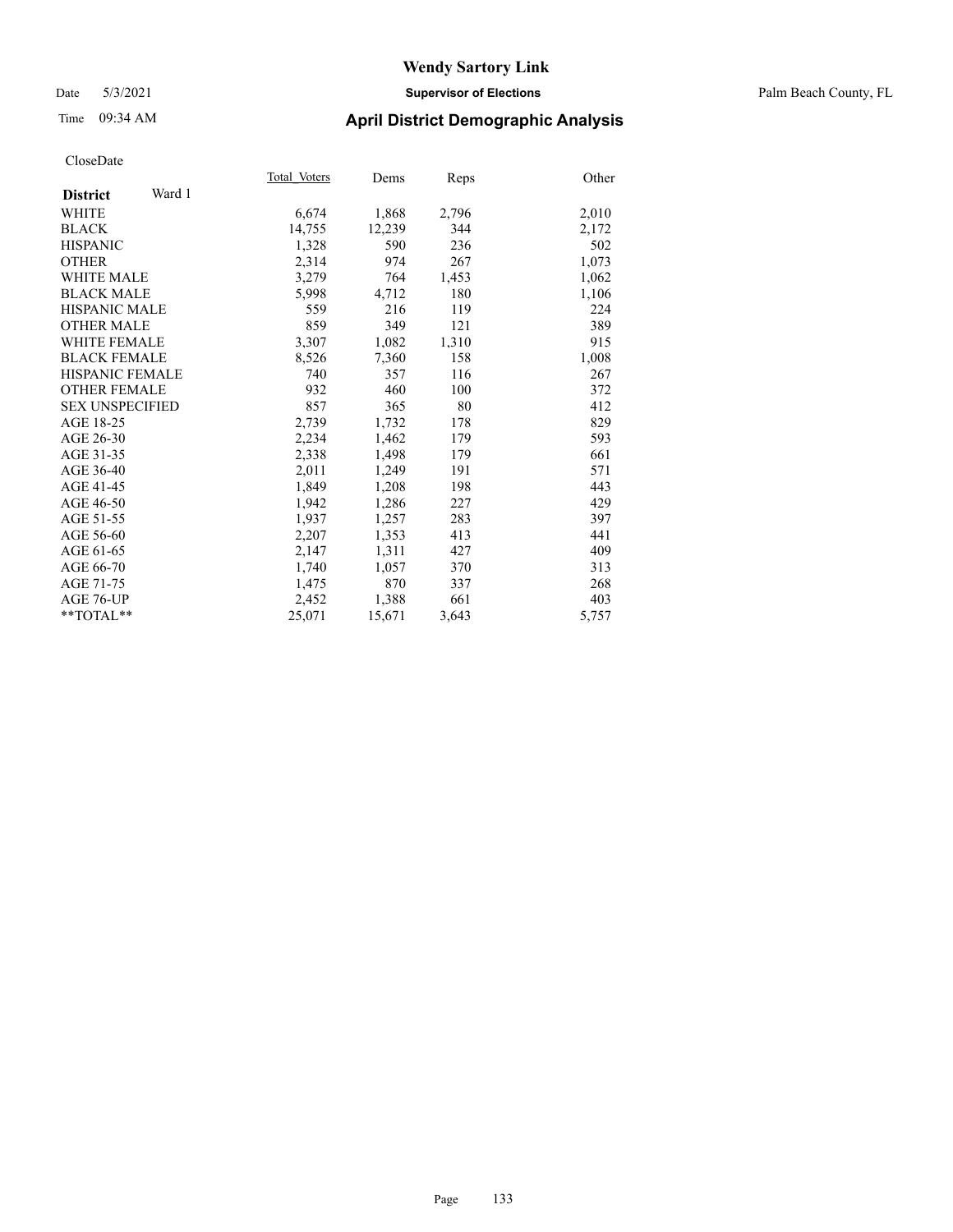# Wendy Sartory Link

Date 5/3/2021 **Supervisor of Elections** Palm Beach County, FL

Time 09:34 AM **April District Demographic Analysis**

CloseDate

| **District** Ward 1 | Total Voters | Dems | Reps | Other |
|---|---|---|---|---|
| WHITE | 6,674 | 1,868 | 2,796 | 2,010 |
| BLACK | 14,755 | 12,239 | 344 | 2,172 |
| HISPANIC | 1,328 | 590 | 236 | 502 |
| OTHER | 2,314 | 974 | 267 | 1,073 |
| WHITE MALE | 3,279 | 764 | 1,453 | 1,062 |
| BLACK MALE | 5,998 | 4,712 | 180 | 1,106 |
| HISPANIC MALE | 559 | 216 | 119 | 224 |
| OTHER MALE | 859 | 349 | 121 | 389 |
| WHITE FEMALE | 3,307 | 1,082 | 1,310 | 915 |
| BLACK FEMALE | 8,526 | 7,360 | 158 | 1,008 |
| HISPANIC FEMALE | 740 | 357 | 116 | 267 |
| OTHER FEMALE | 932 | 460 | 100 | 372 |
| SEX UNSPECIFIED | 857 | 365 | 80 | 412 |
| AGE 18-25 | 2,739 | 1,732 | 178 | 829 |
| AGE 26-30 | 2,234 | 1,462 | 179 | 593 |
| AGE 31-35 | 2,338 | 1,498 | 179 | 661 |
| AGE 36-40 | 2,011 | 1,249 | 191 | 571 |
| AGE 41-45 | 1,849 | 1,208 | 198 | 443 |
| AGE 46-50 | 1,942 | 1,286 | 227 | 429 |
| AGE 51-55 | 1,937 | 1,257 | 283 | 397 |
| AGE 56-60 | 2,207 | 1,353 | 413 | 441 |
| AGE 61-65 | 2,147 | 1,311 | 427 | 409 |
| AGE 66-70 | 1,740 | 1,057 | 370 | 313 |
| AGE 71-75 | 1,475 | 870 | 337 | 268 |
| AGE 76-UP | 2,452 | 1,388 | 661 | 403 |
| **TOTAL** | 25,071 | 15,671 | 3,643 | 5,757 |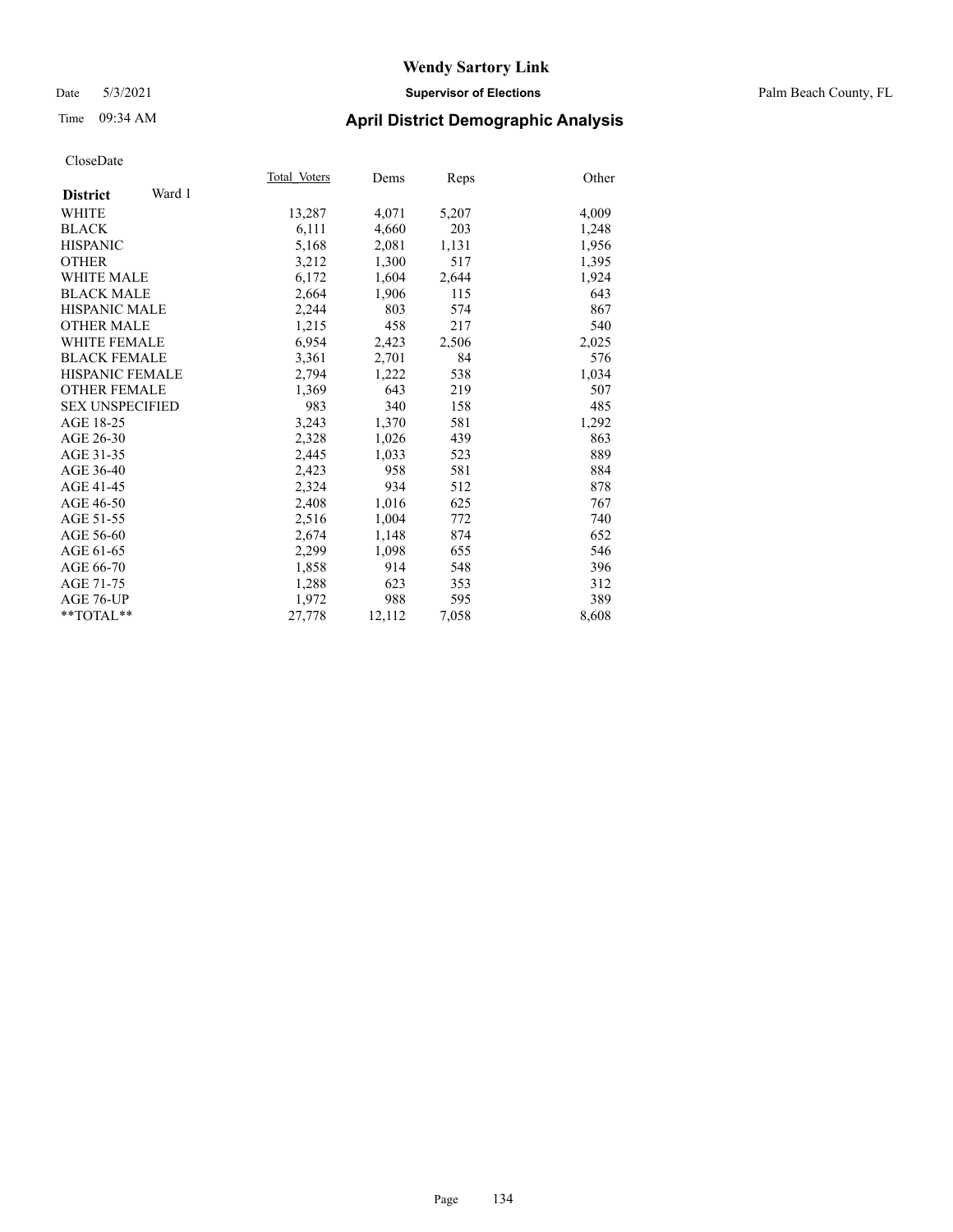# Wendy Sartory Link

Date 5/3/2021 **Supervisor of Elections** Palm Beach County, FL

Time 09:34 AM **April District Demographic Analysis**

CloseDate

| **District** Ward 1 | Total Voters | Dems | Reps | Other |
|---|---|---|---|---|
| WHITE | 13,287 | 4,071 | 5,207 | 4,009 |
| BLACK | 6,111 | 4,660 | 203 | 1,248 |
| HISPANIC | 5,168 | 2,081 | 1,131 | 1,956 |
| OTHER | 3,212 | 1,300 | 517 | 1,395 |
| WHITE MALE | 6,172 | 1,604 | 2,644 | 1,924 |
| BLACK MALE | 2,664 | 1,906 | 115 | 643 |
| HISPANIC MALE | 2,244 | 803 | 574 | 867 |
| OTHER MALE | 1,215 | 458 | 217 | 540 |
| WHITE FEMALE | 6,954 | 2,423 | 2,506 | 2,025 |
| BLACK FEMALE | 3,361 | 2,701 | 84 | 576 |
| HISPANIC FEMALE | 2,794 | 1,222 | 538 | 1,034 |
| OTHER FEMALE | 1,369 | 643 | 219 | 507 |
| SEX UNSPECIFIED | 983 | 340 | 158 | 485 |
| AGE 18-25 | 3,243 | 1,370 | 581 | 1,292 |
| AGE 26-30 | 2,328 | 1,026 | 439 | 863 |
| AGE 31-35 | 2,445 | 1,033 | 523 | 889 |
| AGE 36-40 | 2,423 | 958 | 581 | 884 |
| AGE 41-45 | 2,324 | 934 | 512 | 878 |
| AGE 46-50 | 2,408 | 1,016 | 625 | 767 |
| AGE 51-55 | 2,516 | 1,004 | 772 | 740 |
| AGE 56-60 | 2,674 | 1,148 | 874 | 652 |
| AGE 61-65 | 2,299 | 1,098 | 655 | 546 |
| AGE 66-70 | 1,858 | 914 | 548 | 396 |
| AGE 71-75 | 1,288 | 623 | 353 | 312 |
| AGE 76-UP | 1,972 | 988 | 595 | 389 |
| **TOTAL** | 27,778 | 12,112 | 7,058 | 8,608 |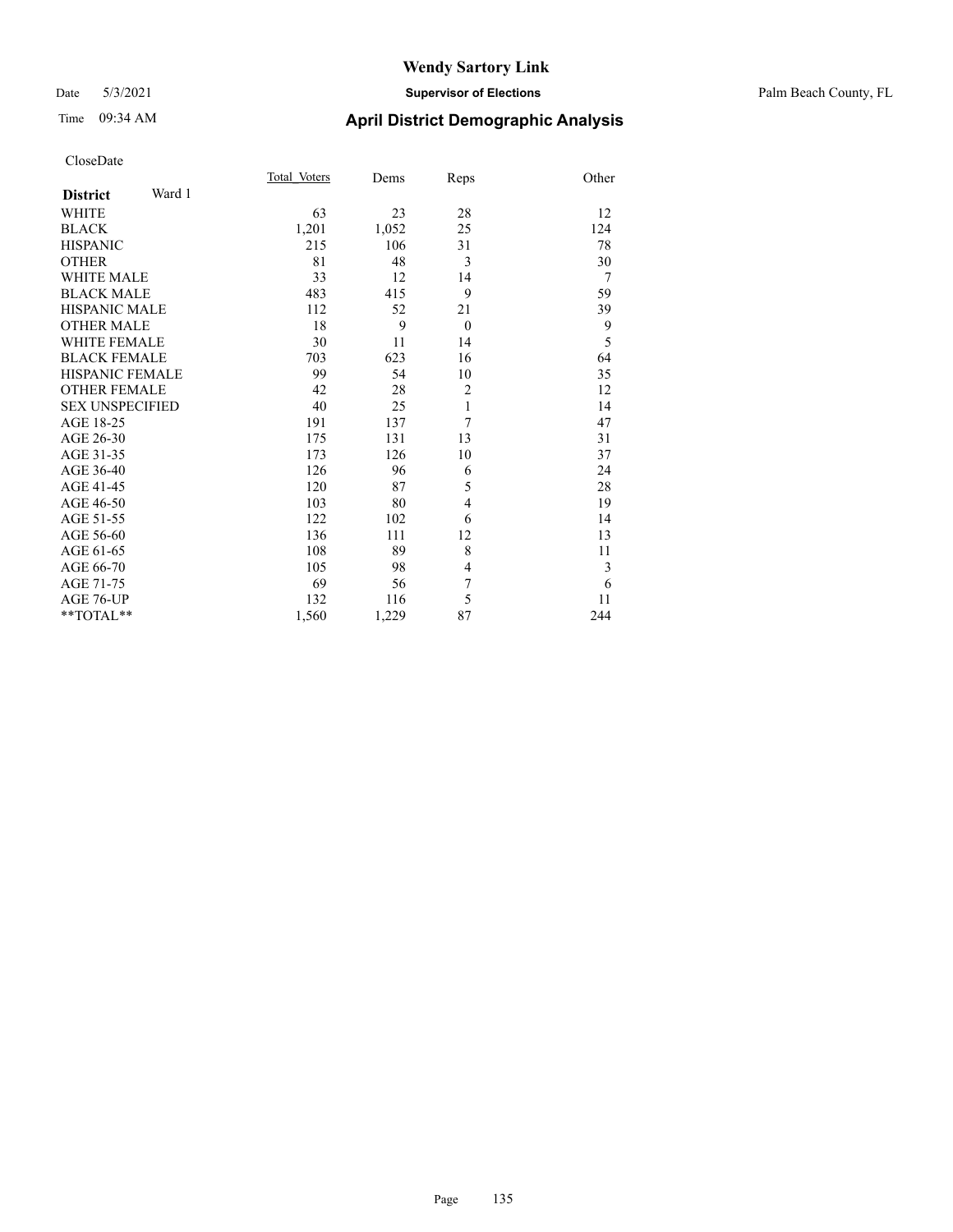# Wendy Sartory Link

Date 5/3/2021 **Supervisor of Elections** Palm Beach County, FL

Time 09:34 AM **April District Demographic Analysis**

CloseDate

| **District** Ward 1 | Total_Voters | Dems | Reps | Other |
|---|---|---|---|---|
| WHITE | 63 | 23 | 28 | 12 |
| BLACK | 1,201 | 1,052 | 25 | 124 |
| HISPANIC | 215 | 106 | 31 | 78 |
| OTHER | 81 | 48 | 3 | 30 |
| WHITE MALE | 33 | 12 | 14 | 7 |
| BLACK MALE | 483 | 415 | 9 | 59 |
| HISPANIC MALE | 112 | 52 | 21 | 39 |
| OTHER MALE | 18 | 9 | 0 | 9 |
| WHITE FEMALE | 30 | 11 | 14 | 5 |
| BLACK FEMALE | 703 | 623 | 16 | 64 |
| HISPANIC FEMALE | 99 | 54 | 10 | 35 |
| OTHER FEMALE | 42 | 28 | 2 | 12 |
| SEX UNSPECIFIED | 40 | 25 | 1 | 14 |
| AGE 18-25 | 191 | 137 | 7 | 47 |
| AGE 26-30 | 175 | 131 | 13 | 31 |
| AGE 31-35 | 173 | 126 | 10 | 37 |
| AGE 36-40 | 126 | 96 | 6 | 24 |
| AGE 41-45 | 120 | 87 | 5 | 28 |
| AGE 46-50 | 103 | 80 | 4 | 19 |
| AGE 51-55 | 122 | 102 | 6 | 14 |
| AGE 56-60 | 136 | 111 | 12 | 13 |
| AGE 61-65 | 108 | 89 | 8 | 11 |
| AGE 66-70 | 105 | 98 | 4 | 3 |
| AGE 71-75 | 69 | 56 | 7 | 6 |
| AGE 76-UP | 132 | 116 | 5 | 11 |
| **TOTAL** | 1,560 | 1,229 | 87 | 244 |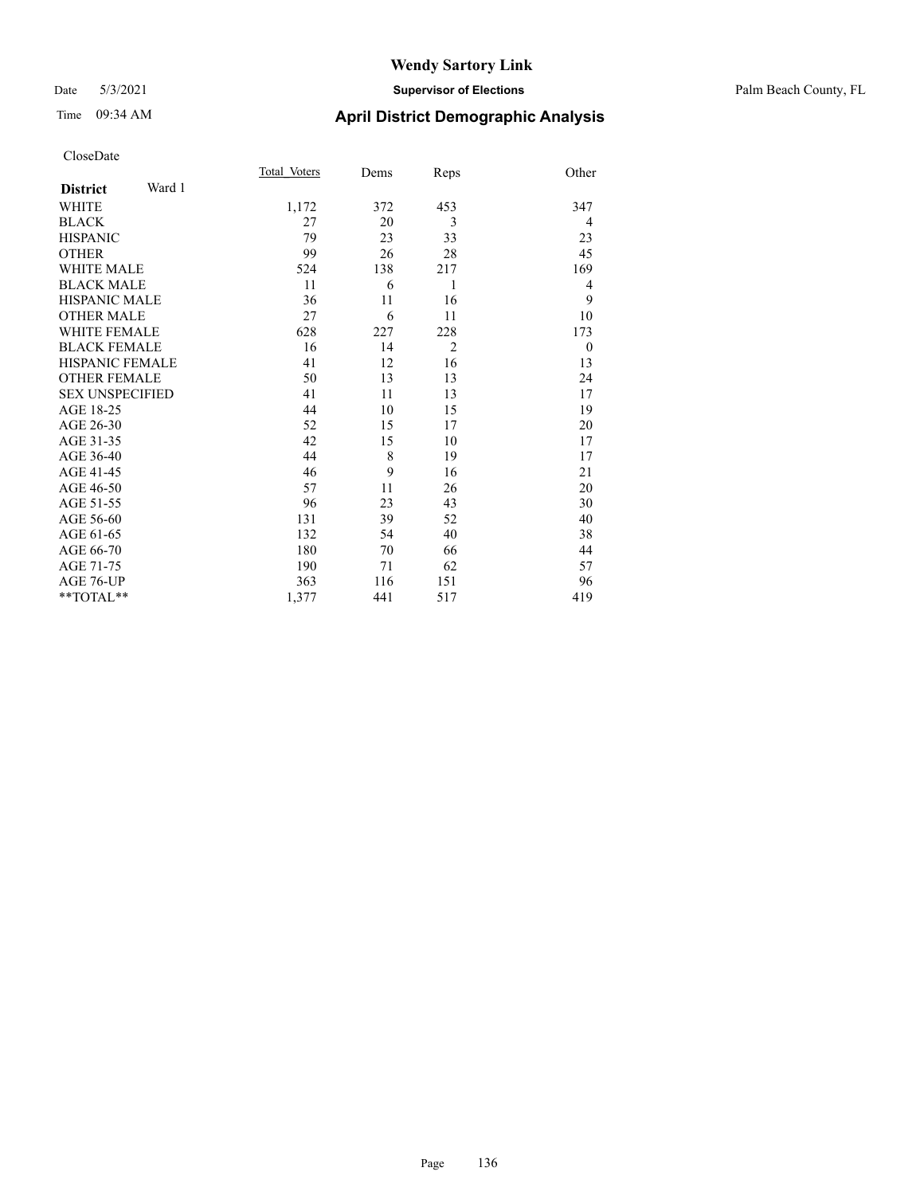# Wendy Sartory Link

Date 5/3/2021 **Supervisor of Elections** Palm Beach County, FL

Time 09:34 AM **April District Demographic Analysis**

CloseDate

| **District** Ward 1 | Total_Voters | Dems | Reps | Other |
|---|---|---|---|---|
| WHITE | 1,172 | 372 | 453 | 347 |
| BLACK | 27 | 20 | 3 | 4 |
| HISPANIC | 79 | 23 | 33 | 23 |
| OTHER | 99 | 26 | 28 | 45 |
| WHITE MALE | 524 | 138 | 217 | 169 |
| BLACK MALE | 11 | 6 | 1 | 4 |
| HISPANIC MALE | 36 | 11 | 16 | 9 |
| OTHER MALE | 27 | 6 | 11 | 10 |
| WHITE FEMALE | 628 | 227 | 228 | 173 |
| BLACK FEMALE | 16 | 14 | 2 | 0 |
| HISPANIC FEMALE | 41 | 12 | 16 | 13 |
| OTHER FEMALE | 50 | 13 | 13 | 24 |
| SEX UNSPECIFIED | 41 | 11 | 13 | 17 |
| AGE 18-25 | 44 | 10 | 15 | 19 |
| AGE 26-30 | 52 | 15 | 17 | 20 |
| AGE 31-35 | 42 | 15 | 10 | 17 |
| AGE 36-40 | 44 | 8 | 19 | 17 |
| AGE 41-45 | 46 | 9 | 16 | 21 |
| AGE 46-50 | 57 | 11 | 26 | 20 |
| AGE 51-55 | 96 | 23 | 43 | 30 |
| AGE 56-60 | 131 | 39 | 52 | 40 |
| AGE 61-65 | 132 | 54 | 40 | 38 |
| AGE 66-70 | 180 | 70 | 66 | 44 |
| AGE 71-75 | 190 | 71 | 62 | 57 |
| AGE 76-UP | 363 | 116 | 151 | 96 |
| **TOTAL** | 1,377 | 441 | 517 | 419 |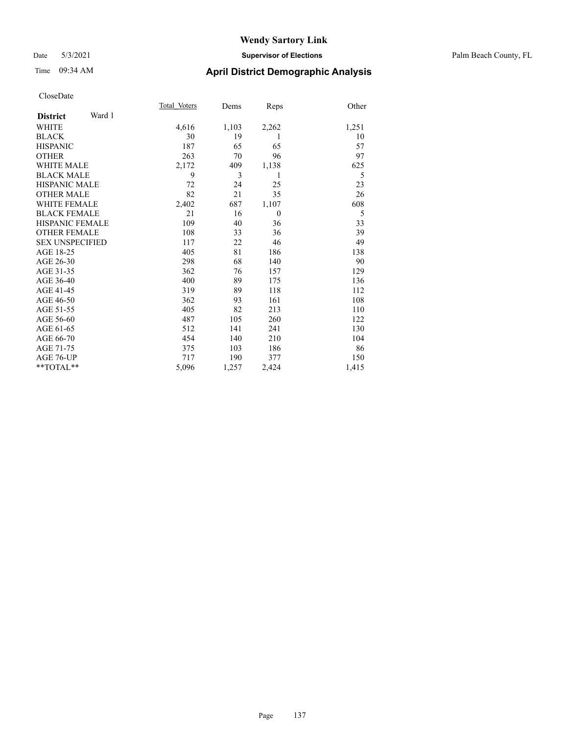# Wendy Sartory Link

Date 5/3/2021 **Supervisor of Elections** Palm Beach County, FL

Time 09:34 AM **April District Demographic Analysis**

CloseDate

| **District** Ward 1 | Total Voters | Dems | Reps | Other |
|---|---|---|---|---|
| WHITE | 4,616 | 1,103 | 2,262 | 1,251 |
| BLACK | 30 | 19 | 1 | 10 |
| HISPANIC | 187 | 65 | 65 | 57 |
| OTHER | 263 | 70 | 96 | 97 |
| WHITE MALE | 2,172 | 409 | 1,138 | 625 |
| BLACK MALE | 9 | 3 | 1 | 5 |
| HISPANIC MALE | 72 | 24 | 25 | 23 |
| OTHER MALE | 82 | 21 | 35 | 26 |
| WHITE FEMALE | 2,402 | 687 | 1,107 | 608 |
| BLACK FEMALE | 21 | 16 | 0 | 5 |
| HISPANIC FEMALE | 109 | 40 | 36 | 33 |
| OTHER FEMALE | 108 | 33 | 36 | 39 |
| SEX UNSPECIFIED | 117 | 22 | 46 | 49 |
| AGE 18-25 | 405 | 81 | 186 | 138 |
| AGE 26-30 | 298 | 68 | 140 | 90 |
| AGE 31-35 | 362 | 76 | 157 | 129 |
| AGE 36-40 | 400 | 89 | 175 | 136 |
| AGE 41-45 | 319 | 89 | 118 | 112 |
| AGE 46-50 | 362 | 93 | 161 | 108 |
| AGE 51-55 | 405 | 82 | 213 | 110 |
| AGE 56-60 | 487 | 105 | 260 | 122 |
| AGE 61-65 | 512 | 141 | 241 | 130 |
| AGE 66-70 | 454 | 140 | 210 | 104 |
| AGE 71-75 | 375 | 103 | 186 | 86 |
| AGE 76-UP | 717 | 190 | 377 | 150 |
| **TOTAL** | 5,096 | 1,257 | 2,424 | 1,415 |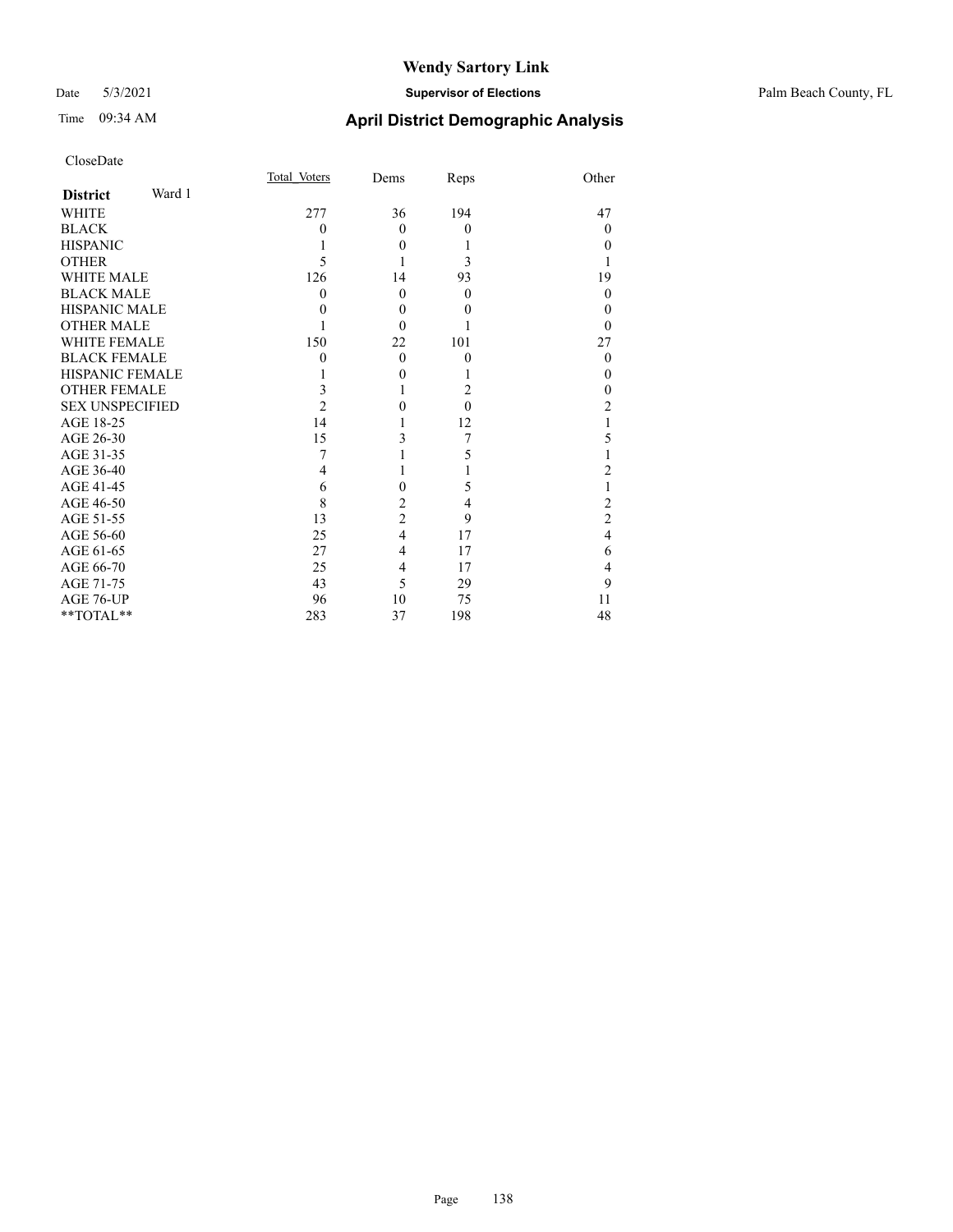# Wendy Sartory Link

Date 5/3/2021 **Supervisor of Elections** Palm Beach County, FL

Time 09:34 AM **April District Demographic Analysis**

CloseDate

| **District** Ward 1 | Total_Voters | Dems | Reps | Other |
|---|---|---|---|---|
| WHITE | 277 | 36 | 194 | 47 |
| BLACK | 0 | 0 | 0 | 0 |
| HISPANIC | 1 | 0 | 1 | 0 |
| OTHER | 5 | 1 | 3 | 1 |
| WHITE MALE | 126 | 14 | 93 | 19 |
| BLACK MALE | 0 | 0 | 0 | 0 |
| HISPANIC MALE | 0 | 0 | 0 | 0 |
| OTHER MALE | 1 | 0 | 1 | 0 |
| WHITE FEMALE | 150 | 22 | 101 | 27 |
| BLACK FEMALE | 0 | 0 | 0 | 0 |
| HISPANIC FEMALE | 1 | 0 | 1 | 0 |
| OTHER FEMALE | 3 | 1 | 2 | 0 |
| SEX UNSPECIFIED | 2 | 0 | 0 | 2 |
| AGE 18-25 | 14 | 1 | 12 | 1 |
| AGE 26-30 | 15 | 3 | 7 | 5 |
| AGE 31-35 | 7 | 1 | 5 | 1 |
| AGE 36-40 | 4 | 1 | 1 | 2 |
| AGE 41-45 | 6 | 0 | 5 | 1 |
| AGE 46-50 | 8 | 2 | 4 | 2 |
| AGE 51-55 | 13 | 2 | 9 | 2 |
| AGE 56-60 | 25 | 4 | 17 | 4 |
| AGE 61-65 | 27 | 4 | 17 | 6 |
| AGE 66-70 | 25 | 4 | 17 | 4 |
| AGE 71-75 | 43 | 5 | 29 | 9 |
| AGE 76-UP | 96 | 10 | 75 | 11 |
| **TOTAL** | 283 | 37 | 198 | 48 |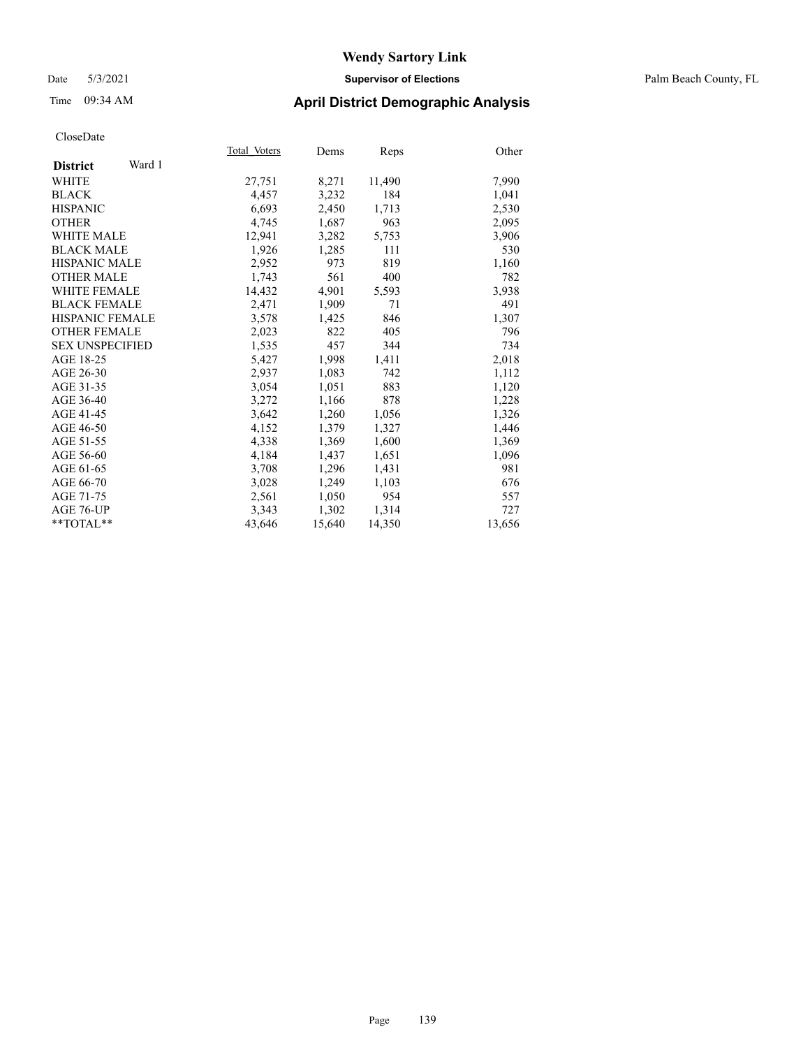# Wendy Sartory Link

Date 5/3/2021 **Supervisor of Elections** Palm Beach County, FL

Time 09:34 AM **April District Demographic Analysis**

CloseDate

| **District** Ward 1 | Total_Voters | Dems | Reps | Other |
|---|---|---|---|---|
| WHITE | 27,751 | 8,271 | 11,490 | 7,990 |
| BLACK | 4,457 | 3,232 | 184 | 1,041 |
| HISPANIC | 6,693 | 2,450 | 1,713 | 2,530 |
| OTHER | 4,745 | 1,687 | 963 | 2,095 |
| WHITE MALE | 12,941 | 3,282 | 5,753 | 3,906 |
| BLACK MALE | 1,926 | 1,285 | 111 | 530 |
| HISPANIC MALE | 2,952 | 973 | 819 | 1,160 |
| OTHER MALE | 1,743 | 561 | 400 | 782 |
| WHITE FEMALE | 14,432 | 4,901 | 5,593 | 3,938 |
| BLACK FEMALE | 2,471 | 1,909 | 71 | 491 |
| HISPANIC FEMALE | 3,578 | 1,425 | 846 | 1,307 |
| OTHER FEMALE | 2,023 | 822 | 405 | 796 |
| SEX UNSPECIFIED | 1,535 | 457 | 344 | 734 |
| AGE 18-25 | 5,427 | 1,998 | 1,411 | 2,018 |
| AGE 26-30 | 2,937 | 1,083 | 742 | 1,112 |
| AGE 31-35 | 3,054 | 1,051 | 883 | 1,120 |
| AGE 36-40 | 3,272 | 1,166 | 878 | 1,228 |
| AGE 41-45 | 3,642 | 1,260 | 1,056 | 1,326 |
| AGE 46-50 | 4,152 | 1,379 | 1,327 | 1,446 |
| AGE 51-55 | 4,338 | 1,369 | 1,600 | 1,369 |
| AGE 56-60 | 4,184 | 1,437 | 1,651 | 1,096 |
| AGE 61-65 | 3,708 | 1,296 | 1,431 | 981 |
| AGE 66-70 | 3,028 | 1,249 | 1,103 | 676 |
| AGE 71-75 | 2,561 | 1,050 | 954 | 557 |
| AGE 76-UP | 3,343 | 1,302 | 1,314 | 727 |
| **TOTAL** | 43,646 | 15,640 | 14,350 | 13,656 |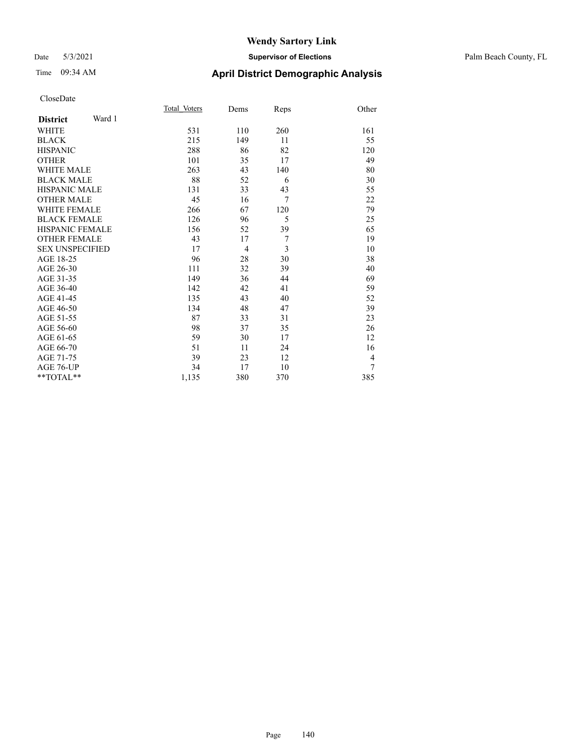# Wendy Sartory Link

Date 5/3/2021 **Supervisor of Elections** Palm Beach County, FL

Time 09:34 AM **April District Demographic Analysis**

CloseDate

| **District** Ward 1 | Total_Voters | Dems | Reps | Other |
|---|---|---|---|---|
| WHITE | 531 | 110 | 260 | 161 |
| BLACK | 215 | 149 | 11 | 55 |
| HISPANIC | 288 | 86 | 82 | 120 |
| OTHER | 101 | 35 | 17 | 49 |
| WHITE MALE | 263 | 43 | 140 | 80 |
| BLACK MALE | 88 | 52 | 6 | 30 |
| HISPANIC MALE | 131 | 33 | 43 | 55 |
| OTHER MALE | 45 | 16 | 7 | 22 |
| WHITE FEMALE | 266 | 67 | 120 | 79 |
| BLACK FEMALE | 126 | 96 | 5 | 25 |
| HISPANIC FEMALE | 156 | 52 | 39 | 65 |
| OTHER FEMALE | 43 | 17 | 7 | 19 |
| SEX UNSPECIFIED | 17 | 4 | 3 | 10 |
| AGE 18-25 | 96 | 28 | 30 | 38 |
| AGE 26-30 | 111 | 32 | 39 | 40 |
| AGE 31-35 | 149 | 36 | 44 | 69 |
| AGE 36-40 | 142 | 42 | 41 | 59 |
| AGE 41-45 | 135 | 43 | 40 | 52 |
| AGE 46-50 | 134 | 48 | 47 | 39 |
| AGE 51-55 | 87 | 33 | 31 | 23 |
| AGE 56-60 | 98 | 37 | 35 | 26 |
| AGE 61-65 | 59 | 30 | 17 | 12 |
| AGE 66-70 | 51 | 11 | 24 | 16 |
| AGE 71-75 | 39 | 23 | 12 | 4 |
| AGE 76-UP | 34 | 17 | 10 | 7 |
| **TOTAL** | 1,135 | 380 | 370 | 385 |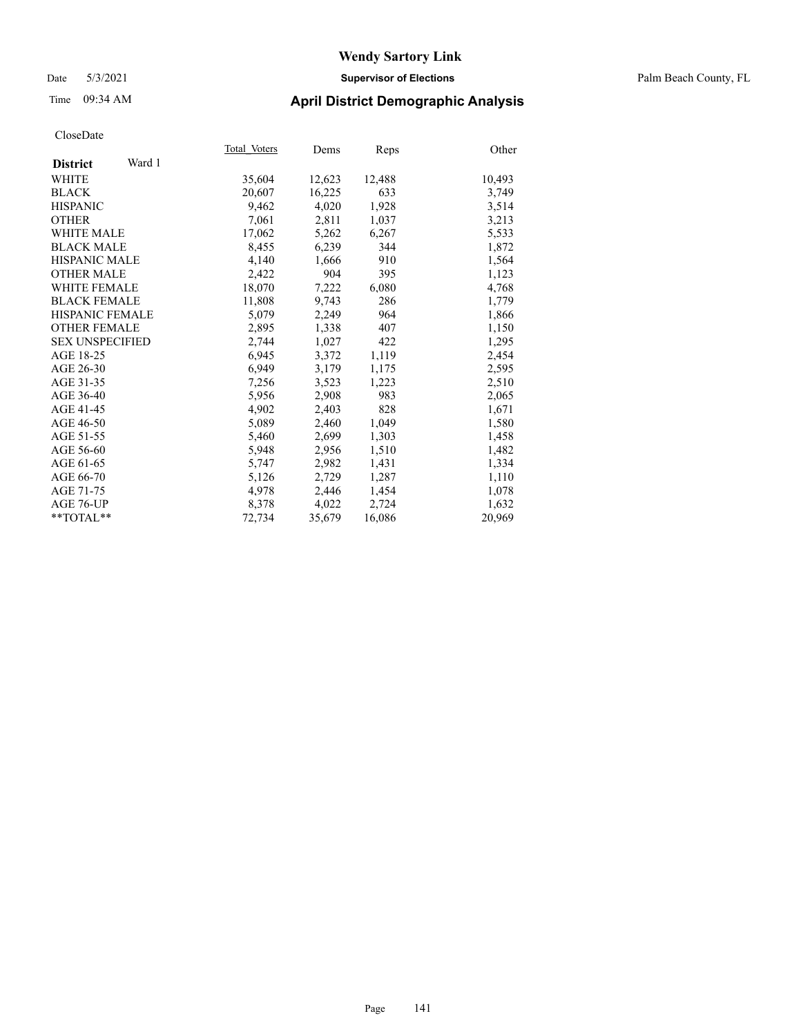**Wendy Sartory Link**

Date 5/3/2021 **Supervisor of Elections** Palm Beach County, FL

Time 09:34 AM **April District Demographic Analysis**

CloseDate

| **District** Ward 1 | Total Voters | Dems | Reps | Other |
|---|---|---|---|---|
| WHITE | 35,604 | 12,623 | 12,488 | 10,493 |
| BLACK | 20,607 | 16,225 | 633 | 3,749 |
| HISPANIC | 9,462 | 4,020 | 1,928 | 3,514 |
| OTHER | 7,061 | 2,811 | 1,037 | 3,213 |
| WHITE MALE | 17,062 | 5,262 | 6,267 | 5,533 |
| BLACK MALE | 8,455 | 6,239 | 344 | 1,872 |
| HISPANIC MALE | 4,140 | 1,666 | 910 | 1,564 |
| OTHER MALE | 2,422 | 904 | 395 | 1,123 |
| WHITE FEMALE | 18,070 | 7,222 | 6,080 | 4,768 |
| BLACK FEMALE | 11,808 | 9,743 | 286 | 1,779 |
| HISPANIC FEMALE | 5,079 | 2,249 | 964 | 1,866 |
| OTHER FEMALE | 2,895 | 1,338 | 407 | 1,150 |
| SEX UNSPECIFIED | 2,744 | 1,027 | 422 | 1,295 |
| AGE 18-25 | 6,945 | 3,372 | 1,119 | 2,454 |
| AGE 26-30 | 6,949 | 3,179 | 1,175 | 2,595 |
| AGE 31-35 | 7,256 | 3,523 | 1,223 | 2,510 |
| AGE 36-40 | 5,956 | 2,908 | 983 | 2,065 |
| AGE 41-45 | 4,902 | 2,403 | 828 | 1,671 |
| AGE 46-50 | 5,089 | 2,460 | 1,049 | 1,580 |
| AGE 51-55 | 5,460 | 2,699 | 1,303 | 1,458 |
| AGE 56-60 | 5,948 | 2,956 | 1,510 | 1,482 |
| AGE 61-65 | 5,747 | 2,982 | 1,431 | 1,334 |
| AGE 66-70 | 5,126 | 2,729 | 1,287 | 1,110 |
| AGE 71-75 | 4,978 | 2,446 | 1,454 | 1,078 |
| AGE 76-UP | 8,378 | 4,022 | 2,724 | 1,632 |
| **TOTAL** | 72,734 | 35,679 | 16,086 | 20,969 |